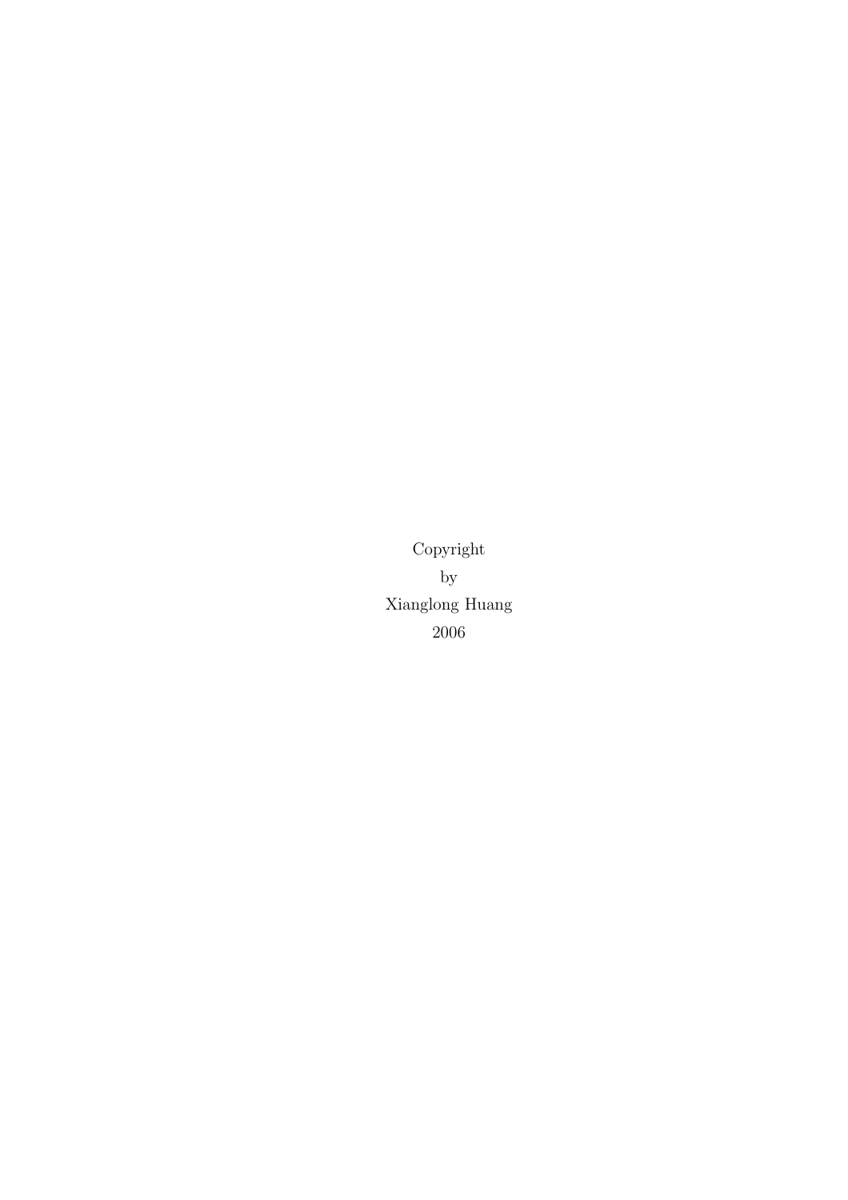Copyright

by

Xianglong Huang

2006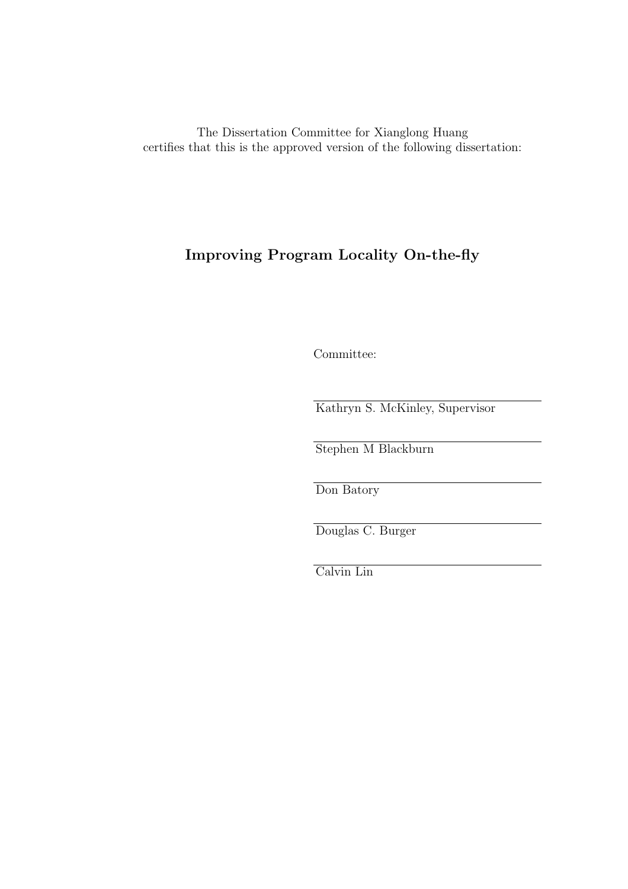The Dissertation Committee for Xianglong Huang
certifies that this is the approved version of the following dissertation:

**Improving Program Locality On-the-fly**

Committee:

Kathryn S. McKinley, Supervisor

Stephen M Blackburn

Don Batory

Douglas C. Burger

Calvin Lin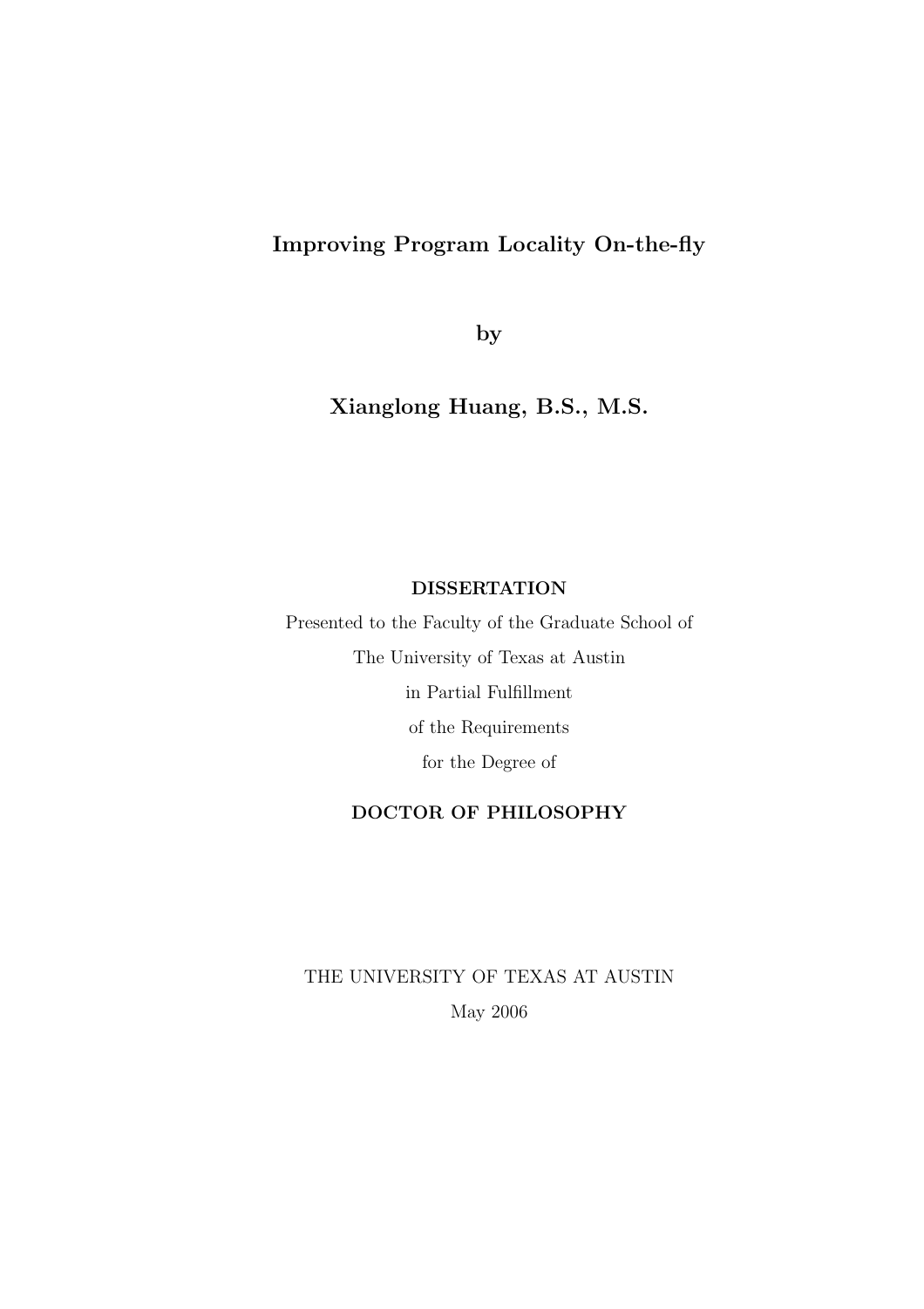# Improving Program Locality On-the-fly

by

**Xianglong Huang, B.S., M.S.**

**DISSERTATION**

Presented to the Faculty of the Graduate School of

The University of Texas at Austin

in Partial Fulfillment

of the Requirements

for the Degree of

**DOCTOR OF PHILOSOPHY**

THE UNIVERSITY OF TEXAS AT AUSTIN

May 2006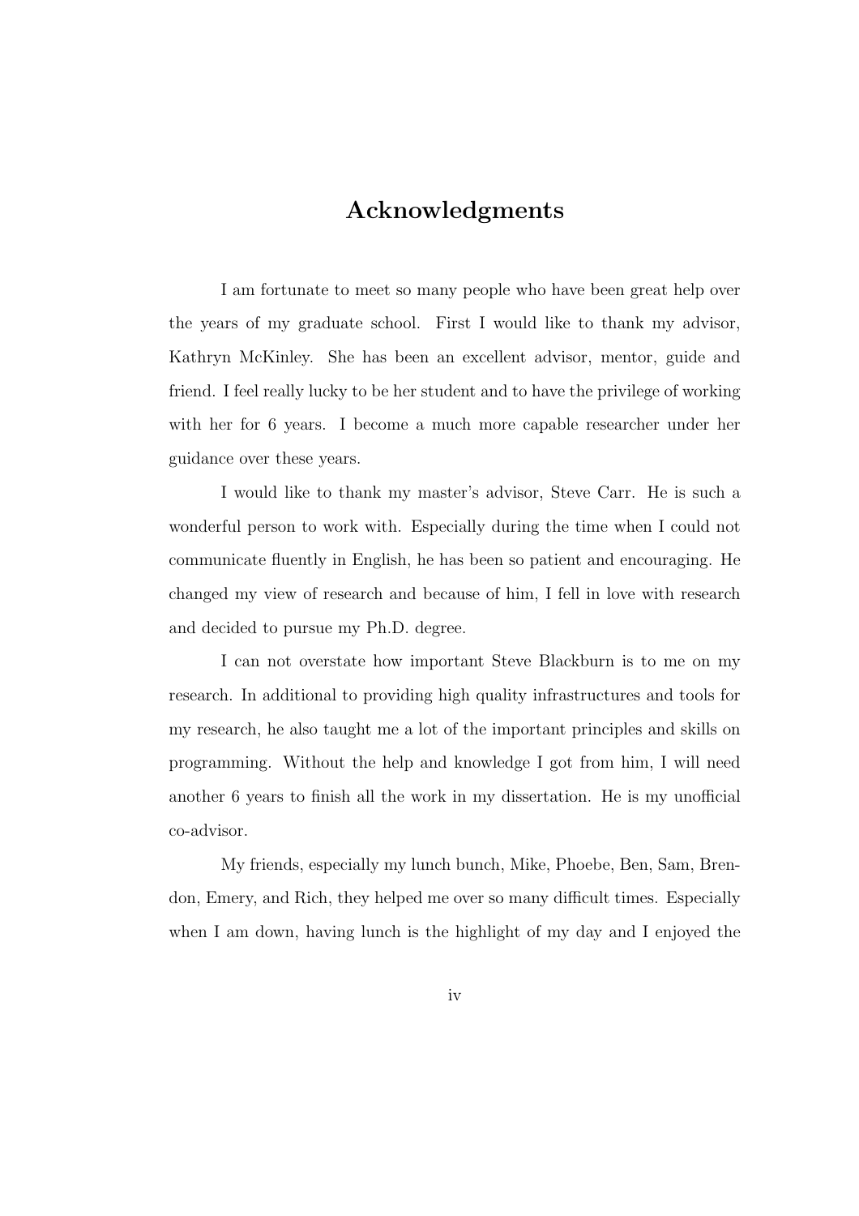# Acknowledgments

I am fortunate to meet so many people who have been great help over the years of my graduate school. First I would like to thank my advisor, Kathryn McKinley. She has been an excellent advisor, mentor, guide and friend. I feel really lucky to be her student and to have the privilege of working with her for 6 years. I become a much more capable researcher under her guidance over these years.

I would like to thank my master's advisor, Steve Carr. He is such a wonderful person to work with. Especially during the time when I could not communicate fluently in English, he has been so patient and encouraging. He changed my view of research and because of him, I fell in love with research and decided to pursue my Ph.D. degree.

I can not overstate how important Steve Blackburn is to me on my research. In additional to providing high quality infrastructures and tools for my research, he also taught me a lot of the important principles and skills on programming. Without the help and knowledge I got from him, I will need another 6 years to finish all the work in my dissertation. He is my unofficial co-advisor.

My friends, especially my lunch bunch, Mike, Phoebe, Ben, Sam, Brendon, Emery, and Rich, they helped me over so many difficult times. Especially when I am down, having lunch is the highlight of my day and I enjoyed the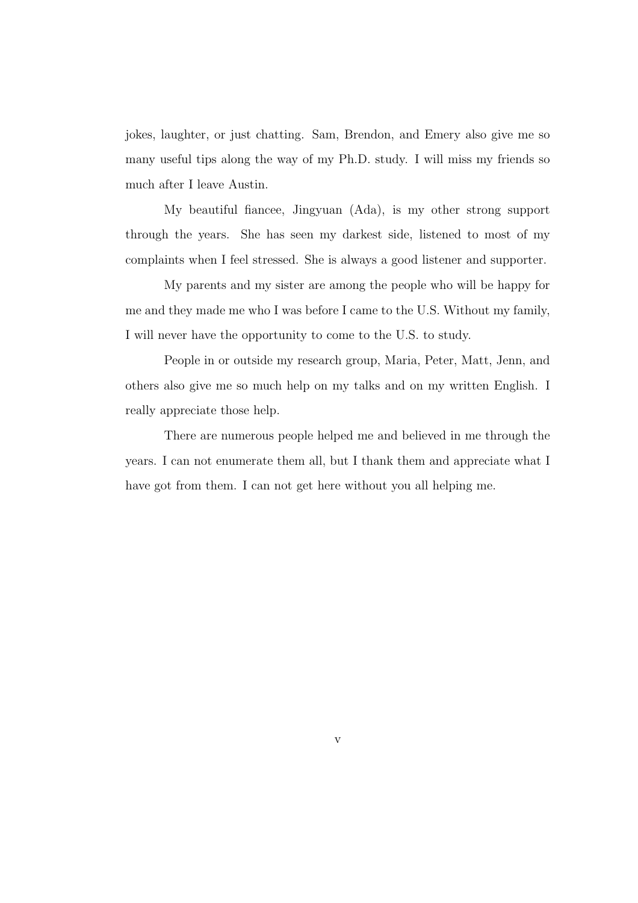jokes, laughter, or just chatting. Sam, Brendon, and Emery also give me so many useful tips along the way of my Ph.D. study. I will miss my friends so much after I leave Austin.

My beautiful fiancee, Jingyuan (Ada), is my other strong support through the years. She has seen my darkest side, listened to most of my complaints when I feel stressed. She is always a good listener and supporter.

My parents and my sister are among the people who will be happy for me and they made me who I was before I came to the U.S. Without my family, I will never have the opportunity to come to the U.S. to study.

People in or outside my research group, Maria, Peter, Matt, Jenn, and others also give me so much help on my talks and on my written English. I really appreciate those help.

There are numerous people helped me and believed in me through the years. I can not enumerate them all, but I thank them and appreciate what I have got from them. I can not get here without you all helping me.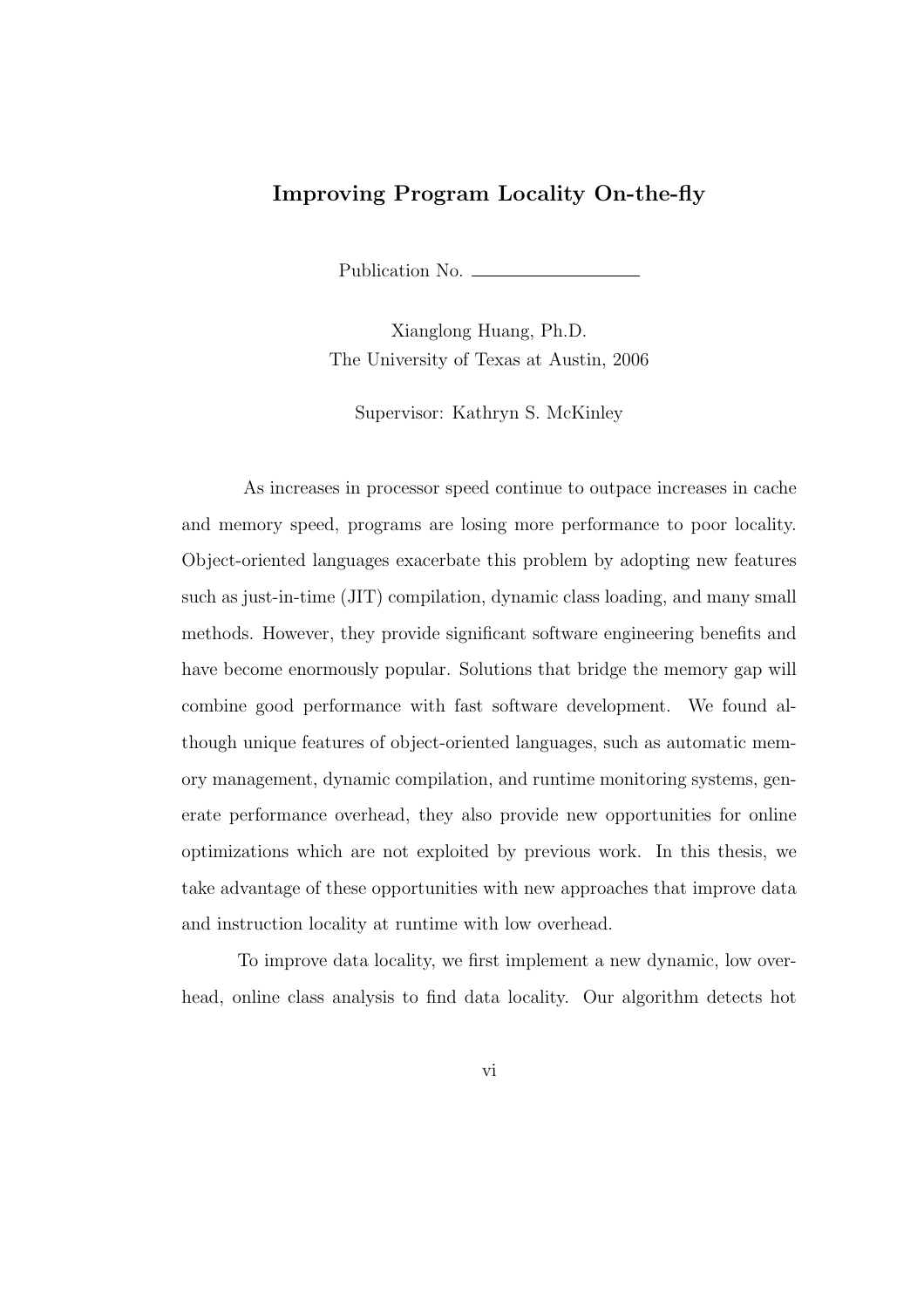## Improving Program Locality On-the-fly

Publication No. \_\_\_\_\_\_\_\_\_\_\_\_\_\_\_\_

Xianglong Huang, Ph.D.
The University of Texas at Austin, 2006

Supervisor: Kathryn S. McKinley

As increases in processor speed continue to outpace increases in cache and memory speed, programs are losing more performance to poor locality. Object-oriented languages exacerbate this problem by adopting new features such as just-in-time (JIT) compilation, dynamic class loading, and many small methods. However, they provide significant software engineering benefits and have become enormously popular. Solutions that bridge the memory gap will combine good performance with fast software development. We found although unique features of object-oriented languages, such as automatic memory management, dynamic compilation, and runtime monitoring systems, generate performance overhead, they also provide new opportunities for online optimizations which are not exploited by previous work. In this thesis, we take advantage of these opportunities with new approaches that improve data and instruction locality at runtime with low overhead.

To improve data locality, we first implement a new dynamic, low overhead, online class analysis to find data locality. Our algorithm detects hot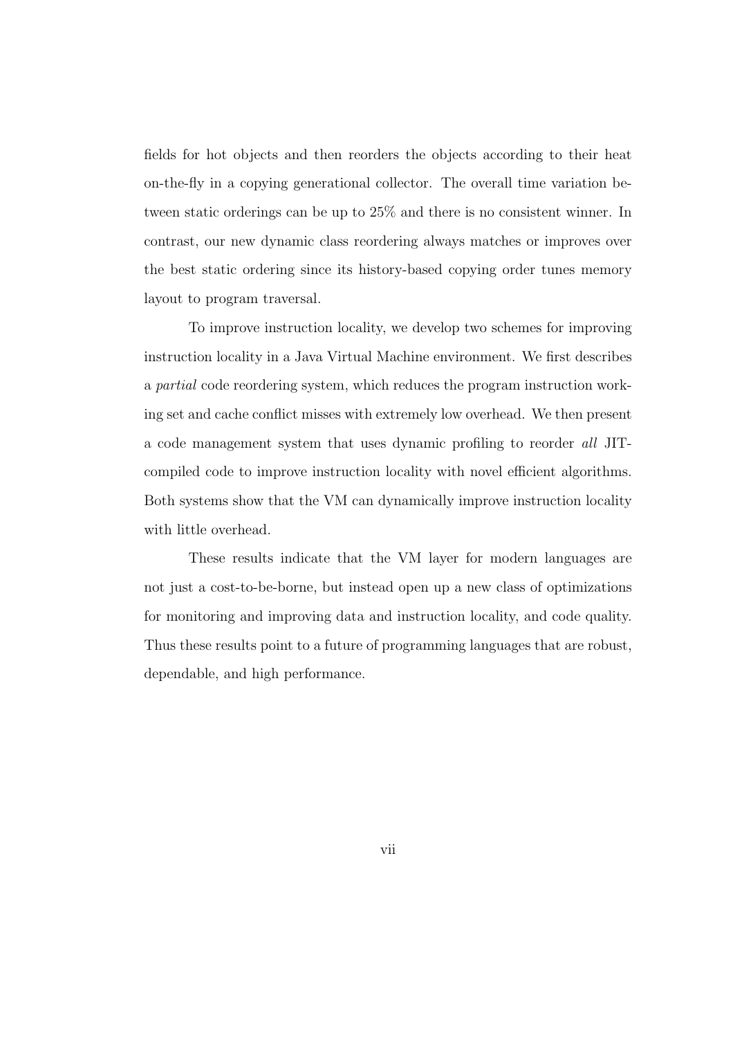fields for hot objects and then reorders the objects according to their heat on-the-fly in a copying generational collector. The overall time variation between static orderings can be up to 25% and there is no consistent winner. In contrast, our new dynamic class reordering always matches or improves over the best static ordering since its history-based copying order tunes memory layout to program traversal.

To improve instruction locality, we develop two schemes for improving instruction locality in a Java Virtual Machine environment. We first describes a *partial* code reordering system, which reduces the program instruction working set and cache conflict misses with extremely low overhead. We then present a code management system that uses dynamic profiling to reorder *all* JIT-compiled code to improve instruction locality with novel efficient algorithms. Both systems show that the VM can dynamically improve instruction locality with little overhead.

These results indicate that the VM layer for modern languages are not just a cost-to-be-borne, but instead open up a new class of optimizations for monitoring and improving data and instruction locality, and code quality. Thus these results point to a future of programming languages that are robust, dependable, and high performance.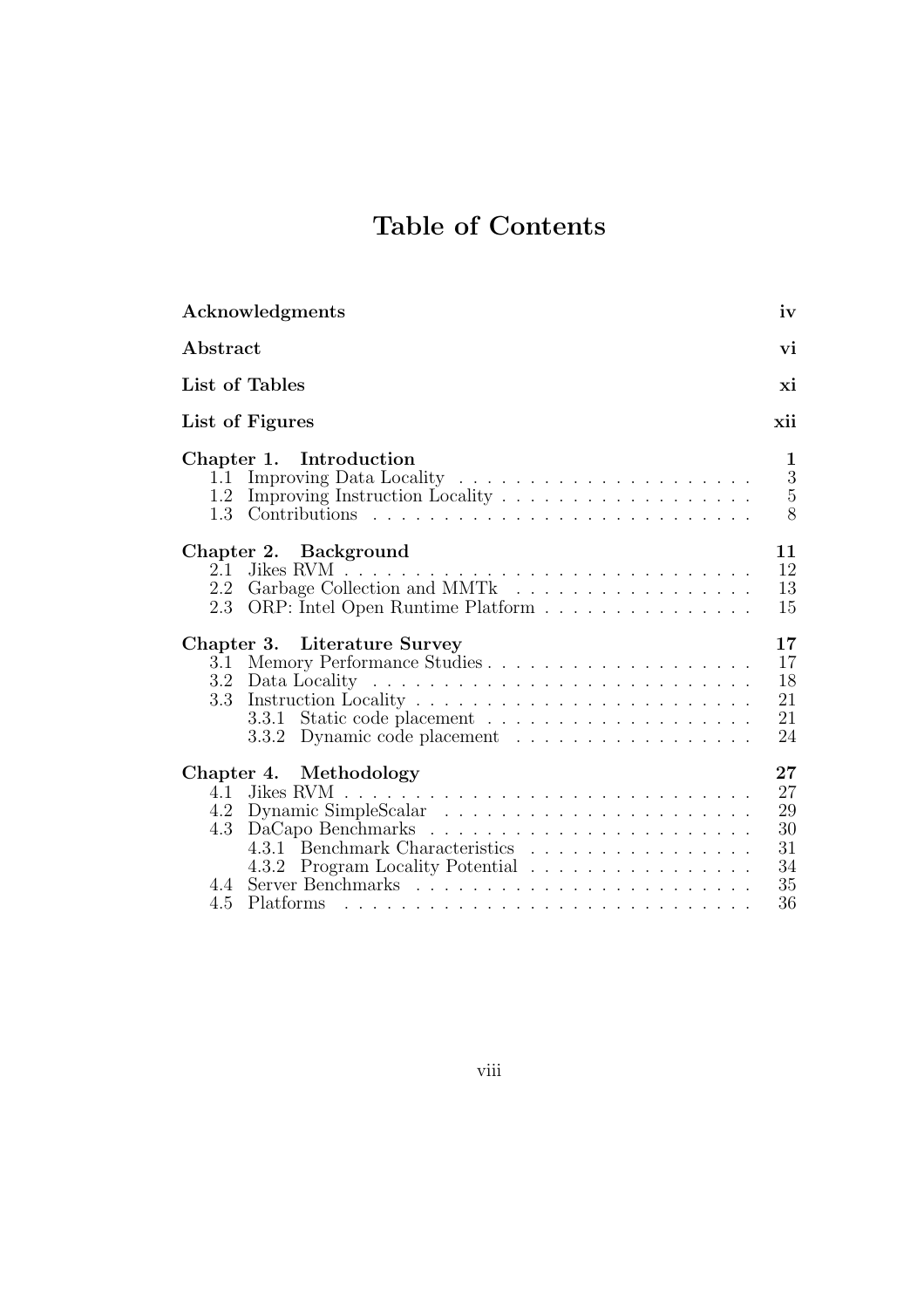# Table of Contents

| | |
|---|---|
| **Acknowledgments** | **iv** |
| **Abstract** | **vi** |
| **List of Tables** | **xi** |
| **List of Figures** | **xii** |
| **Chapter 1. Introduction** | **1** |
| 1.1 Improving Data Locality | 3 |
| 1.2 Improving Instruction Locality | 5 |
| 1.3 Contributions | 8 |
| **Chapter 2. Background** | **11** |
| 2.1 Jikes RVM | 12 |
| 2.2 Garbage Collection and MMTk | 13 |
| 2.3 ORP: Intel Open Runtime Platform | 15 |
| **Chapter 3. Literature Survey** | **17** |
| 3.1 Memory Performance Studies | 17 |
| 3.2 Data Locality | 18 |
| 3.3 Instruction Locality | 21 |
| 3.3.1 Static code placement | 21 |
| 3.3.2 Dynamic code placement | 24 |
| **Chapter 4. Methodology** | **27** |
| 4.1 Jikes RVM | 27 |
| 4.2 Dynamic SimpleScalar | 29 |
| 4.3 DaCapo Benchmarks | 30 |
| 4.3.1 Benchmark Characteristics | 31 |
| 4.3.2 Program Locality Potential | 34 |
| 4.4 Server Benchmarks | 35 |
| 4.5 Platforms | 36 |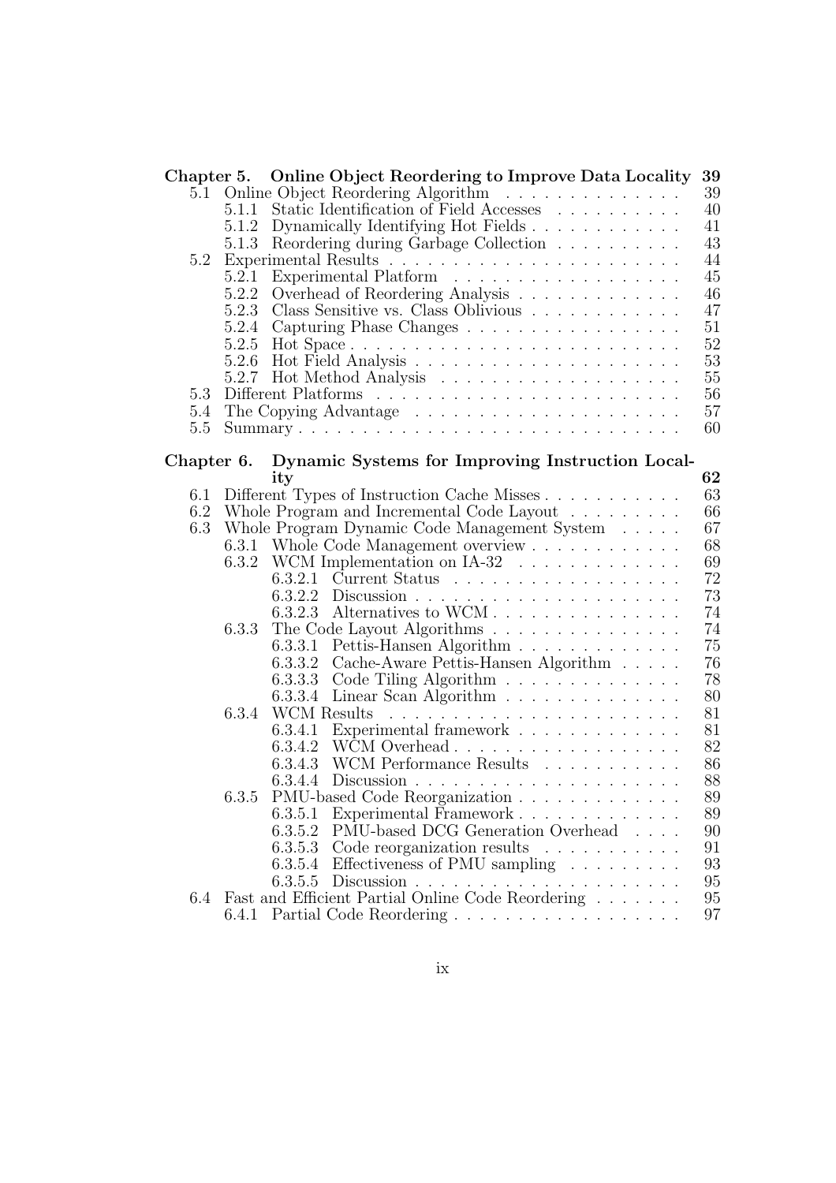**Chapter 5. Online Object Reordering to Improve Data Locality** **39**

- 5.1 Online Object Reordering Algorithm . . . . . . . . . . . . . . 39
  - 5.1.1 Static Identification of Field Accesses . . . . . . . . . . 40
  - 5.1.2 Dynamically Identifying Hot Fields . . . . . . . . . . . . 41
  - 5.1.3 Reordering during Garbage Collection . . . . . . . . . . 43
- 5.2 Experimental Results . . . . . . . . . . . . . . . . . . . . . . . 44
  - 5.2.1 Experimental Platform . . . . . . . . . . . . . . . . . . 45
  - 5.2.2 Overhead of Reordering Analysis . . . . . . . . . . . . . 46
  - 5.2.3 Class Sensitive vs. Class Oblivious . . . . . . . . . . . . 47
  - 5.2.4 Capturing Phase Changes . . . . . . . . . . . . . . . . . 51
  - 5.2.5 Hot Space . . . . . . . . . . . . . . . . . . . . . . . . . 52
  - 5.2.6 Hot Field Analysis . . . . . . . . . . . . . . . . . . . . . 53
  - 5.2.7 Hot Method Analysis . . . . . . . . . . . . . . . . . . . 55
- 5.3 Different Platforms . . . . . . . . . . . . . . . . . . . . . . . . 56
- 5.4 The Copying Advantage . . . . . . . . . . . . . . . . . . . . . 57
- 5.5 Summary . . . . . . . . . . . . . . . . . . . . . . . . . . . . . . 60

**Chapter 6. Dynamic Systems for Improving Instruction Locality** **62**

- 6.1 Different Types of Instruction Cache Misses . . . . . . . . . . . 63
- 6.2 Whole Program and Incremental Code Layout . . . . . . . . . 66
- 6.3 Whole Program Dynamic Code Management System . . . . . 67
  - 6.3.1 Whole Code Management overview . . . . . . . . . . . . 68
  - 6.3.2 WCM Implementation on IA-32 . . . . . . . . . . . . . 69
    - 6.3.2.1 Current Status . . . . . . . . . . . . . . . . . . 72
    - 6.3.2.2 Discussion . . . . . . . . . . . . . . . . . . . . . 73
    - 6.3.2.3 Alternatives to WCM . . . . . . . . . . . . . . . 74
  - 6.3.3 The Code Layout Algorithms . . . . . . . . . . . . . . . 74
    - 6.3.3.1 Pettis-Hansen Algorithm . . . . . . . . . . . . . 75
    - 6.3.3.2 Cache-Aware Pettis-Hansen Algorithm . . . . . 76
    - 6.3.3.3 Code Tiling Algorithm . . . . . . . . . . . . . . 78
    - 6.3.3.4 Linear Scan Algorithm . . . . . . . . . . . . . . 80
  - 6.3.4 WCM Results . . . . . . . . . . . . . . . . . . . . . . . 81
    - 6.3.4.1 Experimental framework . . . . . . . . . . . . . 81
    - 6.3.4.2 WCM Overhead . . . . . . . . . . . . . . . . . . 82
    - 6.3.4.3 WCM Performance Results . . . . . . . . . . . 86
    - 6.3.4.4 Discussion . . . . . . . . . . . . . . . . . . . . . 88
  - 6.3.5 PMU-based Code Reorganization . . . . . . . . . . . . . 89
    - 6.3.5.1 Experimental Framework . . . . . . . . . . . . . 89
    - 6.3.5.2 PMU-based DCG Generation Overhead . . . . 90
    - 6.3.5.3 Code reorganization results . . . . . . . . . . . 91
    - 6.3.5.4 Effectiveness of PMU sampling . . . . . . . . . 93
    - 6.3.5.5 Discussion . . . . . . . . . . . . . . . . . . . . . 95
- 6.4 Fast and Efficient Partial Online Code Reordering . . . . . . . 95
  - 6.4.1 Partial Code Reordering . . . . . . . . . . . . . . . . . . 97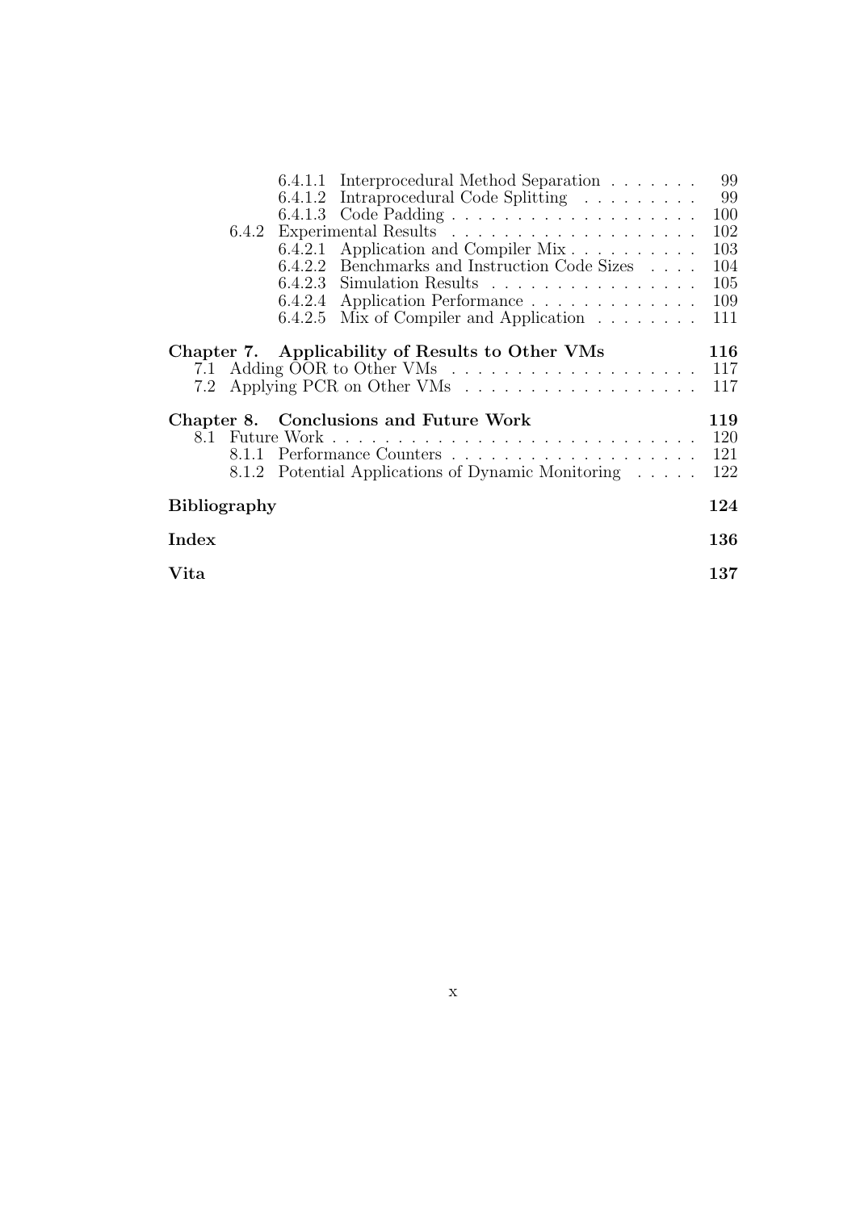6.4.1.1 Interprocedural Method Separation . . . . . . . 99
6.4.1.2 Intraprocedural Code Splitting . . . . . . . . . 99
6.4.1.3 Code Padding . . . . . . . . . . . . . . . . . . . 100
6.4.2 Experimental Results . . . . . . . . . . . . . . . . . . . 102
6.4.2.1 Application and Compiler Mix . . . . . . . . . . 103
6.4.2.2 Benchmarks and Instruction Code Sizes . . . . 104
6.4.2.3 Simulation Results . . . . . . . . . . . . . . . . 105
6.4.2.4 Application Performance . . . . . . . . . . . . . 109
6.4.2.5 Mix of Compiler and Application . . . . . . . . 111

**Chapter 7. Applicability of Results to Other VMs** **116**
7.1 Adding OOR to Other VMs . . . . . . . . . . . . . . . . . . . 117
7.2 Applying PCR on Other VMs . . . . . . . . . . . . . . . . . . 117

**Chapter 8. Conclusions and Future Work** **119**
8.1 Future Work . . . . . . . . . . . . . . . . . . . . . . . . . . . . 120
8.1.1 Performance Counters . . . . . . . . . . . . . . . . . . . 121
8.1.2 Potential Applications of Dynamic Monitoring . . . . . 122

**Bibliography** **124**

**Index** **136**

**Vita** **137**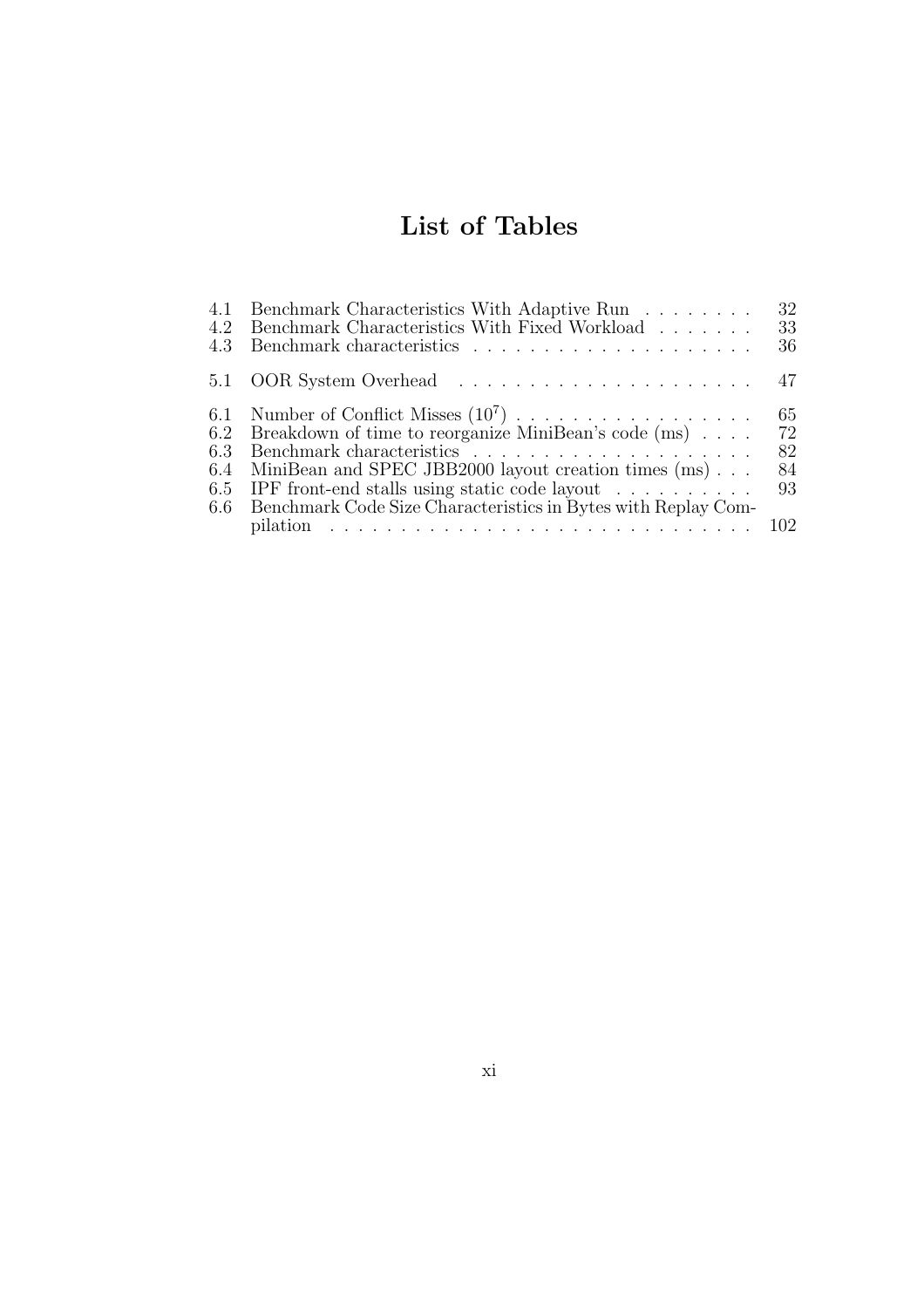# List of Tables

- 4.1 Benchmark Characteristics With Adaptive Run . . . . . . . . 32
- 4.2 Benchmark Characteristics With Fixed Workload . . . . . . . 33
- 4.3 Benchmark characteristics . . . . . . . . . . . . . . . . . . . . 36

- 5.1 OOR System Overhead . . . . . . . . . . . . . . . . . . . . 47

- 6.1 Number of Conflict Misses ($10^7$) . . . . . . . . . . . . . . . . 65
- 6.2 Breakdown of time to reorganize MiniBean's code (ms) . . . . 72
- 6.3 Benchmark characteristics . . . . . . . . . . . . . . . . . . . . 82
- 6.4 MiniBean and SPEC JBB2000 layout creation times (ms) . . . 84
- 6.5 IPF front-end stalls using static code layout . . . . . . . . . . 93
- 6.6 Benchmark Code Size Characteristics in Bytes with Replay Compilation . . . . . . . . . . . . . . . . . . . . . . . . . . . . . 102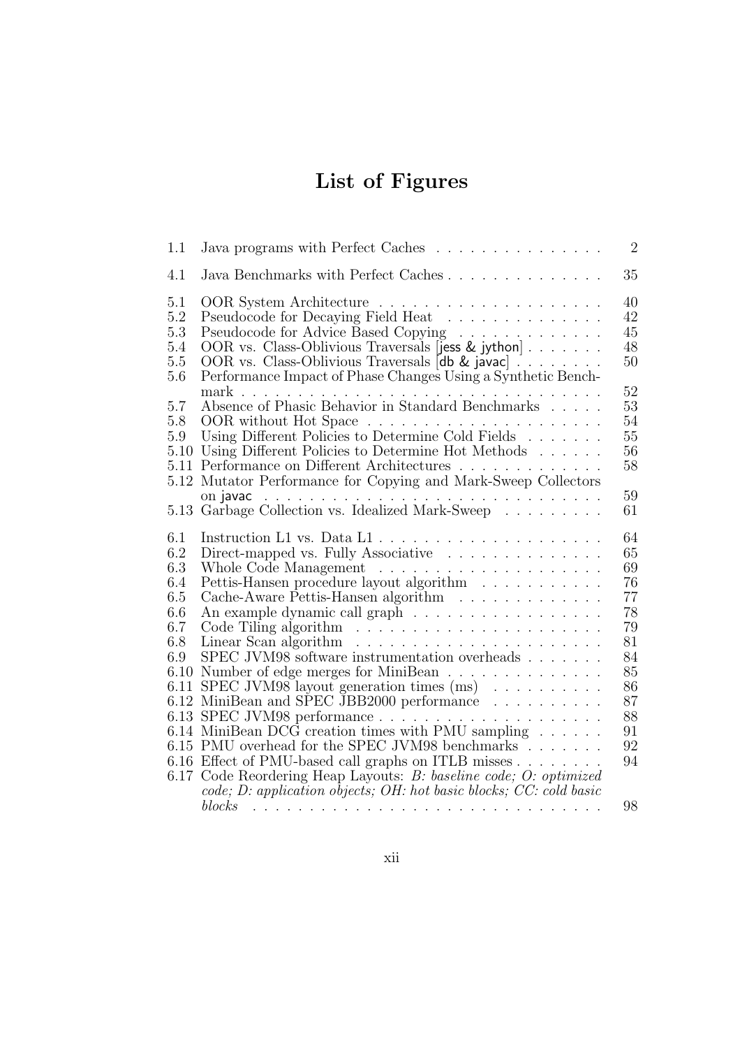# List of Figures

| | | |
|---|---|---|
| 1.1 | Java programs with Perfect Caches | 2 |
| 4.1 | Java Benchmarks with Perfect Caches | 35 |
| 5.1 | OOR System Architecture | 40 |
| 5.2 | Pseudocode for Decaying Field Heat | 42 |
| 5.3 | Pseudocode for Advice Based Copying | 45 |
| 5.4 | OOR vs. Class-Oblivious Traversals [jess & jython] | 48 |
| 5.5 | OOR vs. Class-Oblivious Traversals [db & javac] | 50 |
| 5.6 | Performance Impact of Phase Changes Using a Synthetic Benchmark | 52 |
| 5.7 | Absence of Phasic Behavior in Standard Benchmarks | 53 |
| 5.8 | OOR without Hot Space | 54 |
| 5.9 | Using Different Policies to Determine Cold Fields | 55 |
| 5.10 | Using Different Policies to Determine Hot Methods | 56 |
| 5.11 | Performance on Different Architectures | 58 |
| 5.12 | Mutator Performance for Copying and Mark-Sweep Collectors on javac | 59 |
| 5.13 | Garbage Collection vs. Idealized Mark-Sweep | 61 |
| 6.1 | Instruction L1 vs. Data L1 | 64 |
| 6.2 | Direct-mapped vs. Fully Associative | 65 |
| 6.3 | Whole Code Management | 69 |
| 6.4 | Pettis-Hansen procedure layout algorithm | 76 |
| 6.5 | Cache-Aware Pettis-Hansen algorithm | 77 |
| 6.6 | An example dynamic call graph | 78 |
| 6.7 | Code Tiling algorithm | 79 |
| 6.8 | Linear Scan algorithm | 81 |
| 6.9 | SPEC JVM98 software instrumentation overheads | 84 |
| 6.10 | Number of edge merges for MiniBean | 85 |
| 6.11 | SPEC JVM98 layout generation times (ms) | 86 |
| 6.12 | MiniBean and SPEC JBB2000 performance | 87 |
| 6.13 | SPEC JVM98 performance | 88 |
| 6.14 | MiniBean DCG creation times with PMU sampling | 91 |
| 6.15 | PMU overhead for the SPEC JVM98 benchmarks | 92 |
| 6.16 | Effect of PMU-based call graphs on ITLB misses | 94 |
| 6.17 | Code Reordering Heap Layouts: *B: baseline code; O: optimized code; D: application objects; OH: hot basic blocks; CC: cold basic blocks* | 98 |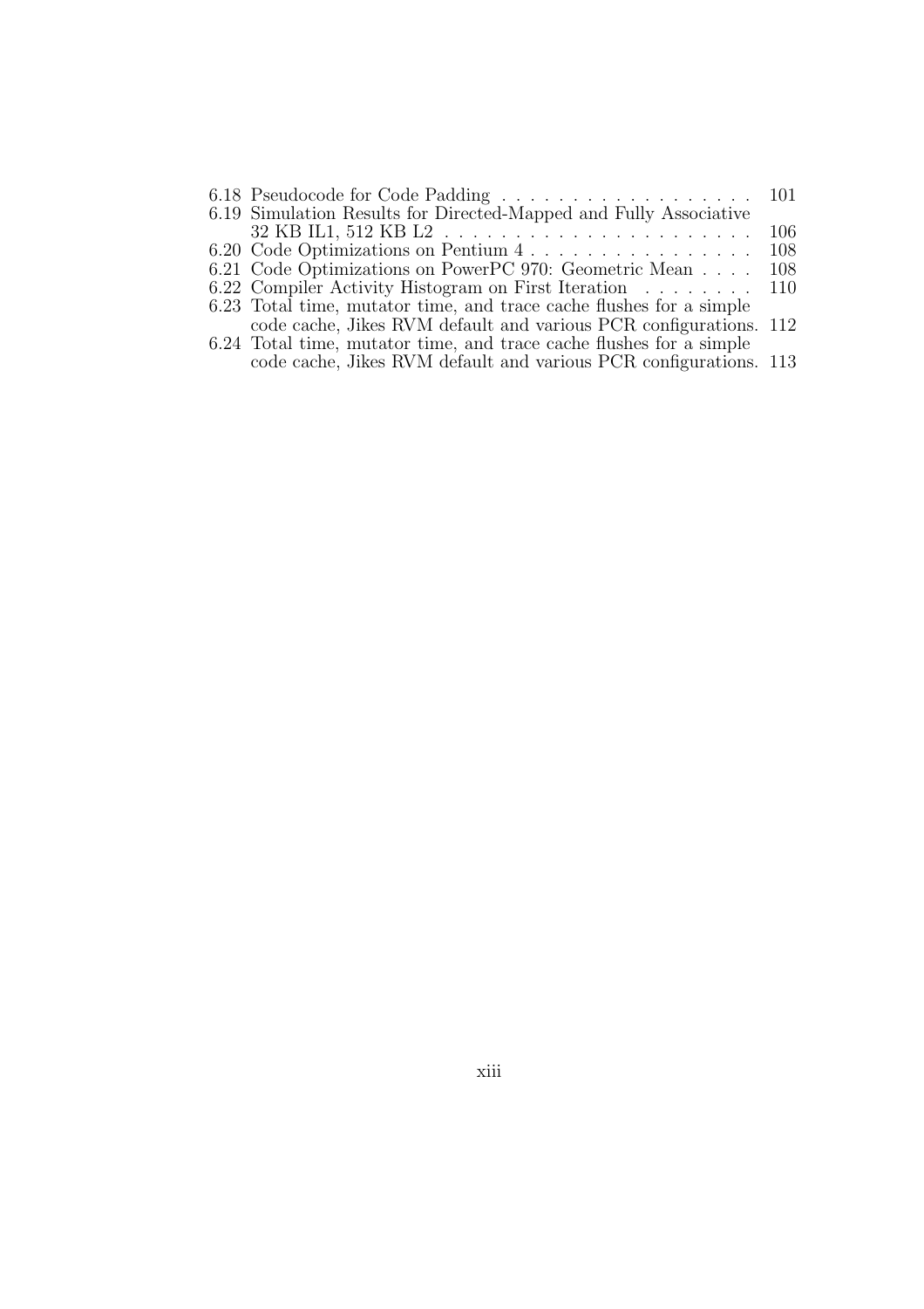6.18 Pseudocode for Code Padding . . . . . . . . . . . . . . . . . . 101
6.19 Simulation Results for Directed-Mapped and Fully Associative 32 KB IL1, 512 KB L2 . . . . . . . . . . . . . . . . . . . . . . 106
6.20 Code Optimizations on Pentium 4 . . . . . . . . . . . . . . . . 108
6.21 Code Optimizations on PowerPC 970: Geometric Mean . . . . 108
6.22 Compiler Activity Histogram on First Iteration . . . . . . . . 110
6.23 Total time, mutator time, and trace cache flushes for a simple code cache, Jikes RVM default and various PCR configurations. 112
6.24 Total time, mutator time, and trace cache flushes for a simple code cache, Jikes RVM default and various PCR configurations. 113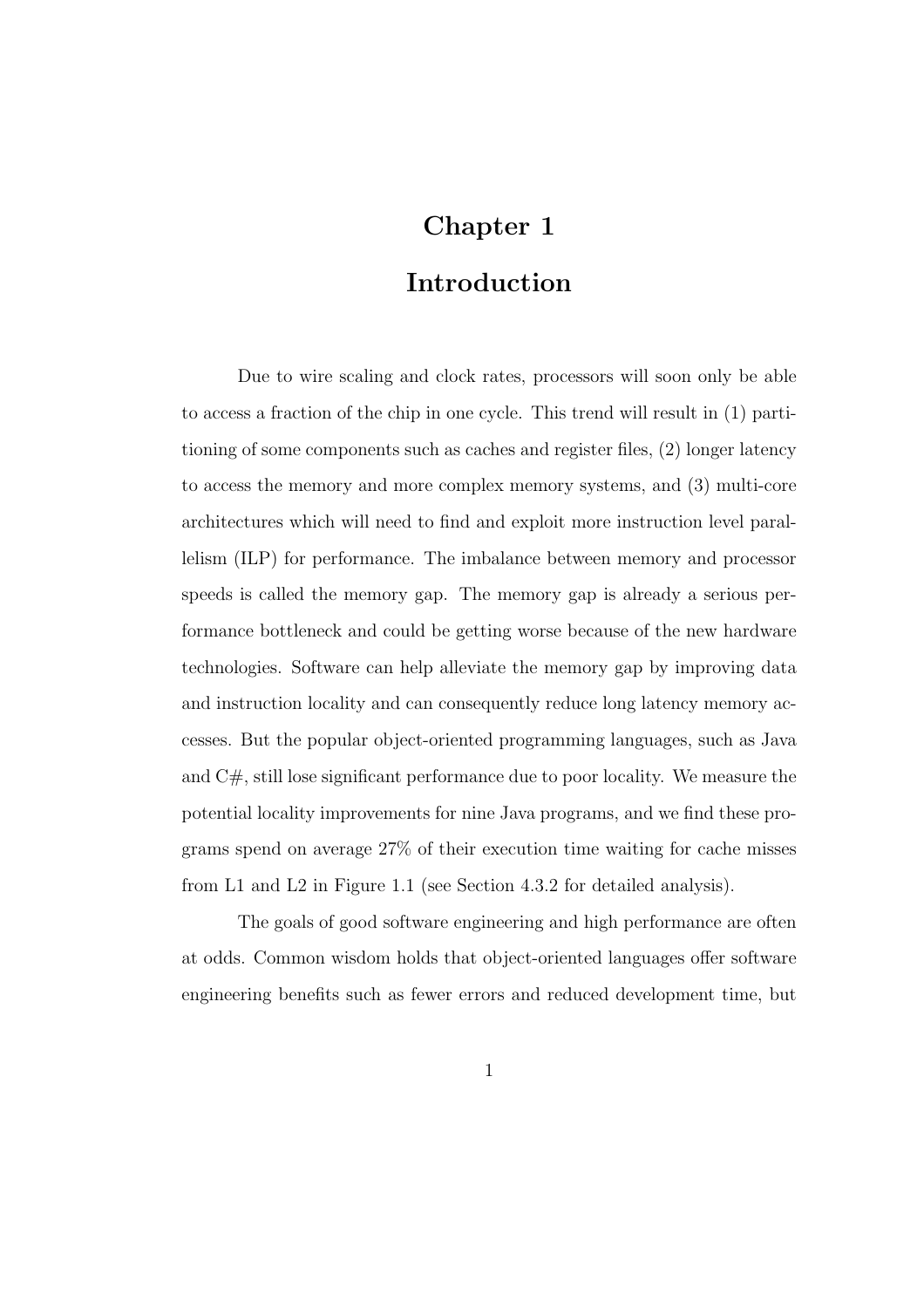# Chapter 1

# Introduction

Due to wire scaling and clock rates, processors will soon only be able to access a fraction of the chip in one cycle. This trend will result in (1) partitioning of some components such as caches and register files, (2) longer latency to access the memory and more complex memory systems, and (3) multi-core architectures which will need to find and exploit more instruction level parallelism (ILP) for performance. The imbalance between memory and processor speeds is called the memory gap. The memory gap is already a serious performance bottleneck and could be getting worse because of the new hardware technologies. Software can help alleviate the memory gap by improving data and instruction locality and can consequently reduce long latency memory accesses. But the popular object-oriented programming languages, such as Java and C#, still lose significant performance due to poor locality. We measure the potential locality improvements for nine Java programs, and we find these programs spend on average 27% of their execution time waiting for cache misses from L1 and L2 in Figure 1.1 (see Section 4.3.2 for detailed analysis).

The goals of good software engineering and high performance are often at odds. Common wisdom holds that object-oriented languages offer software engineering benefits such as fewer errors and reduced development time, but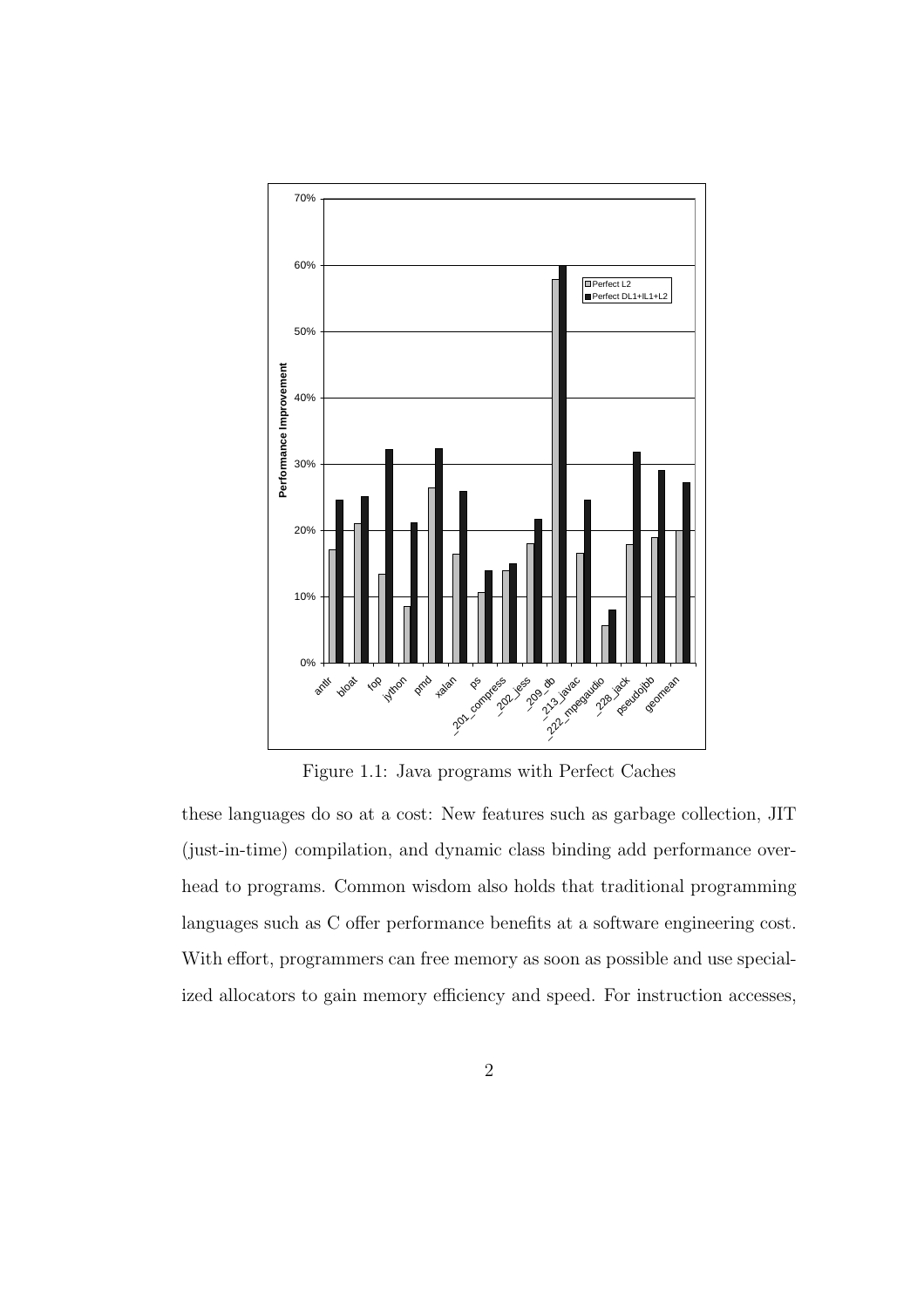Figure 1.1: Java programs with Perfect Caches

these languages do so at a cost: New features such as garbage collection, JIT (just-in-time) compilation, and dynamic class binding add performance overhead to programs. Common wisdom also holds that traditional programming languages such as C offer performance benefits at a software engineering cost. With effort, programmers can free memory as soon as possible and use specialized allocators to gain memory efficiency and speed. For instruction accesses,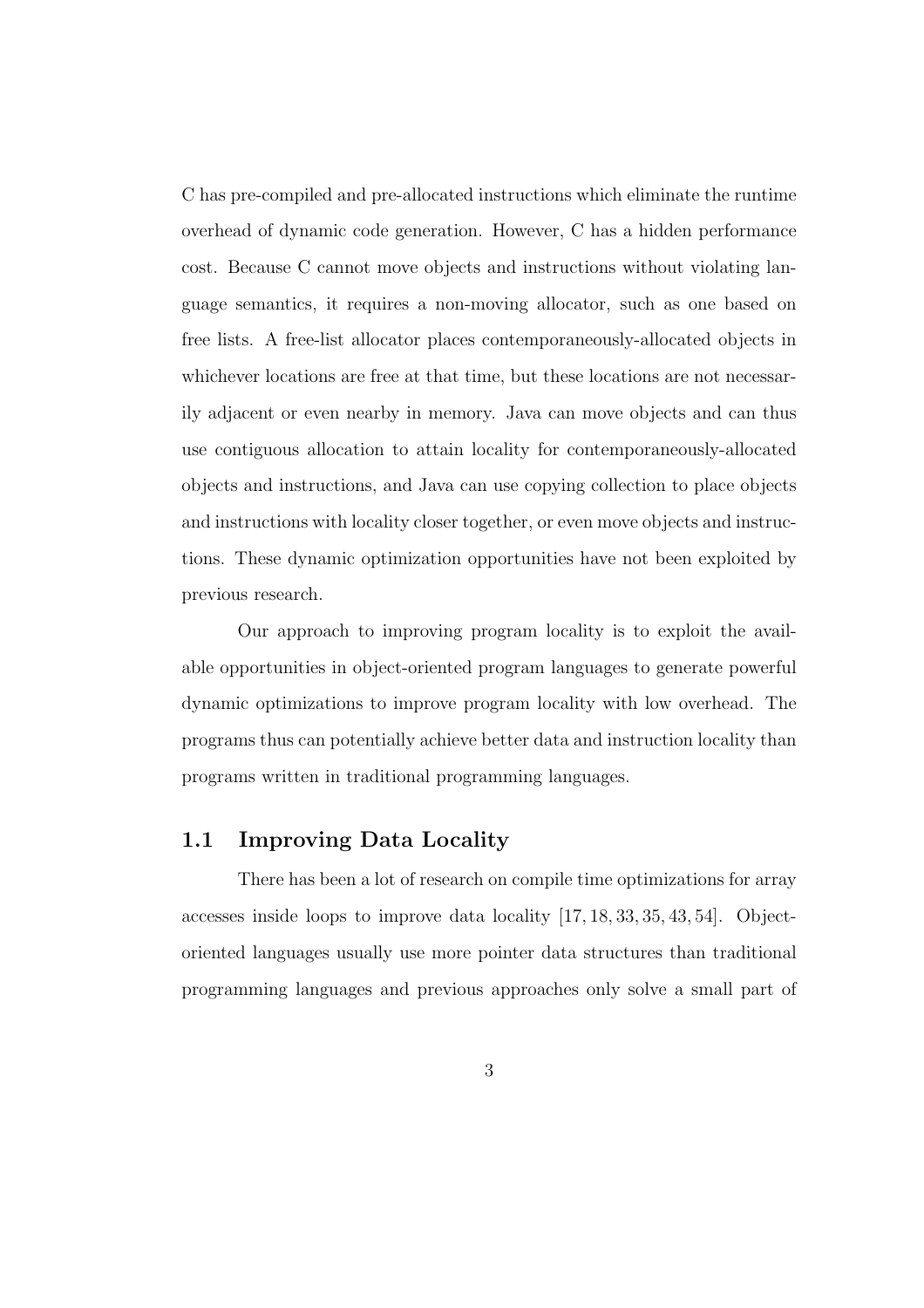C has pre-compiled and pre-allocated instructions which eliminate the runtime overhead of dynamic code generation. However, C has a hidden performance cost. Because C cannot move objects and instructions without violating language semantics, it requires a non-moving allocator, such as one based on free lists. A free-list allocator places contemporaneously-allocated objects in whichever locations are free at that time, but these locations are not necessarily adjacent or even nearby in memory. Java can move objects and can thus use contiguous allocation to attain locality for contemporaneously-allocated objects and instructions, and Java can use copying collection to place objects and instructions with locality closer together, or even move objects and instructions. These dynamic optimization opportunities have not been exploited by previous research.

Our approach to improving program locality is to exploit the available opportunities in object-oriented program languages to generate powerful dynamic optimizations to improve program locality with low overhead. The programs thus can potentially achieve better data and instruction locality than programs written in traditional programming languages.

## 1.1 Improving Data Locality

There has been a lot of research on compile time optimizations for array accesses inside loops to improve data locality [17, 18, 33, 35, 43, 54]. Object-oriented languages usually use more pointer data structures than traditional programming languages and previous approaches only solve a small part of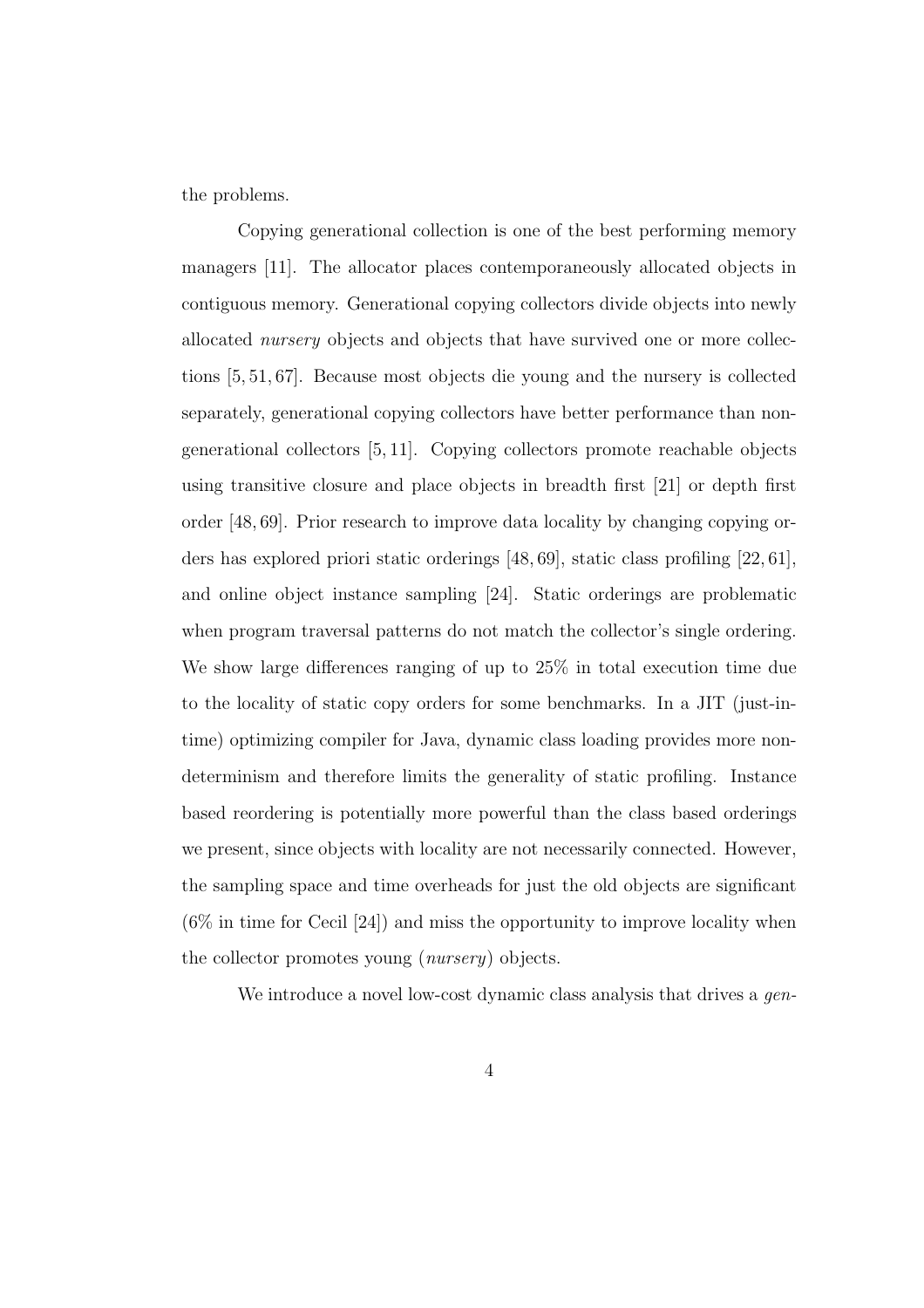the problems.

Copying generational collection is one of the best performing memory managers [11]. The allocator places contemporaneously allocated objects in contiguous memory. Generational copying collectors divide objects into newly allocated *nursery* objects and objects that have survived one or more collections [5, 51, 67]. Because most objects die young and the nursery is collected separately, generational copying collectors have better performance than non-generational collectors [5, 11]. Copying collectors promote reachable objects using transitive closure and place objects in breadth first [21] or depth first order [48, 69]. Prior research to improve data locality by changing copying orders has explored priori static orderings [48, 69], static class profiling [22, 61], and online object instance sampling [24]. Static orderings are problematic when program traversal patterns do not match the collector's single ordering. We show large differences ranging of up to 25% in total execution time due to the locality of static copy orders for some benchmarks. In a JIT (just-in-time) optimizing compiler for Java, dynamic class loading provides more non-determinism and therefore limits the generality of static profiling. Instance based reordering is potentially more powerful than the class based orderings we present, since objects with locality are not necessarily connected. However, the sampling space and time overheads for just the old objects are significant (6% in time for Cecil [24]) and miss the opportunity to improve locality when the collector promotes young (*nursery*) objects.

We introduce a novel low-cost dynamic class analysis that drives a *gen-*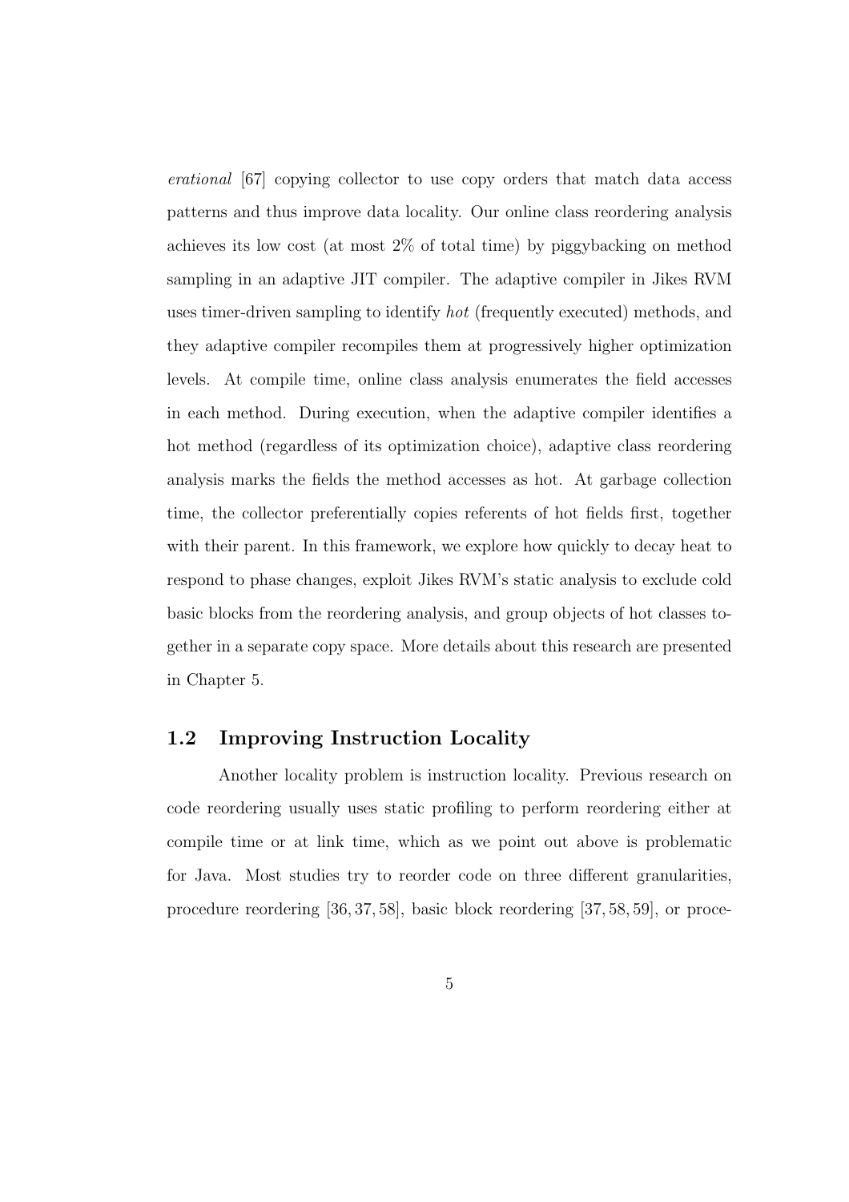*erational* [67] copying collector to use copy orders that match data access patterns and thus improve data locality. Our online class reordering analysis achieves its low cost (at most 2% of total time) by piggybacking on method sampling in an adaptive JIT compiler. The adaptive compiler in Jikes RVM uses timer-driven sampling to identify *hot* (frequently executed) methods, and they adaptive compiler recompiles them at progressively higher optimization levels. At compile time, online class analysis enumerates the field accesses in each method. During execution, when the adaptive compiler identifies a hot method (regardless of its optimization choice), adaptive class reordering analysis marks the fields the method accesses as hot. At garbage collection time, the collector preferentially copies referents of hot fields first, together with their parent. In this framework, we explore how quickly to decay heat to respond to phase changes, exploit Jikes RVM's static analysis to exclude cold basic blocks from the reordering analysis, and group objects of hot classes together in a separate copy space. More details about this research are presented in Chapter 5.

## 1.2 Improving Instruction Locality

Another locality problem is instruction locality. Previous research on code reordering usually uses static profiling to perform reordering either at compile time or at link time, which as we point out above is problematic for Java. Most studies try to reorder code on three different granularities, procedure reordering [36, 37, 58], basic block reordering [37, 58, 59], or proce-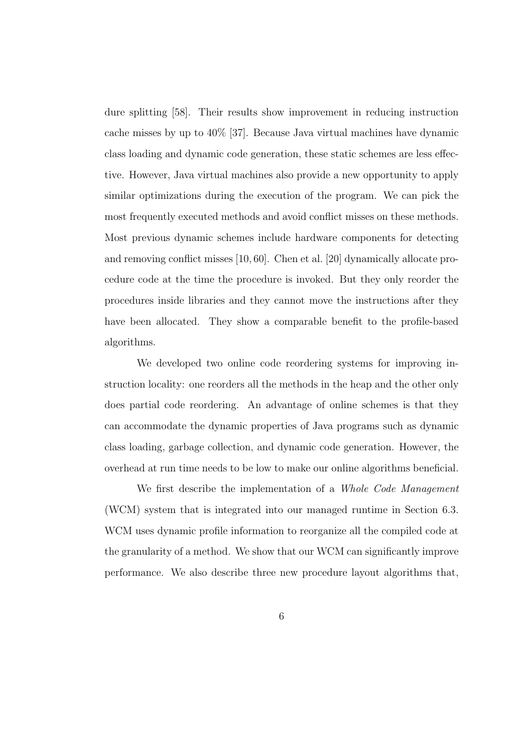dure splitting [58]. Their results show improvement in reducing instruction cache misses by up to 40% [37]. Because Java virtual machines have dynamic class loading and dynamic code generation, these static schemes are less effective. However, Java virtual machines also provide a new opportunity to apply similar optimizations during the execution of the program. We can pick the most frequently executed methods and avoid conflict misses on these methods. Most previous dynamic schemes include hardware components for detecting and removing conflict misses [10, 60]. Chen et al. [20] dynamically allocate procedure code at the time the procedure is invoked. But they only reorder the procedures inside libraries and they cannot move the instructions after they have been allocated. They show a comparable benefit to the profile-based algorithms.

We developed two online code reordering systems for improving instruction locality: one reorders all the methods in the heap and the other only does partial code reordering. An advantage of online schemes is that they can accommodate the dynamic properties of Java programs such as dynamic class loading, garbage collection, and dynamic code generation. However, the overhead at run time needs to be low to make our online algorithms beneficial.

We first describe the implementation of a *Whole Code Management* (WCM) system that is integrated into our managed runtime in Section 6.3. WCM uses dynamic profile information to reorganize all the compiled code at the granularity of a method. We show that our WCM can significantly improve performance. We also describe three new procedure layout algorithms that,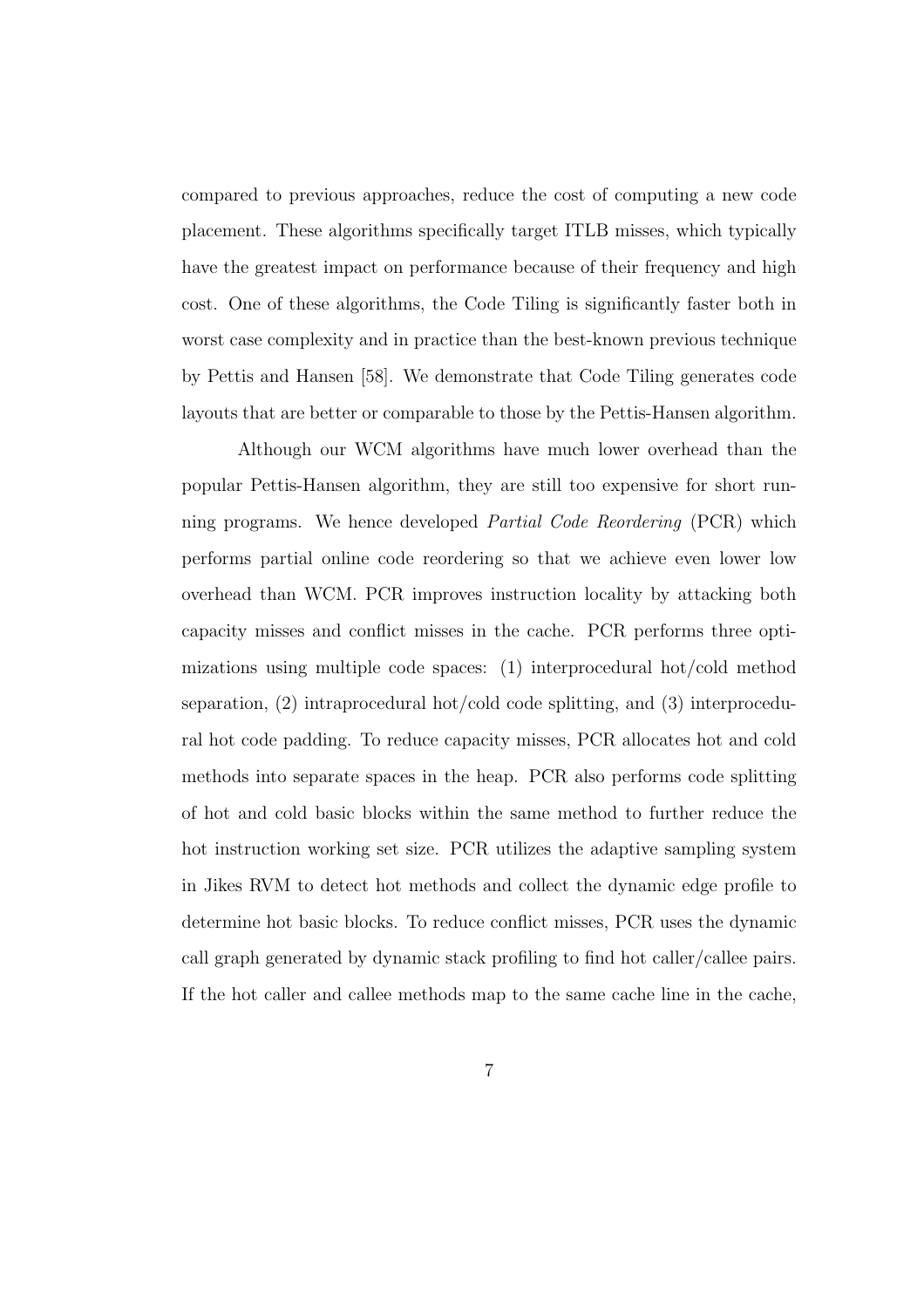compared to previous approaches, reduce the cost of computing a new code placement. These algorithms specifically target ITLB misses, which typically have the greatest impact on performance because of their frequency and high cost. One of these algorithms, the Code Tiling is significantly faster both in worst case complexity and in practice than the best-known previous technique by Pettis and Hansen [58]. We demonstrate that Code Tiling generates code layouts that are better or comparable to those by the Pettis-Hansen algorithm.

Although our WCM algorithms have much lower overhead than the popular Pettis-Hansen algorithm, they are still too expensive for short running programs. We hence developed *Partial Code Reordering* (PCR) which performs partial online code reordering so that we achieve even lower low overhead than WCM. PCR improves instruction locality by attacking both capacity misses and conflict misses in the cache. PCR performs three optimizations using multiple code spaces: (1) interprocedural hot/cold method separation, (2) intraprocedural hot/cold code splitting, and (3) interprocedural hot code padding. To reduce capacity misses, PCR allocates hot and cold methods into separate spaces in the heap. PCR also performs code splitting of hot and cold basic blocks within the same method to further reduce the hot instruction working set size. PCR utilizes the adaptive sampling system in Jikes RVM to detect hot methods and collect the dynamic edge profile to determine hot basic blocks. To reduce conflict misses, PCR uses the dynamic call graph generated by dynamic stack profiling to find hot caller/callee pairs. If the hot caller and callee methods map to the same cache line in the cache,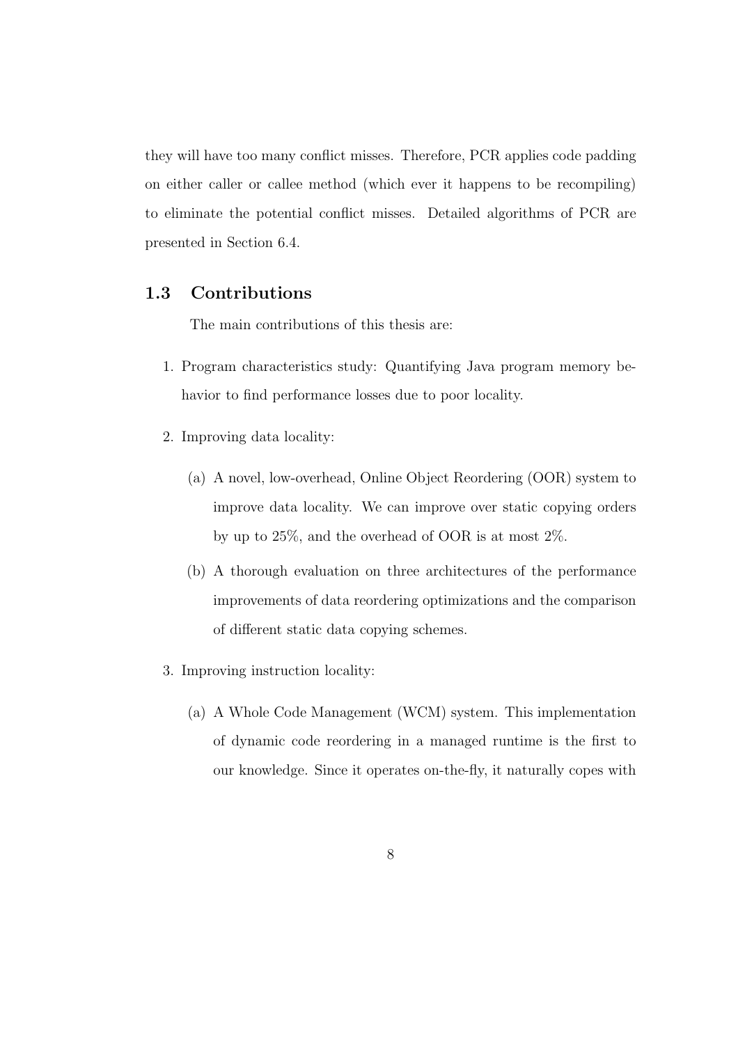they will have too many conflict misses. Therefore, PCR applies code padding on either caller or callee method (which ever it happens to be recompiling) to eliminate the potential conflict misses. Detailed algorithms of PCR are presented in Section 6.4.

## 1.3 Contributions

The main contributions of this thesis are:

1. Program characteristics study: Quantifying Java program memory behavior to find performance losses due to poor locality.

2. Improving data locality:

   (a) A novel, low-overhead, Online Object Reordering (OOR) system to improve data locality. We can improve over static copying orders by up to 25%, and the overhead of OOR is at most 2%.

   (b) A thorough evaluation on three architectures of the performance improvements of data reordering optimizations and the comparison of different static data copying schemes.

3. Improving instruction locality:

   (a) A Whole Code Management (WCM) system. This implementation of dynamic code reordering in a managed runtime is the first to our knowledge. Since it operates on-the-fly, it naturally copes with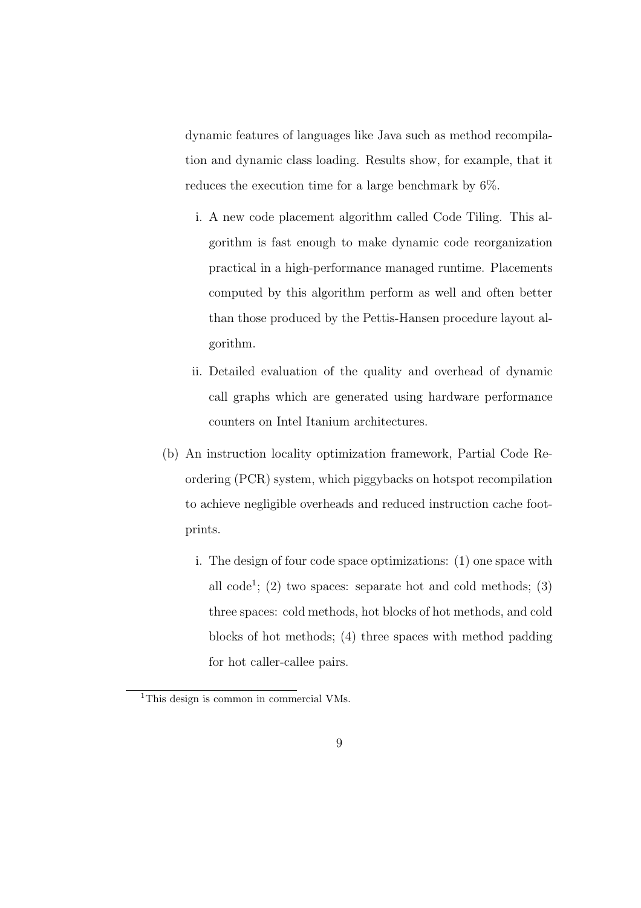dynamic features of languages like Java such as method recompilation and dynamic class loading. Results show, for example, that it reduces the execution time for a large benchmark by 6%.

   i. A new code placement algorithm called Code Tiling. This algorithm is fast enough to make dynamic code reorganization practical in a high-performance managed runtime. Placements computed by this algorithm perform as well and often better than those produced by the Pettis-Hansen procedure layout algorithm.

   ii. Detailed evaluation of the quality and overhead of dynamic call graphs which are generated using hardware performance counters on Intel Itanium architectures.

(b) An instruction locality optimization framework, Partial Code Reordering (PCR) system, which piggybacks on hotspot recompilation to achieve negligible overheads and reduced instruction cache footprints.

   i. The design of four code space optimizations: (1) one space with all code[1]; (2) two spaces: separate hot and cold methods; (3) three spaces: cold methods, hot blocks of hot methods, and cold blocks of hot methods; (4) three spaces with method padding for hot caller-callee pairs.

[1] This design is common in commercial VMs.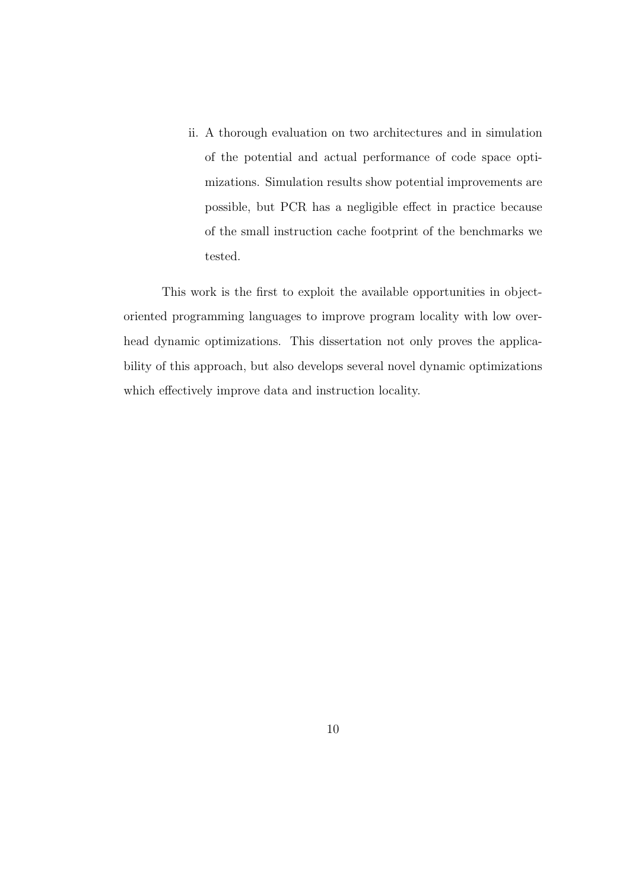ii. A thorough evaluation on two architectures and in simulation of the potential and actual performance of code space optimizations. Simulation results show potential improvements are possible, but PCR has a negligible effect in practice because of the small instruction cache footprint of the benchmarks we tested.

This work is the first to exploit the available opportunities in object-oriented programming languages to improve program locality with low overhead dynamic optimizations. This dissertation not only proves the applicability of this approach, but also develops several novel dynamic optimizations which effectively improve data and instruction locality.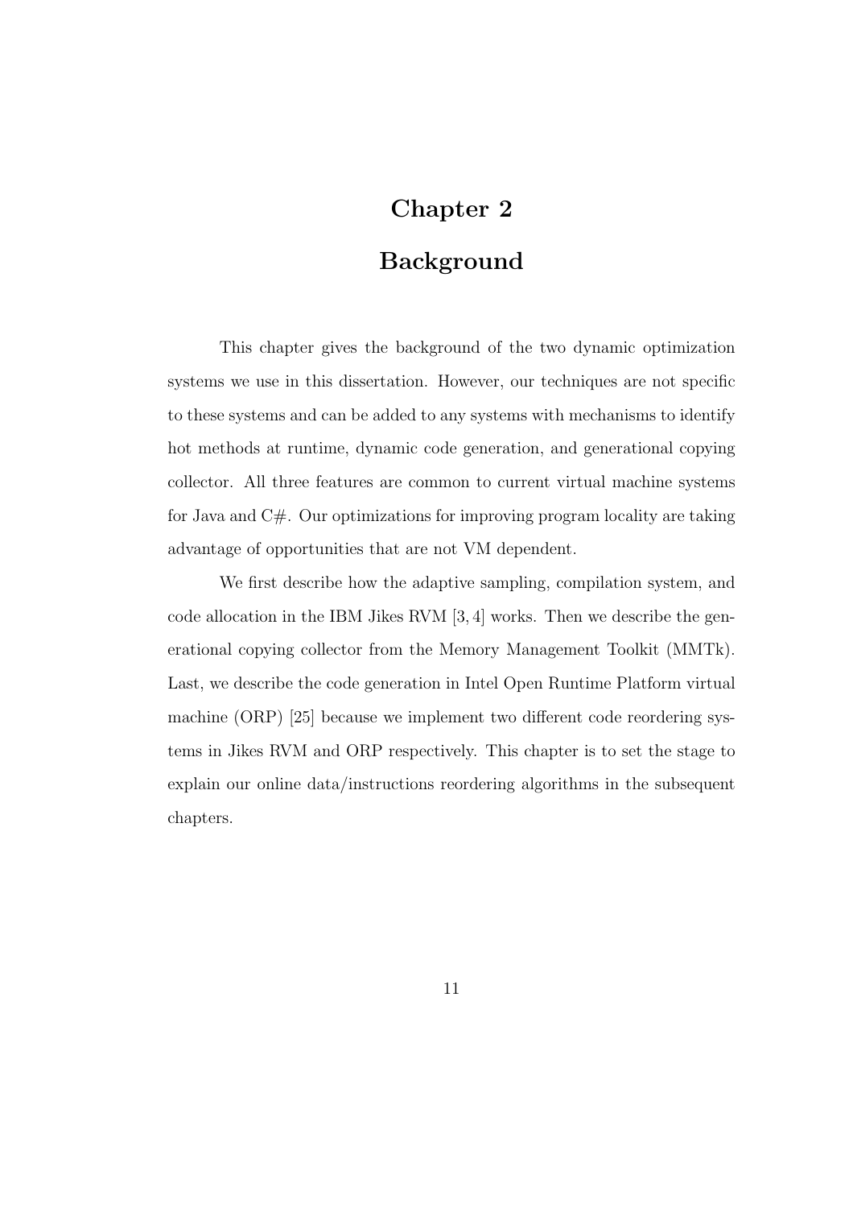# Chapter 2

# Background

This chapter gives the background of the two dynamic optimization systems we use in this dissertation. However, our techniques are not specific to these systems and can be added to any systems with mechanisms to identify hot methods at runtime, dynamic code generation, and generational copying collector. All three features are common to current virtual machine systems for Java and C#. Our optimizations for improving program locality are taking advantage of opportunities that are not VM dependent.

We first describe how the adaptive sampling, compilation system, and code allocation in the IBM Jikes RVM [3, 4] works. Then we describe the generational copying collector from the Memory Management Toolkit (MMTk). Last, we describe the code generation in Intel Open Runtime Platform virtual machine (ORP) [25] because we implement two different code reordering systems in Jikes RVM and ORP respectively. This chapter is to set the stage to explain our online data/instructions reordering algorithms in the subsequent chapters.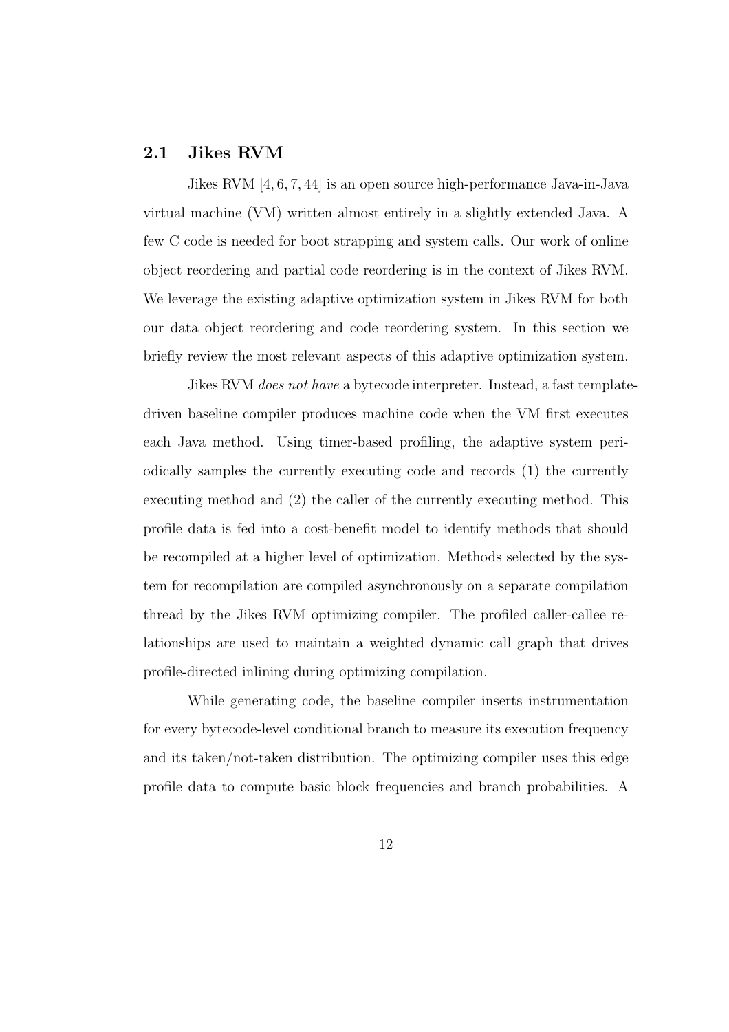## 2.1 Jikes RVM

Jikes RVM [4, 6, 7, 44] is an open source high-performance Java-in-Java virtual machine (VM) written almost entirely in a slightly extended Java. A few C code is needed for boot strapping and system calls. Our work of online object reordering and partial code reordering is in the context of Jikes RVM. We leverage the existing adaptive optimization system in Jikes RVM for both our data object reordering and code reordering system. In this section we briefly review the most relevant aspects of this adaptive optimization system.

Jikes RVM *does not have* a bytecode interpreter. Instead, a fast template-driven baseline compiler produces machine code when the VM first executes each Java method. Using timer-based profiling, the adaptive system periodically samples the currently executing code and records (1) the currently executing method and (2) the caller of the currently executing method. This profile data is fed into a cost-benefit model to identify methods that should be recompiled at a higher level of optimization. Methods selected by the system for recompilation are compiled asynchronously on a separate compilation thread by the Jikes RVM optimizing compiler. The profiled caller-callee relationships are used to maintain a weighted dynamic call graph that drives profile-directed inlining during optimizing compilation.

While generating code, the baseline compiler inserts instrumentation for every bytecode-level conditional branch to measure its execution frequency and its taken/not-taken distribution. The optimizing compiler uses this edge profile data to compute basic block frequencies and branch probabilities. A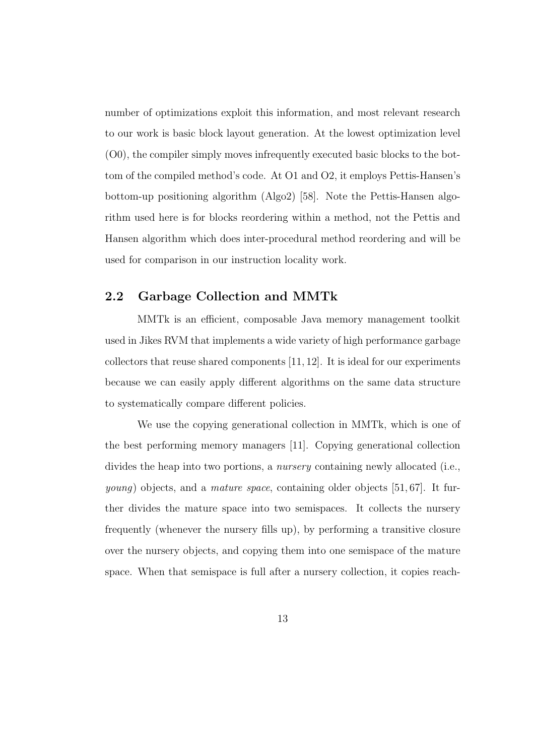number of optimizations exploit this information, and most relevant research to our work is basic block layout generation. At the lowest optimization level (O0), the compiler simply moves infrequently executed basic blocks to the bottom of the compiled method's code. At O1 and O2, it employs Pettis-Hansen's bottom-up positioning algorithm (Algo2) [58]. Note the Pettis-Hansen algorithm used here is for blocks reordering within a method, not the Pettis and Hansen algorithm which does inter-procedural method reordering and will be used for comparison in our instruction locality work.

## 2.2 Garbage Collection and MMTk

MMTk is an efficient, composable Java memory management toolkit used in Jikes RVM that implements a wide variety of high performance garbage collectors that reuse shared components [11, 12]. It is ideal for our experiments because we can easily apply different algorithms on the same data structure to systematically compare different policies.

We use the copying generational collection in MMTk, which is one of the best performing memory managers [11]. Copying generational collection divides the heap into two portions, a *nursery* containing newly allocated (i.e., *young*) objects, and a *mature space*, containing older objects [51, 67]. It further divides the mature space into two semispaces. It collects the nursery frequently (whenever the nursery fills up), by performing a transitive closure over the nursery objects, and copying them into one semispace of the mature space. When that semispace is full after a nursery collection, it copies reach-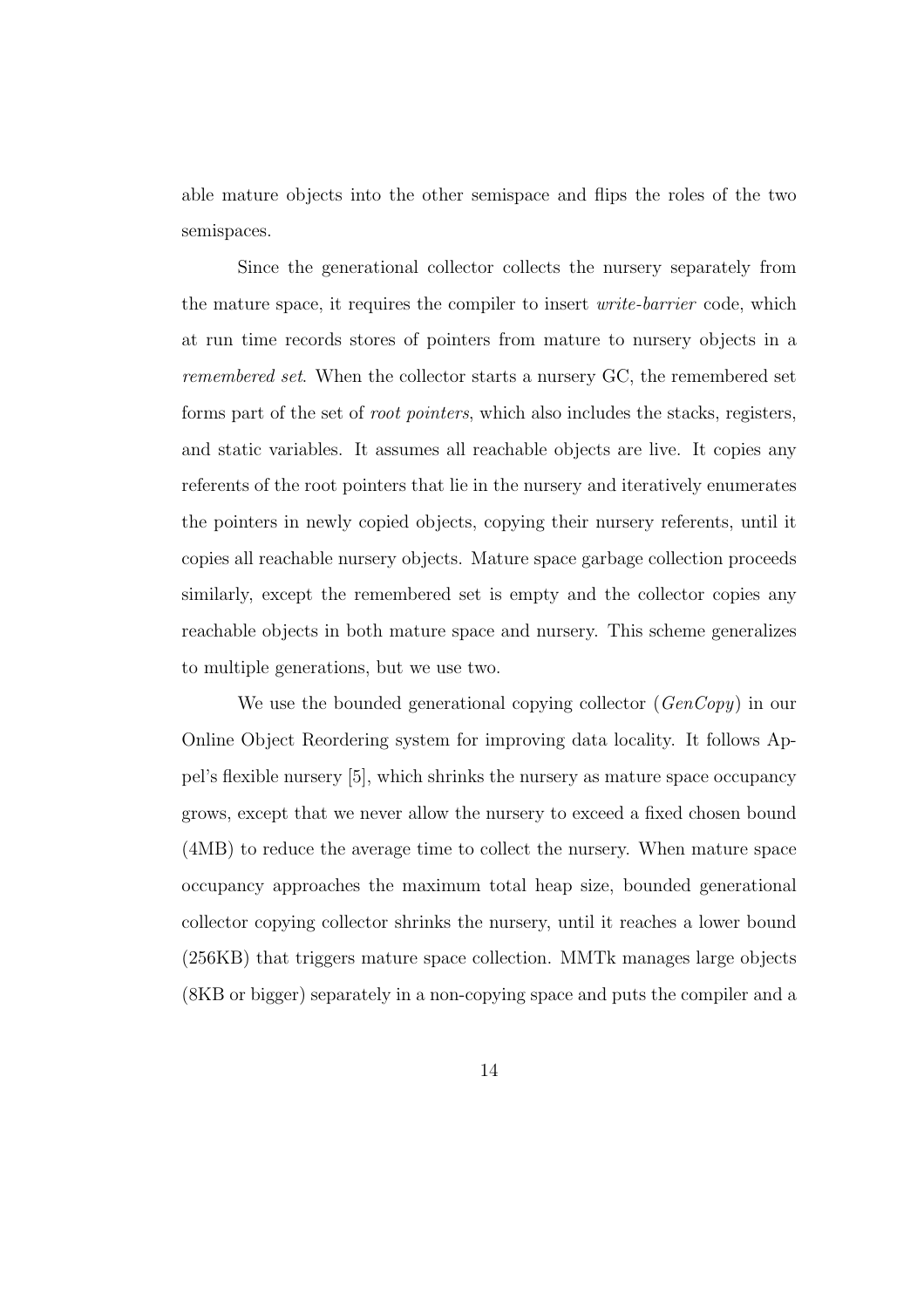able mature objects into the other semispace and flips the roles of the two semispaces.

Since the generational collector collects the nursery separately from the mature space, it requires the compiler to insert *write-barrier* code, which at run time records stores of pointers from mature to nursery objects in a *remembered set*. When the collector starts a nursery GC, the remembered set forms part of the set of *root pointers*, which also includes the stacks, registers, and static variables. It assumes all reachable objects are live. It copies any referents of the root pointers that lie in the nursery and iteratively enumerates the pointers in newly copied objects, copying their nursery referents, until it copies all reachable nursery objects. Mature space garbage collection proceeds similarly, except the remembered set is empty and the collector copies any reachable objects in both mature space and nursery. This scheme generalizes to multiple generations, but we use two.

We use the bounded generational copying collector (*GenCopy*) in our Online Object Reordering system for improving data locality. It follows Appel's flexible nursery [5], which shrinks the nursery as mature space occupancy grows, except that we never allow the nursery to exceed a fixed chosen bound (4MB) to reduce the average time to collect the nursery. When mature space occupancy approaches the maximum total heap size, bounded generational collector copying collector shrinks the nursery, until it reaches a lower bound (256KB) that triggers mature space collection. MMTk manages large objects (8KB or bigger) separately in a non-copying space and puts the compiler and a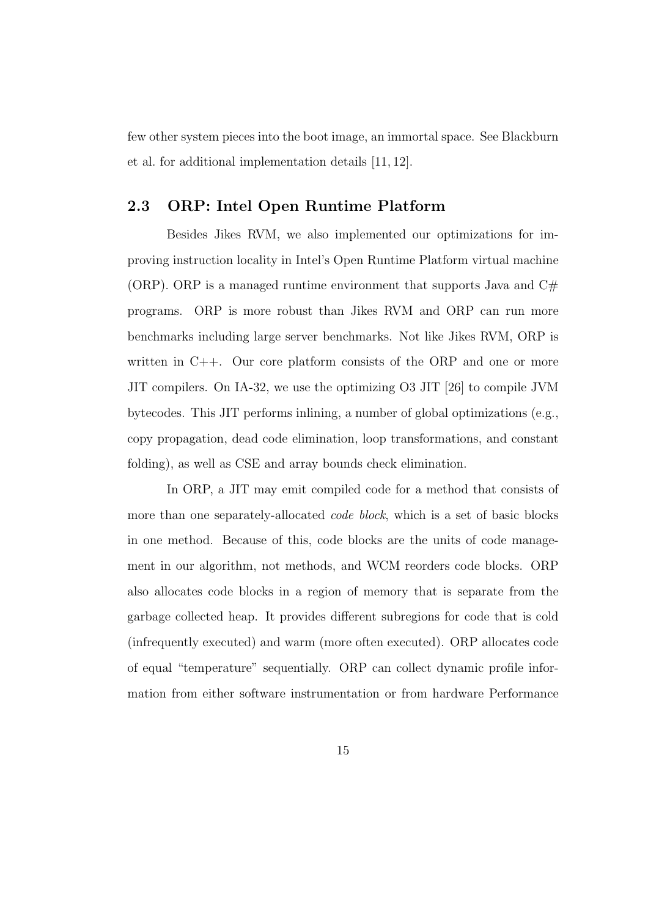few other system pieces into the boot image, an immortal space. See Blackburn et al. for additional implementation details [11, 12].

## 2.3 ORP: Intel Open Runtime Platform

Besides Jikes RVM, we also implemented our optimizations for improving instruction locality in Intel's Open Runtime Platform virtual machine (ORP). ORP is a managed runtime environment that supports Java and C# programs. ORP is more robust than Jikes RVM and ORP can run more benchmarks including large server benchmarks. Not like Jikes RVM, ORP is written in C++. Our core platform consists of the ORP and one or more JIT compilers. On IA-32, we use the optimizing O3 JIT [26] to compile JVM bytecodes. This JIT performs inlining, a number of global optimizations (e.g., copy propagation, dead code elimination, loop transformations, and constant folding), as well as CSE and array bounds check elimination.

In ORP, a JIT may emit compiled code for a method that consists of more than one separately-allocated *code block*, which is a set of basic blocks in one method. Because of this, code blocks are the units of code management in our algorithm, not methods, and WCM reorders code blocks. ORP also allocates code blocks in a region of memory that is separate from the garbage collected heap. It provides different subregions for code that is cold (infrequently executed) and warm (more often executed). ORP allocates code of equal "temperature" sequentially. ORP can collect dynamic profile information from either software instrumentation or from hardware Performance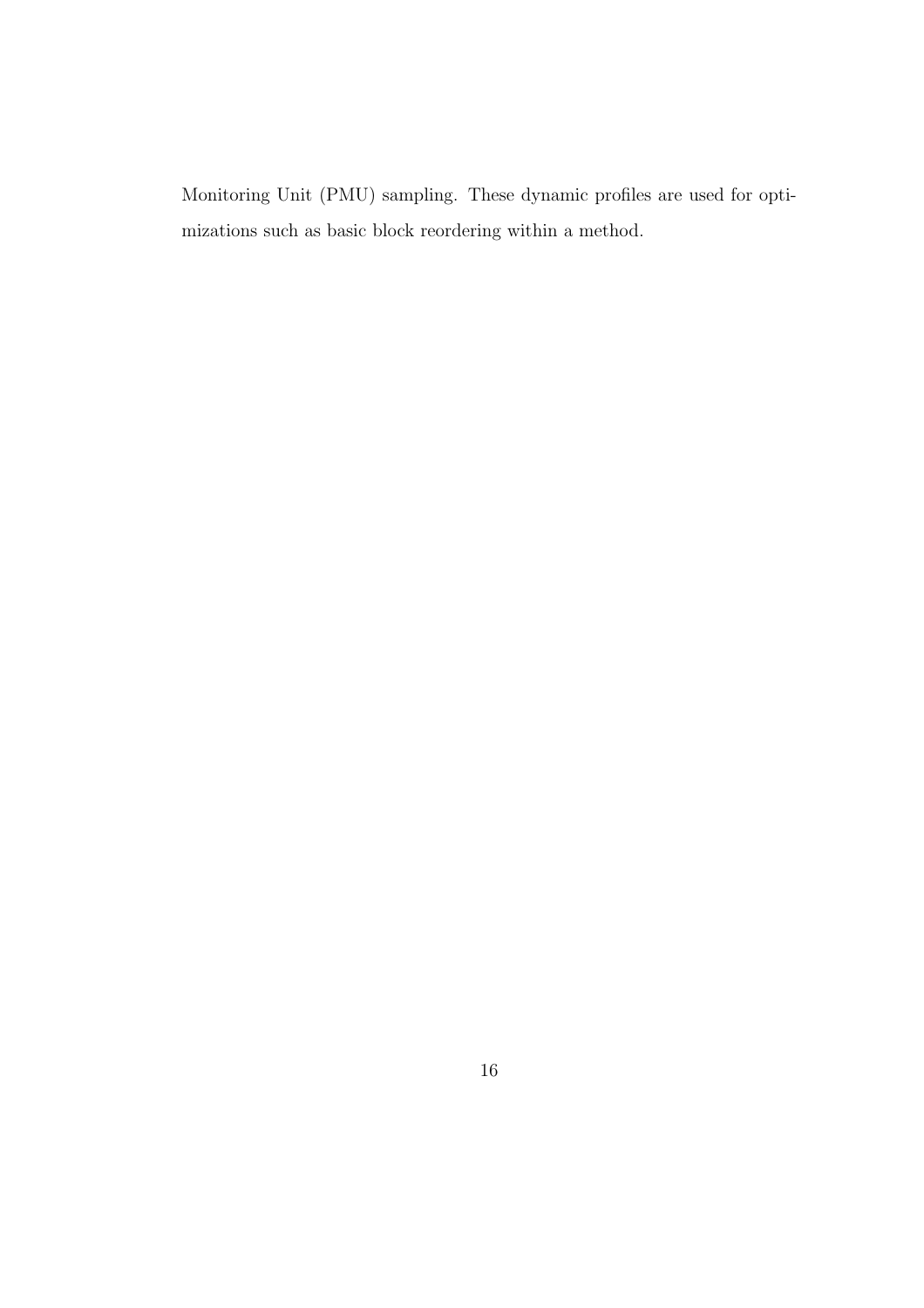Monitoring Unit (PMU) sampling. These dynamic profiles are used for optimizations such as basic block reordering within a method.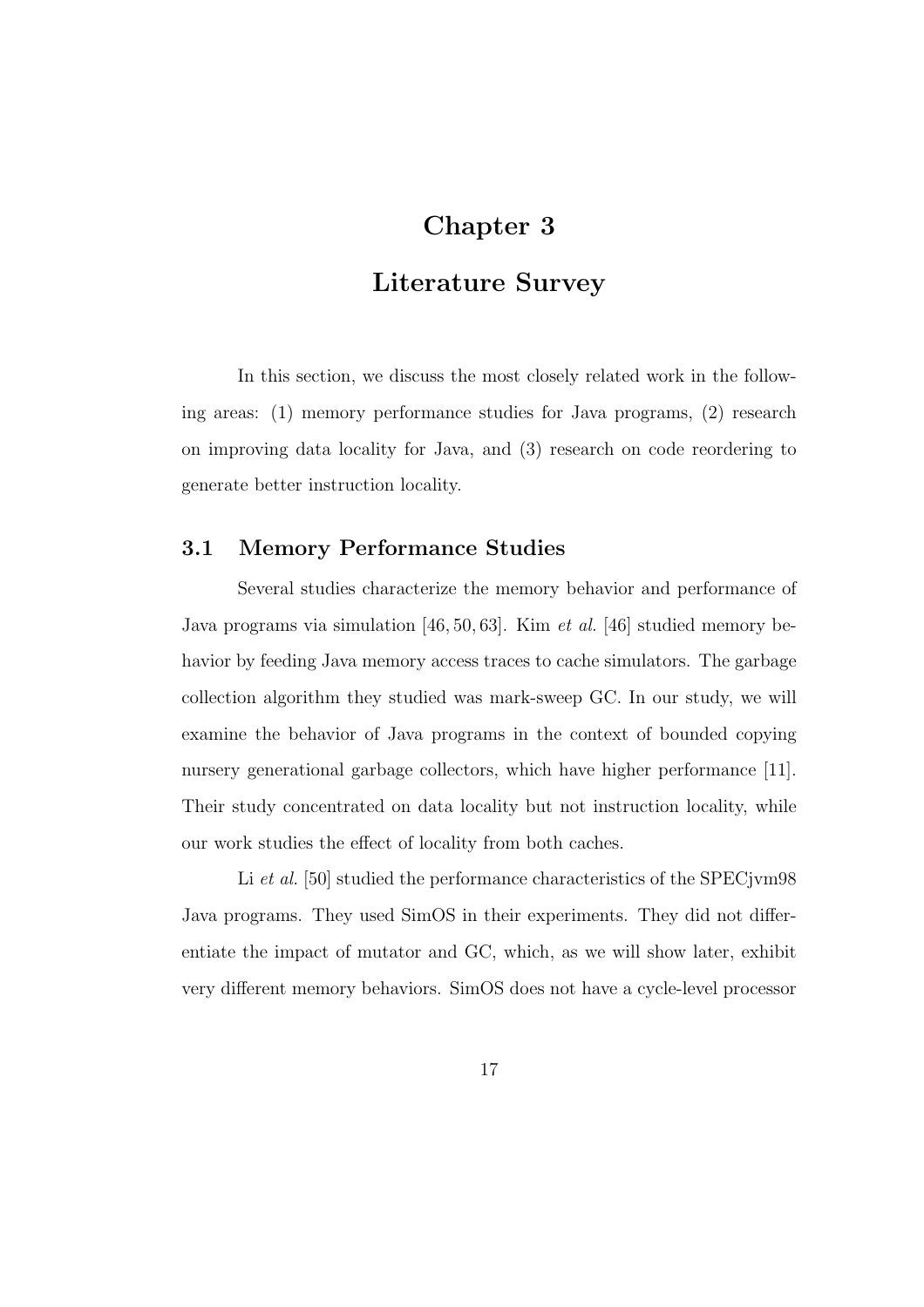# Chapter 3

# Literature Survey

In this section, we discuss the most closely related work in the following areas: (1) memory performance studies for Java programs, (2) research on improving data locality for Java, and (3) research on code reordering to generate better instruction locality.

## 3.1 Memory Performance Studies

Several studies characterize the memory behavior and performance of Java programs via simulation [46, 50, 63]. Kim *et al.* [46] studied memory behavior by feeding Java memory access traces to cache simulators. The garbage collection algorithm they studied was mark-sweep GC. In our study, we will examine the behavior of Java programs in the context of bounded copying nursery generational garbage collectors, which have higher performance [11]. Their study concentrated on data locality but not instruction locality, while our work studies the effect of locality from both caches.

Li *et al.* [50] studied the performance characteristics of the SPECjvm98 Java programs. They used SimOS in their experiments. They did not differentiate the impact of mutator and GC, which, as we will show later, exhibit very different memory behaviors. SimOS does not have a cycle-level processor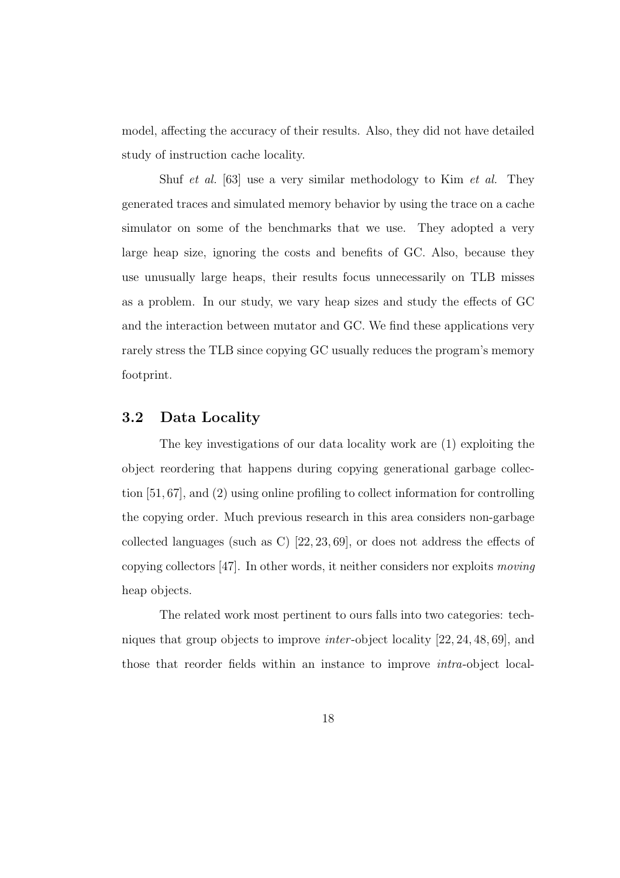model, affecting the accuracy of their results. Also, they did not have detailed study of instruction cache locality.

Shuf *et al.* [63] use a very similar methodology to Kim *et al.* They generated traces and simulated memory behavior by using the trace on a cache simulator on some of the benchmarks that we use. They adopted a very large heap size, ignoring the costs and benefits of GC. Also, because they use unusually large heaps, their results focus unnecessarily on TLB misses as a problem. In our study, we vary heap sizes and study the effects of GC and the interaction between mutator and GC. We find these applications very rarely stress the TLB since copying GC usually reduces the program's memory footprint.

## 3.2 Data Locality

The key investigations of our data locality work are (1) exploiting the object reordering that happens during copying generational garbage collection [51, 67], and (2) using online profiling to collect information for controlling the copying order. Much previous research in this area considers non-garbage collected languages (such as C) [22, 23, 69], or does not address the effects of copying collectors [47]. In other words, it neither considers nor exploits *moving* heap objects.

The related work most pertinent to ours falls into two categories: techniques that group objects to improve *inter*-object locality [22, 24, 48, 69], and those that reorder fields within an instance to improve *intra*-object local-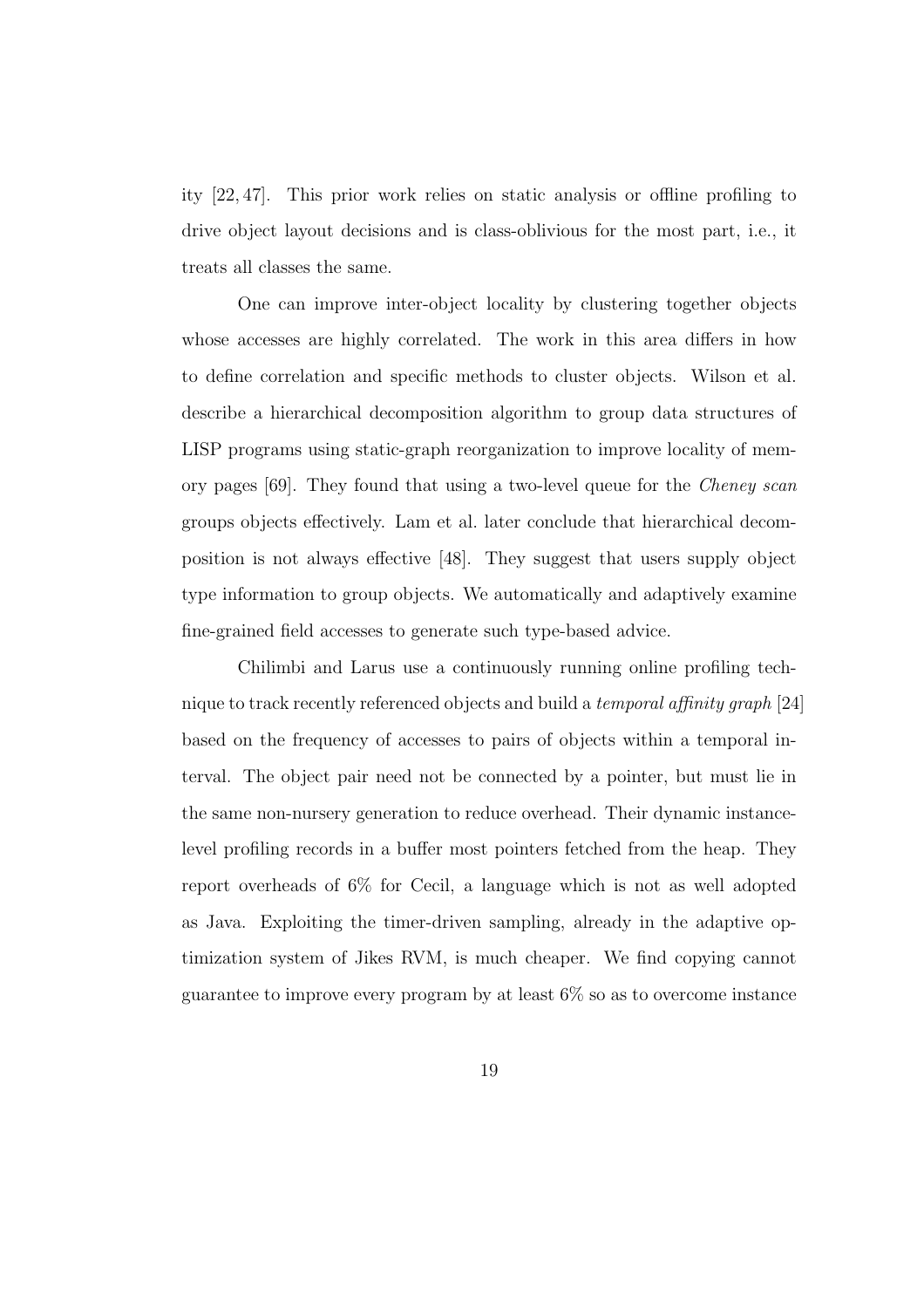ity [22, 47]. This prior work relies on static analysis or offline profiling to drive object layout decisions and is class-oblivious for the most part, i.e., it treats all classes the same.

One can improve inter-object locality by clustering together objects whose accesses are highly correlated. The work in this area differs in how to define correlation and specific methods to cluster objects. Wilson et al. describe a hierarchical decomposition algorithm to group data structures of LISP programs using static-graph reorganization to improve locality of memory pages [69]. They found that using a two-level queue for the *Cheney scan* groups objects effectively. Lam et al. later conclude that hierarchical decomposition is not always effective [48]. They suggest that users supply object type information to group objects. We automatically and adaptively examine fine-grained field accesses to generate such type-based advice.

Chilimbi and Larus use a continuously running online profiling technique to track recently referenced objects and build a *temporal affinity graph* [24] based on the frequency of accesses to pairs of objects within a temporal interval. The object pair need not be connected by a pointer, but must lie in the same non-nursery generation to reduce overhead. Their dynamic instance-level profiling records in a buffer most pointers fetched from the heap. They report overheads of 6% for Cecil, a language which is not as well adopted as Java. Exploiting the timer-driven sampling, already in the adaptive optimization system of Jikes RVM, is much cheaper. We find copying cannot guarantee to improve every program by at least 6% so as to overcome instance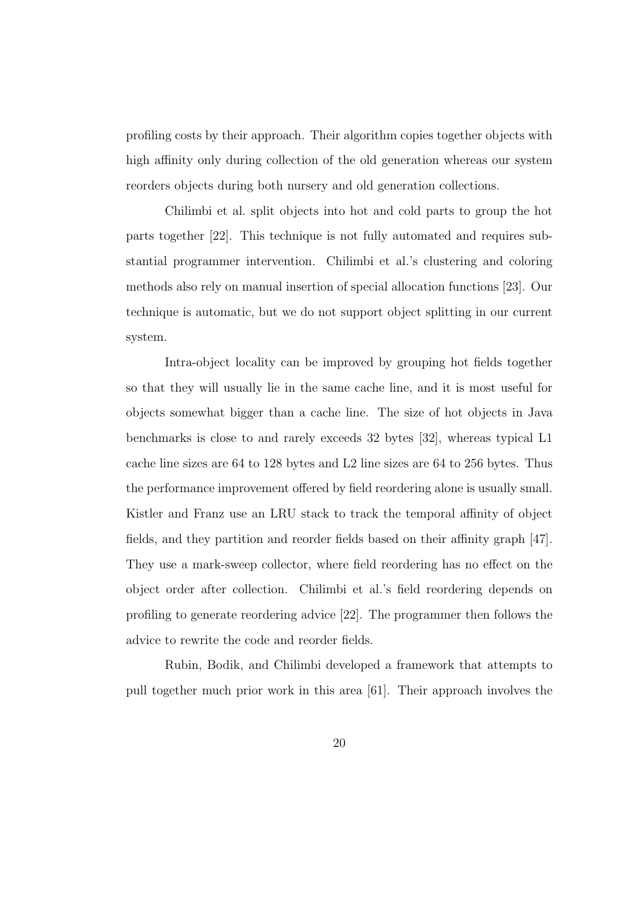profiling costs by their approach. Their algorithm copies together objects with high affinity only during collection of the old generation whereas our system reorders objects during both nursery and old generation collections.

Chilimbi et al. split objects into hot and cold parts to group the hot parts together [22]. This technique is not fully automated and requires substantial programmer intervention. Chilimbi et al.'s clustering and coloring methods also rely on manual insertion of special allocation functions [23]. Our technique is automatic, but we do not support object splitting in our current system.

Intra-object locality can be improved by grouping hot fields together so that they will usually lie in the same cache line, and it is most useful for objects somewhat bigger than a cache line. The size of hot objects in Java benchmarks is close to and rarely exceeds 32 bytes [32], whereas typical L1 cache line sizes are 64 to 128 bytes and L2 line sizes are 64 to 256 bytes. Thus the performance improvement offered by field reordering alone is usually small. Kistler and Franz use an LRU stack to track the temporal affinity of object fields, and they partition and reorder fields based on their affinity graph [47]. They use a mark-sweep collector, where field reordering has no effect on the object order after collection. Chilimbi et al.'s field reordering depends on profiling to generate reordering advice [22]. The programmer then follows the advice to rewrite the code and reorder fields.

Rubin, Bodik, and Chilimbi developed a framework that attempts to pull together much prior work in this area [61]. Their approach involves the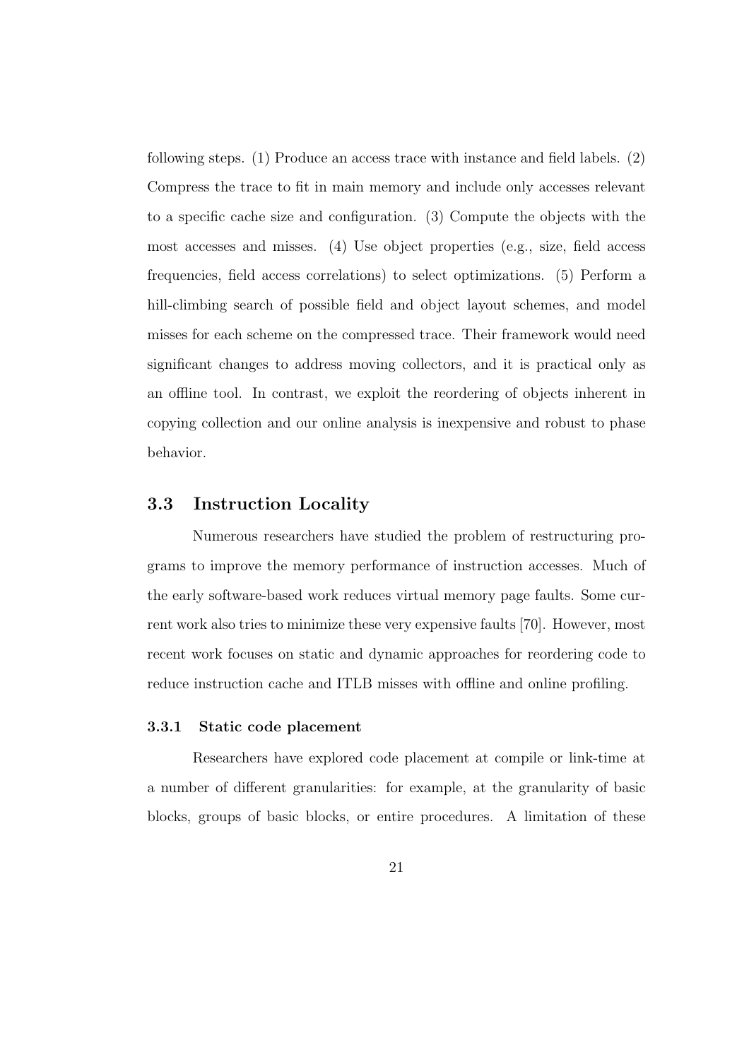following steps. (1) Produce an access trace with instance and field labels. (2) Compress the trace to fit in main memory and include only accesses relevant to a specific cache size and configuration. (3) Compute the objects with the most accesses and misses. (4) Use object properties (e.g., size, field access frequencies, field access correlations) to select optimizations. (5) Perform a hill-climbing search of possible field and object layout schemes, and model misses for each scheme on the compressed trace. Their framework would need significant changes to address moving collectors, and it is practical only as an offline tool. In contrast, we exploit the reordering of objects inherent in copying collection and our online analysis is inexpensive and robust to phase behavior.

## 3.3 Instruction Locality

Numerous researchers have studied the problem of restructuring programs to improve the memory performance of instruction accesses. Much of the early software-based work reduces virtual memory page faults. Some current work also tries to minimize these very expensive faults [70]. However, most recent work focuses on static and dynamic approaches for reordering code to reduce instruction cache and ITLB misses with offline and online profiling.

### 3.3.1 Static code placement

Researchers have explored code placement at compile or link-time at a number of different granularities: for example, at the granularity of basic blocks, groups of basic blocks, or entire procedures. A limitation of these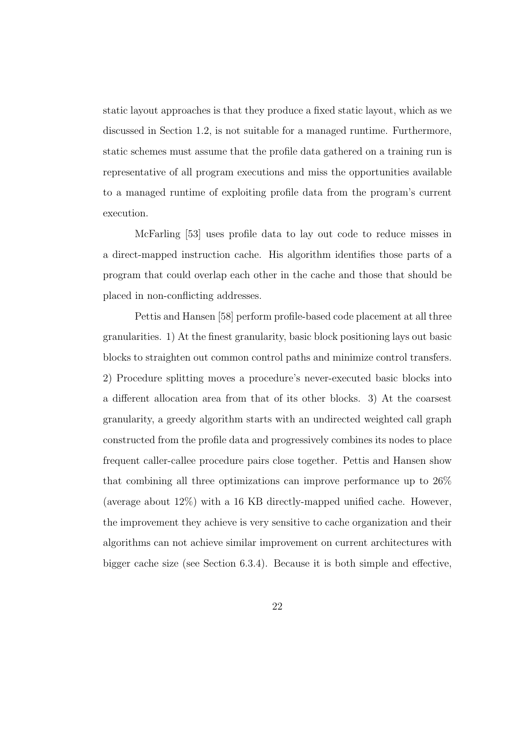static layout approaches is that they produce a fixed static layout, which as we discussed in Section 1.2, is not suitable for a managed runtime. Furthermore, static schemes must assume that the profile data gathered on a training run is representative of all program executions and miss the opportunities available to a managed runtime of exploiting profile data from the program's current execution.

McFarling [53] uses profile data to lay out code to reduce misses in a direct-mapped instruction cache. His algorithm identifies those parts of a program that could overlap each other in the cache and those that should be placed in non-conflicting addresses.

Pettis and Hansen [58] perform profile-based code placement at all three granularities. 1) At the finest granularity, basic block positioning lays out basic blocks to straighten out common control paths and minimize control transfers. 2) Procedure splitting moves a procedure's never-executed basic blocks into a different allocation area from that of its other blocks. 3) At the coarsest granularity, a greedy algorithm starts with an undirected weighted call graph constructed from the profile data and progressively combines its nodes to place frequent caller-callee procedure pairs close together. Pettis and Hansen show that combining all three optimizations can improve performance up to 26% (average about 12%) with a 16 KB directly-mapped unified cache. However, the improvement they achieve is very sensitive to cache organization and their algorithms can not achieve similar improvement on current architectures with bigger cache size (see Section 6.3.4). Because it is both simple and effective,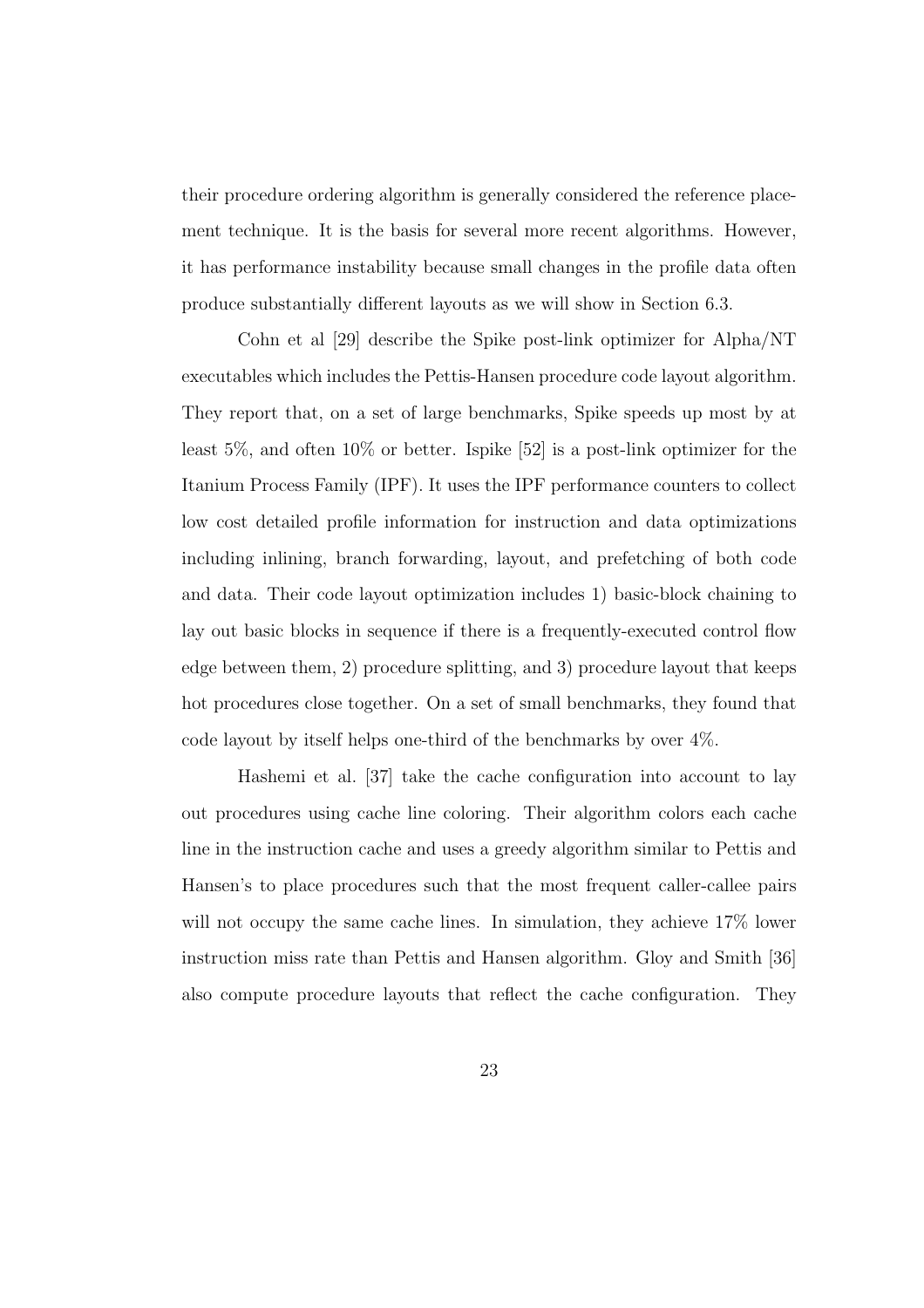their procedure ordering algorithm is generally considered the reference placement technique. It is the basis for several more recent algorithms. However, it has performance instability because small changes in the profile data often produce substantially different layouts as we will show in Section 6.3.

Cohn et al [29] describe the Spike post-link optimizer for Alpha/NT executables which includes the Pettis-Hansen procedure code layout algorithm. They report that, on a set of large benchmarks, Spike speeds up most by at least 5%, and often 10% or better. Ispike [52] is a post-link optimizer for the Itanium Process Family (IPF). It uses the IPF performance counters to collect low cost detailed profile information for instruction and data optimizations including inlining, branch forwarding, layout, and prefetching of both code and data. Their code layout optimization includes 1) basic-block chaining to lay out basic blocks in sequence if there is a frequently-executed control flow edge between them, 2) procedure splitting, and 3) procedure layout that keeps hot procedures close together. On a set of small benchmarks, they found that code layout by itself helps one-third of the benchmarks by over 4%.

Hashemi et al. [37] take the cache configuration into account to lay out procedures using cache line coloring. Their algorithm colors each cache line in the instruction cache and uses a greedy algorithm similar to Pettis and Hansen's to place procedures such that the most frequent caller-callee pairs will not occupy the same cache lines. In simulation, they achieve 17% lower instruction miss rate than Pettis and Hansen algorithm. Gloy and Smith [36] also compute procedure layouts that reflect the cache configuration. They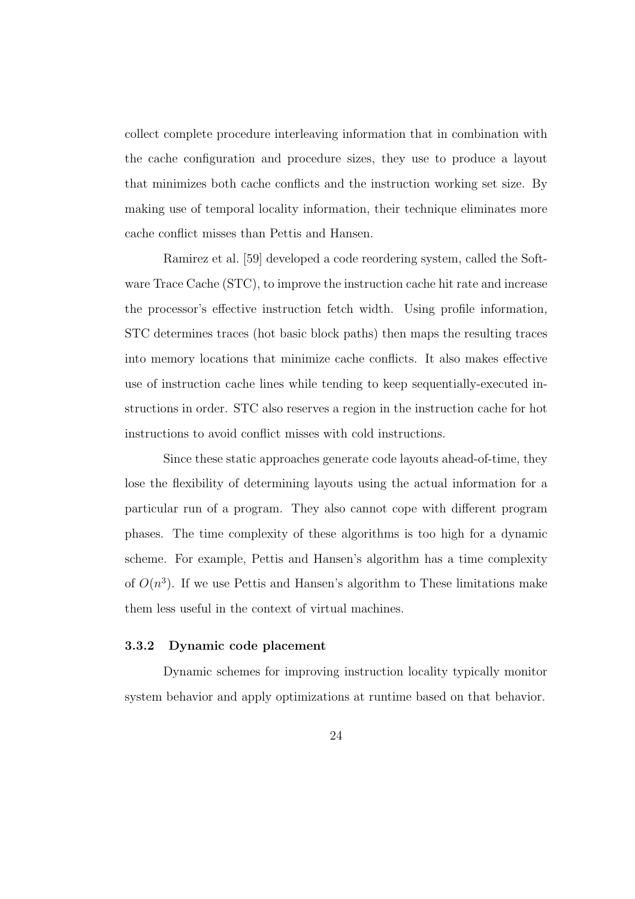collect complete procedure interleaving information that in combination with the cache configuration and procedure sizes, they use to produce a layout that minimizes both cache conflicts and the instruction working set size. By making use of temporal locality information, their technique eliminates more cache conflict misses than Pettis and Hansen.

Ramirez et al. [59] developed a code reordering system, called the Software Trace Cache (STC), to improve the instruction cache hit rate and increase the processor's effective instruction fetch width. Using profile information, STC determines traces (hot basic block paths) then maps the resulting traces into memory locations that minimize cache conflicts. It also makes effective use of instruction cache lines while tending to keep sequentially-executed instructions in order. STC also reserves a region in the instruction cache for hot instructions to avoid conflict misses with cold instructions.

Since these static approaches generate code layouts ahead-of-time, they lose the flexibility of determining layouts using the actual information for a particular run of a program. They also cannot cope with different program phases. The time complexity of these algorithms is too high for a dynamic scheme. For example, Pettis and Hansen's algorithm has a time complexity of $O(n^3)$. If we use Pettis and Hansen's algorithm to These limitations make them less useful in the context of virtual machines.

### 3.3.2 Dynamic code placement

Dynamic schemes for improving instruction locality typically monitor system behavior and apply optimizations at runtime based on that behavior.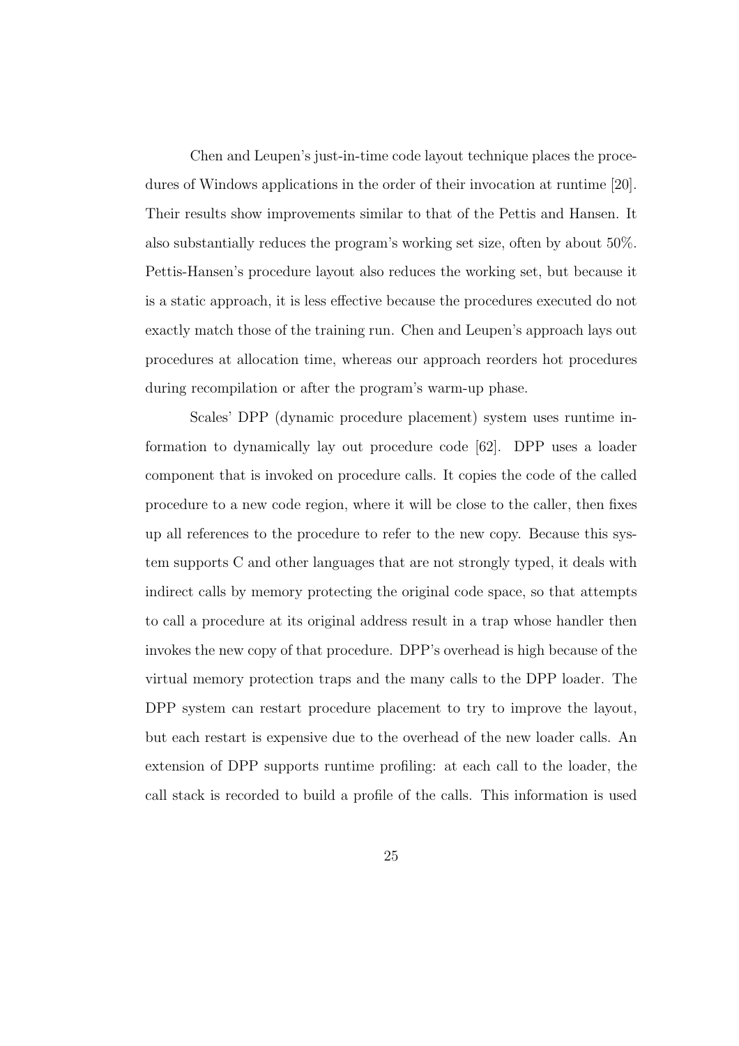Chen and Leupen's just-in-time code layout technique places the procedures of Windows applications in the order of their invocation at runtime [20]. Their results show improvements similar to that of the Pettis and Hansen. It also substantially reduces the program's working set size, often by about 50%. Pettis-Hansen's procedure layout also reduces the working set, but because it is a static approach, it is less effective because the procedures executed do not exactly match those of the training run. Chen and Leupen's approach lays out procedures at allocation time, whereas our approach reorders hot procedures during recompilation or after the program's warm-up phase.

Scales' DPP (dynamic procedure placement) system uses runtime information to dynamically lay out procedure code [62]. DPP uses a loader component that is invoked on procedure calls. It copies the code of the called procedure to a new code region, where it will be close to the caller, then fixes up all references to the procedure to refer to the new copy. Because this system supports C and other languages that are not strongly typed, it deals with indirect calls by memory protecting the original code space, so that attempts to call a procedure at its original address result in a trap whose handler then invokes the new copy of that procedure. DPP's overhead is high because of the virtual memory protection traps and the many calls to the DPP loader. The DPP system can restart procedure placement to try to improve the layout, but each restart is expensive due to the overhead of the new loader calls. An extension of DPP supports runtime profiling: at each call to the loader, the call stack is recorded to build a profile of the calls. This information is used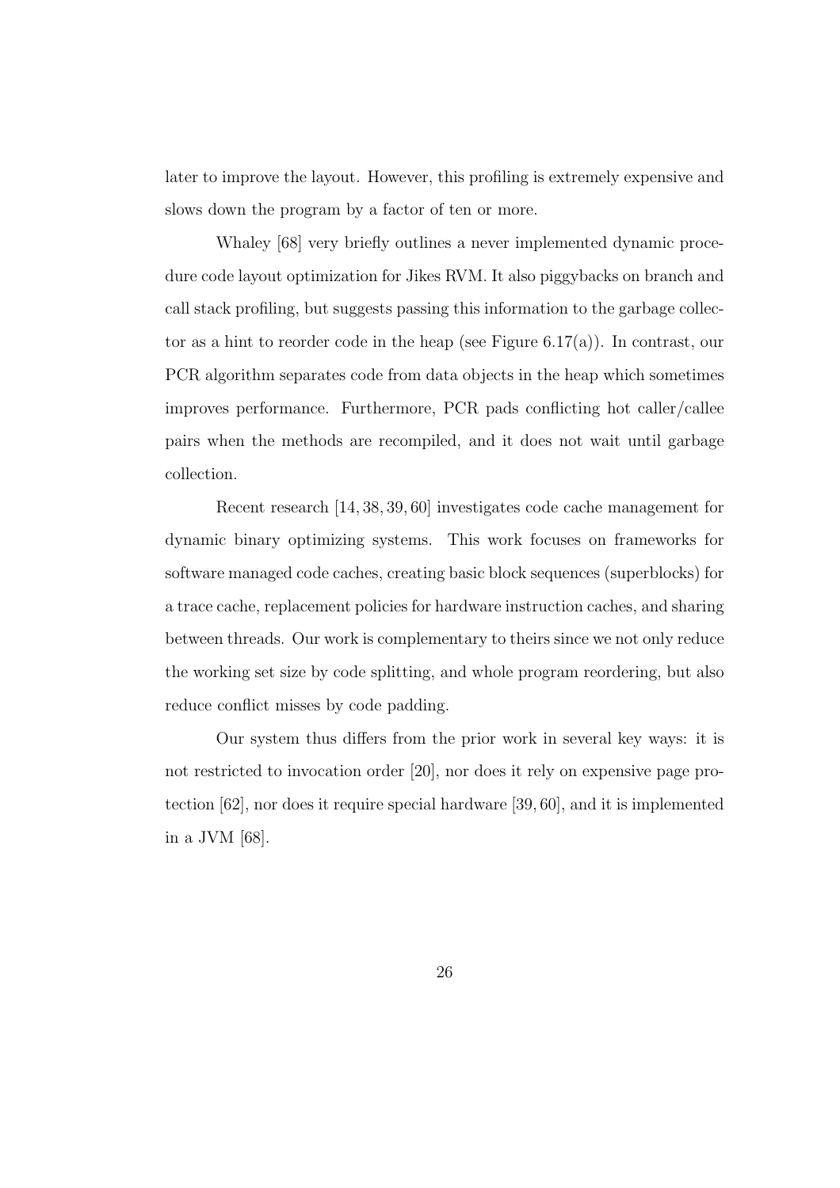later to improve the layout. However, this profiling is extremely expensive and slows down the program by a factor of ten or more.

Whaley [68] very briefly outlines a never implemented dynamic procedure code layout optimization for Jikes RVM. It also piggybacks on branch and call stack profiling, but suggests passing this information to the garbage collector as a hint to reorder code in the heap (see Figure 6.17(a)). In contrast, our PCR algorithm separates code from data objects in the heap which sometimes improves performance. Furthermore, PCR pads conflicting hot caller/callee pairs when the methods are recompiled, and it does not wait until garbage collection.

Recent research [14, 38, 39, 60] investigates code cache management for dynamic binary optimizing systems. This work focuses on frameworks for software managed code caches, creating basic block sequences (superblocks) for a trace cache, replacement policies for hardware instruction caches, and sharing between threads. Our work is complementary to theirs since we not only reduce the working set size by code splitting, and whole program reordering, but also reduce conflict misses by code padding.

Our system thus differs from the prior work in several key ways: it is not restricted to invocation order [20], nor does it rely on expensive page protection [62], nor does it require special hardware [39, 60], and it is implemented in a JVM [68].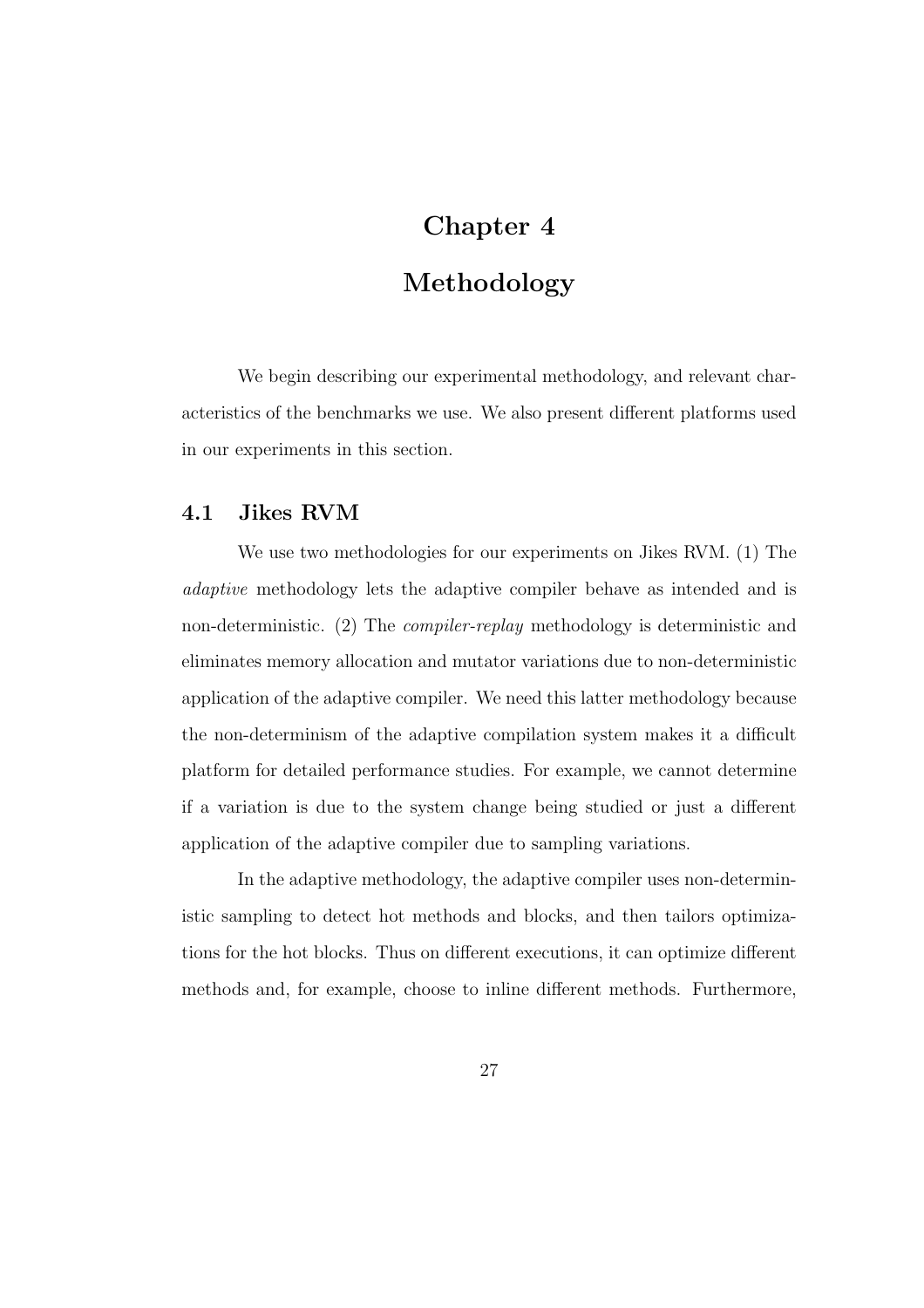# Chapter 4

# Methodology

We begin describing our experimental methodology, and relevant characteristics of the benchmarks we use. We also present different platforms used in our experiments in this section.

## 4.1 Jikes RVM

We use two methodologies for our experiments on Jikes RVM. (1) The *adaptive* methodology lets the adaptive compiler behave as intended and is non-deterministic. (2) The *compiler-replay* methodology is deterministic and eliminates memory allocation and mutator variations due to non-deterministic application of the adaptive compiler. We need this latter methodology because the non-determinism of the adaptive compilation system makes it a difficult platform for detailed performance studies. For example, we cannot determine if a variation is due to the system change being studied or just a different application of the adaptive compiler due to sampling variations.

In the adaptive methodology, the adaptive compiler uses non-deterministic sampling to detect hot methods and blocks, and then tailors optimizations for the hot blocks. Thus on different executions, it can optimize different methods and, for example, choose to inline different methods. Furthermore,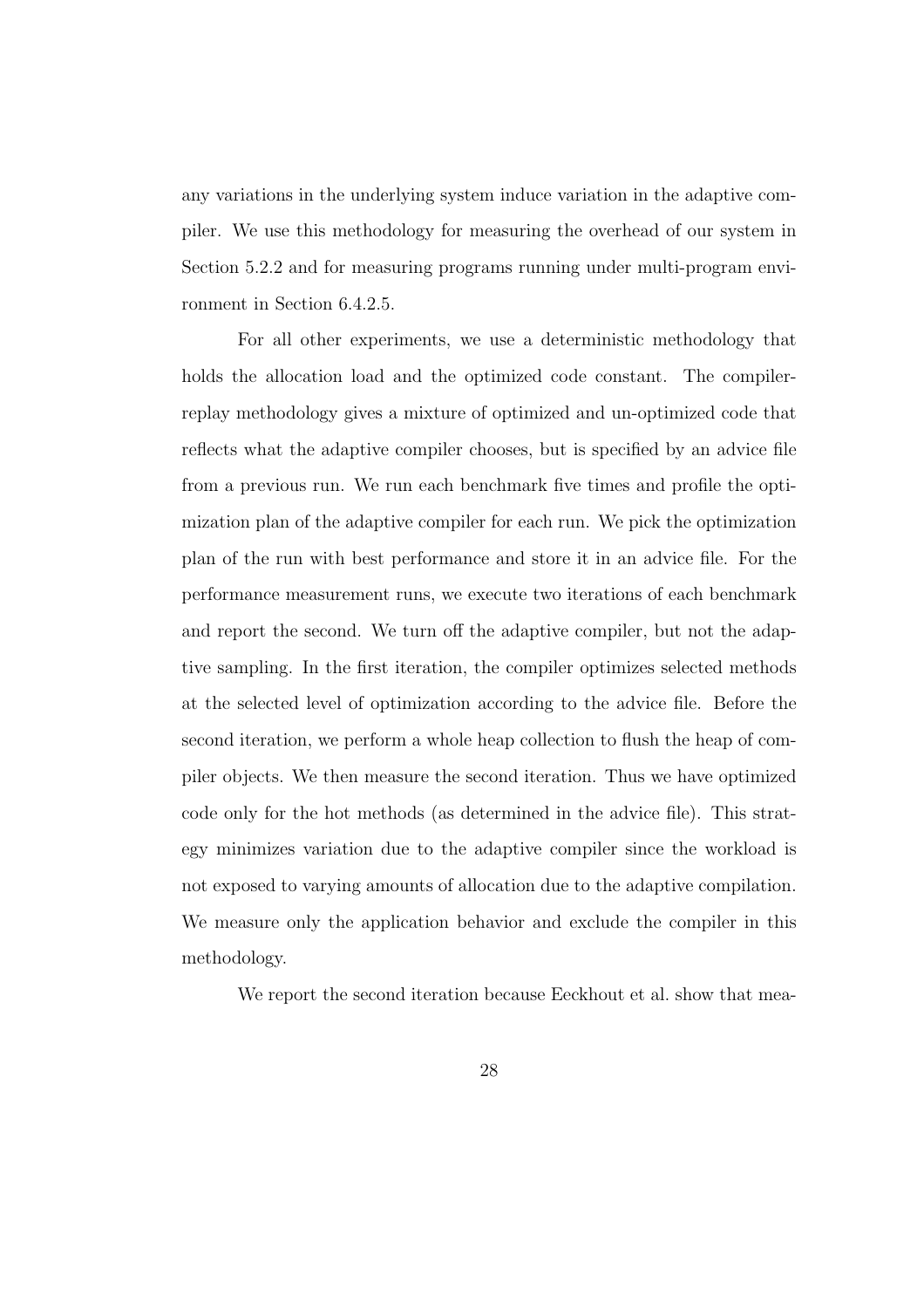any variations in the underlying system induce variation in the adaptive compiler. We use this methodology for measuring the overhead of our system in Section 5.2.2 and for measuring programs running under multi-program environment in Section 6.4.2.5.

For all other experiments, we use a deterministic methodology that holds the allocation load and the optimized code constant. The compiler-replay methodology gives a mixture of optimized and un-optimized code that reflects what the adaptive compiler chooses, but is specified by an advice file from a previous run. We run each benchmark five times and profile the optimization plan of the adaptive compiler for each run. We pick the optimization plan of the run with best performance and store it in an advice file. For the performance measurement runs, we execute two iterations of each benchmark and report the second. We turn off the adaptive compiler, but not the adaptive sampling. In the first iteration, the compiler optimizes selected methods at the selected level of optimization according to the advice file. Before the second iteration, we perform a whole heap collection to flush the heap of compiler objects. We then measure the second iteration. Thus we have optimized code only for the hot methods (as determined in the advice file). This strategy minimizes variation due to the adaptive compiler since the workload is not exposed to varying amounts of allocation due to the adaptive compilation. We measure only the application behavior and exclude the compiler in this methodology.

We report the second iteration because Eeckhout et al. show that mea-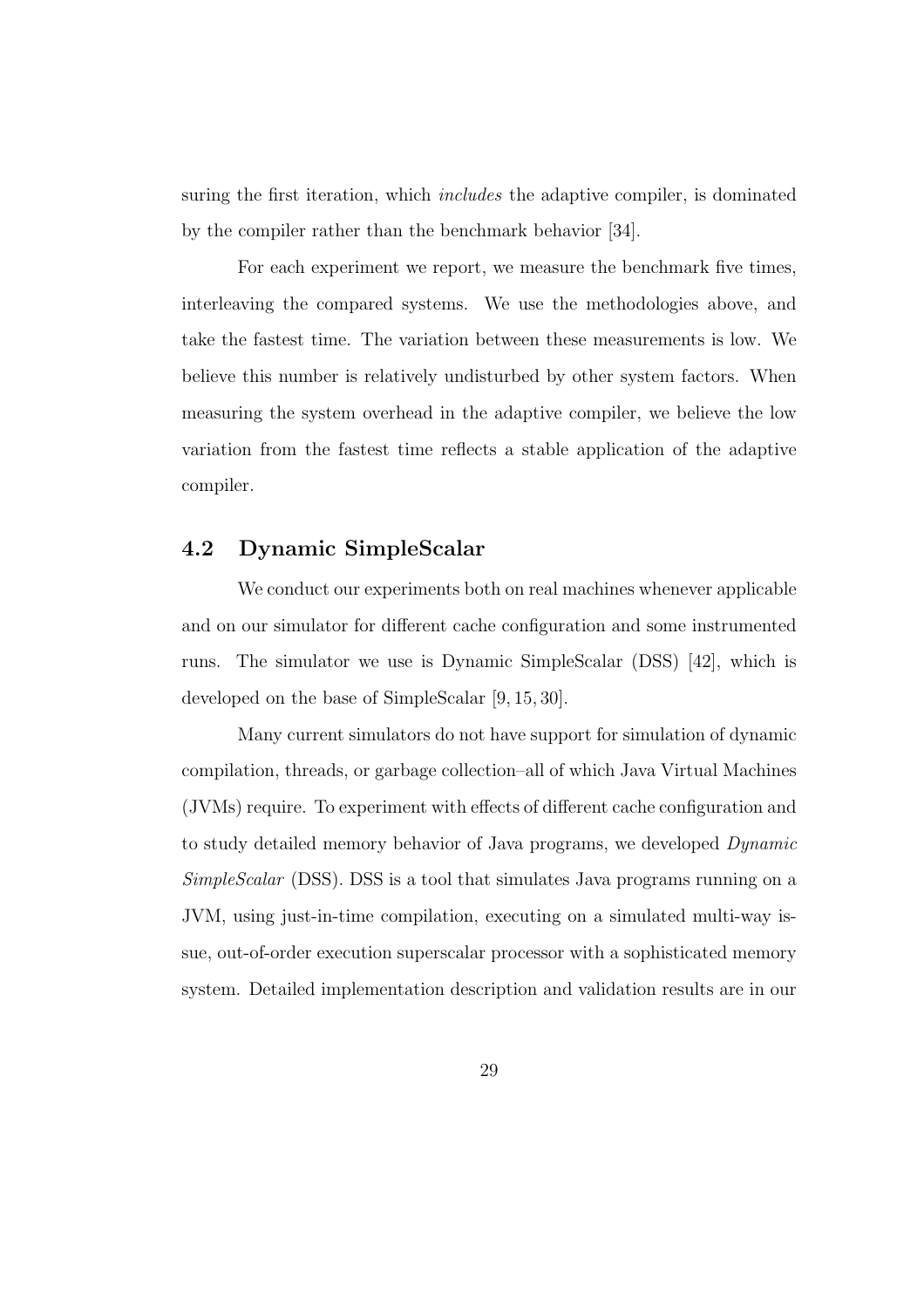suring the first iteration, which *includes* the adaptive compiler, is dominated by the compiler rather than the benchmark behavior [34].

For each experiment we report, we measure the benchmark five times, interleaving the compared systems. We use the methodologies above, and take the fastest time. The variation between these measurements is low. We believe this number is relatively undisturbed by other system factors. When measuring the system overhead in the adaptive compiler, we believe the low variation from the fastest time reflects a stable application of the adaptive compiler.

## 4.2 Dynamic SimpleScalar

We conduct our experiments both on real machines whenever applicable and on our simulator for different cache configuration and some instrumented runs. The simulator we use is Dynamic SimpleScalar (DSS) [42], which is developed on the base of SimpleScalar [9, 15, 30].

Many current simulators do not have support for simulation of dynamic compilation, threads, or garbage collection–all of which Java Virtual Machines (JVMs) require. To experiment with effects of different cache configuration and to study detailed memory behavior of Java programs, we developed *Dynamic SimpleScalar* (DSS). DSS is a tool that simulates Java programs running on a JVM, using just-in-time compilation, executing on a simulated multi-way issue, out-of-order execution superscalar processor with a sophisticated memory system. Detailed implementation description and validation results are in our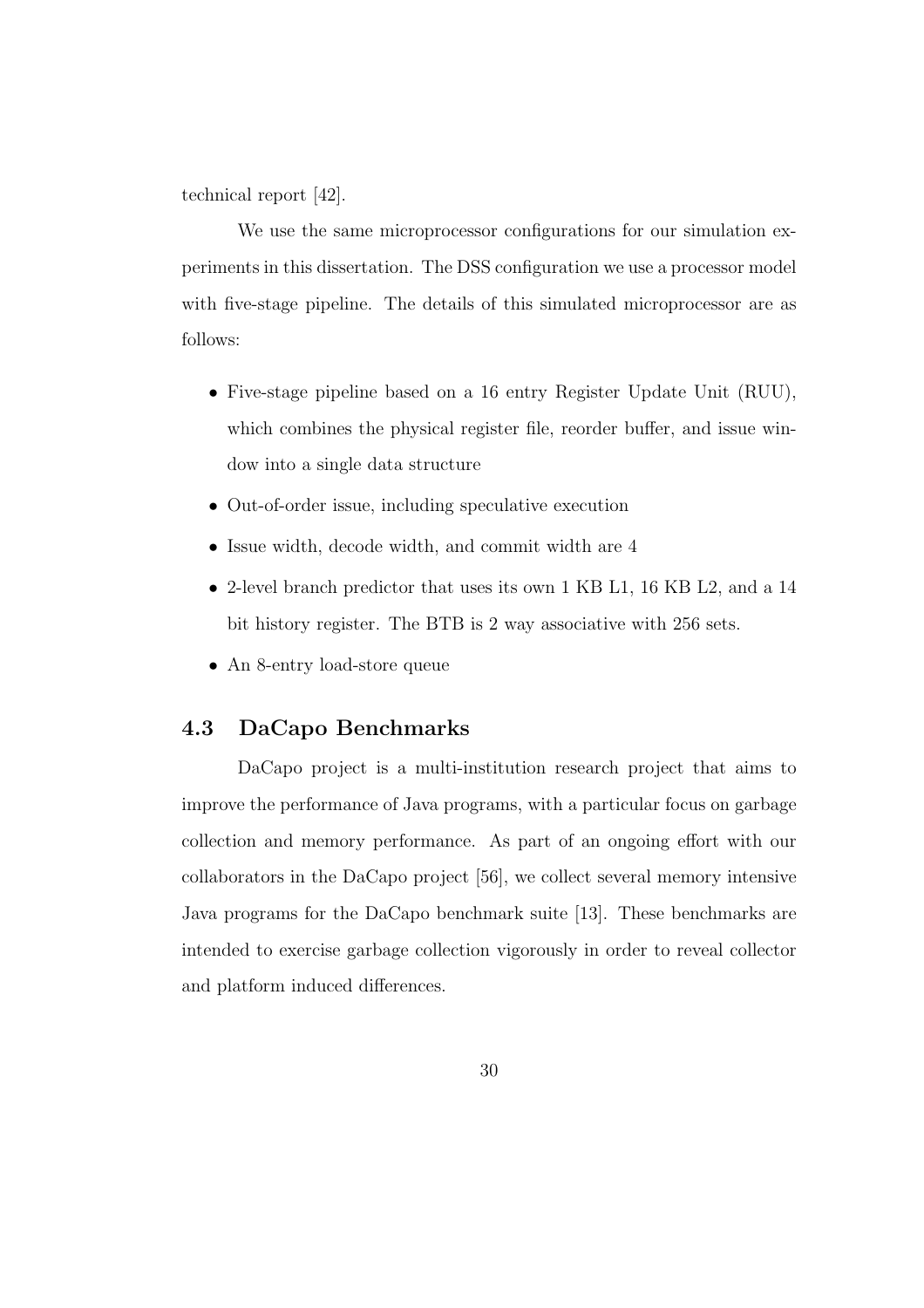technical report [42].

We use the same microprocessor configurations for our simulation experiments in this dissertation. The DSS configuration we use a processor model with five-stage pipeline. The details of this simulated microprocessor are as follows:

- Five-stage pipeline based on a 16 entry Register Update Unit (RUU), which combines the physical register file, reorder buffer, and issue window into a single data structure
- Out-of-order issue, including speculative execution
- Issue width, decode width, and commit width are 4
- 2-level branch predictor that uses its own 1 KB L1, 16 KB L2, and a 14 bit history register. The BTB is 2 way associative with 256 sets.
- An 8-entry load-store queue

## 4.3 DaCapo Benchmarks

DaCapo project is a multi-institution research project that aims to improve the performance of Java programs, with a particular focus on garbage collection and memory performance. As part of an ongoing effort with our collaborators in the DaCapo project [56], we collect several memory intensive Java programs for the DaCapo benchmark suite [13]. These benchmarks are intended to exercise garbage collection vigorously in order to reveal collector and platform induced differences.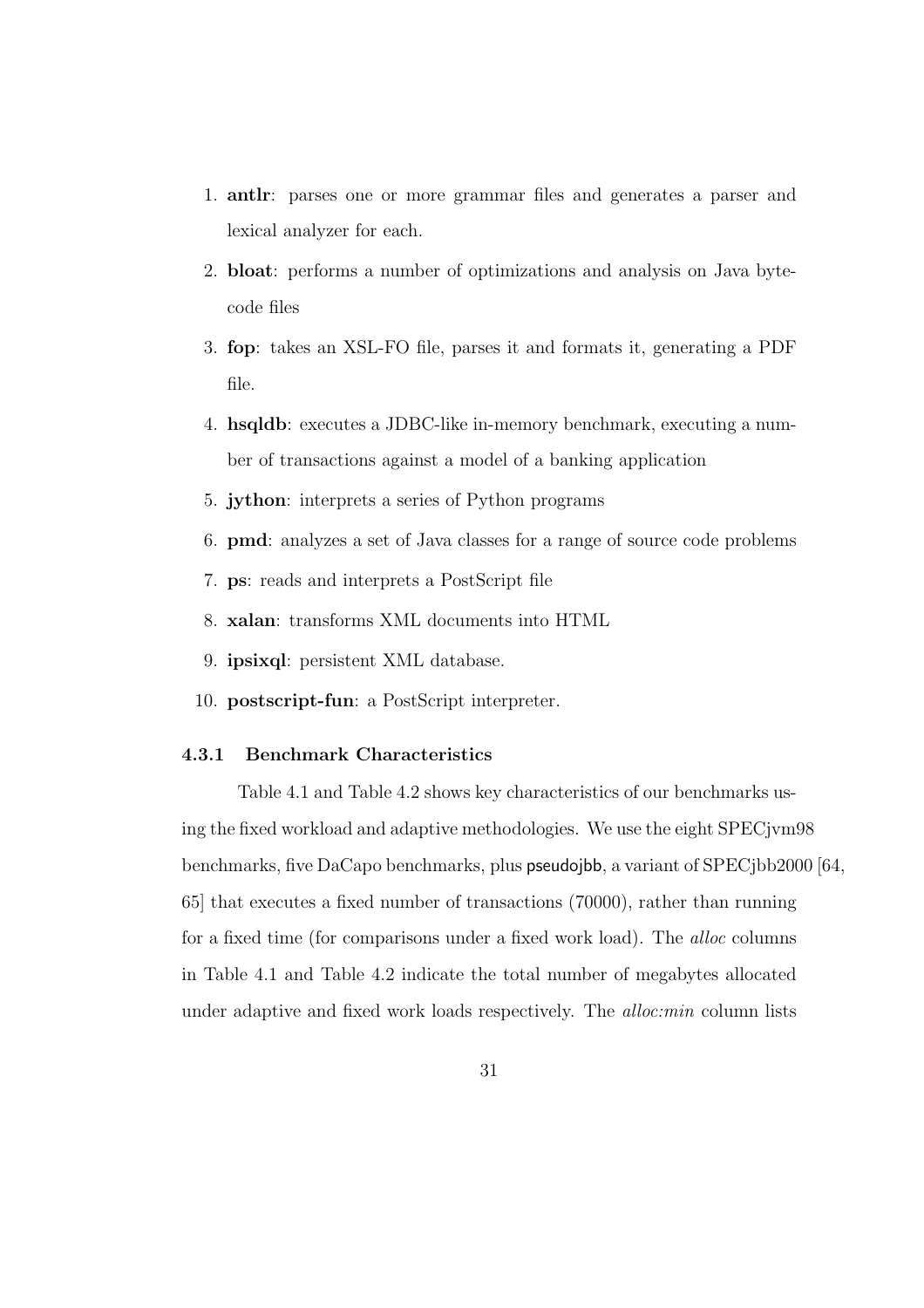1. **antlr**: parses one or more grammar files and generates a parser and lexical analyzer for each.
2. **bloat**: performs a number of optimizations and analysis on Java byte-code files
3. **fop**: takes an XSL-FO file, parses it and formats it, generating a PDF file.
4. **hsqldb**: executes a JDBC-like in-memory benchmark, executing a number of transactions against a model of a banking application
5. **jython**: interprets a series of Python programs
6. **pmd**: analyzes a set of Java classes for a range of source code problems
7. **ps**: reads and interprets a PostScript file
8. **xalan**: transforms XML documents into HTML
9. **ipsixql**: persistent XML database.
10. **postscript-fun**: a PostScript interpreter.

### 4.3.1 Benchmark Characteristics

Table 4.1 and Table 4.2 shows key characteristics of our benchmarks using the fixed workload and adaptive methodologies. We use the eight SPECjvm98 benchmarks, five DaCapo benchmarks, plus pseudojbb, a variant of SPECjbb2000 [64, 65] that executes a fixed number of transactions (70000), rather than running for a fixed time (for comparisons under a fixed work load). The *alloc* columns in Table 4.1 and Table 4.2 indicate the total number of megabytes allocated under adaptive and fixed work loads respectively. The *alloc:min* column lists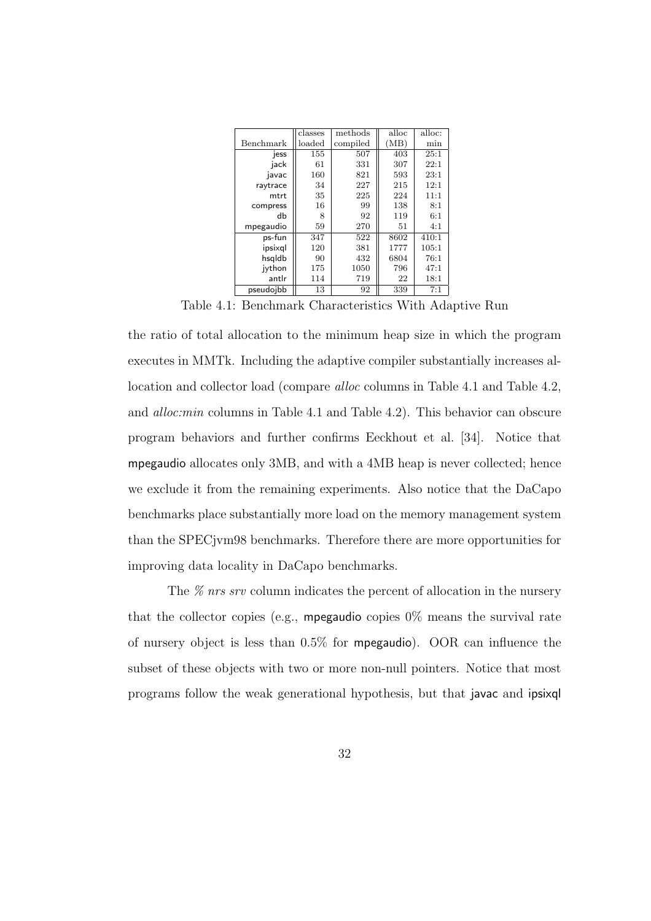| Benchmark | classes loaded | methods compiled | alloc (MB) | alloc: min |
|---|---|---|---|---|
| jess | 155 | 507 | 403 | 25:1 |
| jack | 61 | 331 | 307 | 22:1 |
| javac | 160 | 821 | 593 | 23:1 |
| raytrace | 34 | 227 | 215 | 12:1 |
| mtrt | 35 | 225 | 224 | 11:1 |
| compress | 16 | 99 | 138 | 8:1 |
| db | 8 | 92 | 119 | 6:1 |
| mpegaudio | 59 | 270 | 51 | 4:1 |
| ps-fun | 347 | 522 | 8602 | 410:1 |
| ipsixql | 120 | 381 | 1777 | 105:1 |
| hsqldb | 90 | 432 | 6804 | 76:1 |
| jython | 175 | 1050 | 796 | 47:1 |
| antlr | 114 | 719 | 22 | 18:1 |
| pseudojbb | 13 | 92 | 339 | 7:1 |

Table 4.1: Benchmark Characteristics With Adaptive Run

the ratio of total allocation to the minimum heap size in which the program executes in MMTk. Including the adaptive compiler substantially increases allocation and collector load (compare *alloc* columns in Table 4.1 and Table 4.2, and *alloc:min* columns in Table 4.1 and Table 4.2). This behavior can obscure program behaviors and further confirms Eeckhout et al. [34]. Notice that mpegaudio allocates only 3MB, and with a 4MB heap is never collected; hence we exclude it from the remaining experiments. Also notice that the DaCapo benchmarks place substantially more load on the memory management system than the SPECjvm98 benchmarks. Therefore there are more opportunities for improving data locality in DaCapo benchmarks.

The *% nrs srv* column indicates the percent of allocation in the nursery that the collector copies (e.g., mpegaudio copies 0% means the survival rate of nursery object is less than 0.5% for mpegaudio). OOR can influence the subset of these objects with two or more non-null pointers. Notice that most programs follow the weak generational hypothesis, but that javac and ipsixql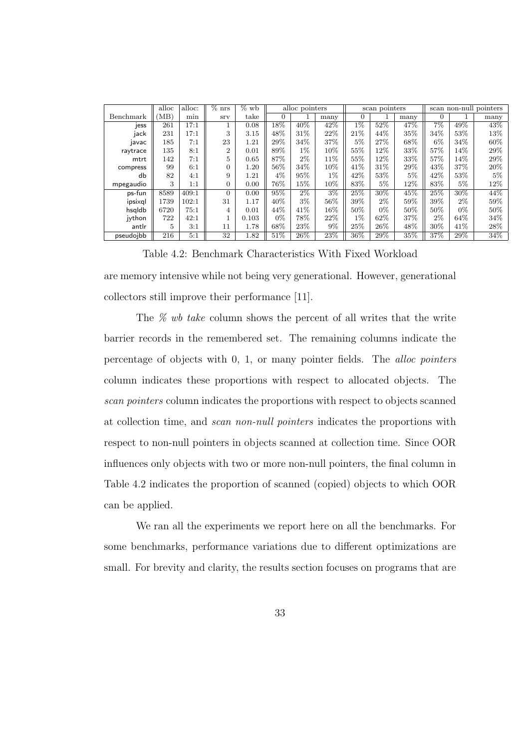| Benchmark | alloc (MB) | alloc: min | % nrs srv | % wb take | alloc pointers 0 | alloc pointers 1 | alloc pointers many | scan pointers 0 | scan pointers 1 | scan pointers many | scan non-null pointers 0 | scan non-null pointers 1 | scan non-null pointers many |
|---|---|---|---|---|---|---|---|---|---|---|---|---|---|
| jess | 261 | 17:1 | 1 | 0.08 | 18% | 40% | 42% | 1% | 52% | 47% | 7% | 49% | 43% |
| jack | 231 | 17:1 | 3 | 3.15 | 48% | 31% | 22% | 21% | 44% | 35% | 34% | 53% | 13% |
| javac | 185 | 7:1 | 23 | 1.21 | 29% | 34% | 37% | 5% | 27% | 68% | 6% | 34% | 60% |
| raytrace | 135 | 8:1 | 2 | 0.01 | 89% | 1% | 10% | 55% | 12% | 33% | 57% | 14% | 29% |
| mtrt | 142 | 7:1 | 5 | 0.65 | 87% | 2% | 11% | 55% | 12% | 33% | 57% | 14% | 29% |
| compress | 99 | 6:1 | 0 | 1.20 | 56% | 34% | 10% | 41% | 31% | 29% | 43% | 37% | 20% |
| db | 82 | 4:1 | 9 | 1.21 | 4% | 95% | 1% | 42% | 53% | 5% | 42% | 53% | 5% |
| mpegaudio | 3 | 1:1 | 0 | 0.00 | 76% | 15% | 10% | 83% | 5% | 12% | 83% | 5% | 12% |
| ps-fun | 8589 | 409:1 | 0 | 0.00 | 95% | 2% | 3% | 25% | 30% | 45% | 25% | 30% | 44% |
| ipsixql | 1739 | 102:1 | 31 | 1.17 | 40% | 3% | 56% | 39% | 2% | 59% | 39% | 2% | 59% |
| hsqldb | 6720 | 75:1 | 4 | 0.01 | 44% | 41% | 16% | 50% | 0% | 50% | 50% | 0% | 50% |
| jython | 722 | 42:1 | 1 | 0.103 | 0% | 78% | 22% | 1% | 62% | 37% | 2% | 64% | 34% |
| antlr | 5 | 3:1 | 11 | 1.78 | 68% | 23% | 9% | 25% | 26% | 48% | 30% | 41% | 28% |
| pseudojbb | 216 | 5:1 | 32 | 1.82 | 51% | 26% | 23% | 36% | 29% | 35% | 37% | 29% | 34% |

Table 4.2: Benchmark Characteristics With Fixed Workload

are memory intensive while not being very generational. However, generational collectors still improve their performance [11].

The *% wb take* column shows the percent of all writes that the write barrier records in the remembered set. The remaining columns indicate the percentage of objects with 0, 1, or many pointer fields. The *alloc pointers* column indicates these proportions with respect to allocated objects. The *scan pointers* column indicates the proportions with respect to objects scanned at collection time, and *scan non-null pointers* indicates the proportions with respect to non-null pointers in objects scanned at collection time. Since OOR influences only objects with two or more non-null pointers, the final column in Table 4.2 indicates the proportion of scanned (copied) objects to which OOR can be applied.

We ran all the experiments we report here on all the benchmarks. For some benchmarks, performance variations due to different optimizations are small. For brevity and clarity, the results section focuses on programs that are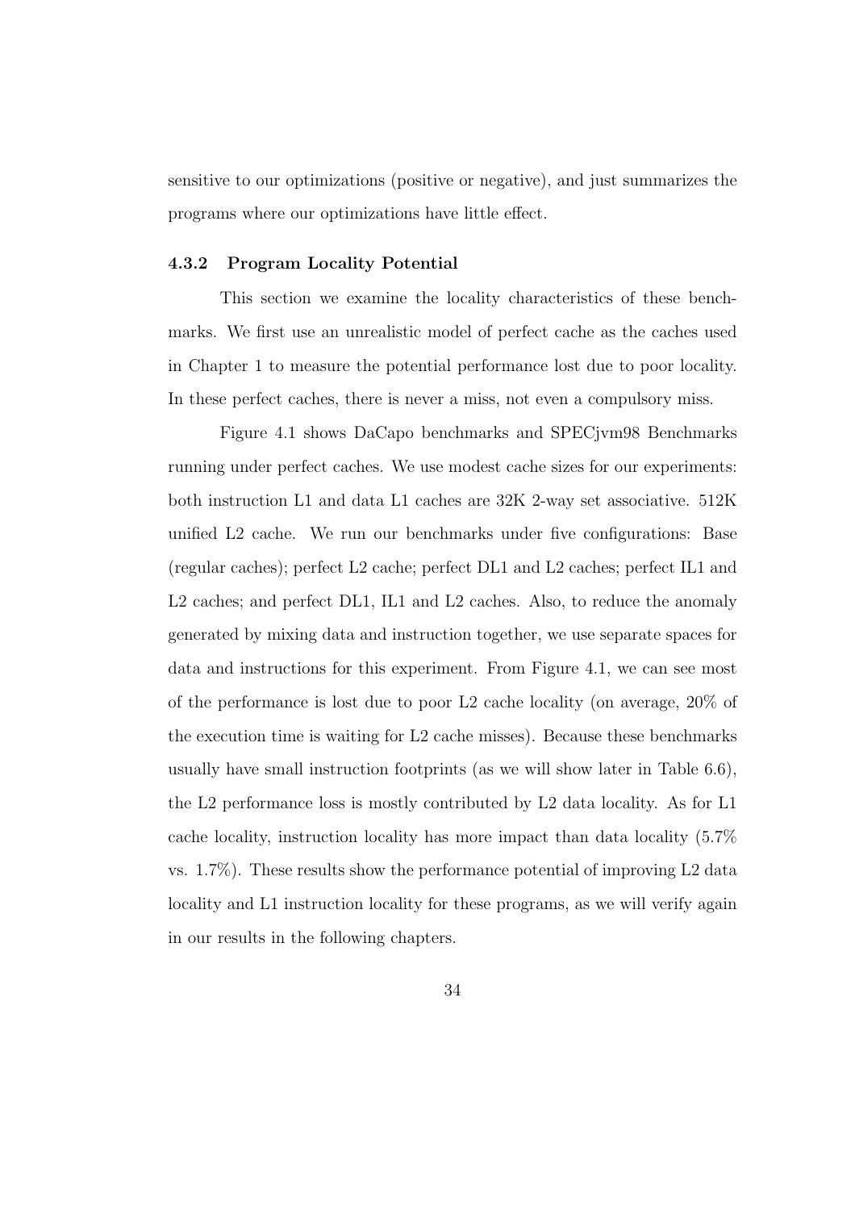sensitive to our optimizations (positive or negative), and just summarizes the programs where our optimizations have little effect.

### 4.3.2 Program Locality Potential

This section we examine the locality characteristics of these benchmarks. We first use an unrealistic model of perfect cache as the caches used in Chapter 1 to measure the potential performance lost due to poor locality. In these perfect caches, there is never a miss, not even a compulsory miss.

Figure 4.1 shows DaCapo benchmarks and SPECjvm98 Benchmarks running under perfect caches. We use modest cache sizes for our experiments: both instruction L1 and data L1 caches are 32K 2-way set associative. 512K unified L2 cache. We run our benchmarks under five configurations: Base (regular caches); perfect L2 cache; perfect DL1 and L2 caches; perfect IL1 and L2 caches; and perfect DL1, IL1 and L2 caches. Also, to reduce the anomaly generated by mixing data and instruction together, we use separate spaces for data and instructions for this experiment. From Figure 4.1, we can see most of the performance is lost due to poor L2 cache locality (on average, 20% of the execution time is waiting for L2 cache misses). Because these benchmarks usually have small instruction footprints (as we will show later in Table 6.6), the L2 performance loss is mostly contributed by L2 data locality. As for L1 cache locality, instruction locality has more impact than data locality (5.7% vs. 1.7%). These results show the performance potential of improving L2 data locality and L1 instruction locality for these programs, as we will verify again in our results in the following chapters.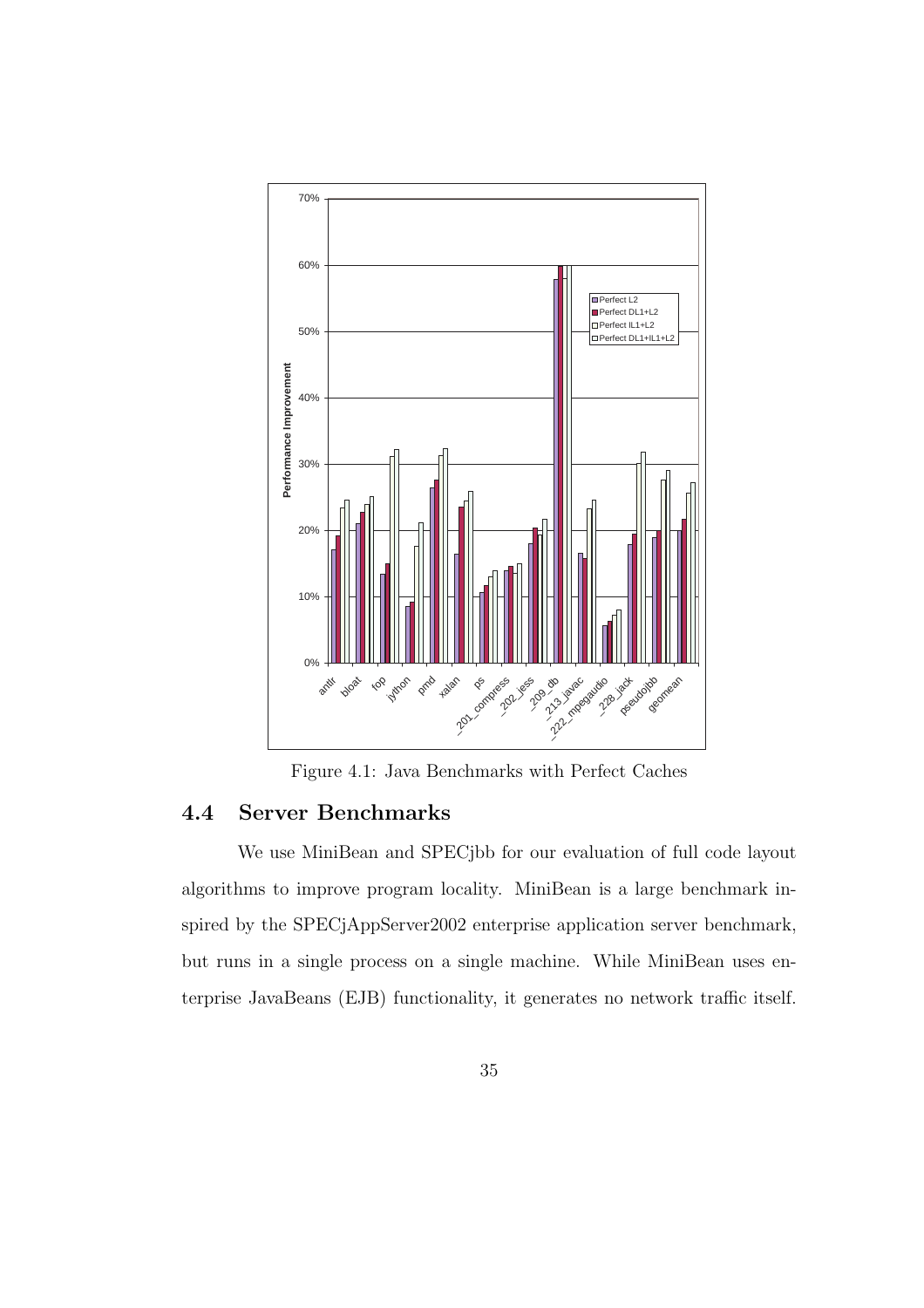Figure 4.1: Java Benchmarks with Perfect Caches

## 4.4 Server Benchmarks

We use MiniBean and SPECjbb for our evaluation of full code layout algorithms to improve program locality. MiniBean is a large benchmark inspired by the SPECjAppServer2002 enterprise application server benchmark, but runs in a single process on a single machine. While MiniBean uses enterprise JavaBeans (EJB) functionality, it generates no network traffic itself.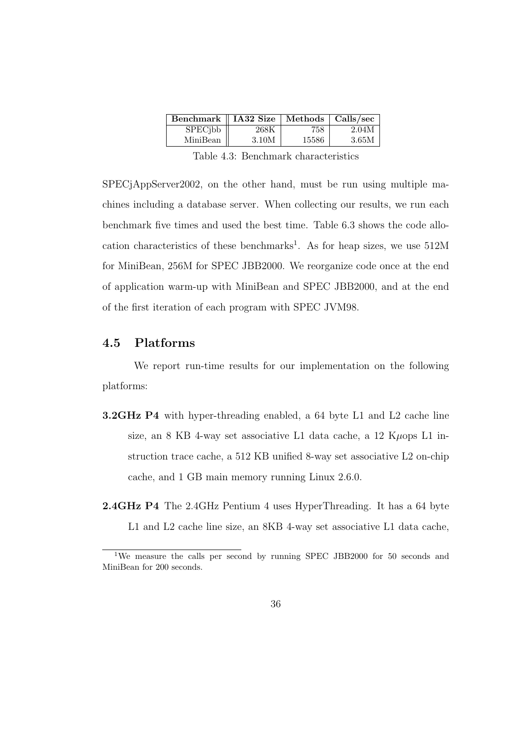| Benchmark | IA32 Size | Methods | Calls/sec |
|---|---|---|---|
| SPECjbb | 268K | 758 | 2.04M |
| MiniBean | 3.10M | 15586 | 3.65M |

Table 4.3: Benchmark characteristics

SPECjAppServer2002, on the other hand, must be run using multiple machines including a database server. When collecting our results, we run each benchmark five times and used the best time. Table 6.3 shows the code allocation characteristics of these benchmarks[1]. As for heap sizes, we use 512M for MiniBean, 256M for SPEC JBB2000. We reorganize code once at the end of application warm-up with MiniBean and SPEC JBB2000, and at the end of the first iteration of each program with SPEC JVM98.

## 4.5 Platforms

We report run-time results for our implementation on the following platforms:

- **3.2GHz P4** with hyper-threading enabled, a 64 byte L1 and L2 cache line size, an 8 KB 4-way set associative L1 data cache, a 12 K$\mu$ops L1 instruction trace cache, a 512 KB unified 8-way set associative L2 on-chip cache, and 1 GB main memory running Linux 2.6.0.
- **2.4GHz P4** The 2.4GHz Pentium 4 uses HyperThreading. It has a 64 byte L1 and L2 cache line size, an 8KB 4-way set associative L1 data cache,

[1] We measure the calls per second by running SPEC JBB2000 for 50 seconds and MiniBean for 200 seconds.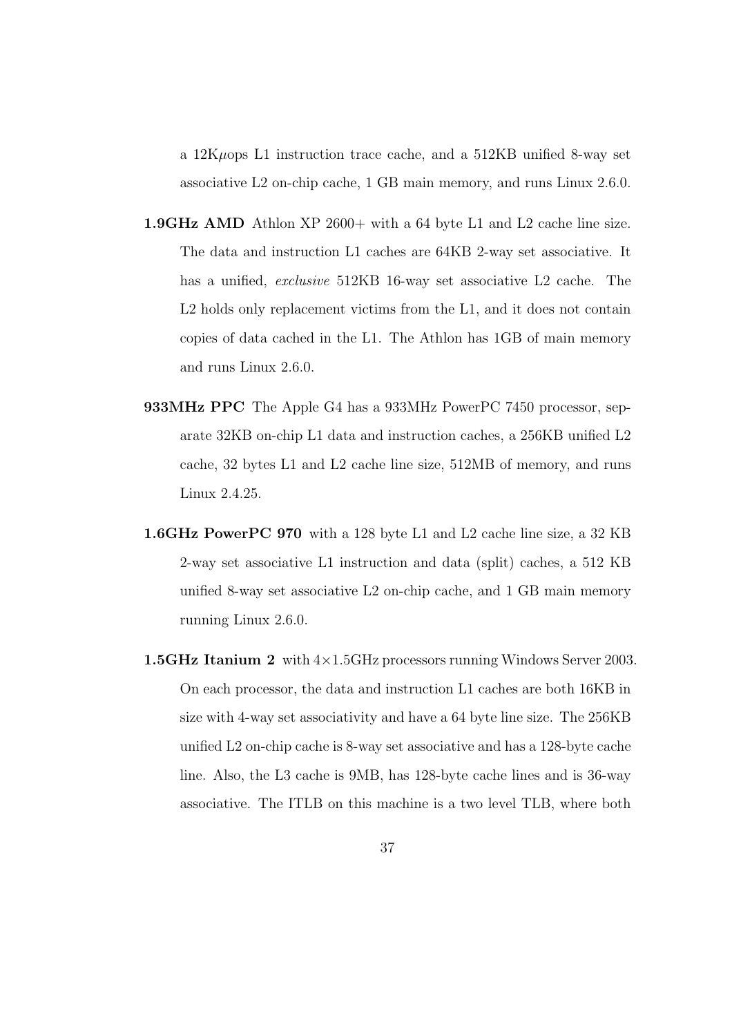a 12K$\mu$ops L1 instruction trace cache, and a 512KB unified 8-way set associative L2 on-chip cache, 1 GB main memory, and runs Linux 2.6.0.

**1.9GHz AMD** Athlon XP 2600+ with a 64 byte L1 and L2 cache line size. The data and instruction L1 caches are 64KB 2-way set associative. It has a unified, *exclusive* 512KB 16-way set associative L2 cache. The L2 holds only replacement victims from the L1, and it does not contain copies of data cached in the L1. The Athlon has 1GB of main memory and runs Linux 2.6.0.

**933MHz PPC** The Apple G4 has a 933MHz PowerPC 7450 processor, separate 32KB on-chip L1 data and instruction caches, a 256KB unified L2 cache, 32 bytes L1 and L2 cache line size, 512MB of memory, and runs Linux 2.4.25.

**1.6GHz PowerPC 970** with a 128 byte L1 and L2 cache line size, a 32 KB 2-way set associative L1 instruction and data (split) caches, a 512 KB unified 8-way set associative L2 on-chip cache, and 1 GB main memory running Linux 2.6.0.

**1.5GHz Itanium 2** with 4$\times$1.5GHz processors running Windows Server 2003. On each processor, the data and instruction L1 caches are both 16KB in size with 4-way set associativity and have a 64 byte line size. The 256KB unified L2 on-chip cache is 8-way set associative and has a 128-byte cache line. Also, the L3 cache is 9MB, has 128-byte cache lines and is 36-way associative. The ITLB on this machine is a two level TLB, where both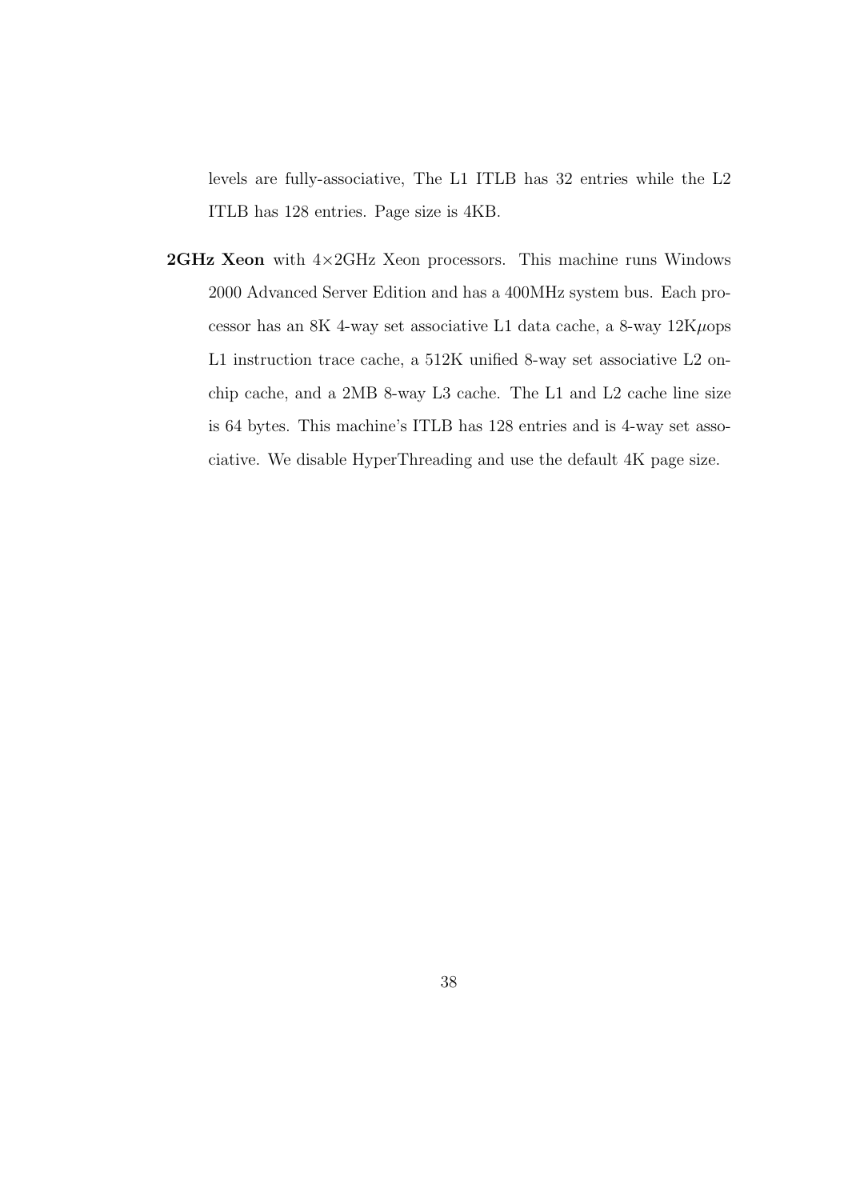levels are fully-associative, The L1 ITLB has 32 entries while the L2 ITLB has 128 entries. Page size is 4KB.

**2GHz Xeon** with $4{\times}2$GHz Xeon processors. This machine runs Windows 2000 Advanced Server Edition and has a 400MHz system bus. Each processor has an 8K 4-way set associative L1 data cache, a 8-way 12K$\mu$ops L1 instruction trace cache, a 512K unified 8-way set associative L2 on-chip cache, and a 2MB 8-way L3 cache. The L1 and L2 cache line size is 64 bytes. This machine's ITLB has 128 entries and is 4-way set associative. We disable HyperThreading and use the default 4K page size.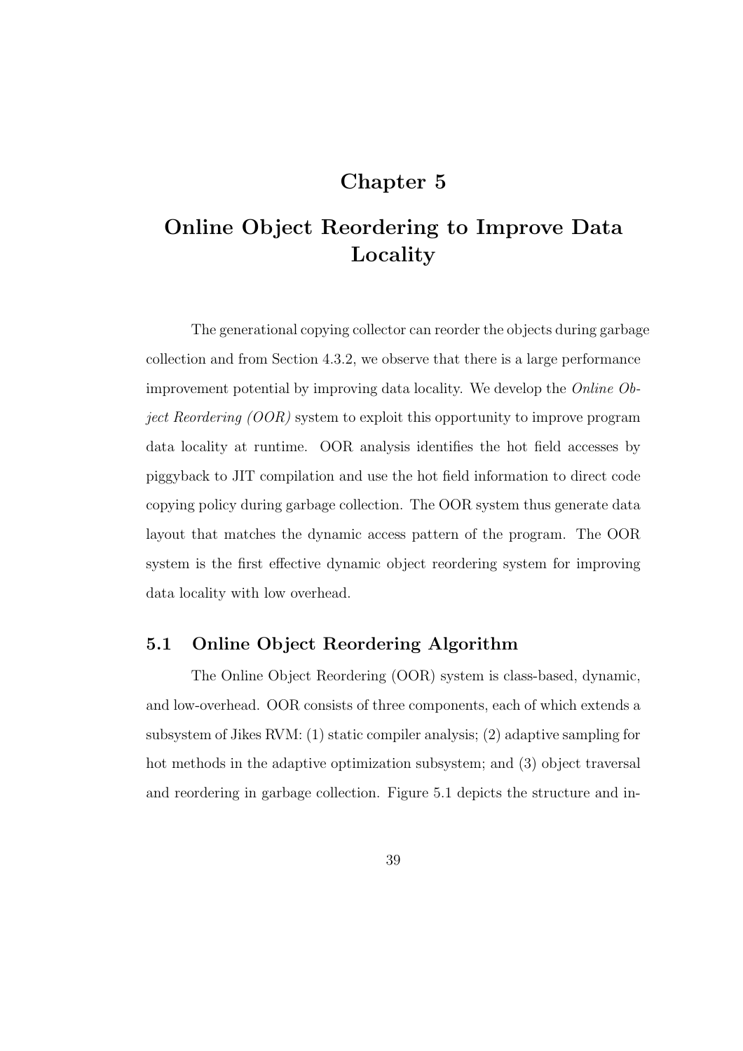# Chapter 5

# Online Object Reordering to Improve Data Locality

The generational copying collector can reorder the objects during garbage collection and from Section 4.3.2, we observe that there is a large performance improvement potential by improving data locality. We develop the *Online Object Reordering (OOR)* system to exploit this opportunity to improve program data locality at runtime. OOR analysis identifies the hot field accesses by piggyback to JIT compilation and use the hot field information to direct code copying policy during garbage collection. The OOR system thus generate data layout that matches the dynamic access pattern of the program. The OOR system is the first effective dynamic object reordering system for improving data locality with low overhead.

## 5.1 Online Object Reordering Algorithm

The Online Object Reordering (OOR) system is class-based, dynamic, and low-overhead. OOR consists of three components, each of which extends a subsystem of Jikes RVM: (1) static compiler analysis; (2) adaptive sampling for hot methods in the adaptive optimization subsystem; and (3) object traversal and reordering in garbage collection. Figure 5.1 depicts the structure and in-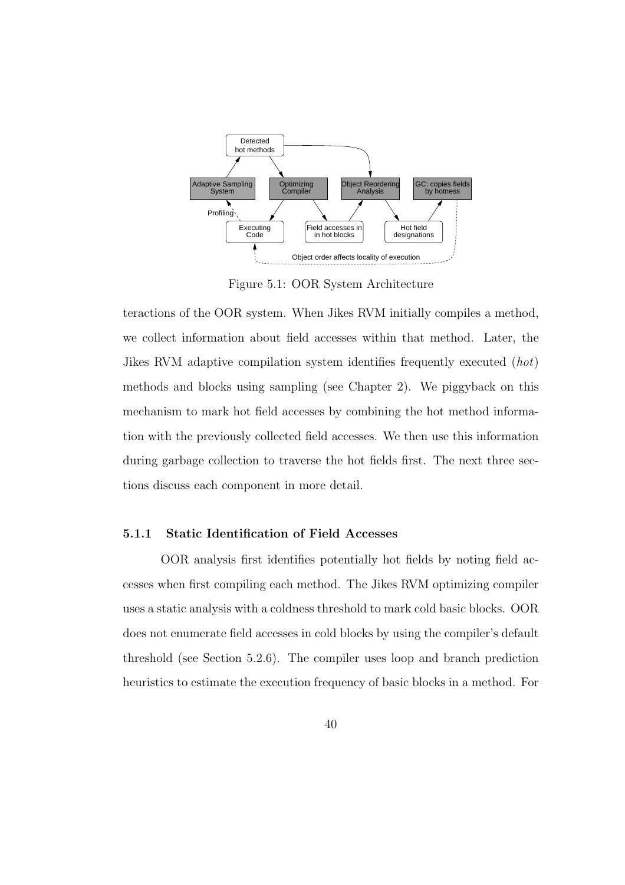Figure 5.1: OOR System Architecture

teractions of the OOR system. When Jikes RVM initially compiles a method, we collect information about field accesses within that method. Later, the Jikes RVM adaptive compilation system identifies frequently executed (*hot*) methods and blocks using sampling (see Chapter 2). We piggyback on this mechanism to mark hot field accesses by combining the hot method information with the previously collected field accesses. We then use this information during garbage collection to traverse the hot fields first. The next three sections discuss each component in more detail.

### 5.1.1 Static Identification of Field Accesses

OOR analysis first identifies potentially hot fields by noting field accesses when first compiling each method. The Jikes RVM optimizing compiler uses a static analysis with a coldness threshold to mark cold basic blocks. OOR does not enumerate field accesses in cold blocks by using the compiler's default threshold (see Section 5.2.6). The compiler uses loop and branch prediction heuristics to estimate the execution frequency of basic blocks in a method. For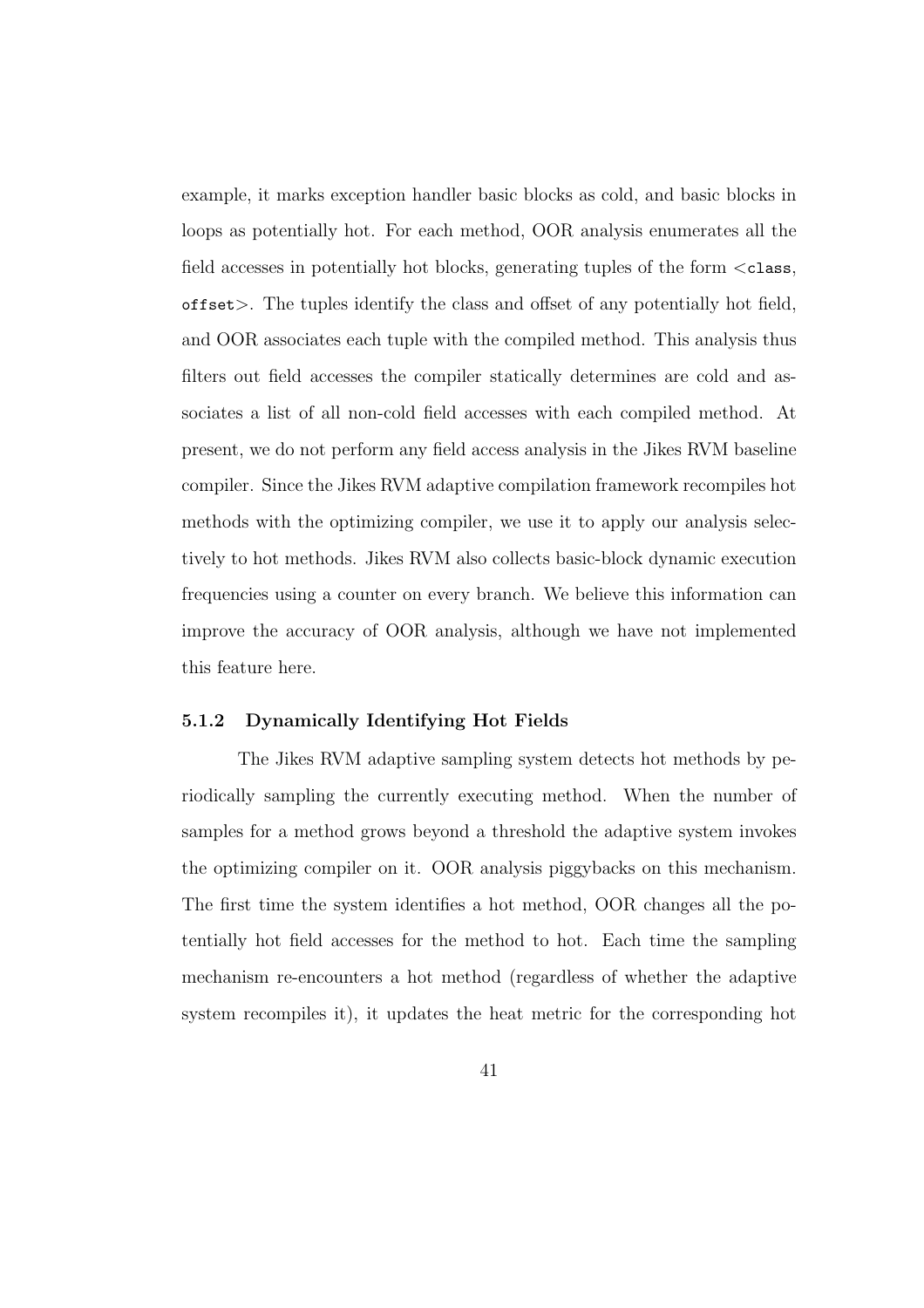example, it marks exception handler basic blocks as cold, and basic blocks in loops as potentially hot. For each method, OOR analysis enumerates all the field accesses in potentially hot blocks, generating tuples of the form <`class`, `offset`>. The tuples identify the class and offset of any potentially hot field, and OOR associates each tuple with the compiled method. This analysis thus filters out field accesses the compiler statically determines are cold and associates a list of all non-cold field accesses with each compiled method. At present, we do not perform any field access analysis in the Jikes RVM baseline compiler. Since the Jikes RVM adaptive compilation framework recompiles hot methods with the optimizing compiler, we use it to apply our analysis selectively to hot methods. Jikes RVM also collects basic-block dynamic execution frequencies using a counter on every branch. We believe this information can improve the accuracy of OOR analysis, although we have not implemented this feature here.

### 5.1.2 Dynamically Identifying Hot Fields

The Jikes RVM adaptive sampling system detects hot methods by periodically sampling the currently executing method. When the number of samples for a method grows beyond a threshold the adaptive system invokes the optimizing compiler on it. OOR analysis piggybacks on this mechanism. The first time the system identifies a hot method, OOR changes all the potentially hot field accesses for the method to hot. Each time the sampling mechanism re-encounters a hot method (regardless of whether the adaptive system recompiles it), it updates the heat metric for the corresponding hot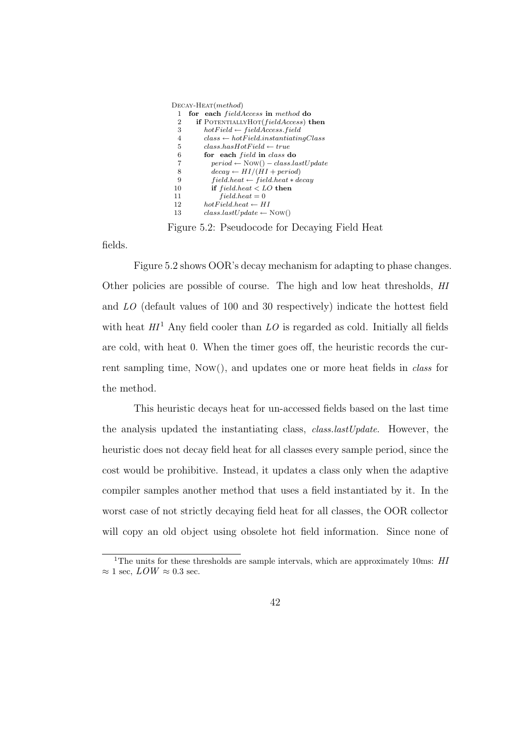```
Decay-Heat(method)
 1  for each fieldAccess in method do
 2    if PotentiallyHot(fieldAccess) then
 3      hotField ← fieldAccess.field
 4      class ← hotField.instantiatingClass
 5      class.hasHotField ← true
 6      for each field in class do
 7        period ← Now() − class.lastUpdate
 8        decay ← HI/(HI + period)
 9        field.heat ← field.heat ∗ decay
10        if field.heat < LO then
11          field.heat = 0
12      hotField.heat ← HI
13      class.lastUpdate ← Now()
```

Figure 5.2: Pseudocode for Decaying Field Heat

fields.

Figure 5.2 shows OOR's decay mechanism for adapting to phase changes. Other policies are possible of course. The high and low heat thresholds, *HI* and *LO* (default values of 100 and 30 respectively) indicate the hottest field with heat *HI*[1] Any field cooler than *LO* is regarded as cold. Initially all fields are cold, with heat 0. When the timer goes off, the heuristic records the current sampling time, Now(), and updates one or more heat fields in *class* for the method.

This heuristic decays heat for un-accessed fields based on the last time the analysis updated the instantiating class, *class.lastUpdate*. However, the heuristic does not decay field heat for all classes every sample period, since the cost would be prohibitive. Instead, it updates a class only when the adaptive compiler samples another method that uses a field instantiated by it. In the worst case of not strictly decaying field heat for all classes, the OOR collector will copy an old object using obsolete hot field information. Since none of

[1] The units for these thresholds are sample intervals, which are approximately 10ms: $HI \approx 1$ sec, $LOW \approx 0.3$ sec.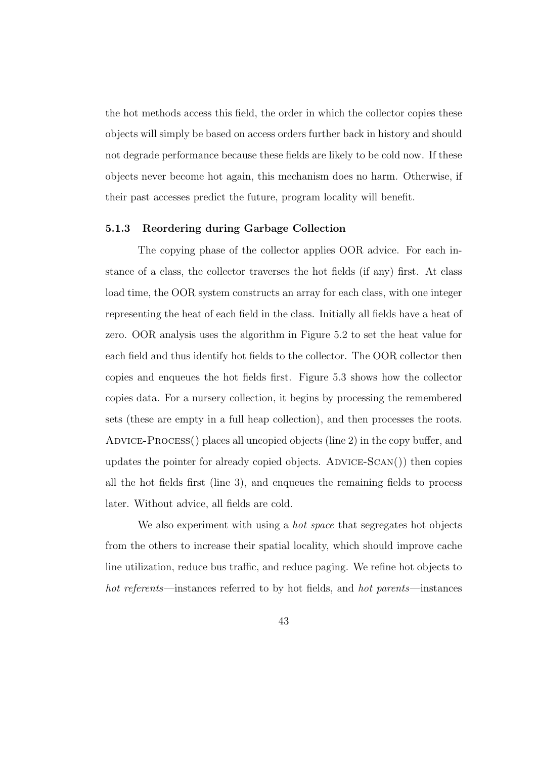the hot methods access this field, the order in which the collector copies these objects will simply be based on access orders further back in history and should not degrade performance because these fields are likely to be cold now. If these objects never become hot again, this mechanism does no harm. Otherwise, if their past accesses predict the future, program locality will benefit.

### 5.1.3 Reordering during Garbage Collection

The copying phase of the collector applies OOR advice. For each instance of a class, the collector traverses the hot fields (if any) first. At class load time, the OOR system constructs an array for each class, with one integer representing the heat of each field in the class. Initially all fields have a heat of zero. OOR analysis uses the algorithm in Figure 5.2 to set the heat value for each field and thus identify hot fields to the collector. The OOR collector then copies and enqueues the hot fields first. Figure 5.3 shows how the collector copies data. For a nursery collection, it begins by processing the remembered sets (these are empty in a full heap collection), and then processes the roots. Advice-Process() places all uncopied objects (line 2) in the copy buffer, and updates the pointer for already copied objects. Advice-Scan()) then copies all the hot fields first (line 3), and enqueues the remaining fields to process later. Without advice, all fields are cold.

We also experiment with using a *hot space* that segregates hot objects from the others to increase their spatial locality, which should improve cache line utilization, reduce bus traffic, and reduce paging. We refine hot objects to *hot referents*—instances referred to by hot fields, and *hot parents*—instances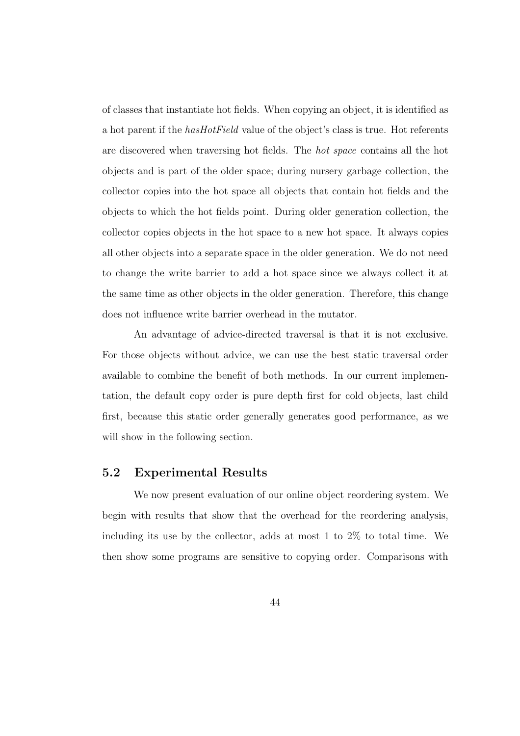of classes that instantiate hot fields. When copying an object, it is identified as a hot parent if the *hasHotField* value of the object's class is true. Hot referents are discovered when traversing hot fields. The *hot space* contains all the hot objects and is part of the older space; during nursery garbage collection, the collector copies into the hot space all objects that contain hot fields and the objects to which the hot fields point. During older generation collection, the collector copies objects in the hot space to a new hot space. It always copies all other objects into a separate space in the older generation. We do not need to change the write barrier to add a hot space since we always collect it at the same time as other objects in the older generation. Therefore, this change does not influence write barrier overhead in the mutator.

An advantage of advice-directed traversal is that it is not exclusive. For those objects without advice, we can use the best static traversal order available to combine the benefit of both methods. In our current implementation, the default copy order is pure depth first for cold objects, last child first, because this static order generally generates good performance, as we will show in the following section.

## 5.2 Experimental Results

We now present evaluation of our online object reordering system. We begin with results that show that the overhead for the reordering analysis, including its use by the collector, adds at most 1 to 2% to total time. We then show some programs are sensitive to copying order. Comparisons with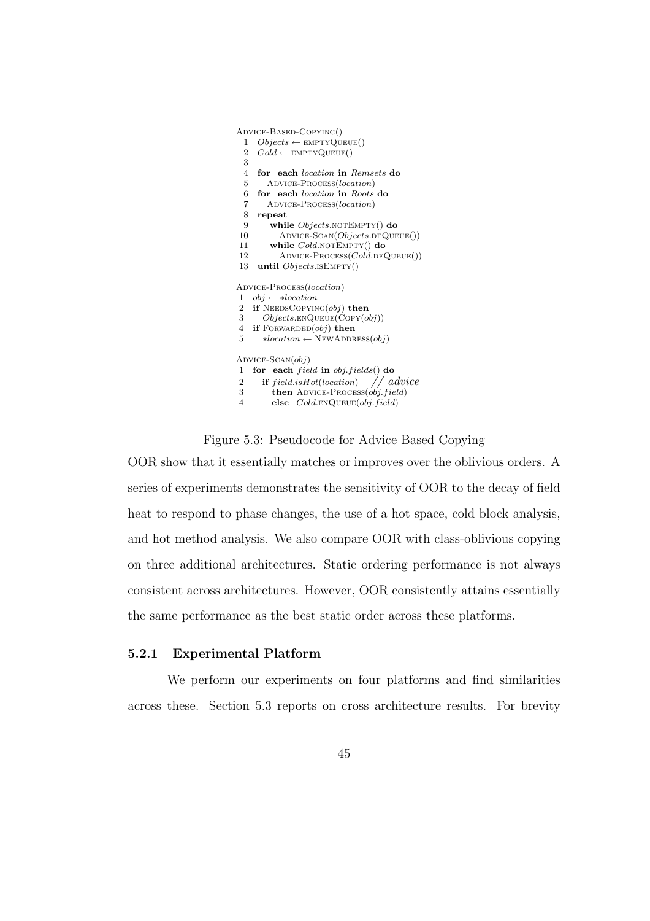```
Advice-Based-Copying()
 1  Objects ← emptyQueue()
 2  Cold ← emptyQueue()
 3
 4  for each location in Remsets do
 5     Advice-Process(location)
 6  for each location in Roots do
 7     Advice-Process(location)
 8  repeat
 9     while Objects.notEmpty() do
10        Advice-Scan(Objects.deQueue())
11     while Cold.notEmpty() do
12        Advice-Process(Cold.deQueue())
13  until Objects.isEmpty()

Advice-Process(location)
 1  obj ← *location
 2  if NeedsCopying(obj) then
 3     Objects.enQueue(Copy(obj))
 4  if Forwarded(obj) then
 5     *location ← NewAddress(obj)

Advice-Scan(obj)
 1  for each field in obj.fields() do
 2     if field.isHot(location)   // advice
 3        then Advice-Process(obj.field)
 4        else Cold.enQueue(obj.field)
```

Figure 5.3: Pseudocode for Advice Based Copying

OOR show that it essentially matches or improves over the oblivious orders. A series of experiments demonstrates the sensitivity of OOR to the decay of field heat to respond to phase changes, the use of a hot space, cold block analysis, and hot method analysis. We also compare OOR with class-oblivious copying on three additional architectures. Static ordering performance is not always consistent across architectures. However, OOR consistently attains essentially the same performance as the best static order across these platforms.

### 5.2.1 Experimental Platform

We perform our experiments on four platforms and find similarities across these. Section 5.3 reports on cross architecture results. For brevity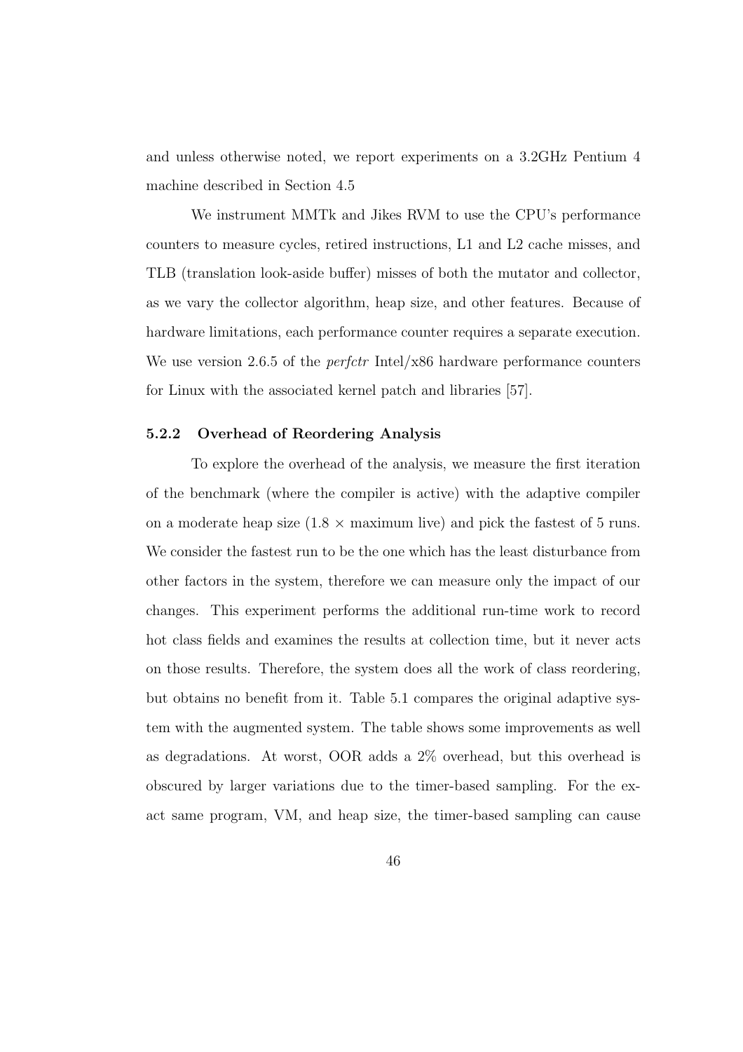and unless otherwise noted, we report experiments on a 3.2GHz Pentium 4 machine described in Section 4.5

We instrument MMTk and Jikes RVM to use the CPU's performance counters to measure cycles, retired instructions, L1 and L2 cache misses, and TLB (translation look-aside buffer) misses of both the mutator and collector, as we vary the collector algorithm, heap size, and other features. Because of hardware limitations, each performance counter requires a separate execution. We use version 2.6.5 of the *perfctr* Intel/x86 hardware performance counters for Linux with the associated kernel patch and libraries [57].

### 5.2.2 Overhead of Reordering Analysis

To explore the overhead of the analysis, we measure the first iteration of the benchmark (where the compiler is active) with the adaptive compiler on a moderate heap size ($1.8 \times$ maximum live) and pick the fastest of 5 runs. We consider the fastest run to be the one which has the least disturbance from other factors in the system, therefore we can measure only the impact of our changes. This experiment performs the additional run-time work to record hot class fields and examines the results at collection time, but it never acts on those results. Therefore, the system does all the work of class reordering, but obtains no benefit from it. Table 5.1 compares the original adaptive system with the augmented system. The table shows some improvements as well as degradations. At worst, OOR adds a 2% overhead, but this overhead is obscured by larger variations due to the timer-based sampling. For the exact same program, VM, and heap size, the timer-based sampling can cause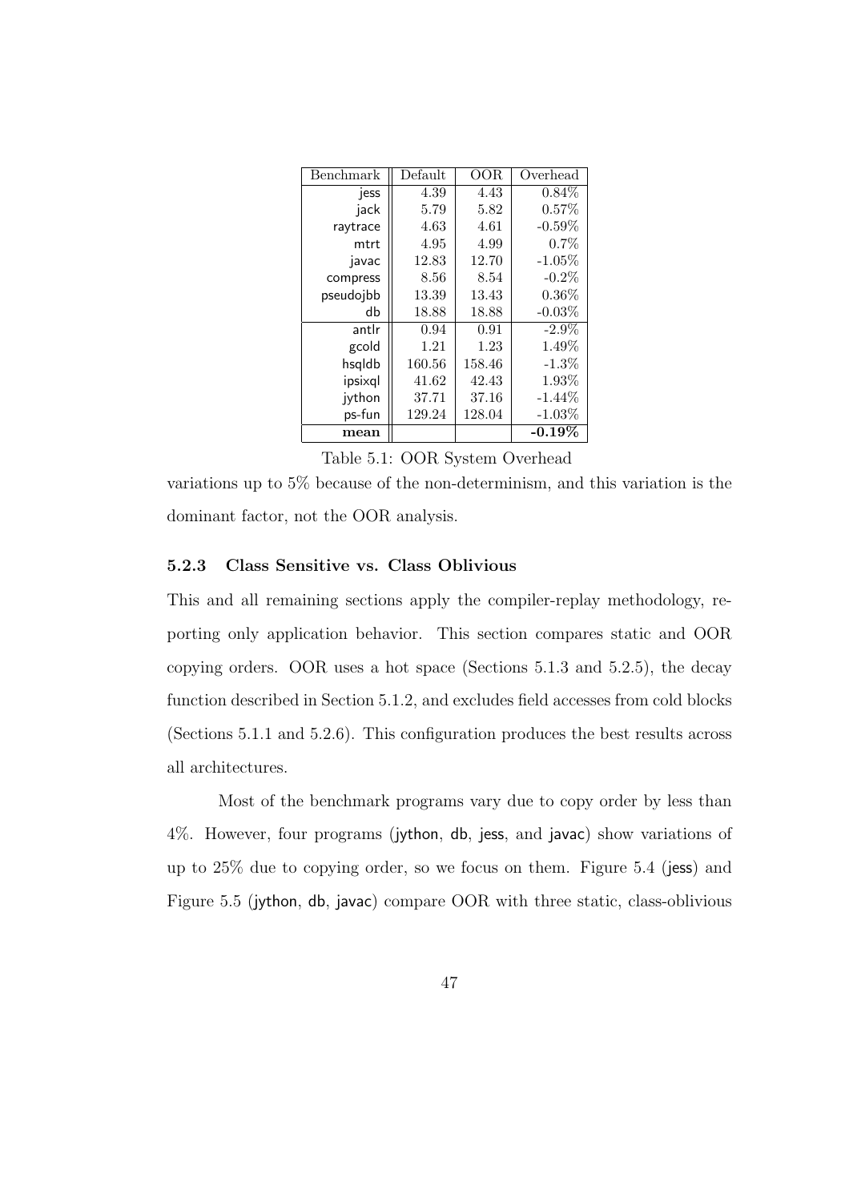| Benchmark | Default | OOR | Overhead |
|---|---|---|---|
| jess | 4.39 | 4.43 | 0.84% |
| jack | 5.79 | 5.82 | 0.57% |
| raytrace | 4.63 | 4.61 | -0.59% |
| mtrt | 4.95 | 4.99 | 0.7% |
| javac | 12.83 | 12.70 | -1.05% |
| compress | 8.56 | 8.54 | -0.2% |
| pseudojbb | 13.39 | 13.43 | 0.36% |
| db | 18.88 | 18.88 | -0.03% |
| antlr | 0.94 | 0.91 | -2.9% |
| gcold | 1.21 | 1.23 | 1.49% |
| hsqldb | 160.56 | 158.46 | -1.3% |
| ipsixql | 41.62 | 42.43 | 1.93% |
| jython | 37.71 | 37.16 | -1.44% |
| ps-fun | 129.24 | 128.04 | -1.03% |
| **mean** | | | **-0.19%** |

Table 5.1: OOR System Overhead

variations up to 5% because of the non-determinism, and this variation is the dominant factor, not the OOR analysis.

### 5.2.3 Class Sensitive vs. Class Oblivious

This and all remaining sections apply the compiler-replay methodology, reporting only application behavior. This section compares static and OOR copying orders. OOR uses a hot space (Sections 5.1.3 and 5.2.5), the decay function described in Section 5.1.2, and excludes field accesses from cold blocks (Sections 5.1.1 and 5.2.6). This configuration produces the best results across all architectures.

Most of the benchmark programs vary due to copy order by less than 4%. However, four programs (jython, db, jess, and javac) show variations of up to 25% due to copying order, so we focus on them. Figure 5.4 (jess) and Figure 5.5 (jython, db, javac) compare OOR with three static, class-oblivious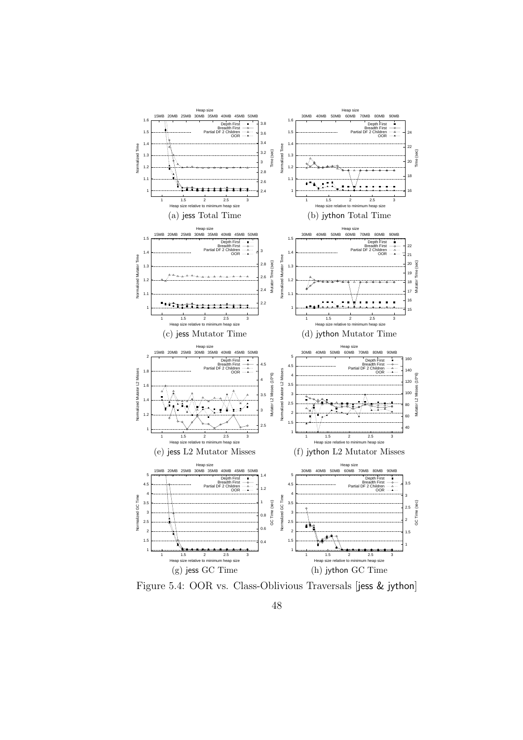(a) jess Total Time

(b) jython Total Time

(c) jess Mutator Time

(d) jython Mutator Time

(e) jess L2 Mutator Misses

(f) jython L2 Mutator Misses

(g) jess GC Time

(h) jython GC Time

Figure 5.4: OOR vs. Class-Oblivious Traversals [jess & jython]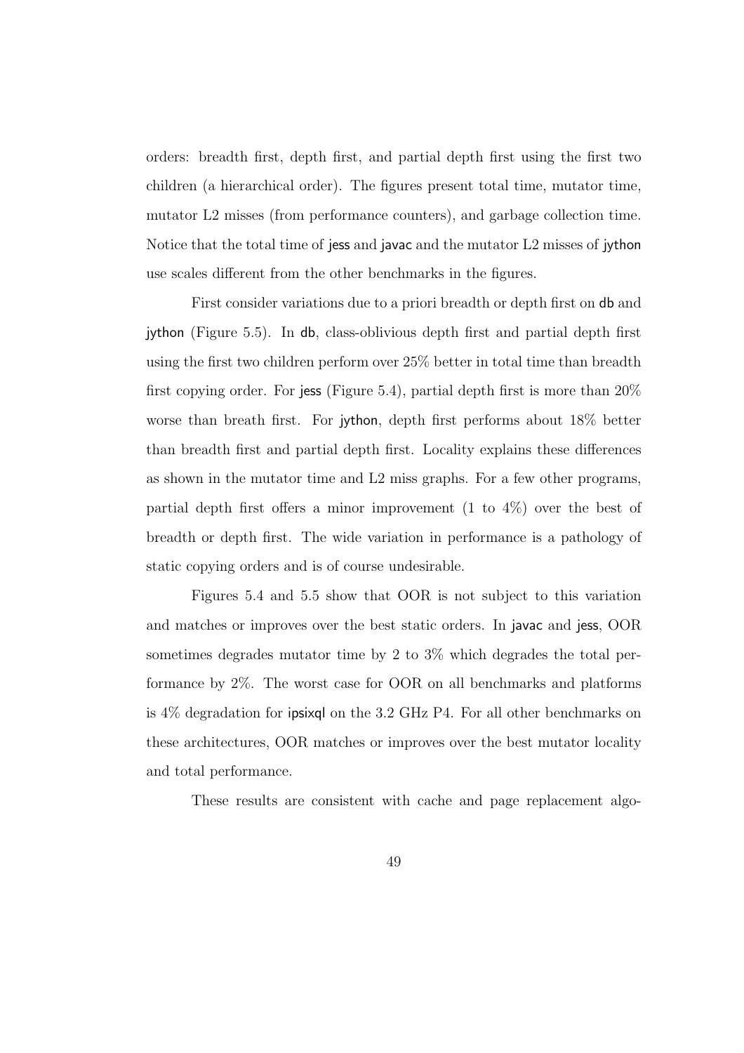orders: breadth first, depth first, and partial depth first using the first two children (a hierarchical order). The figures present total time, mutator time, mutator L2 misses (from performance counters), and garbage collection time. Notice that the total time of jess and javac and the mutator L2 misses of jython use scales different from the other benchmarks in the figures.

First consider variations due to a priori breadth or depth first on db and jython (Figure 5.5). In db, class-oblivious depth first and partial depth first using the first two children perform over 25% better in total time than breadth first copying order. For jess (Figure 5.4), partial depth first is more than 20% worse than breath first. For jython, depth first performs about 18% better than breadth first and partial depth first. Locality explains these differences as shown in the mutator time and L2 miss graphs. For a few other programs, partial depth first offers a minor improvement (1 to 4%) over the best of breadth or depth first. The wide variation in performance is a pathology of static copying orders and is of course undesirable.

Figures 5.4 and 5.5 show that OOR is not subject to this variation and matches or improves over the best static orders. In javac and jess, OOR sometimes degrades mutator time by 2 to 3% which degrades the total performance by 2%. The worst case for OOR on all benchmarks and platforms is 4% degradation for ipsixql on the 3.2 GHz P4. For all other benchmarks on these architectures, OOR matches or improves over the best mutator locality and total performance.

These results are consistent with cache and page replacement algo-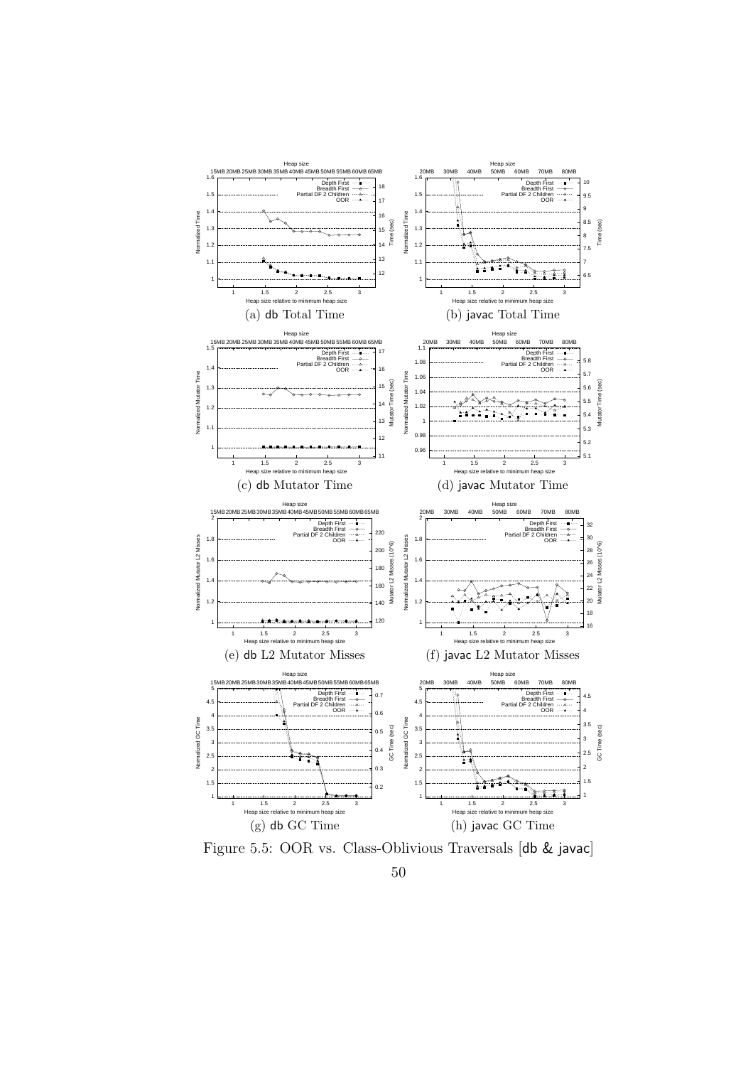(a) db Total Time

(b) javac Total Time

(c) db Mutator Time

(d) javac Mutator Time

(e) db L2 Mutator Misses

(f) javac L2 Mutator Misses

(g) db GC Time

(h) javac GC Time

Figure 5.5: OOR vs. Class-Oblivious Traversals [db & javac]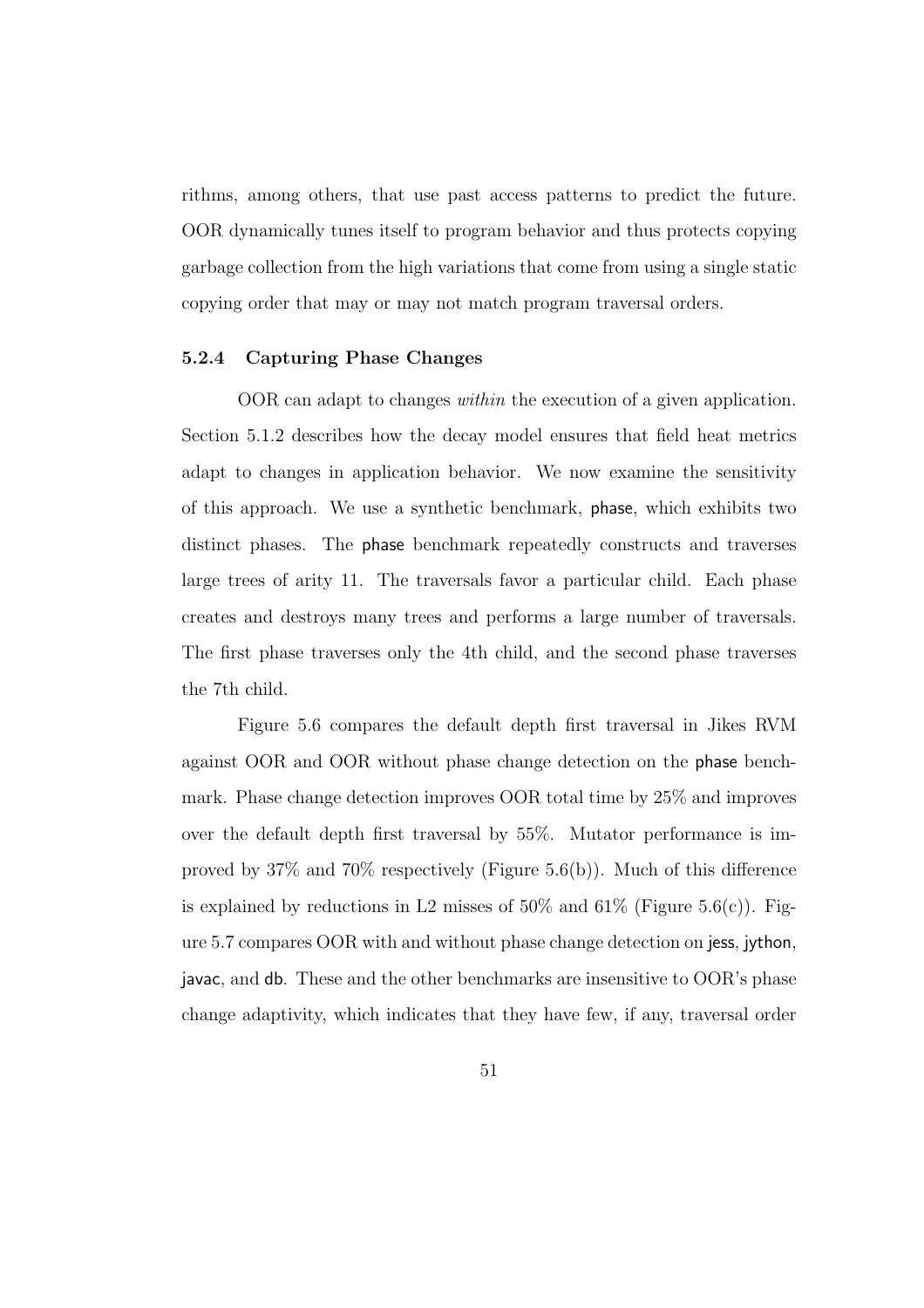rithms, among others, that use past access patterns to predict the future. OOR dynamically tunes itself to program behavior and thus protects copying garbage collection from the high variations that come from using a single static copying order that may or may not match program traversal orders.

### 5.2.4 Capturing Phase Changes

OOR can adapt to changes *within* the execution of a given application. Section 5.1.2 describes how the decay model ensures that field heat metrics adapt to changes in application behavior. We now examine the sensitivity of this approach. We use a synthetic benchmark, phase, which exhibits two distinct phases. The phase benchmark repeatedly constructs and traverses large trees of arity 11. The traversals favor a particular child. Each phase creates and destroys many trees and performs a large number of traversals. The first phase traverses only the 4th child, and the second phase traverses the 7th child.

Figure 5.6 compares the default depth first traversal in Jikes RVM against OOR and OOR without phase change detection on the phase benchmark. Phase change detection improves OOR total time by 25% and improves over the default depth first traversal by 55%. Mutator performance is improved by 37% and 70% respectively (Figure 5.6(b)). Much of this difference is explained by reductions in L2 misses of 50% and 61% (Figure 5.6(c)). Figure 5.7 compares OOR with and without phase change detection on jess, jython, javac, and db. These and the other benchmarks are insensitive to OOR's phase change adaptivity, which indicates that they have few, if any, traversal order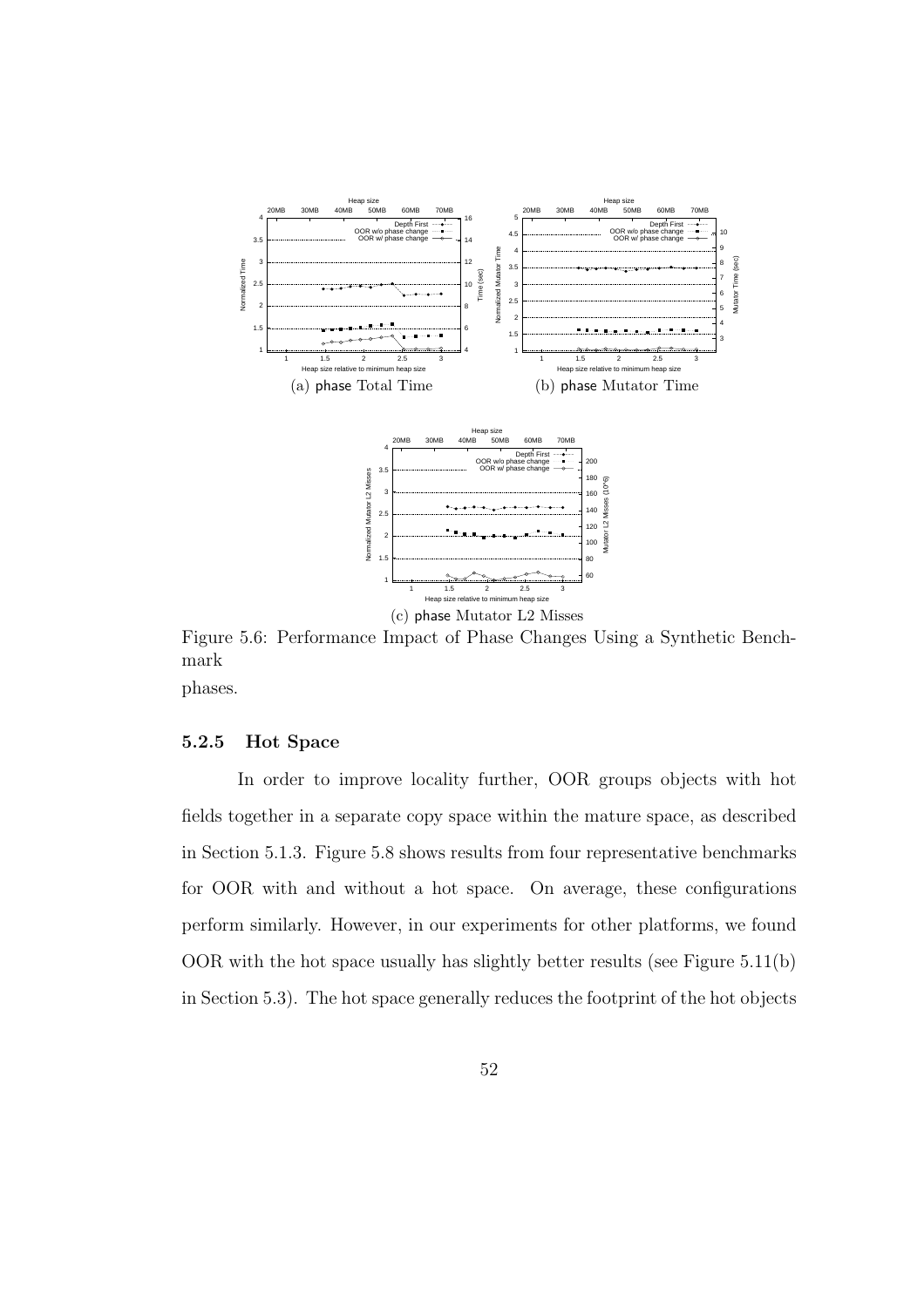(a) phase Total Time

(b) phase Mutator Time

(c) phase Mutator L2 Misses

Figure 5.6: Performance Impact of Phase Changes Using a Synthetic Benchmark

phases.

### 5.2.5 Hot Space

In order to improve locality further, OOR groups objects with hot fields together in a separate copy space within the mature space, as described in Section 5.1.3. Figure 5.8 shows results from four representative benchmarks for OOR with and without a hot space. On average, these configurations perform similarly. However, in our experiments for other platforms, we found OOR with the hot space usually has slightly better results (see Figure 5.11(b) in Section 5.3). The hot space generally reduces the footprint of the hot objects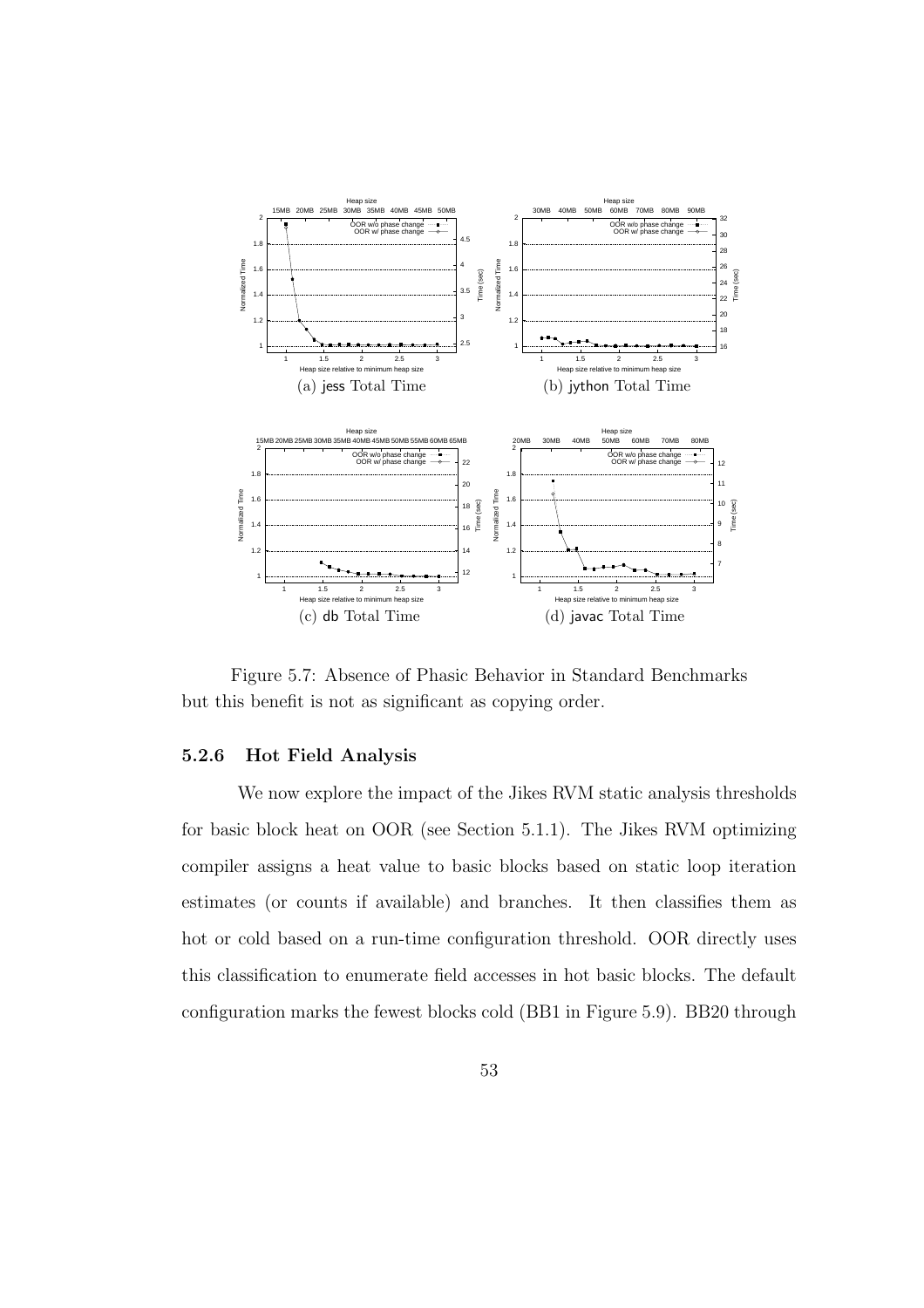(a) jess Total Time

(b) jython Total Time

(c) db Total Time

(d) javac Total Time

Figure 5.7: Absence of Phasic Behavior in Standard Benchmarks

but this benefit is not as significant as copying order.

### 5.2.6 Hot Field Analysis

We now explore the impact of the Jikes RVM static analysis thresholds for basic block heat on OOR (see Section 5.1.1). The Jikes RVM optimizing compiler assigns a heat value to basic blocks based on static loop iteration estimates (or counts if available) and branches. It then classifies them as hot or cold based on a run-time configuration threshold. OOR directly uses this classification to enumerate field accesses in hot basic blocks. The default configuration marks the fewest blocks cold (BB1 in Figure 5.9). BB20 through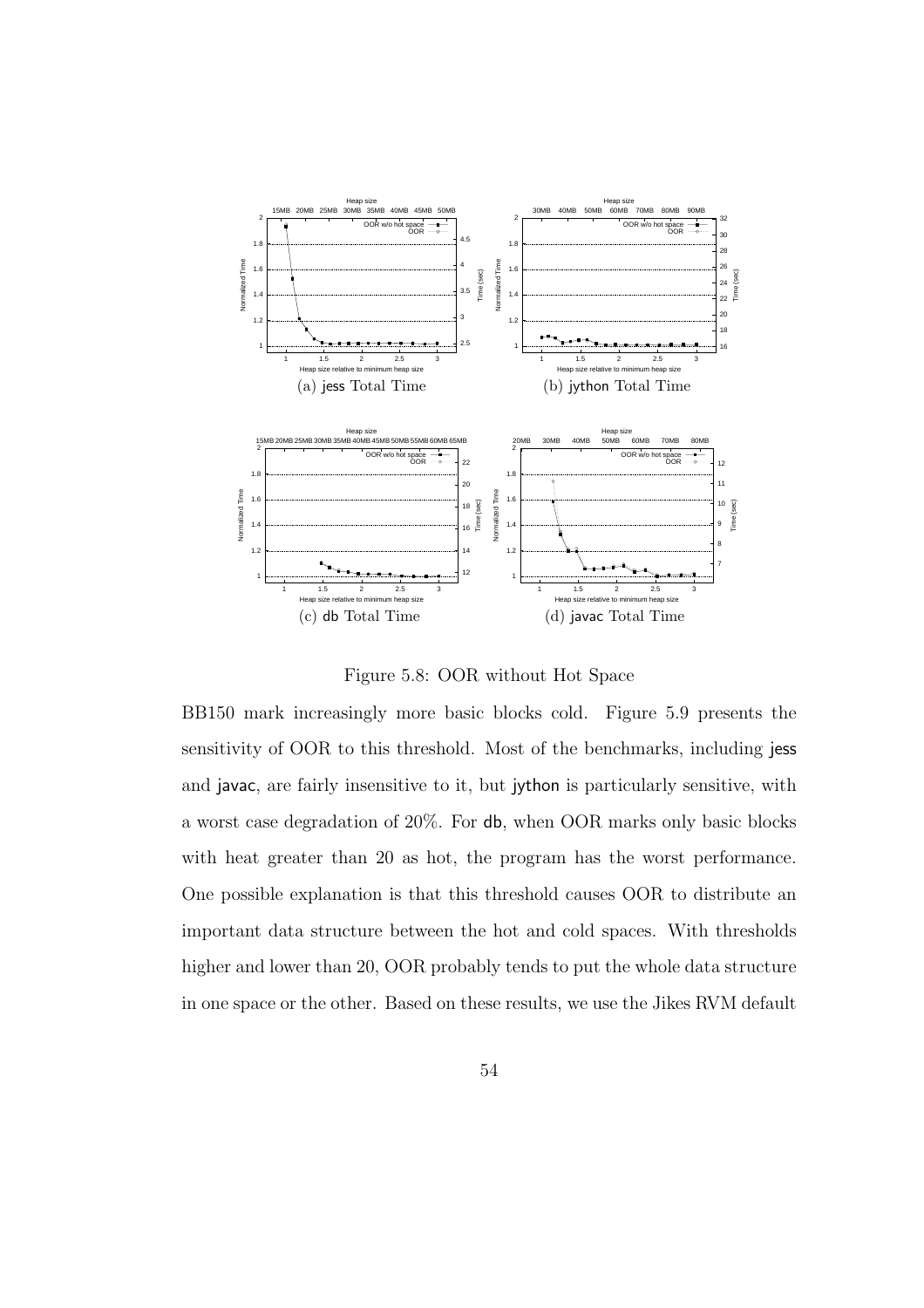(a) jess Total Time

(b) jython Total Time

(c) db Total Time

(d) javac Total Time

Figure 5.8: OOR without Hot Space

BB150 mark increasingly more basic blocks cold. Figure 5.9 presents the sensitivity of OOR to this threshold. Most of the benchmarks, including jess and javac, are fairly insensitive to it, but jython is particularly sensitive, with a worst case degradation of 20%. For db, when OOR marks only basic blocks with heat greater than 20 as hot, the program has the worst performance. One possible explanation is that this threshold causes OOR to distribute an important data structure between the hot and cold spaces. With thresholds higher and lower than 20, OOR probably tends to put the whole data structure in one space or the other. Based on these results, we use the Jikes RVM default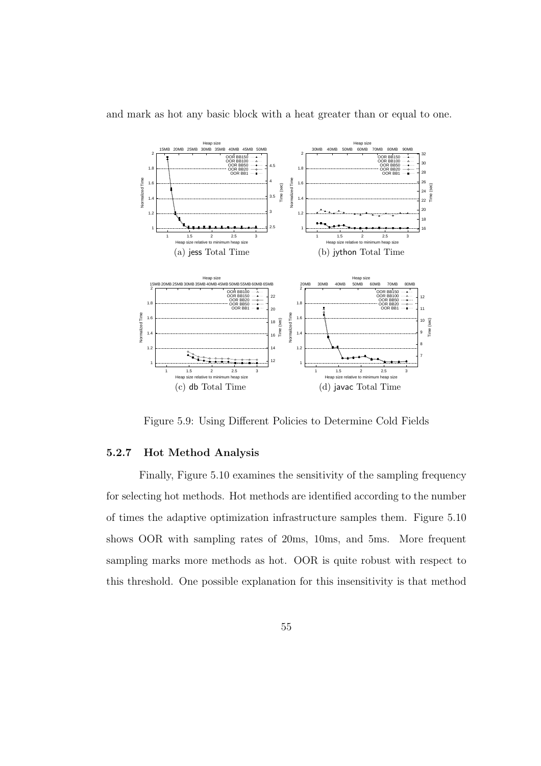and mark as hot any basic block with a heat greater than or equal to one.

(a) jess Total Time

(b) jython Total Time

(c) db Total Time

(d) javac Total Time

Figure 5.9: Using Different Policies to Determine Cold Fields

### 5.2.7 Hot Method Analysis

Finally, Figure 5.10 examines the sensitivity of the sampling frequency for selecting hot methods. Hot methods are identified according to the number of times the adaptive optimization infrastructure samples them. Figure 5.10 shows OOR with sampling rates of 20ms, 10ms, and 5ms. More frequent sampling marks more methods as hot. OOR is quite robust with respect to this threshold. One possible explanation for this insensitivity is that method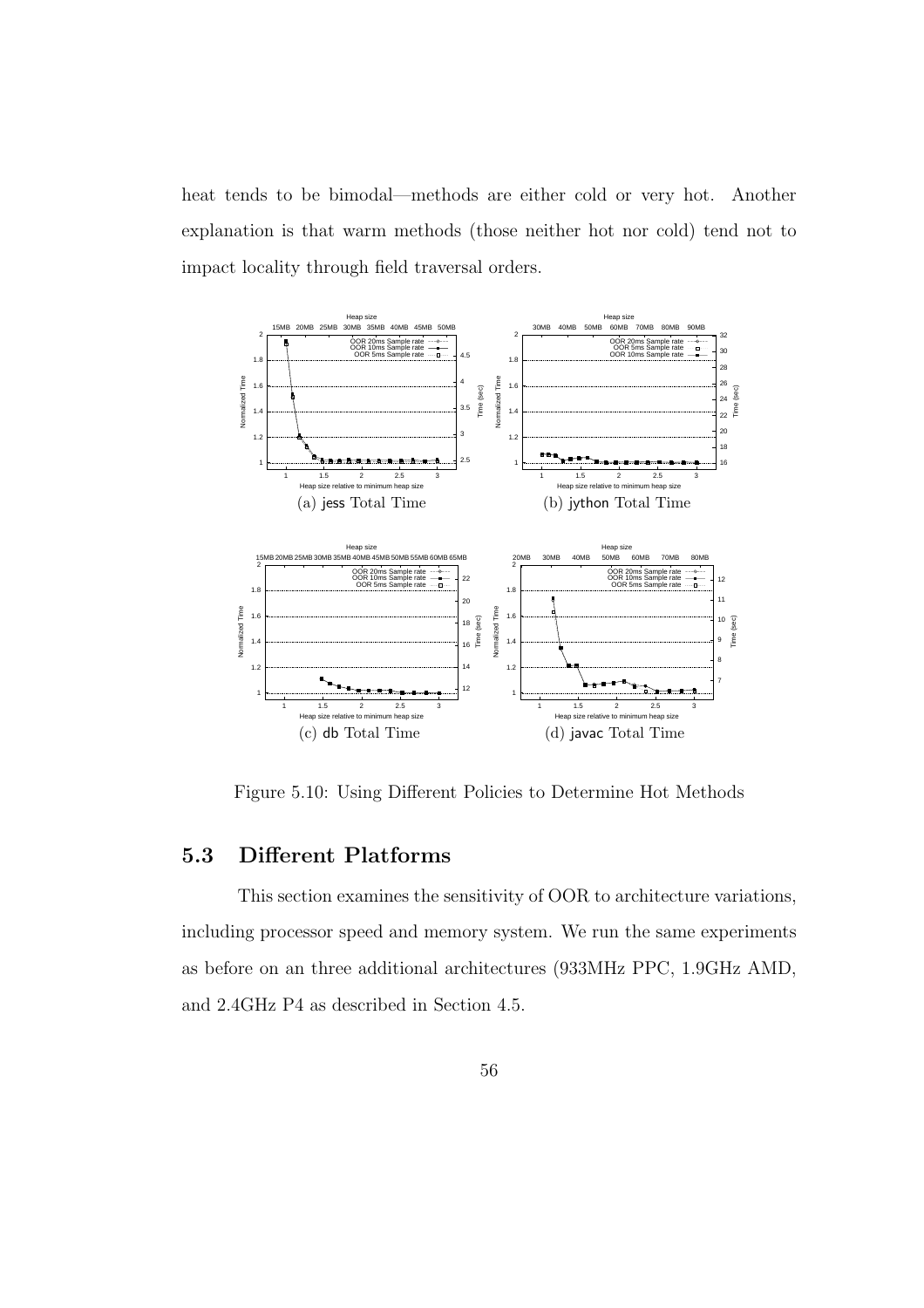heat tends to be bimodal—methods are either cold or very hot. Another explanation is that warm methods (those neither hot nor cold) tend not to impact locality through field traversal orders.

(a) jess Total Time

(b) jython Total Time

(c) db Total Time

(d) javac Total Time

Figure 5.10: Using Different Policies to Determine Hot Methods

## 5.3 Different Platforms

This section examines the sensitivity of OOR to architecture variations, including processor speed and memory system. We run the same experiments as before on an three additional architectures (933MHz PPC, 1.9GHz AMD, and 2.4GHz P4 as described in Section 4.5.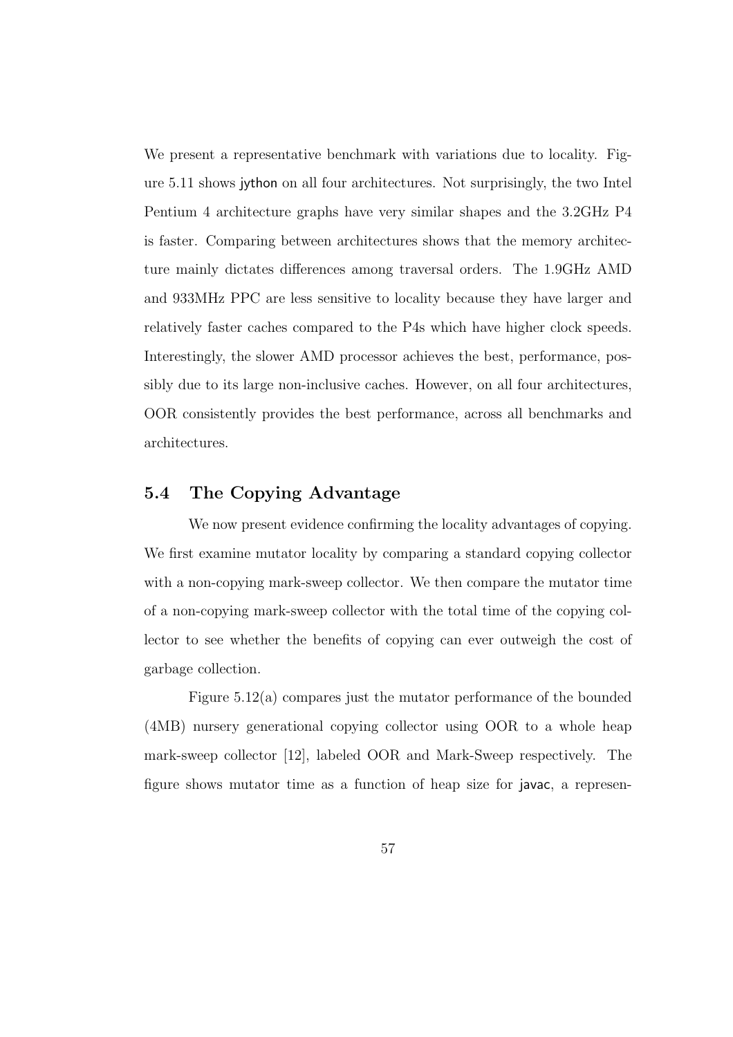We present a representative benchmark with variations due to locality. Figure 5.11 shows jython on all four architectures. Not surprisingly, the two Intel Pentium 4 architecture graphs have very similar shapes and the 3.2GHz P4 is faster. Comparing between architectures shows that the memory architecture mainly dictates differences among traversal orders. The 1.9GHz AMD and 933MHz PPC are less sensitive to locality because they have larger and relatively faster caches compared to the P4s which have higher clock speeds. Interestingly, the slower AMD processor achieves the best, performance, possibly due to its large non-inclusive caches. However, on all four architectures, OOR consistently provides the best performance, across all benchmarks and architectures.

## 5.4 The Copying Advantage

We now present evidence confirming the locality advantages of copying. We first examine mutator locality by comparing a standard copying collector with a non-copying mark-sweep collector. We then compare the mutator time of a non-copying mark-sweep collector with the total time of the copying collector to see whether the benefits of copying can ever outweigh the cost of garbage collection.

Figure 5.12(a) compares just the mutator performance of the bounded (4MB) nursery generational copying collector using OOR to a whole heap mark-sweep collector [12], labeled OOR and Mark-Sweep respectively. The figure shows mutator time as a function of heap size for javac, a represen-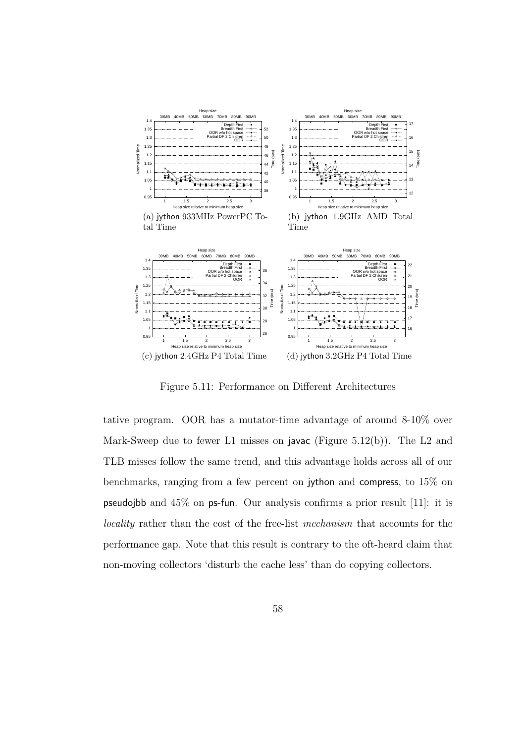(a) jython 933MHz PowerPC Total Time

(b) jython 1.9GHz AMD Total Time

(c) jython 2.4GHz P4 Total Time

(d) jython 3.2GHz P4 Total Time

Figure 5.11: Performance on Different Architectures

tative program. OOR has a mutator-time advantage of around 8-10% over Mark-Sweep due to fewer L1 misses on javac (Figure 5.12(b)). The L2 and TLB misses follow the same trend, and this advantage holds across all of our benchmarks, ranging from a few percent on jython and compress, to 15% on pseudojbb and 45% on ps-fun. Our analysis confirms a prior result [11]: it is *locality* rather than the cost of the free-list *mechanism* that accounts for the performance gap. Note that this result is contrary to the oft-heard claim that non-moving collectors 'disturb the cache less' than do copying collectors.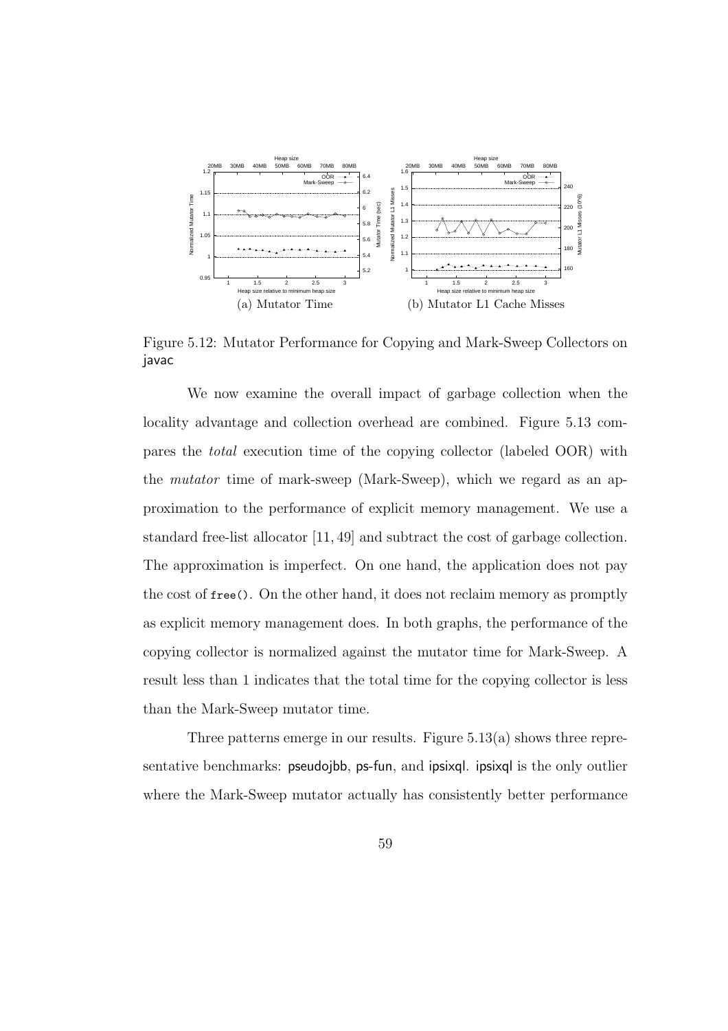(a) Mutator Time (b) Mutator L1 Cache Misses

Figure 5.12: Mutator Performance for Copying and Mark-Sweep Collectors on javac

We now examine the overall impact of garbage collection when the locality advantage and collection overhead are combined. Figure 5.13 compares the *total* execution time of the copying collector (labeled OOR) with the *mutator* time of mark-sweep (Mark-Sweep), which we regard as an approximation to the performance of explicit memory management. We use a standard free-list allocator [11, 49] and subtract the cost of garbage collection. The approximation is imperfect. On one hand, the application does not pay the cost of `free()`. On the other hand, it does not reclaim memory as promptly as explicit memory management does. In both graphs, the performance of the copying collector is normalized against the mutator time for Mark-Sweep. A result less than 1 indicates that the total time for the copying collector is less than the Mark-Sweep mutator time.

Three patterns emerge in our results. Figure 5.13(a) shows three representative benchmarks: pseudojbb, ps-fun, and ipsixql. ipsixql is the only outlier where the Mark-Sweep mutator actually has consistently better performance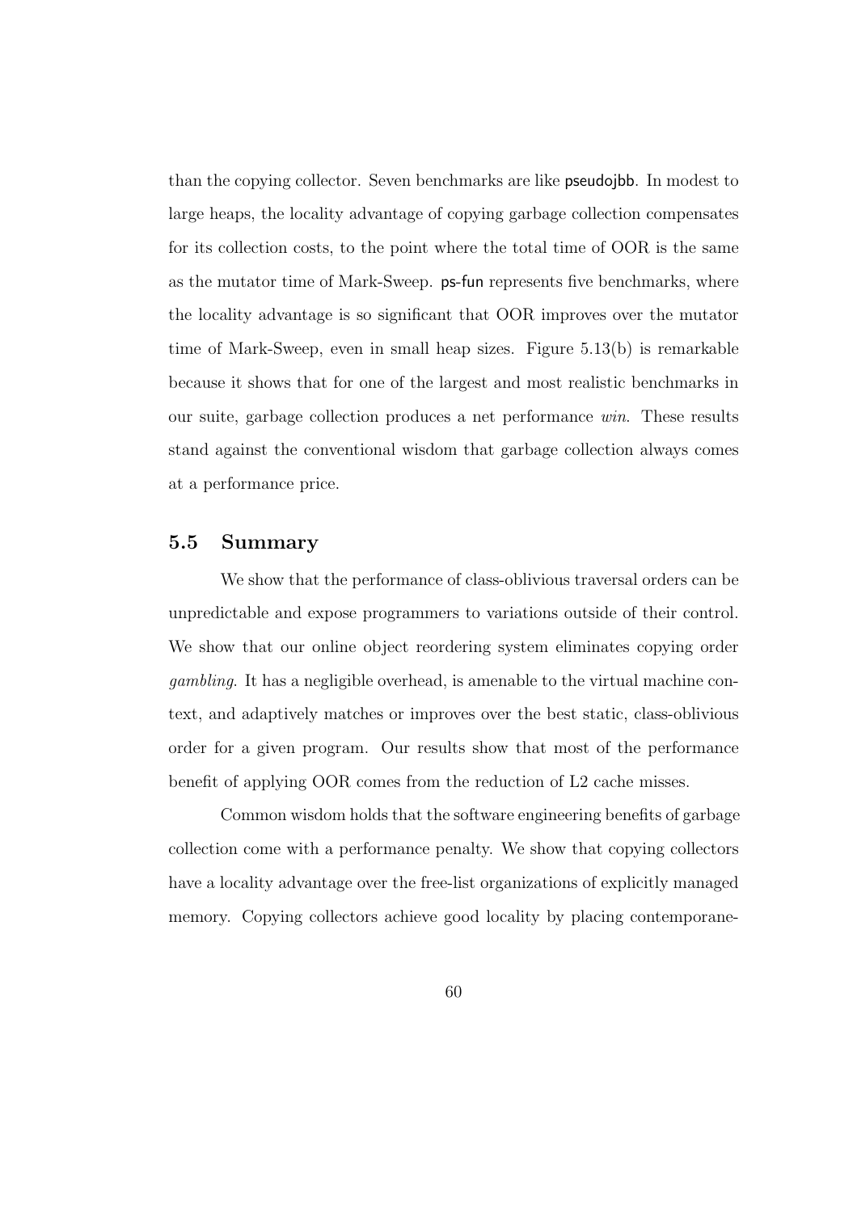than the copying collector. Seven benchmarks are like pseudojbb. In modest to large heaps, the locality advantage of copying garbage collection compensates for its collection costs, to the point where the total time of OOR is the same as the mutator time of Mark-Sweep. ps-fun represents five benchmarks, where the locality advantage is so significant that OOR improves over the mutator time of Mark-Sweep, even in small heap sizes. Figure 5.13(b) is remarkable because it shows that for one of the largest and most realistic benchmarks in our suite, garbage collection produces a net performance *win*. These results stand against the conventional wisdom that garbage collection always comes at a performance price.

## 5.5 Summary

We show that the performance of class-oblivious traversal orders can be unpredictable and expose programmers to variations outside of their control. We show that our online object reordering system eliminates copying order *gambling*. It has a negligible overhead, is amenable to the virtual machine context, and adaptively matches or improves over the best static, class-oblivious order for a given program. Our results show that most of the performance benefit of applying OOR comes from the reduction of L2 cache misses.

Common wisdom holds that the software engineering benefits of garbage collection come with a performance penalty. We show that copying collectors have a locality advantage over the free-list organizations of explicitly managed memory. Copying collectors achieve good locality by placing contemporane-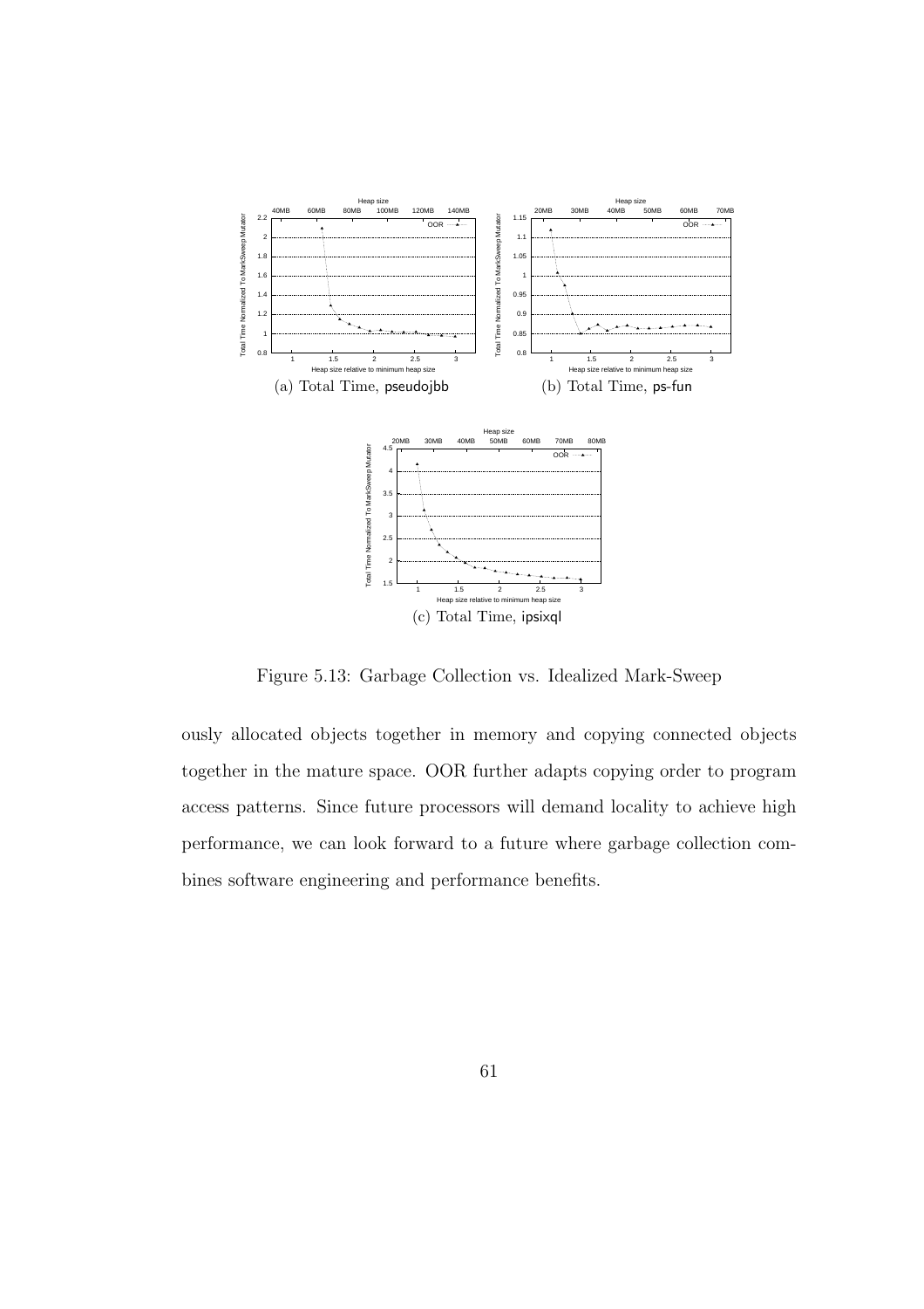(a) Total Time, pseudojbb

(b) Total Time, ps-fun

(c) Total Time, ipsixql

Figure 5.13: Garbage Collection vs. Idealized Mark-Sweep

ously allocated objects together in memory and copying connected objects together in the mature space. OOR further adapts copying order to program access patterns. Since future processors will demand locality to achieve high performance, we can look forward to a future where garbage collection combines software engineering and performance benefits.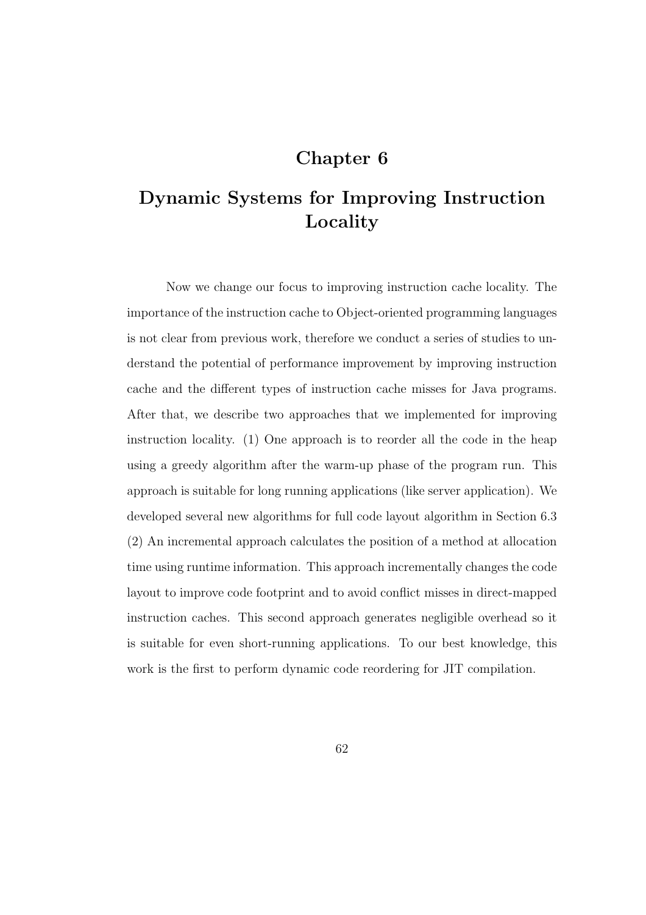# Chapter 6

# Dynamic Systems for Improving Instruction Locality

Now we change our focus to improving instruction cache locality. The importance of the instruction cache to Object-oriented programming languages is not clear from previous work, therefore we conduct a series of studies to understand the potential of performance improvement by improving instruction cache and the different types of instruction cache misses for Java programs. After that, we describe two approaches that we implemented for improving instruction locality. (1) One approach is to reorder all the code in the heap using a greedy algorithm after the warm-up phase of the program run. This approach is suitable for long running applications (like server application). We developed several new algorithms for full code layout algorithm in Section 6.3 (2) An incremental approach calculates the position of a method at allocation time using runtime information. This approach incrementally changes the code layout to improve code footprint and to avoid conflict misses in direct-mapped instruction caches. This second approach generates negligible overhead so it is suitable for even short-running applications. To our best knowledge, this work is the first to perform dynamic code reordering for JIT compilation.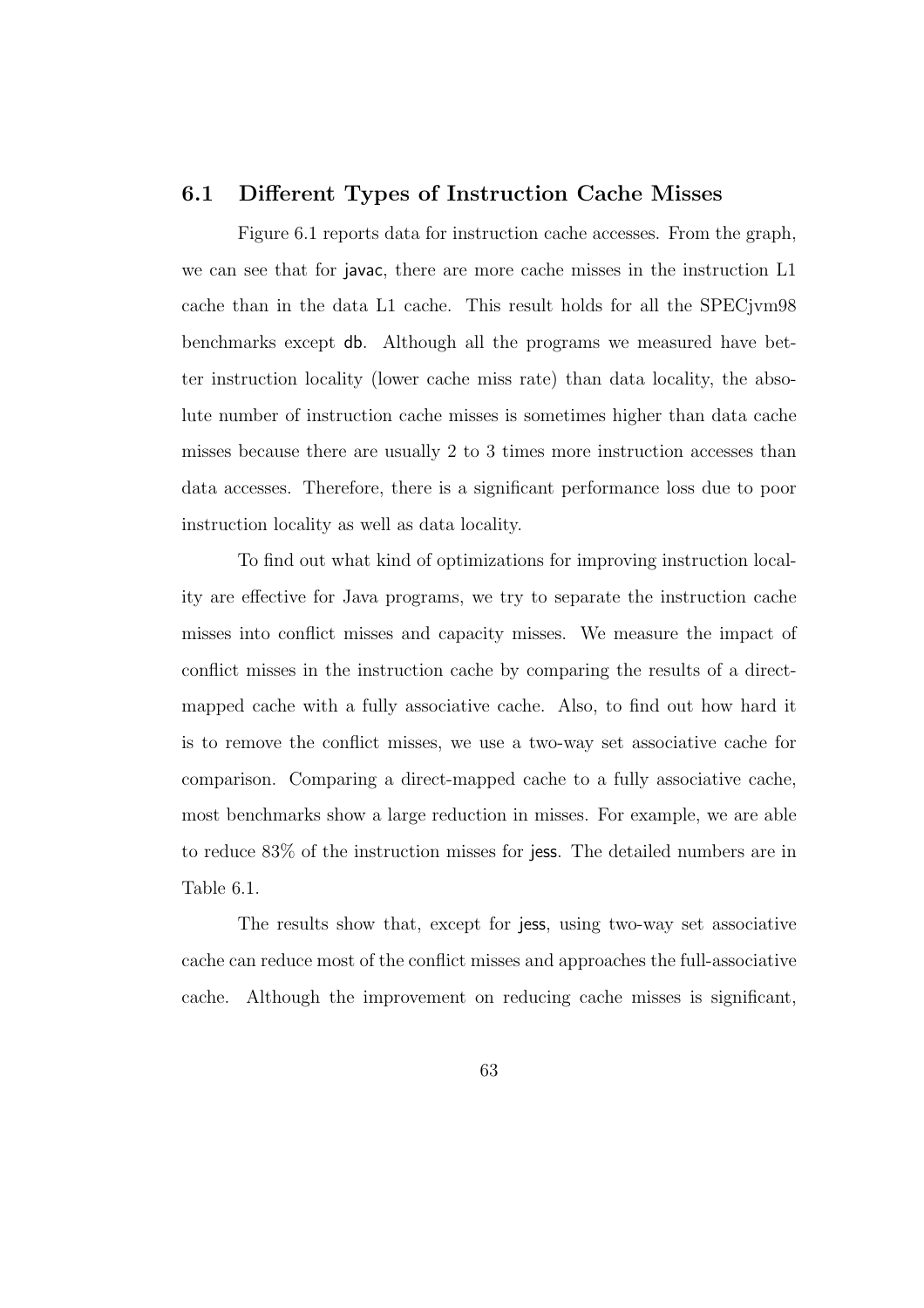## 6.1 Different Types of Instruction Cache Misses

Figure 6.1 reports data for instruction cache accesses. From the graph, we can see that for javac, there are more cache misses in the instruction L1 cache than in the data L1 cache. This result holds for all the SPECjvm98 benchmarks except db. Although all the programs we measured have better instruction locality (lower cache miss rate) than data locality, the absolute number of instruction cache misses is sometimes higher than data cache misses because there are usually 2 to 3 times more instruction accesses than data accesses. Therefore, there is a significant performance loss due to poor instruction locality as well as data locality.

To find out what kind of optimizations for improving instruction locality are effective for Java programs, we try to separate the instruction cache misses into conflict misses and capacity misses. We measure the impact of conflict misses in the instruction cache by comparing the results of a direct-mapped cache with a fully associative cache. Also, to find out how hard it is to remove the conflict misses, we use a two-way set associative cache for comparison. Comparing a direct-mapped cache to a fully associative cache, most benchmarks show a large reduction in misses. For example, we are able to reduce 83% of the instruction misses for jess. The detailed numbers are in Table 6.1.

The results show that, except for jess, using two-way set associative cache can reduce most of the conflict misses and approaches the full-associative cache. Although the improvement on reducing cache misses is significant,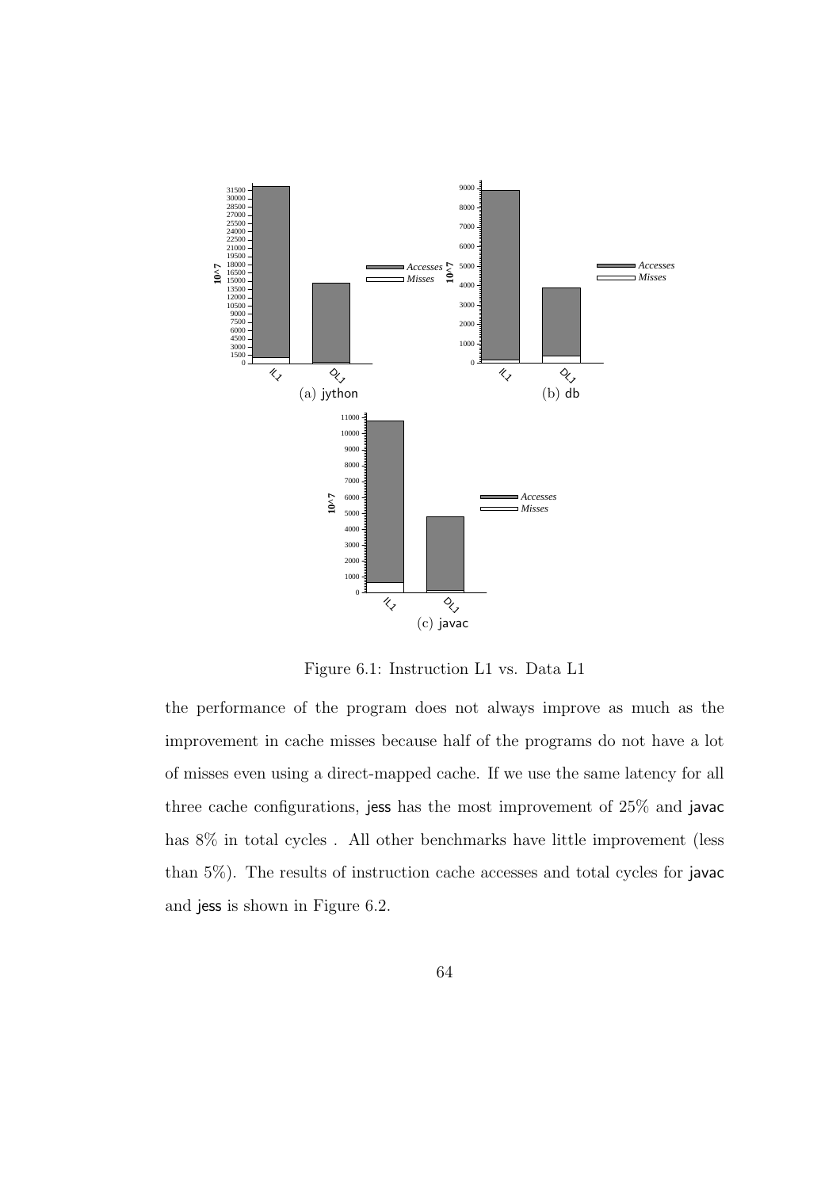Figure 6.1: Instruction L1 vs. Data L1

the performance of the program does not always improve as much as the improvement in cache misses because half of the programs do not have a lot of misses even using a direct-mapped cache. If we use the same latency for all three cache configurations, jess has the most improvement of 25% and javac has 8% in total cycles . All other benchmarks have little improvement (less than 5%). The results of instruction cache accesses and total cycles for javac and jess is shown in Figure 6.2.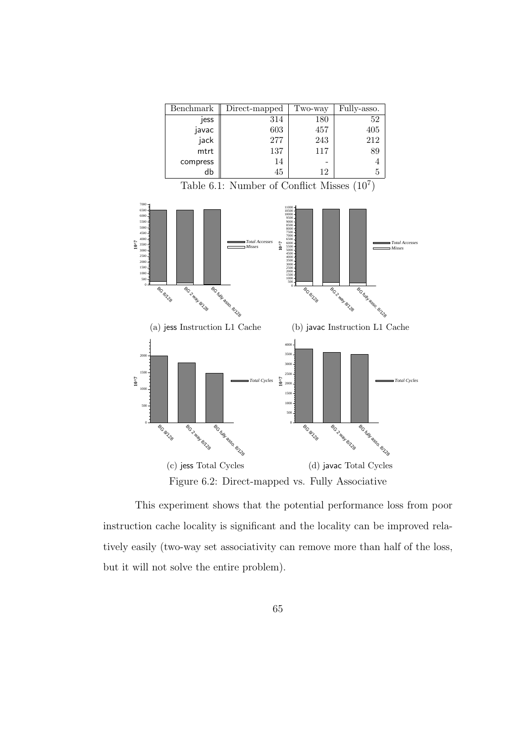| Benchmark | Direct-mapped | Two-way | Fully-asso. |
|---|---|---|---|
| jess | 314 | 180 | 52 |
| javac | 603 | 457 | 405 |
| jack | 277 | 243 | 212 |
| mtrt | 137 | 117 | 89 |
| compress | 14 | - | 4 |
| db | 45 | 12 | 5 |

Table 6.1: Number of Conflict Misses ($10^7$)

(a) jess Instruction L1 Cache

(b) javac Instruction L1 Cache

(c) jess Total Cycles

(d) javac Total Cycles

Figure 6.2: Direct-mapped vs. Fully Associative

This experiment shows that the potential performance loss from poor instruction cache locality is significant and the locality can be improved relatively easily (two-way set associativity can remove more than half of the loss, but it will not solve the entire problem).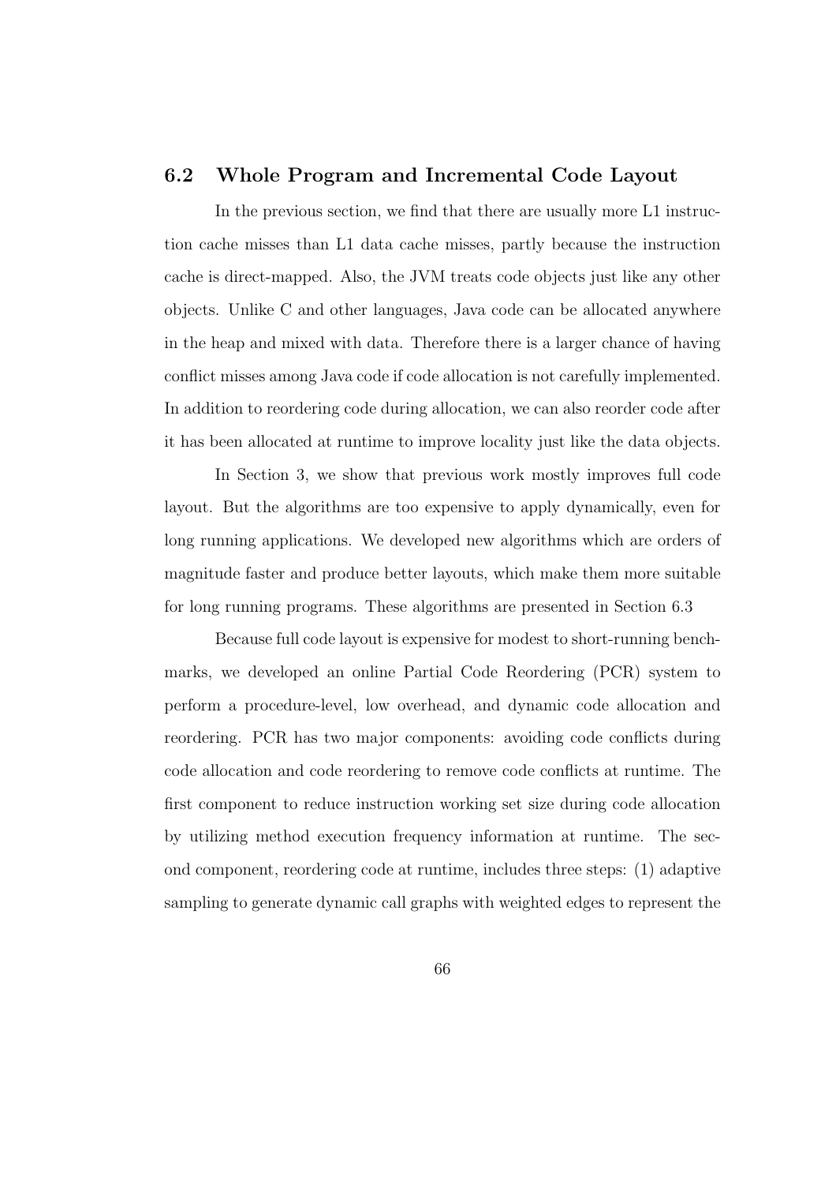## 6.2 Whole Program and Incremental Code Layout

In the previous section, we find that there are usually more L1 instruction cache misses than L1 data cache misses, partly because the instruction cache is direct-mapped. Also, the JVM treats code objects just like any other objects. Unlike C and other languages, Java code can be allocated anywhere in the heap and mixed with data. Therefore there is a larger chance of having conflict misses among Java code if code allocation is not carefully implemented. In addition to reordering code during allocation, we can also reorder code after it has been allocated at runtime to improve locality just like the data objects.

In Section 3, we show that previous work mostly improves full code layout. But the algorithms are too expensive to apply dynamically, even for long running applications. We developed new algorithms which are orders of magnitude faster and produce better layouts, which make them more suitable for long running programs. These algorithms are presented in Section 6.3

Because full code layout is expensive for modest to short-running benchmarks, we developed an online Partial Code Reordering (PCR) system to perform a procedure-level, low overhead, and dynamic code allocation and reordering. PCR has two major components: avoiding code conflicts during code allocation and code reordering to remove code conflicts at runtime. The first component to reduce instruction working set size during code allocation by utilizing method execution frequency information at runtime. The second component, reordering code at runtime, includes three steps: (1) adaptive sampling to generate dynamic call graphs with weighted edges to represent the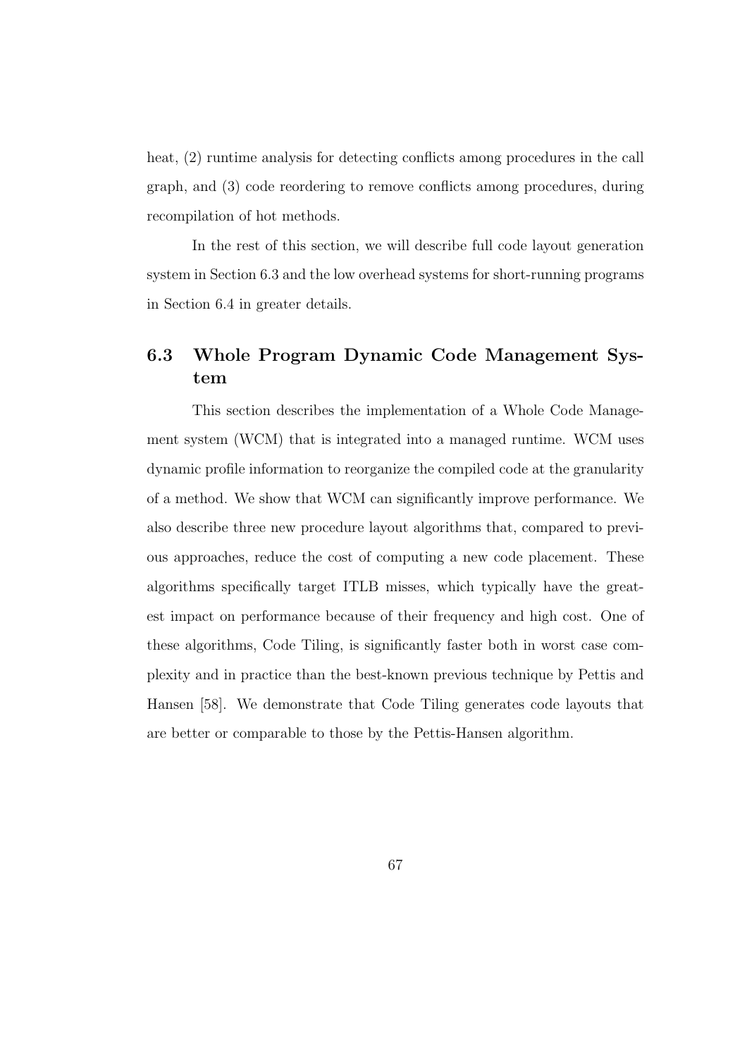heat, (2) runtime analysis for detecting conflicts among procedures in the call graph, and (3) code reordering to remove conflicts among procedures, during recompilation of hot methods.

In the rest of this section, we will describe full code layout generation system in Section 6.3 and the low overhead systems for short-running programs in Section 6.4 in greater details.

## 6.3 Whole Program Dynamic Code Management System

This section describes the implementation of a Whole Code Management system (WCM) that is integrated into a managed runtime. WCM uses dynamic profile information to reorganize the compiled code at the granularity of a method. We show that WCM can significantly improve performance. We also describe three new procedure layout algorithms that, compared to previous approaches, reduce the cost of computing a new code placement. These algorithms specifically target ITLB misses, which typically have the greatest impact on performance because of their frequency and high cost. One of these algorithms, Code Tiling, is significantly faster both in worst case complexity and in practice than the best-known previous technique by Pettis and Hansen [58]. We demonstrate that Code Tiling generates code layouts that are better or comparable to those by the Pettis-Hansen algorithm.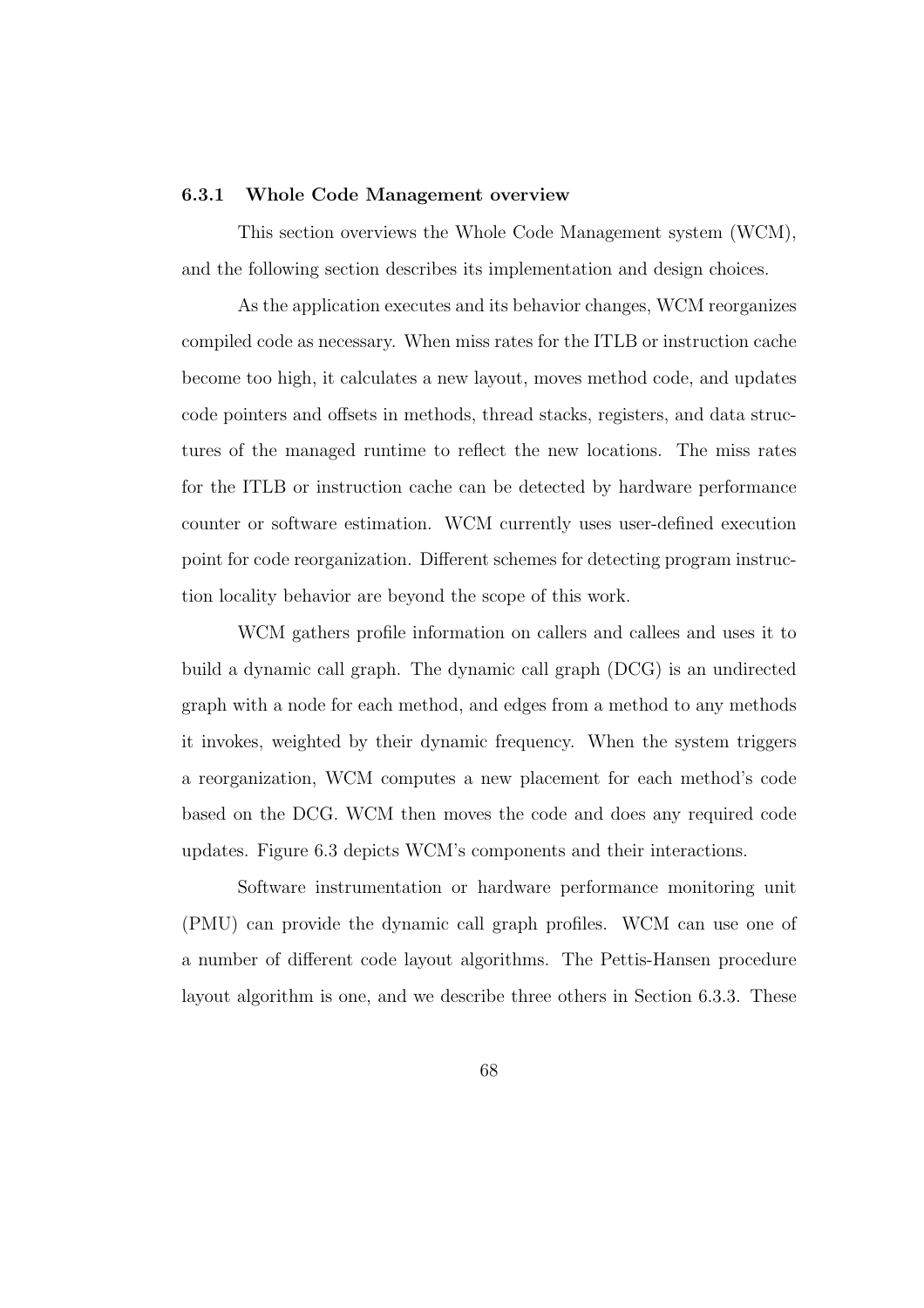### 6.3.1 Whole Code Management overview

This section overviews the Whole Code Management system (WCM), and the following section describes its implementation and design choices.

As the application executes and its behavior changes, WCM reorganizes compiled code as necessary. When miss rates for the ITLB or instruction cache become too high, it calculates a new layout, moves method code, and updates code pointers and offsets in methods, thread stacks, registers, and data structures of the managed runtime to reflect the new locations. The miss rates for the ITLB or instruction cache can be detected by hardware performance counter or software estimation. WCM currently uses user-defined execution point for code reorganization. Different schemes for detecting program instruction locality behavior are beyond the scope of this work.

WCM gathers profile information on callers and callees and uses it to build a dynamic call graph. The dynamic call graph (DCG) is an undirected graph with a node for each method, and edges from a method to any methods it invokes, weighted by their dynamic frequency. When the system triggers a reorganization, WCM computes a new placement for each method's code based on the DCG. WCM then moves the code and does any required code updates. Figure 6.3 depicts WCM's components and their interactions.

Software instrumentation or hardware performance monitoring unit (PMU) can provide the dynamic call graph profiles. WCM can use one of a number of different code layout algorithms. The Pettis-Hansen procedure layout algorithm is one, and we describe three others in Section 6.3.3. These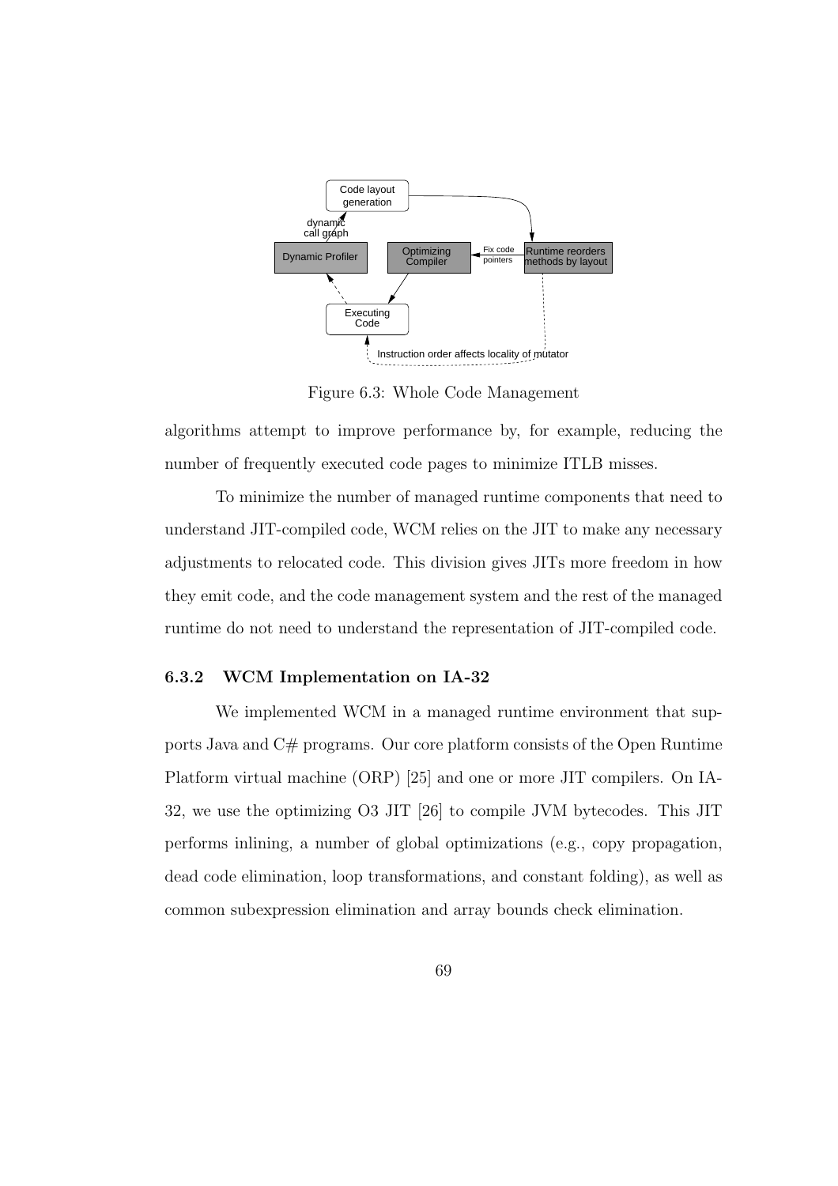Figure 6.3: Whole Code Management

algorithms attempt to improve performance by, for example, reducing the number of frequently executed code pages to minimize ITLB misses.

To minimize the number of managed runtime components that need to understand JIT-compiled code, WCM relies on the JIT to make any necessary adjustments to relocated code. This division gives JITs more freedom in how they emit code, and the code management system and the rest of the managed runtime do not need to understand the representation of JIT-compiled code.

### 6.3.2 WCM Implementation on IA-32

We implemented WCM in a managed runtime environment that supports Java and C# programs. Our core platform consists of the Open Runtime Platform virtual machine (ORP) [25] and one or more JIT compilers. On IA-32, we use the optimizing O3 JIT [26] to compile JVM bytecodes. This JIT performs inlining, a number of global optimizations (e.g., copy propagation, dead code elimination, loop transformations, and constant folding), as well as common subexpression elimination and array bounds check elimination.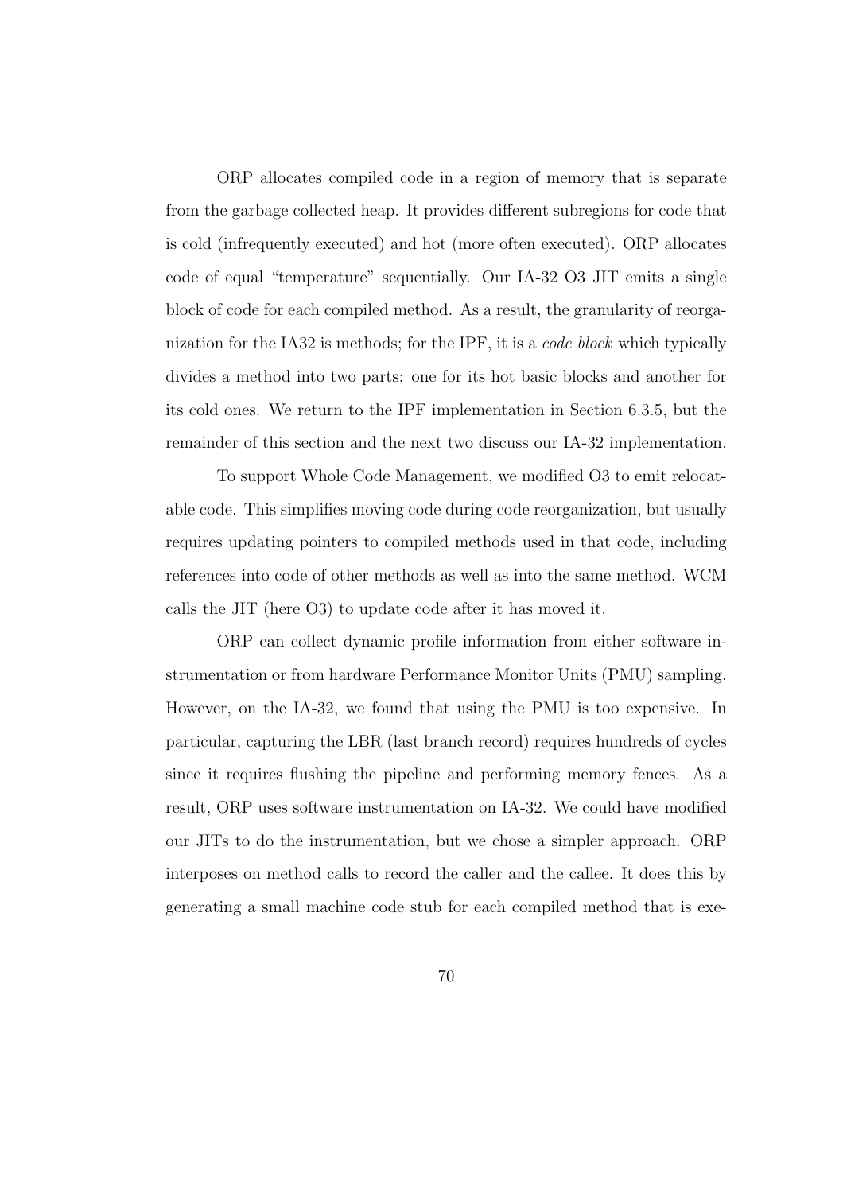ORP allocates compiled code in a region of memory that is separate from the garbage collected heap. It provides different subregions for code that is cold (infrequently executed) and hot (more often executed). ORP allocates code of equal "temperature" sequentially. Our IA-32 O3 JIT emits a single block of code for each compiled method. As a result, the granularity of reorganization for the IA32 is methods; for the IPF, it is a *code block* which typically divides a method into two parts: one for its hot basic blocks and another for its cold ones. We return to the IPF implementation in Section 6.3.5, but the remainder of this section and the next two discuss our IA-32 implementation.

To support Whole Code Management, we modified O3 to emit relocatable code. This simplifies moving code during code reorganization, but usually requires updating pointers to compiled methods used in that code, including references into code of other methods as well as into the same method. WCM calls the JIT (here O3) to update code after it has moved it.

ORP can collect dynamic profile information from either software instrumentation or from hardware Performance Monitor Units (PMU) sampling. However, on the IA-32, we found that using the PMU is too expensive. In particular, capturing the LBR (last branch record) requires hundreds of cycles since it requires flushing the pipeline and performing memory fences. As a result, ORP uses software instrumentation on IA-32. We could have modified our JITs to do the instrumentation, but we chose a simpler approach. ORP interposes on method calls to record the caller and the callee. It does this by generating a small machine code stub for each compiled method that is exe-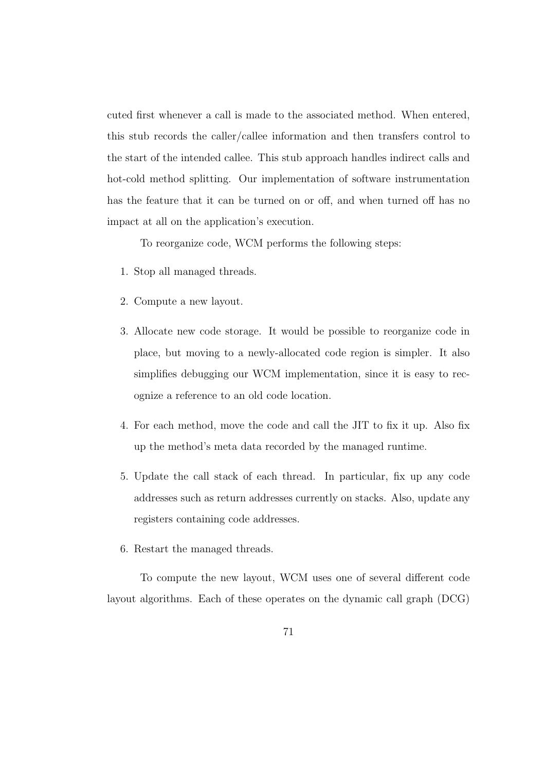cuted first whenever a call is made to the associated method. When entered, this stub records the caller/callee information and then transfers control to the start of the intended callee. This stub approach handles indirect calls and hot-cold method splitting. Our implementation of software instrumentation has the feature that it can be turned on or off, and when turned off has no impact at all on the application's execution.

To reorganize code, WCM performs the following steps:

1. Stop all managed threads.
2. Compute a new layout.
3. Allocate new code storage. It would be possible to reorganize code in place, but moving to a newly-allocated code region is simpler. It also simplifies debugging our WCM implementation, since it is easy to recognize a reference to an old code location.
4. For each method, move the code and call the JIT to fix it up. Also fix up the method's meta data recorded by the managed runtime.
5. Update the call stack of each thread. In particular, fix up any code addresses such as return addresses currently on stacks. Also, update any registers containing code addresses.
6. Restart the managed threads.

To compute the new layout, WCM uses one of several different code layout algorithms. Each of these operates on the dynamic call graph (DCG)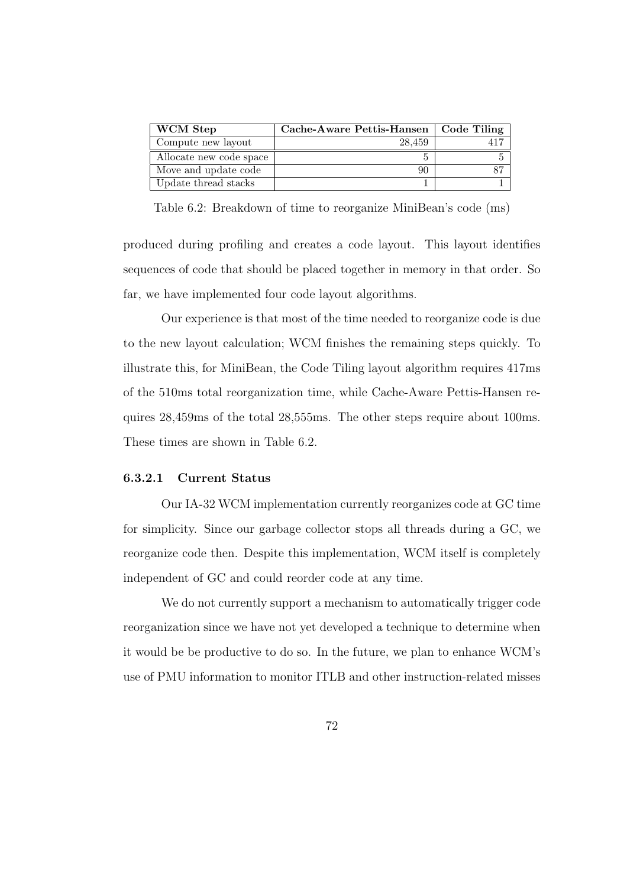| WCM Step | Cache-Aware Pettis-Hansen | Code Tiling |
|---|---|---|
| Compute new layout | 28,459 | 417 |
| Allocate new code space | 5 | 5 |
| Move and update code | 90 | 87 |
| Update thread stacks | 1 | 1 |

Table 6.2: Breakdown of time to reorganize MiniBean's code (ms)

produced during profiling and creates a code layout. This layout identifies sequences of code that should be placed together in memory in that order. So far, we have implemented four code layout algorithms.

Our experience is that most of the time needed to reorganize code is due to the new layout calculation; WCM finishes the remaining steps quickly. To illustrate this, for MiniBean, the Code Tiling layout algorithm requires 417ms of the 510ms total reorganization time, while Cache-Aware Pettis-Hansen requires 28,459ms of the total 28,555ms. The other steps require about 100ms. These times are shown in Table 6.2.

#### 6.3.2.1 Current Status

Our IA-32 WCM implementation currently reorganizes code at GC time for simplicity. Since our garbage collector stops all threads during a GC, we reorganize code then. Despite this implementation, WCM itself is completely independent of GC and could reorder code at any time.

We do not currently support a mechanism to automatically trigger code reorganization since we have not yet developed a technique to determine when it would be be productive to do so. In the future, we plan to enhance WCM's use of PMU information to monitor ITLB and other instruction-related misses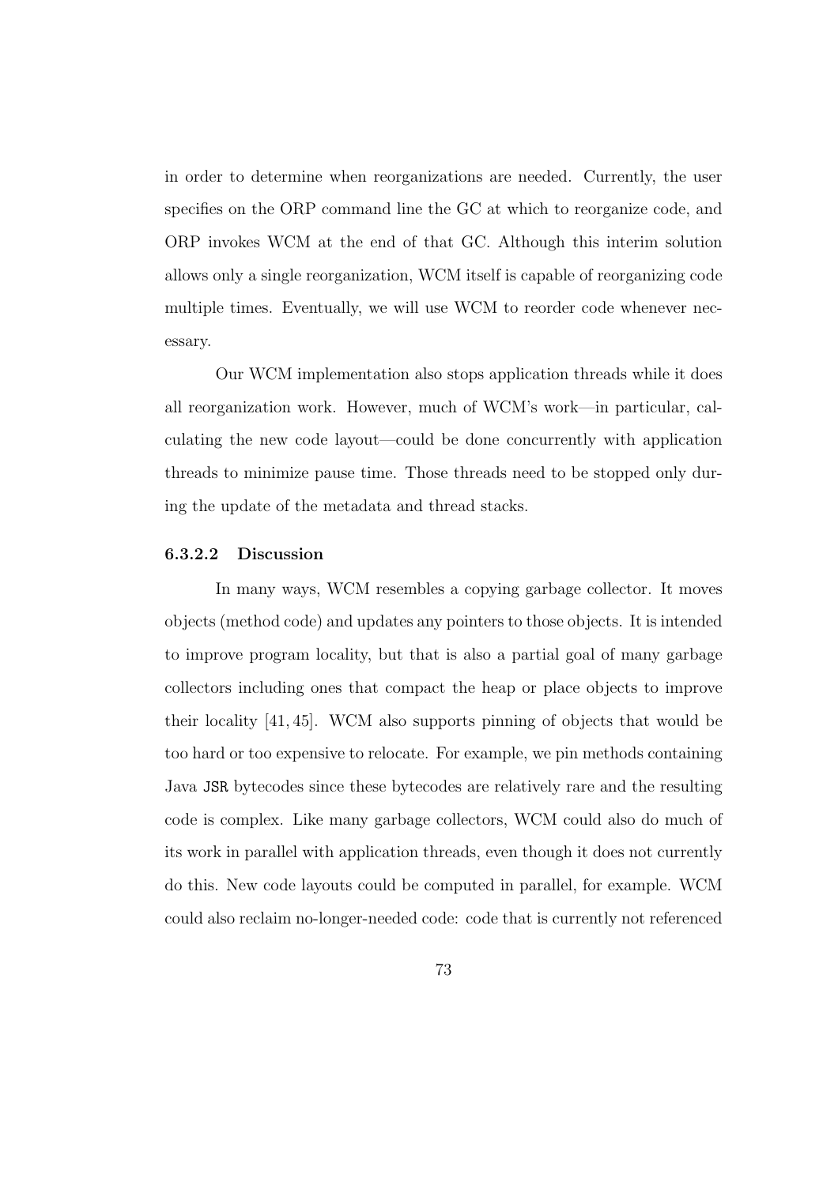in order to determine when reorganizations are needed. Currently, the user specifies on the ORP command line the GC at which to reorganize code, and ORP invokes WCM at the end of that GC. Although this interim solution allows only a single reorganization, WCM itself is capable of reorganizing code multiple times. Eventually, we will use WCM to reorder code whenever necessary.

Our WCM implementation also stops application threads while it does all reorganization work. However, much of WCM's work—in particular, calculating the new code layout—could be done concurrently with application threads to minimize pause time. Those threads need to be stopped only during the update of the metadata and thread stacks.

#### 6.3.2.2 Discussion

In many ways, WCM resembles a copying garbage collector. It moves objects (method code) and updates any pointers to those objects. It is intended to improve program locality, but that is also a partial goal of many garbage collectors including ones that compact the heap or place objects to improve their locality [41, 45]. WCM also supports pinning of objects that would be too hard or too expensive to relocate. For example, we pin methods containing Java `JSR` bytecodes since these bytecodes are relatively rare and the resulting code is complex. Like many garbage collectors, WCM could also do much of its work in parallel with application threads, even though it does not currently do this. New code layouts could be computed in parallel, for example. WCM could also reclaim no-longer-needed code: code that is currently not referenced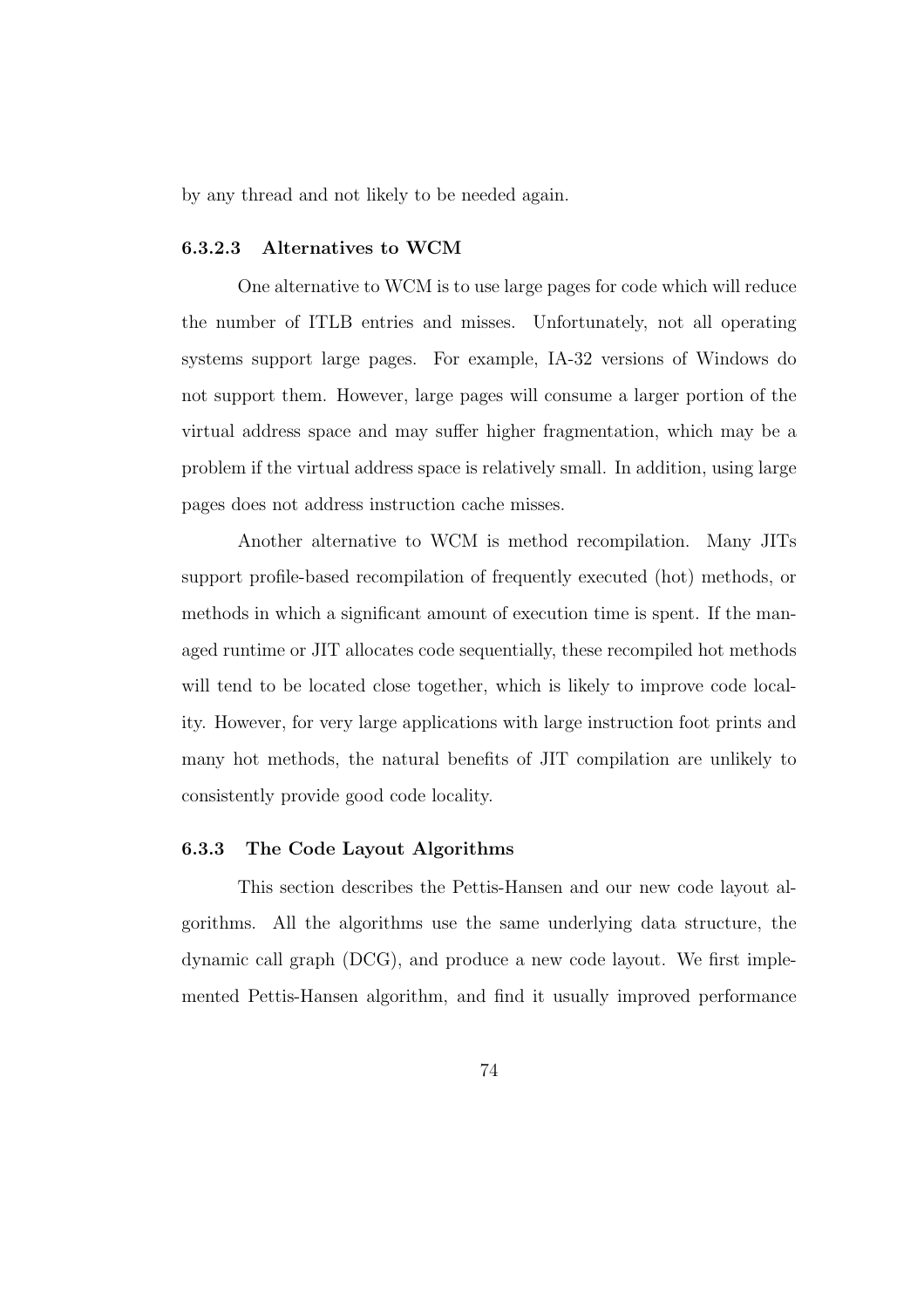by any thread and not likely to be needed again.

#### 6.3.2.3 Alternatives to WCM

One alternative to WCM is to use large pages for code which will reduce the number of ITLB entries and misses. Unfortunately, not all operating systems support large pages. For example, IA-32 versions of Windows do not support them. However, large pages will consume a larger portion of the virtual address space and may suffer higher fragmentation, which may be a problem if the virtual address space is relatively small. In addition, using large pages does not address instruction cache misses.

Another alternative to WCM is method recompilation. Many JITs support profile-based recompilation of frequently executed (hot) methods, or methods in which a significant amount of execution time is spent. If the managed runtime or JIT allocates code sequentially, these recompiled hot methods will tend to be located close together, which is likely to improve code locality. However, for very large applications with large instruction foot prints and many hot methods, the natural benefits of JIT compilation are unlikely to consistently provide good code locality.

### 6.3.3 The Code Layout Algorithms

This section describes the Pettis-Hansen and our new code layout algorithms. All the algorithms use the same underlying data structure, the dynamic call graph (DCG), and produce a new code layout. We first implemented Pettis-Hansen algorithm, and find it usually improved performance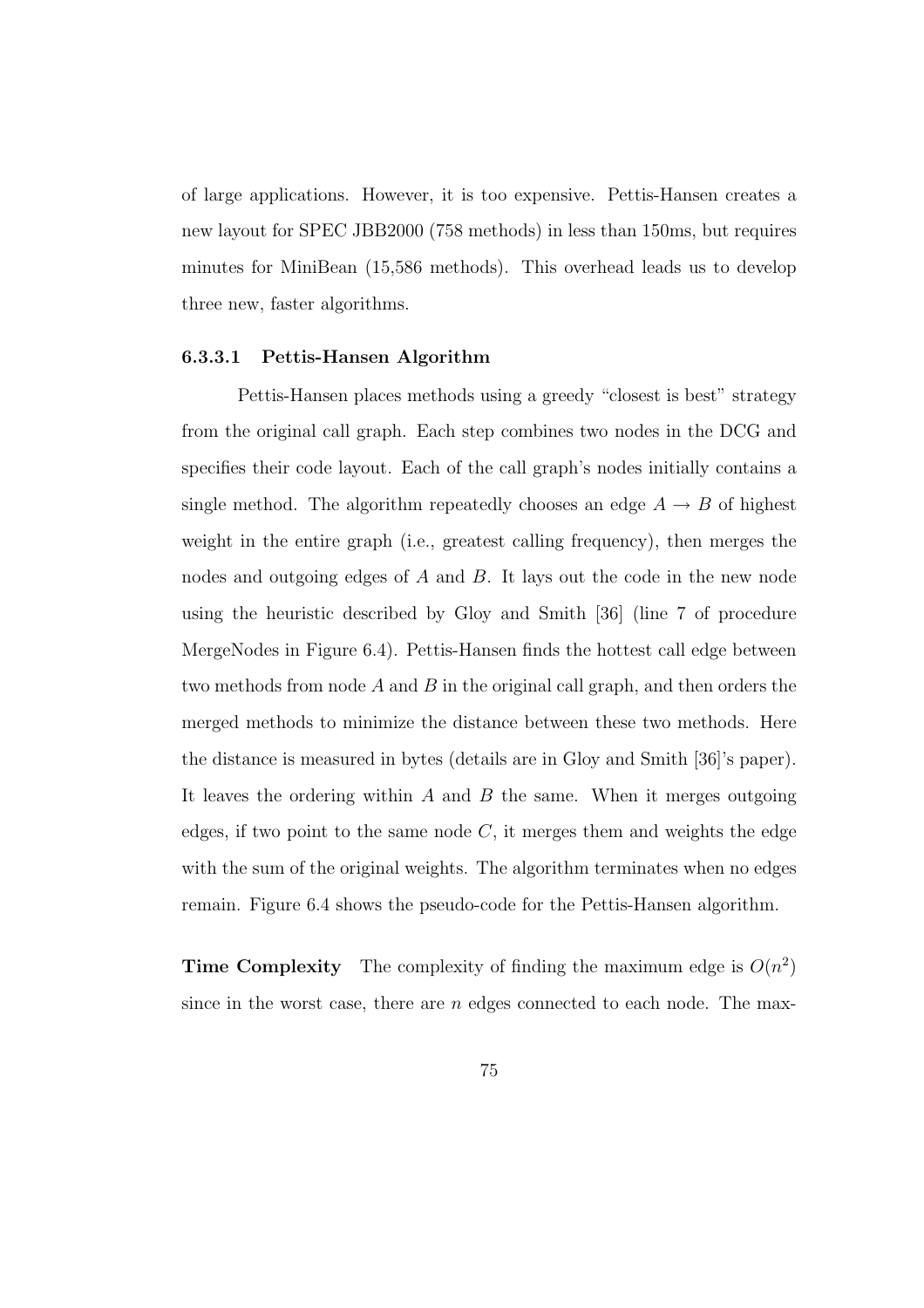of large applications. However, it is too expensive. Pettis-Hansen creates a new layout for SPEC JBB2000 (758 methods) in less than 150ms, but requires minutes for MiniBean (15,586 methods). This overhead leads us to develop three new, faster algorithms.

#### 6.3.3.1 Pettis-Hansen Algorithm

Pettis-Hansen places methods using a greedy "closest is best" strategy from the original call graph. Each step combines two nodes in the DCG and specifies their code layout. Each of the call graph's nodes initially contains a single method. The algorithm repeatedly chooses an edge $A \rightarrow B$ of highest weight in the entire graph (i.e., greatest calling frequency), then merges the nodes and outgoing edges of $A$ and $B$. It lays out the code in the new node using the heuristic described by Gloy and Smith [36] (line 7 of procedure MergeNodes in Figure 6.4). Pettis-Hansen finds the hottest call edge between two methods from node $A$ and $B$ in the original call graph, and then orders the merged methods to minimize the distance between these two methods. Here the distance is measured in bytes (details are in Gloy and Smith [36]'s paper). It leaves the ordering within $A$ and $B$ the same. When it merges outgoing edges, if two point to the same node $C$, it merges them and weights the edge with the sum of the original weights. The algorithm terminates when no edges remain. Figure 6.4 shows the pseudo-code for the Pettis-Hansen algorithm.

**Time Complexity** The complexity of finding the maximum edge is $O(n^2)$ since in the worst case, there are $n$ edges connected to each node. The max-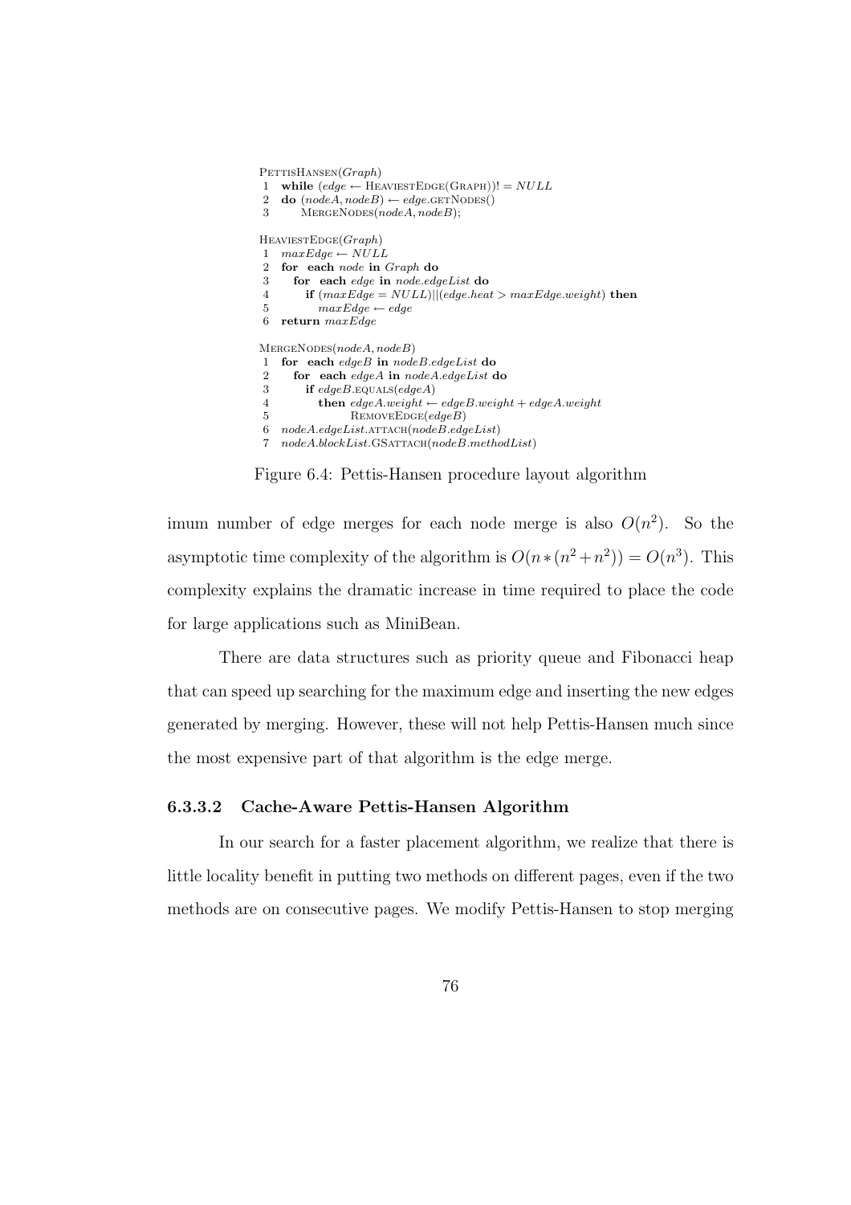```
PettisHansen(Graph)
1  while (edge ← HeaviestEdge(Graph))! = NULL
2  do (nodeA, nodeB) ← edge.getNodes()
3      MergeNodes(nodeA, nodeB);

HeaviestEdge(Graph)
1  maxEdge ← NULL
2  for each node in Graph do
3    for each edge in node.edgeList do
4      if (maxEdge = NULL)||(edge.heat > maxEdge.weight) then
5        maxEdge ← edge
6  return maxEdge

MergeNodes(nodeA, nodeB)
1  for each edgeB in nodeB.edgeList do
2    for each edgeA in nodeA.edgeList do
3      if edgeB.equals(edgeA)
4        then edgeA.weight ← edgeB.weight + edgeA.weight
5             RemoveEdge(edgeB)
6  nodeA.edgeList.attach(nodeB.edgeList)
7  nodeA.blockList.GSattach(nodeB.methodList)
```

Figure 6.4: Pettis-Hansen procedure layout algorithm

imum number of edge merges for each node merge is also $O(n^2)$. So the asymptotic time complexity of the algorithm is $O(n*(n^2+n^2)) = O(n^3)$. This complexity explains the dramatic increase in time required to place the code for large applications such as MiniBean.

There are data structures such as priority queue and Fibonacci heap that can speed up searching for the maximum edge and inserting the new edges generated by merging. However, these will not help Pettis-Hansen much since the most expensive part of that algorithm is the edge merge.

#### 6.3.3.2 Cache-Aware Pettis-Hansen Algorithm

In our search for a faster placement algorithm, we realize that there is little locality benefit in putting two methods on different pages, even if the two methods are on consecutive pages. We modify Pettis-Hansen to stop merging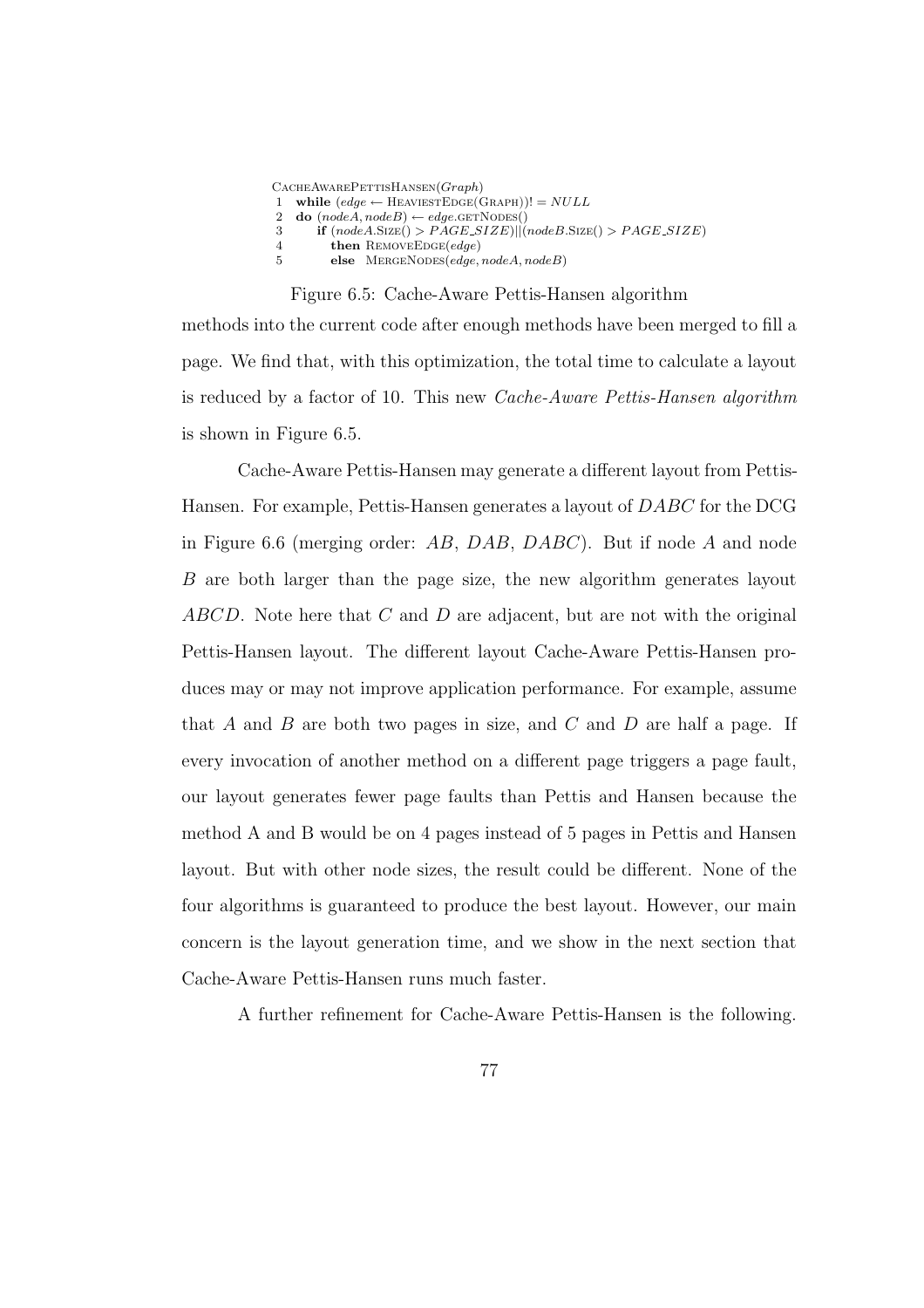```
CacheAwarePettisHansen(Graph)
1  while (edge ← HeaviestEdge(Graph))! = NULL
2  do (nodeA, nodeB) ← edge.getNodes()
3      if (nodeA.Size() > PAGE_SIZE)||(nodeB.Size() > PAGE_SIZE)
4         then RemoveEdge(edge)
5         else  MergeNodes(edge, nodeA, nodeB)
```

Figure 6.5: Cache-Aware Pettis-Hansen algorithm

methods into the current code after enough methods have been merged to fill a page. We find that, with this optimization, the total time to calculate a layout is reduced by a factor of 10. This new *Cache-Aware Pettis-Hansen algorithm* is shown in Figure 6.5.

Cache-Aware Pettis-Hansen may generate a different layout from Pettis-Hansen. For example, Pettis-Hansen generates a layout of $DABC$ for the DCG in Figure 6.6 (merging order: $AB$, $DAB$, $DABC$). But if node $A$ and node $B$ are both larger than the page size, the new algorithm generates layout $ABCD$. Note here that $C$ and $D$ are adjacent, but are not with the original Pettis-Hansen layout. The different layout Cache-Aware Pettis-Hansen produces may or may not improve application performance. For example, assume that $A$ and $B$ are both two pages in size, and $C$ and $D$ are half a page. If every invocation of another method on a different page triggers a page fault, our layout generates fewer page faults than Pettis and Hansen because the method A and B would be on 4 pages instead of 5 pages in Pettis and Hansen layout. But with other node sizes, the result could be different. None of the four algorithms is guaranteed to produce the best layout. However, our main concern is the layout generation time, and we show in the next section that Cache-Aware Pettis-Hansen runs much faster.

A further refinement for Cache-Aware Pettis-Hansen is the following.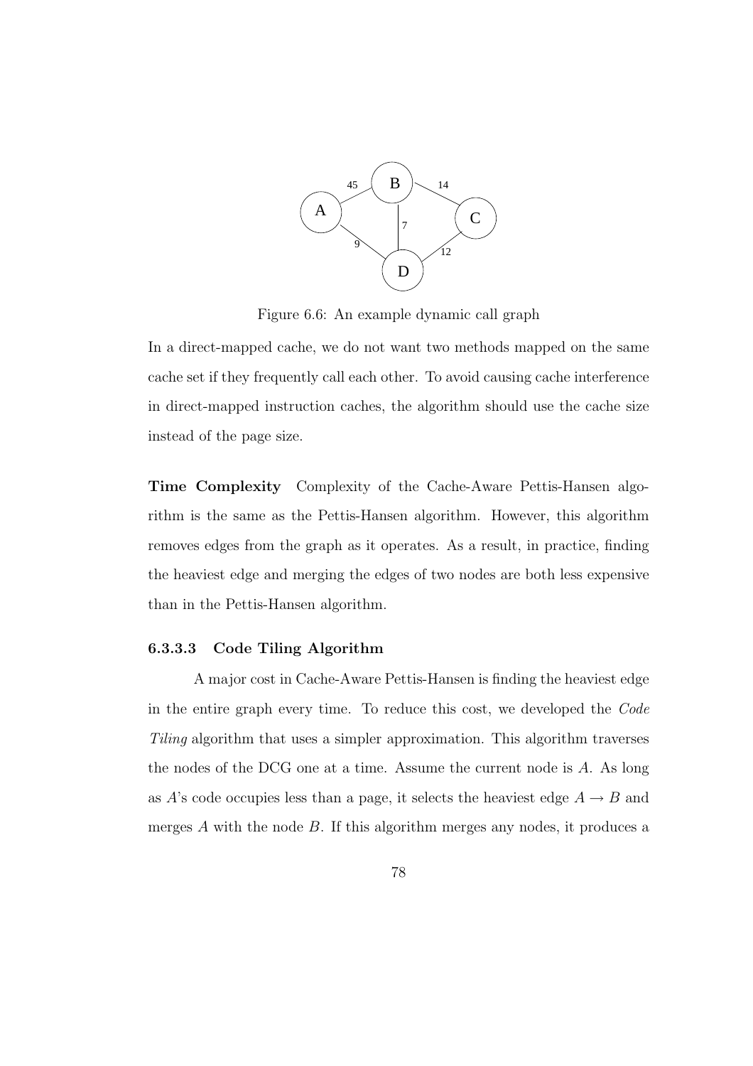Figure 6.6: An example dynamic call graph

In a direct-mapped cache, we do not want two methods mapped on the same cache set if they frequently call each other. To avoid causing cache interference in direct-mapped instruction caches, the algorithm should use the cache size instead of the page size.

**Time Complexity** Complexity of the Cache-Aware Pettis-Hansen algorithm is the same as the Pettis-Hansen algorithm. However, this algorithm removes edges from the graph as it operates. As a result, in practice, finding the heaviest edge and merging the edges of two nodes are both less expensive than in the Pettis-Hansen algorithm.

#### 6.3.3.3 Code Tiling Algorithm

A major cost in Cache-Aware Pettis-Hansen is finding the heaviest edge in the entire graph every time. To reduce this cost, we developed the *Code Tiling* algorithm that uses a simpler approximation. This algorithm traverses the nodes of the DCG one at a time. Assume the current node is $A$. As long as $A$'s code occupies less than a page, it selects the heaviest edge $A \rightarrow B$ and merges $A$ with the node $B$. If this algorithm merges any nodes, it produces a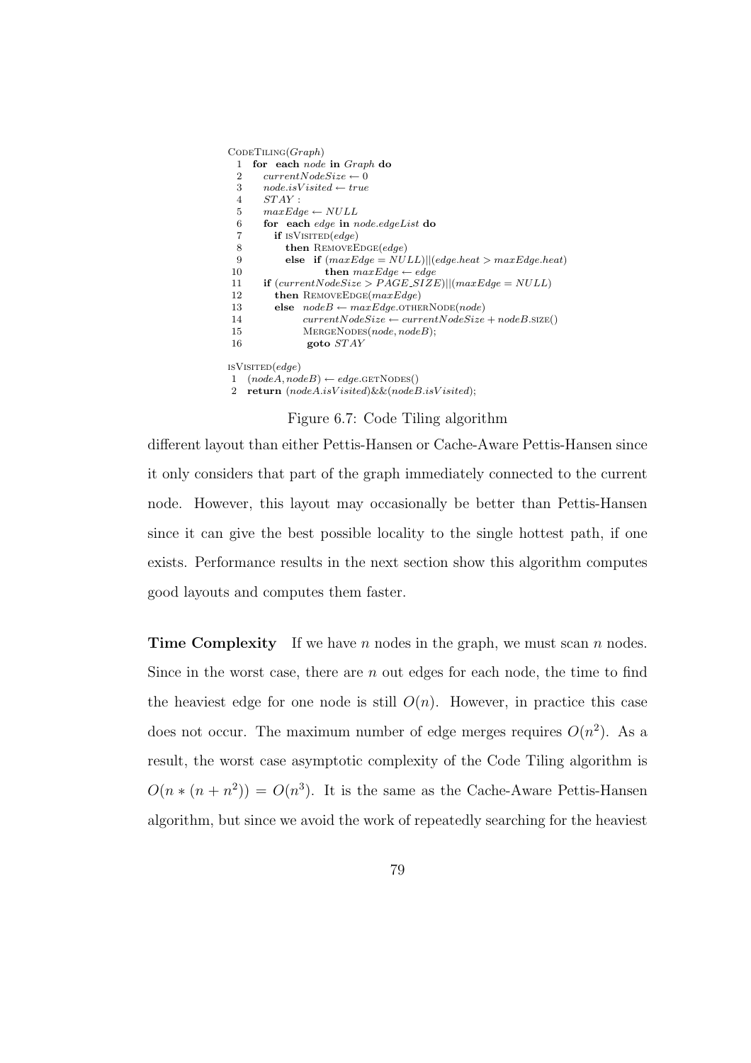```
CodeTiling(Graph)
 1  for each node in Graph do
 2     currentNodeSize ← 0
 3     node.isVisited ← true
 4     STAY :
 5     maxEdge ← NULL
 6     for each edge in node.edgeList do
 7        if isVisited(edge)
 8           then RemoveEdge(edge)
 9           else if (maxEdge = NULL)||(edge.heat > maxEdge.heat)
10                   then maxEdge ← edge
11     if (currentNodeSize > PAGE_SIZE)||(maxEdge = NULL)
12        then RemoveEdge(maxEdge)
13        else nodeB ← maxEdge.otherNode(node)
14              currentNodeSize ← currentNodeSize + nodeB.size()
15              MergeNodes(node, nodeB);
16              goto STAY

isVisited(edge)
 1  (nodeA, nodeB) ← edge.getNodes()
 2  return (nodeA.isVisited)&&(nodeB.isVisited);
```

Figure 6.7: Code Tiling algorithm

different layout than either Pettis-Hansen or Cache-Aware Pettis-Hansen since it only considers that part of the graph immediately connected to the current node. However, this layout may occasionally be better than Pettis-Hansen since it can give the best possible locality to the single hottest path, if one exists. Performance results in the next section show this algorithm computes good layouts and computes them faster.

**Time Complexity** If we have $n$ nodes in the graph, we must scan $n$ nodes. Since in the worst case, there are $n$ out edges for each node, the time to find the heaviest edge for one node is still $O(n)$. However, in practice this case does not occur. The maximum number of edge merges requires $O(n^2)$. As a result, the worst case asymptotic complexity of the Code Tiling algorithm is $O(n * (n + n^2)) = O(n^3)$. It is the same as the Cache-Aware Pettis-Hansen algorithm, but since we avoid the work of repeatedly searching for the heaviest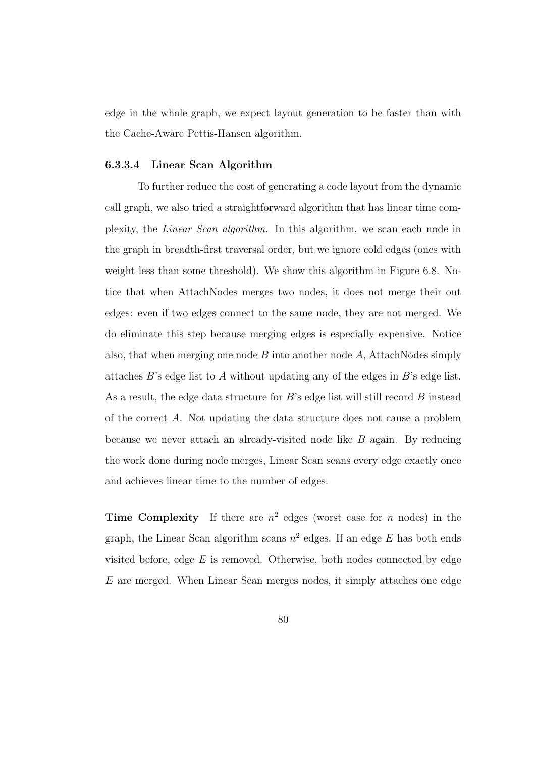edge in the whole graph, we expect layout generation to be faster than with the Cache-Aware Pettis-Hansen algorithm.

#### 6.3.3.4 Linear Scan Algorithm

To further reduce the cost of generating a code layout from the dynamic call graph, we also tried a straightforward algorithm that has linear time complexity, the *Linear Scan algorithm*. In this algorithm, we scan each node in the graph in breadth-first traversal order, but we ignore cold edges (ones with weight less than some threshold). We show this algorithm in Figure 6.8. Notice that when AttachNodes merges two nodes, it does not merge their out edges: even if two edges connect to the same node, they are not merged. We do eliminate this step because merging edges is especially expensive. Notice also, that when merging one node $B$ into another node $A$, AttachNodes simply attaches $B$'s edge list to $A$ without updating any of the edges in $B$'s edge list. As a result, the edge data structure for $B$'s edge list will still record $B$ instead of the correct $A$. Not updating the data structure does not cause a problem because we never attach an already-visited node like $B$ again. By reducing the work done during node merges, Linear Scan scans every edge exactly once and achieves linear time to the number of edges.

**Time Complexity** If there are $n^2$ edges (worst case for $n$ nodes) in the graph, the Linear Scan algorithm scans $n^2$ edges. If an edge $E$ has both ends visited before, edge $E$ is removed. Otherwise, both nodes connected by edge $E$ are merged. When Linear Scan merges nodes, it simply attaches one edge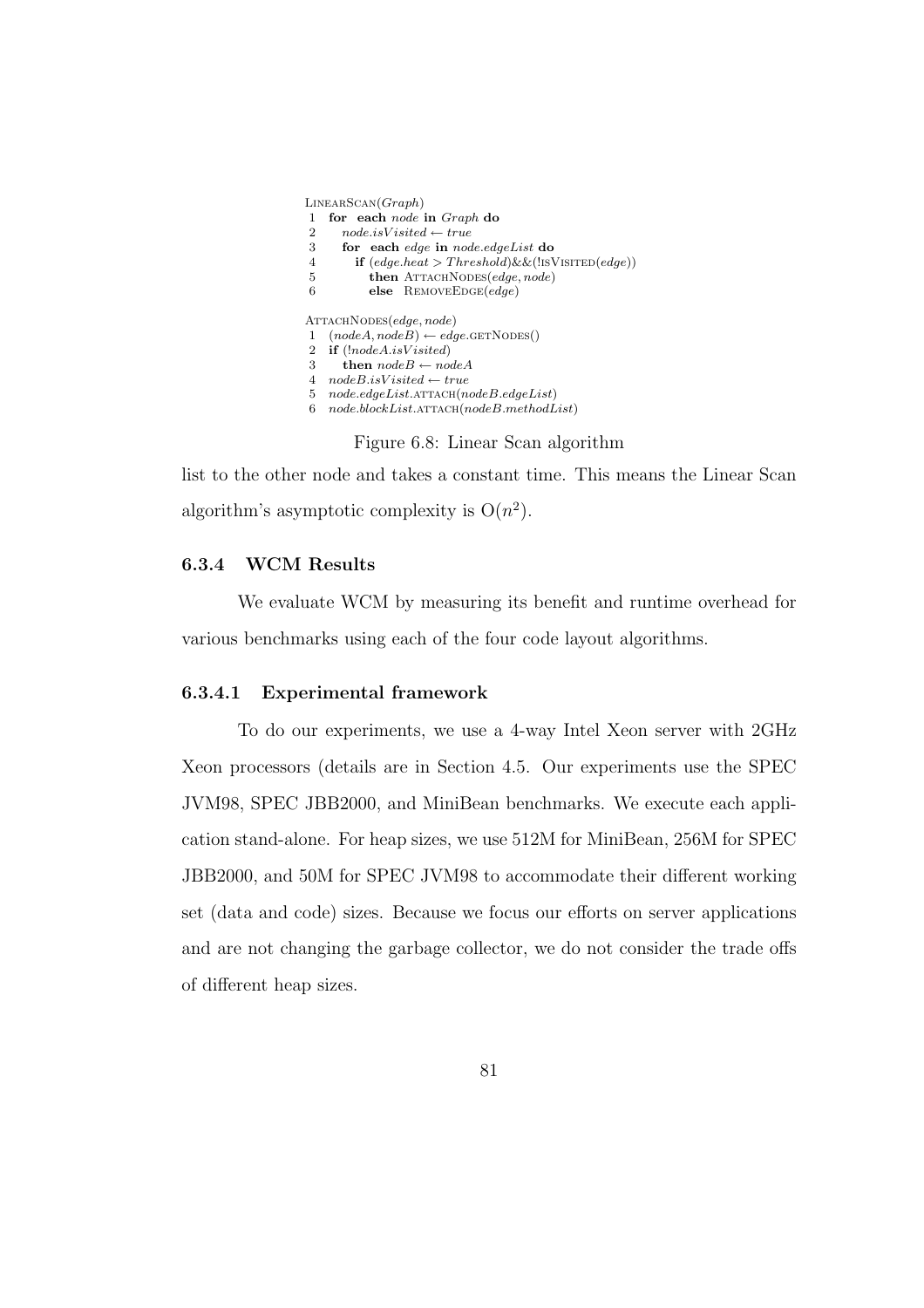```
LinearScan(Graph)
1  for each node in Graph do
2     node.isVisited ← true
3     for each edge in node.edgeList do
4        if (edge.heat > Threshold)&&(!isVisited(edge))
5           then AttachNodes(edge, node)
6           else RemoveEdge(edge)

AttachNodes(edge, node)
1  (nodeA, nodeB) ← edge.getNodes()
2  if (!nodeA.isVisited)
3     then nodeB ← nodeA
4  nodeB.isVisited ← true
5  node.edgeList.attach(nodeB.edgeList)
6  node.blockList.attach(nodeB.methodList)
```

Figure 6.8: Linear Scan algorithm

list to the other node and takes a constant time. This means the Linear Scan algorithm's asymptotic complexity is $O(n^2)$.

### 6.3.4 WCM Results

We evaluate WCM by measuring its benefit and runtime overhead for various benchmarks using each of the four code layout algorithms.

#### 6.3.4.1 Experimental framework

To do our experiments, we use a 4-way Intel Xeon server with 2GHz Xeon processors (details are in Section 4.5. Our experiments use the SPEC JVM98, SPEC JBB2000, and MiniBean benchmarks. We execute each application stand-alone. For heap sizes, we use 512M for MiniBean, 256M for SPEC JBB2000, and 50M for SPEC JVM98 to accommodate their different working set (data and code) sizes. Because we focus our efforts on server applications and are not changing the garbage collector, we do not consider the trade offs of different heap sizes.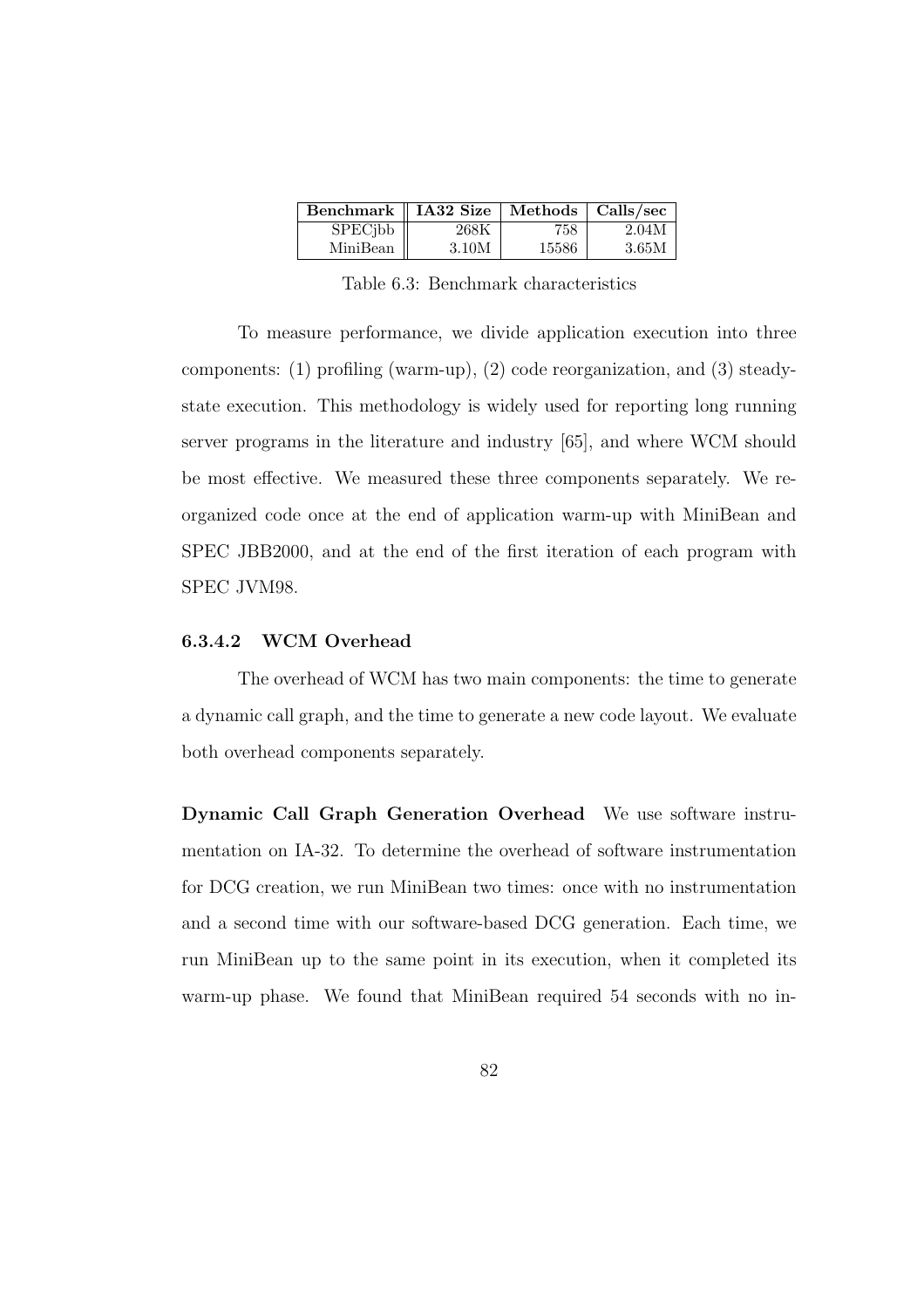| Benchmark | IA32 Size | Methods | Calls/sec |
|---|---|---|---|
| SPECjbb | 268K | 758 | 2.04M |
| MiniBean | 3.10M | 15586 | 3.65M |

Table 6.3: Benchmark characteristics

To measure performance, we divide application execution into three components: (1) profiling (warm-up), (2) code reorganization, and (3) steady-state execution. This methodology is widely used for reporting long running server programs in the literature and industry [65], and where WCM should be most effective. We measured these three components separately. We reorganized code once at the end of application warm-up with MiniBean and SPEC JBB2000, and at the end of the first iteration of each program with SPEC JVM98.

#### 6.3.4.2 WCM Overhead

The overhead of WCM has two main components: the time to generate a dynamic call graph, and the time to generate a new code layout. We evaluate both overhead components separately.

**Dynamic Call Graph Generation Overhead** We use software instrumentation on IA-32. To determine the overhead of software instrumentation for DCG creation, we run MiniBean two times: once with no instrumentation and a second time with our software-based DCG generation. Each time, we run MiniBean up to the same point in its execution, when it completed its warm-up phase. We found that MiniBean required 54 seconds with no in-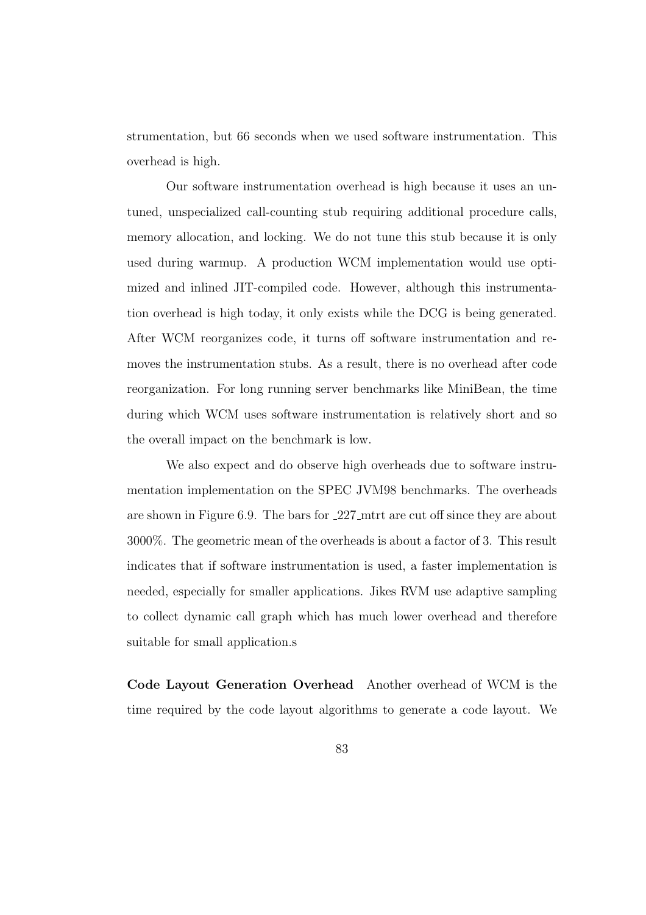strumentation, but 66 seconds when we used software instrumentation. This overhead is high.

Our software instrumentation overhead is high because it uses an untuned, unspecialized call-counting stub requiring additional procedure calls, memory allocation, and locking. We do not tune this stub because it is only used during warmup. A production WCM implementation would use optimized and inlined JIT-compiled code. However, although this instrumentation overhead is high today, it only exists while the DCG is being generated. After WCM reorganizes code, it turns off software instrumentation and removes the instrumentation stubs. As a result, there is no overhead after code reorganization. For long running server benchmarks like MiniBean, the time during which WCM uses software instrumentation is relatively short and so the overall impact on the benchmark is low.

We also expect and do observe high overheads due to software instrumentation implementation on the SPEC JVM98 benchmarks. The overheads are shown in Figure 6.9. The bars for _227_mtrt are cut off since they are about 3000%. The geometric mean of the overheads is about a factor of 3. This result indicates that if software instrumentation is used, a faster implementation is needed, especially for smaller applications. Jikes RVM use adaptive sampling to collect dynamic call graph which has much lower overhead and therefore suitable for small application.s

**Code Layout Generation Overhead** Another overhead of WCM is the time required by the code layout algorithms to generate a code layout. We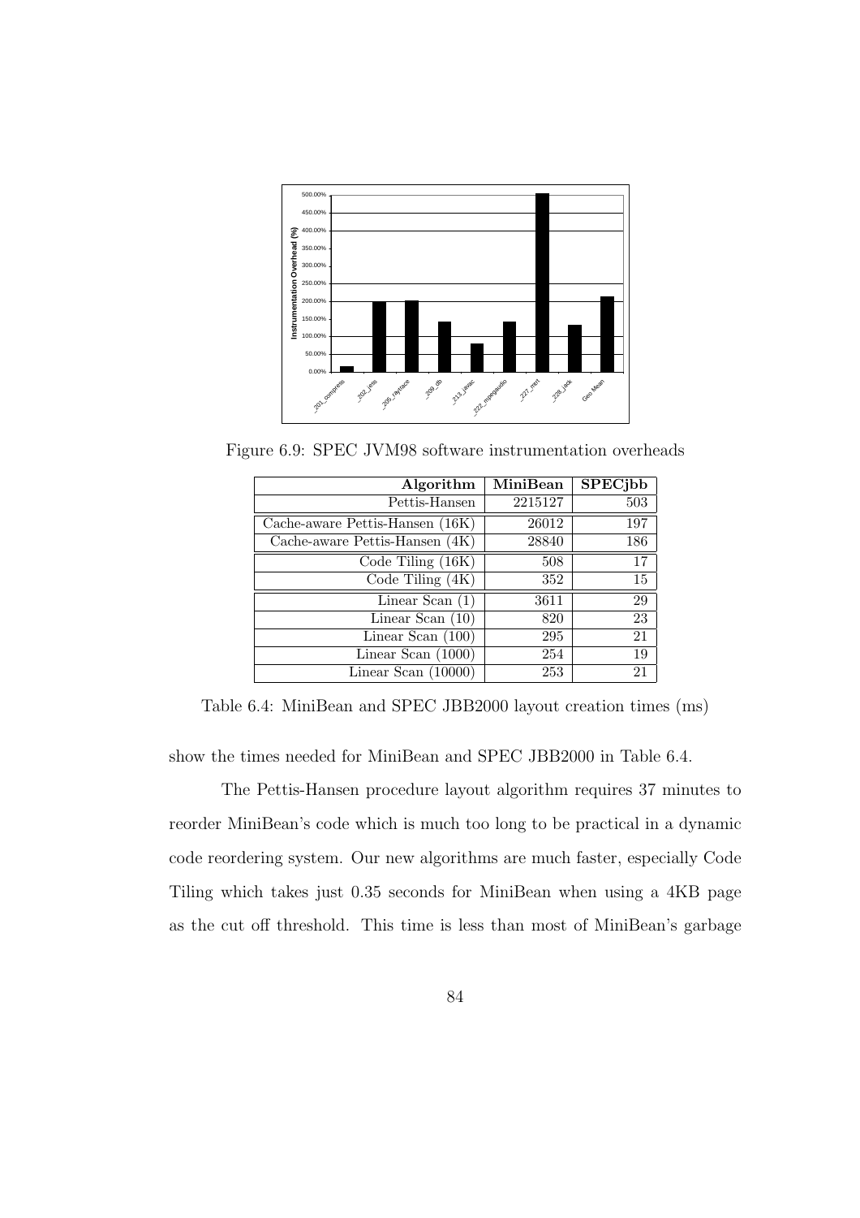Figure 6.9: SPEC JVM98 software instrumentation overheads

| Algorithm | MiniBean | SPECjbb |
|---|---|---|
| Pettis-Hansen | 2215127 | 503 |
| Cache-aware Pettis-Hansen (16K) | 26012 | 197 |
| Cache-aware Pettis-Hansen (4K) | 28840 | 186 |
| Code Tiling (16K) | 508 | 17 |
| Code Tiling (4K) | 352 | 15 |
| Linear Scan (1) | 3611 | 29 |
| Linear Scan (10) | 820 | 23 |
| Linear Scan (100) | 295 | 21 |
| Linear Scan (1000) | 254 | 19 |
| Linear Scan (10000) | 253 | 21 |

Table 6.4: MiniBean and SPEC JBB2000 layout creation times (ms)

show the times needed for MiniBean and SPEC JBB2000 in Table 6.4.

The Pettis-Hansen procedure layout algorithm requires 37 minutes to reorder MiniBean's code which is much too long to be practical in a dynamic code reordering system. Our new algorithms are much faster, especially Code Tiling which takes just 0.35 seconds for MiniBean when using a 4KB page as the cut off threshold. This time is less than most of MiniBean's garbage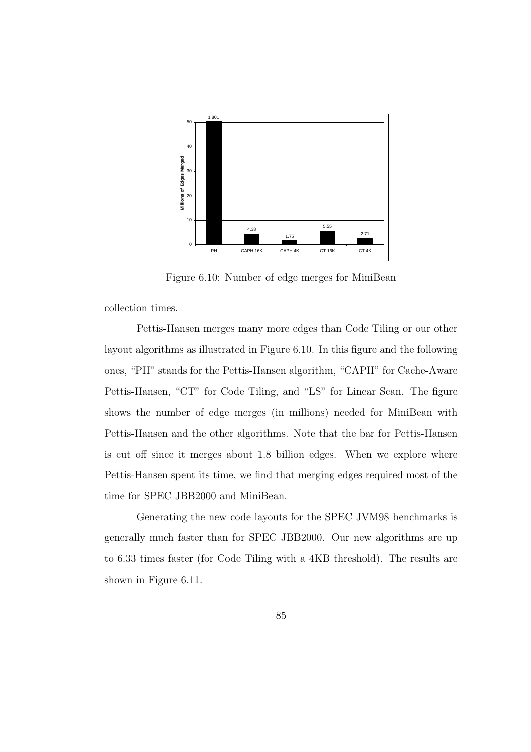Figure 6.10: Number of edge merges for MiniBean

collection times.

Pettis-Hansen merges many more edges than Code Tiling or our other layout algorithms as illustrated in Figure 6.10. In this figure and the following ones, "PH" stands for the Pettis-Hansen algorithm, "CAPH" for Cache-Aware Pettis-Hansen, "CT" for Code Tiling, and "LS" for Linear Scan. The figure shows the number of edge merges (in millions) needed for MiniBean with Pettis-Hansen and the other algorithms. Note that the bar for Pettis-Hansen is cut off since it merges about 1.8 billion edges. When we explore where Pettis-Hansen spent its time, we find that merging edges required most of the time for SPEC JBB2000 and MiniBean.

Generating the new code layouts for the SPEC JVM98 benchmarks is generally much faster than for SPEC JBB2000. Our new algorithms are up to 6.33 times faster (for Code Tiling with a 4KB threshold). The results are shown in Figure 6.11.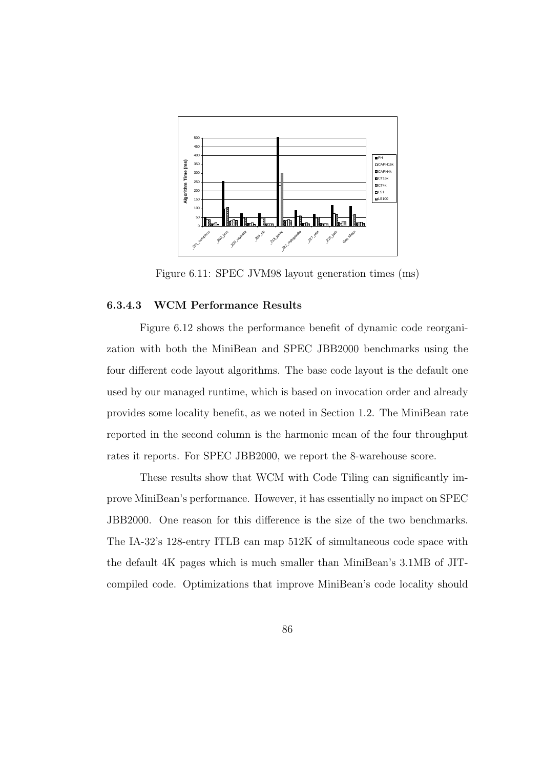Figure 6.11: SPEC JVM98 layout generation times (ms)

#### 6.3.4.3 WCM Performance Results

Figure 6.12 shows the performance benefit of dynamic code reorganization with both the MiniBean and SPEC JBB2000 benchmarks using the four different code layout algorithms. The base code layout is the default one used by our managed runtime, which is based on invocation order and already provides some locality benefit, as we noted in Section 1.2. The MiniBean rate reported in the second column is the harmonic mean of the four throughput rates it reports. For SPEC JBB2000, we report the 8-warehouse score.

These results show that WCM with Code Tiling can significantly improve MiniBean's performance. However, it has essentially no impact on SPEC JBB2000. One reason for this difference is the size of the two benchmarks. The IA-32's 128-entry ITLB can map 512K of simultaneous code space with the default 4K pages which is much smaller than MiniBean's 3.1MB of JIT-compiled code. Optimizations that improve MiniBean's code locality should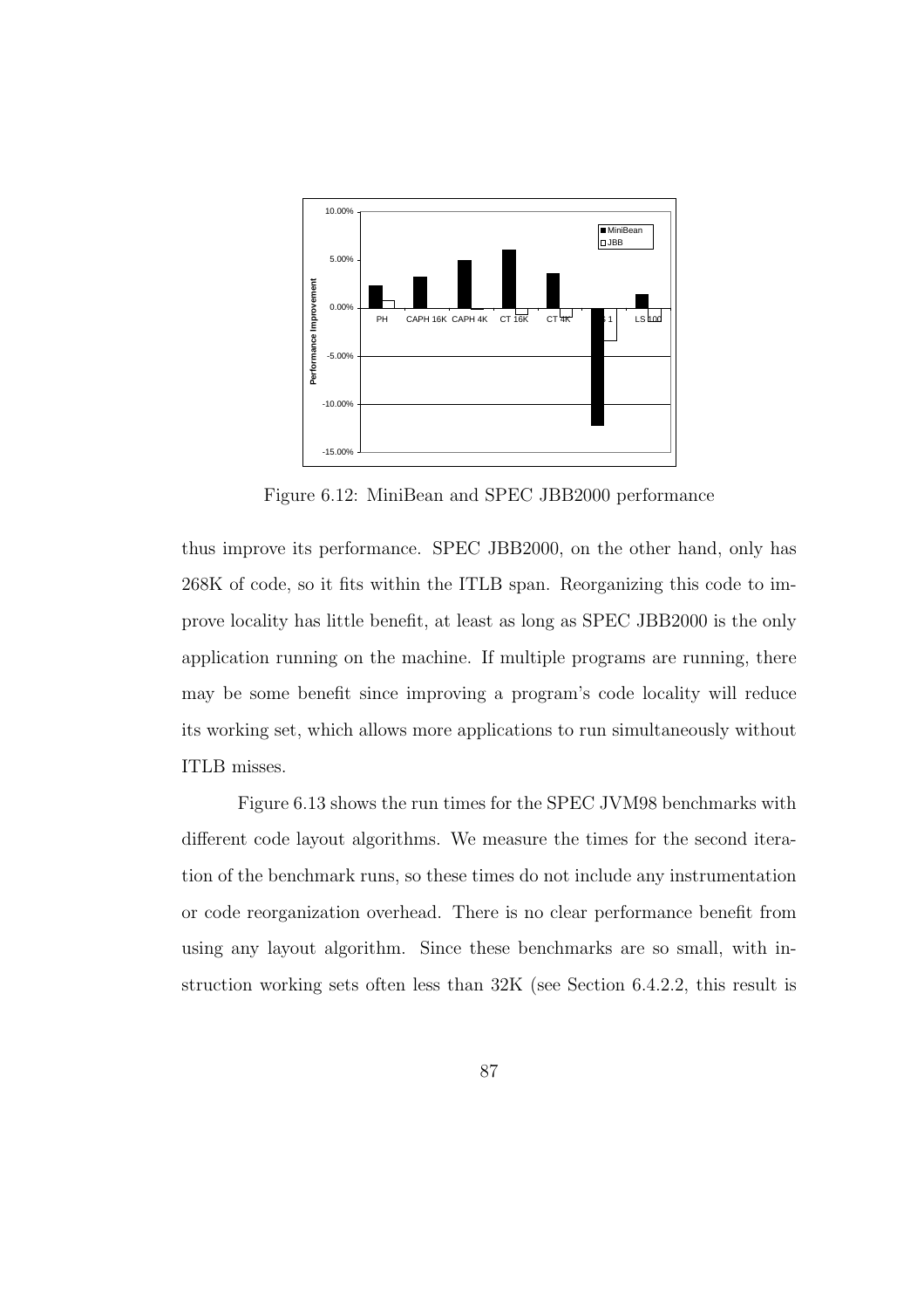Figure 6.12: MiniBean and SPEC JBB2000 performance

thus improve its performance. SPEC JBB2000, on the other hand, only has 268K of code, so it fits within the ITLB span. Reorganizing this code to improve locality has little benefit, at least as long as SPEC JBB2000 is the only application running on the machine. If multiple programs are running, there may be some benefit since improving a program's code locality will reduce its working set, which allows more applications to run simultaneously without ITLB misses.

Figure 6.13 shows the run times for the SPEC JVM98 benchmarks with different code layout algorithms. We measure the times for the second iteration of the benchmark runs, so these times do not include any instrumentation or code reorganization overhead. There is no clear performance benefit from using any layout algorithm. Since these benchmarks are so small, with instruction working sets often less than 32K (see Section 6.4.2.2, this result is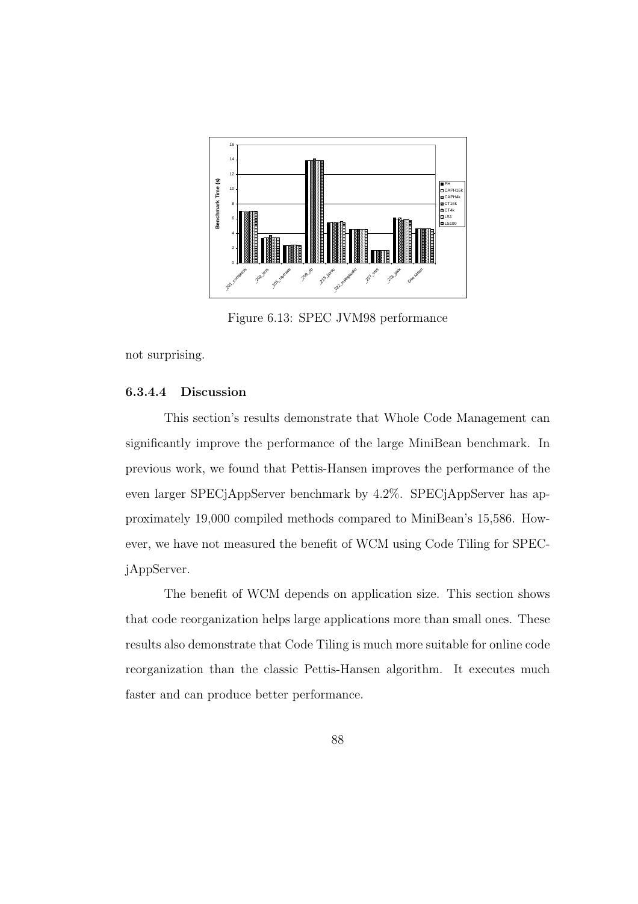Figure 6.13: SPEC JVM98 performance

not surprising.

#### 6.3.4.4 Discussion

This section's results demonstrate that Whole Code Management can significantly improve the performance of the large MiniBean benchmark. In previous work, we found that Pettis-Hansen improves the performance of the even larger SPECjAppServer benchmark by 4.2%. SPECjAppServer has approximately 19,000 compiled methods compared to MiniBean's 15,586. However, we have not measured the benefit of WCM using Code Tiling for SPECjAppServer.

The benefit of WCM depends on application size. This section shows that code reorganization helps large applications more than small ones. These results also demonstrate that Code Tiling is much more suitable for online code reorganization than the classic Pettis-Hansen algorithm. It executes much faster and can produce better performance.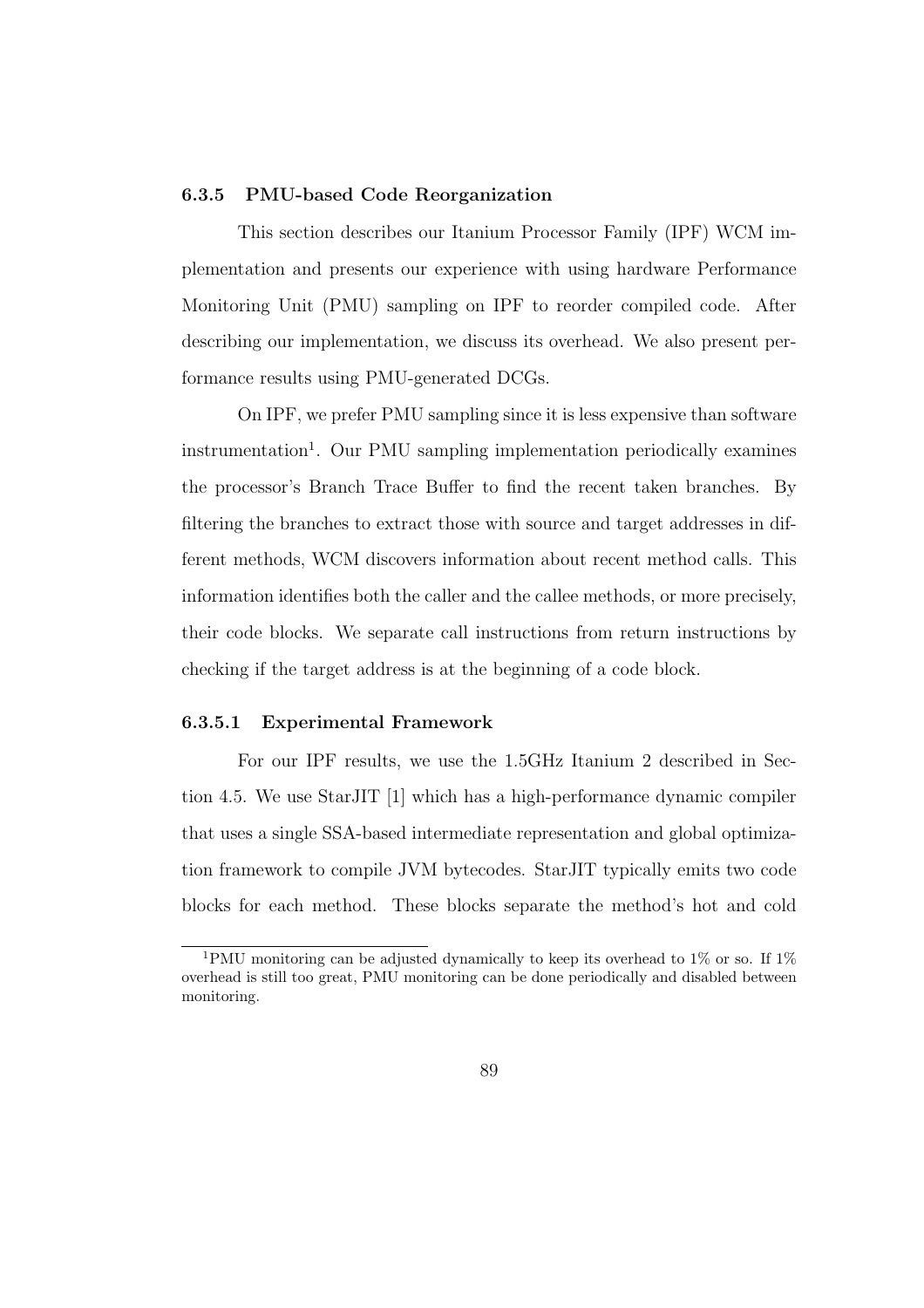### 6.3.5 PMU-based Code Reorganization

This section describes our Itanium Processor Family (IPF) WCM implementation and presents our experience with using hardware Performance Monitoring Unit (PMU) sampling on IPF to reorder compiled code. After describing our implementation, we discuss its overhead. We also present performance results using PMU-generated DCGs.

On IPF, we prefer PMU sampling since it is less expensive than software instrumentation[1]. Our PMU sampling implementation periodically examines the processor's Branch Trace Buffer to find the recent taken branches. By filtering the branches to extract those with source and target addresses in different methods, WCM discovers information about recent method calls. This information identifies both the caller and the callee methods, or more precisely, their code blocks. We separate call instructions from return instructions by checking if the target address is at the beginning of a code block.

#### 6.3.5.1 Experimental Framework

For our IPF results, we use the 1.5GHz Itanium 2 described in Section 4.5. We use StarJIT [1] which has a high-performance dynamic compiler that uses a single SSA-based intermediate representation and global optimization framework to compile JVM bytecodes. StarJIT typically emits two code blocks for each method. These blocks separate the method's hot and cold

---

[1] PMU monitoring can be adjusted dynamically to keep its overhead to 1% or so. If 1% overhead is still too great, PMU monitoring can be done periodically and disabled between monitoring.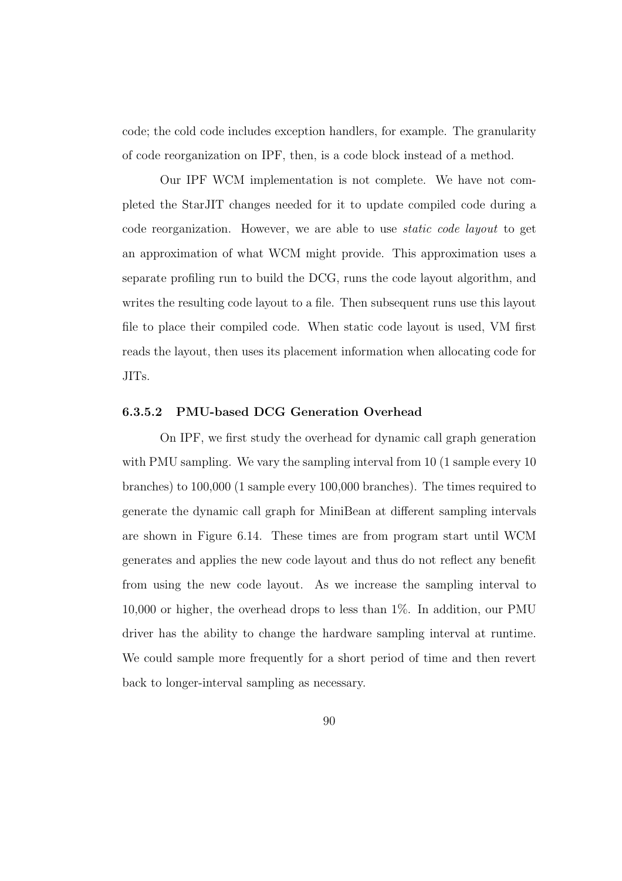code; the cold code includes exception handlers, for example. The granularity of code reorganization on IPF, then, is a code block instead of a method.

Our IPF WCM implementation is not complete. We have not completed the StarJIT changes needed for it to update compiled code during a code reorganization. However, we are able to use *static code layout* to get an approximation of what WCM might provide. This approximation uses a separate profiling run to build the DCG, runs the code layout algorithm, and writes the resulting code layout to a file. Then subsequent runs use this layout file to place their compiled code. When static code layout is used, VM first reads the layout, then uses its placement information when allocating code for JITs.

#### 6.3.5.2 PMU-based DCG Generation Overhead

On IPF, we first study the overhead for dynamic call graph generation with PMU sampling. We vary the sampling interval from 10 (1 sample every 10 branches) to 100,000 (1 sample every 100,000 branches). The times required to generate the dynamic call graph for MiniBean at different sampling intervals are shown in Figure 6.14. These times are from program start until WCM generates and applies the new code layout and thus do not reflect any benefit from using the new code layout. As we increase the sampling interval to 10,000 or higher, the overhead drops to less than 1%. In addition, our PMU driver has the ability to change the hardware sampling interval at runtime. We could sample more frequently for a short period of time and then revert back to longer-interval sampling as necessary.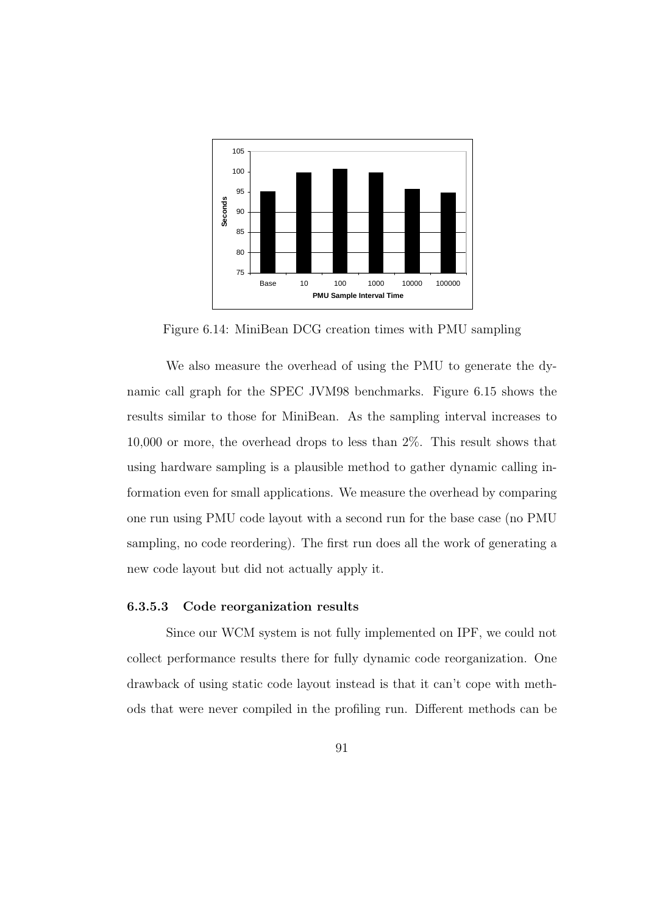Figure 6.14: MiniBean DCG creation times with PMU sampling

We also measure the overhead of using the PMU to generate the dynamic call graph for the SPEC JVM98 benchmarks. Figure 6.15 shows the results similar to those for MiniBean. As the sampling interval increases to 10,000 or more, the overhead drops to less than 2%. This result shows that using hardware sampling is a plausible method to gather dynamic calling information even for small applications. We measure the overhead by comparing one run using PMU code layout with a second run for the base case (no PMU sampling, no code reordering). The first run does all the work of generating a new code layout but did not actually apply it.

#### 6.3.5.3 Code reorganization results

Since our WCM system is not fully implemented on IPF, we could not collect performance results there for fully dynamic code reorganization. One drawback of using static code layout instead is that it can't cope with methods that were never compiled in the profiling run. Different methods can be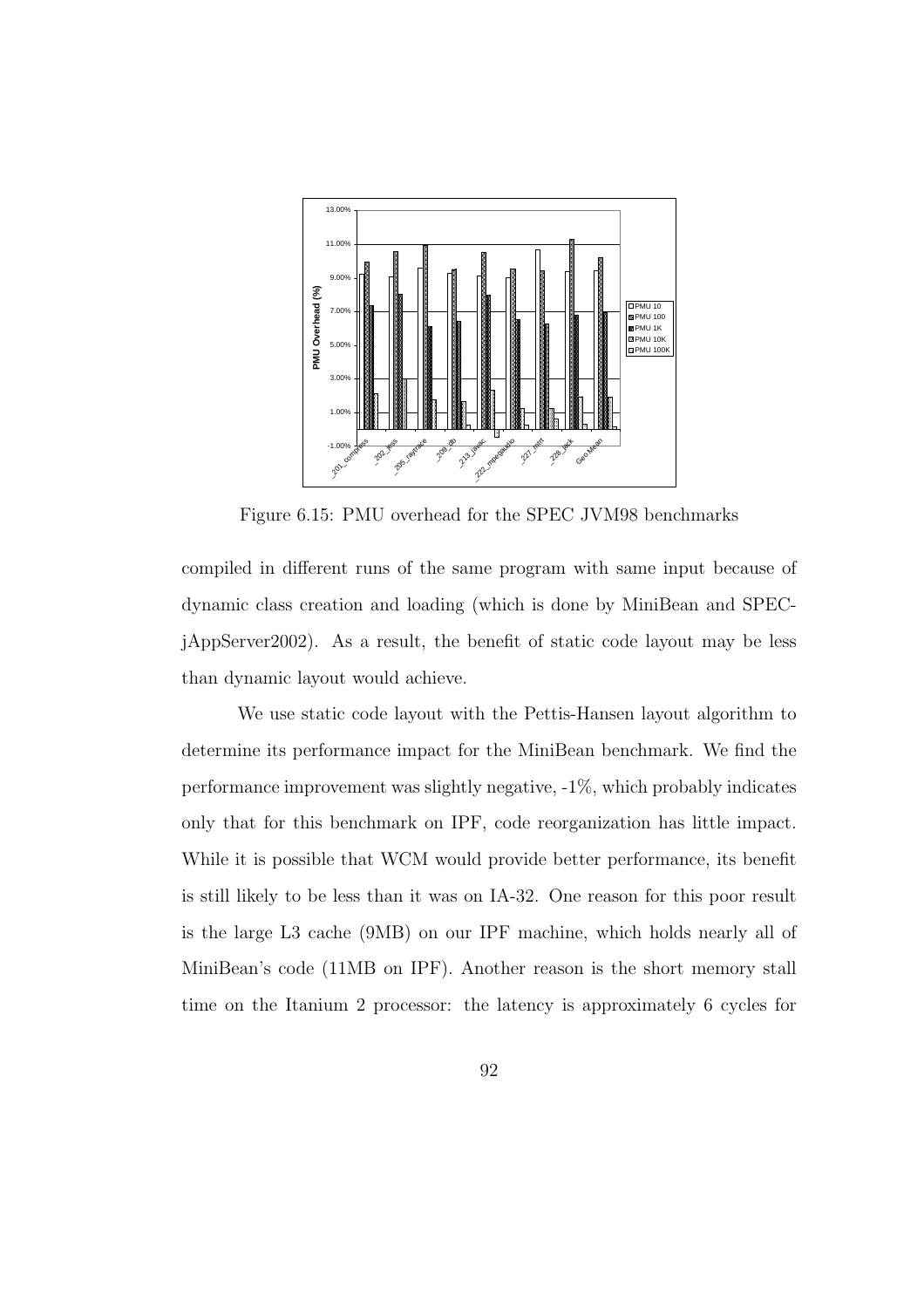Figure 6.15: PMU overhead for the SPEC JVM98 benchmarks

compiled in different runs of the same program with same input because of dynamic class creation and loading (which is done by MiniBean and SPECjAppServer2002). As a result, the benefit of static code layout may be less than dynamic layout would achieve.

We use static code layout with the Pettis-Hansen layout algorithm to determine its performance impact for the MiniBean benchmark. We find the performance improvement was slightly negative, -1%, which probably indicates only that for this benchmark on IPF, code reorganization has little impact. While it is possible that WCM would provide better performance, its benefit is still likely to be less than it was on IA-32. One reason for this poor result is the large L3 cache (9MB) on our IPF machine, which holds nearly all of MiniBean's code (11MB on IPF). Another reason is the short memory stall time on the Itanium 2 processor: the latency is approximately 6 cycles for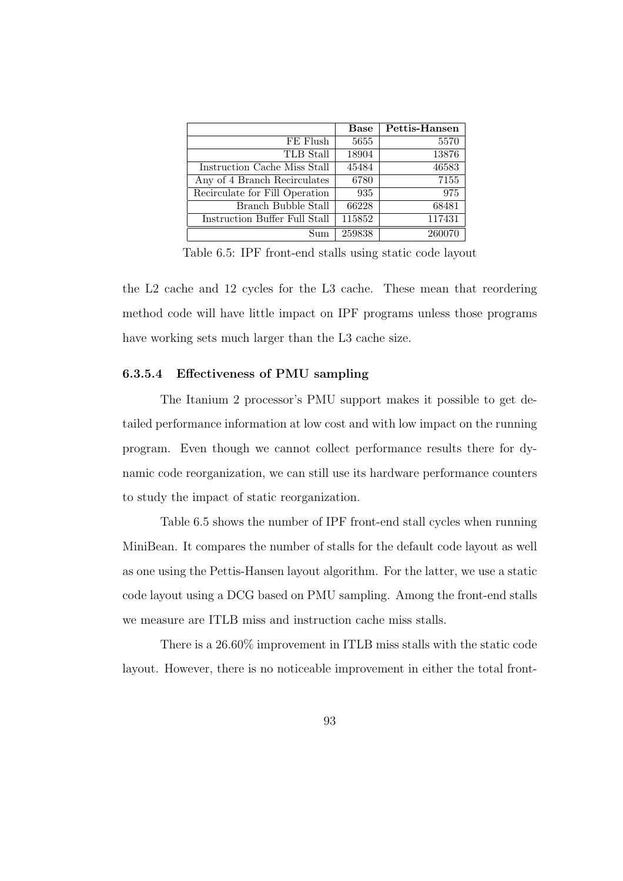|  | **Base** | **Pettis-Hansen** |
|---|---|---|
| FE Flush | 5655 | 5570 |
| TLB Stall | 18904 | 13876 |
| Instruction Cache Miss Stall | 45484 | 46583 |
| Any of 4 Branch Recirculates | 6780 | 7155 |
| Recirculate for Fill Operation | 935 | 975 |
| Branch Bubble Stall | 66228 | 68481 |
| Instruction Buffer Full Stall | 115852 | 117431 |
| Sum | 259838 | 260070 |

Table 6.5: IPF front-end stalls using static code layout

the L2 cache and 12 cycles for the L3 cache. These mean that reordering method code will have little impact on IPF programs unless those programs have working sets much larger than the L3 cache size.

#### 6.3.5.4 Effectiveness of PMU sampling

The Itanium 2 processor's PMU support makes it possible to get detailed performance information at low cost and with low impact on the running program. Even though we cannot collect performance results there for dynamic code reorganization, we can still use its hardware performance counters to study the impact of static reorganization.

Table 6.5 shows the number of IPF front-end stall cycles when running MiniBean. It compares the number of stalls for the default code layout as well as one using the Pettis-Hansen layout algorithm. For the latter, we use a static code layout using a DCG based on PMU sampling. Among the front-end stalls we measure are ITLB miss and instruction cache miss stalls.

There is a 26.60% improvement in ITLB miss stalls with the static code layout. However, there is no noticeable improvement in either the total front-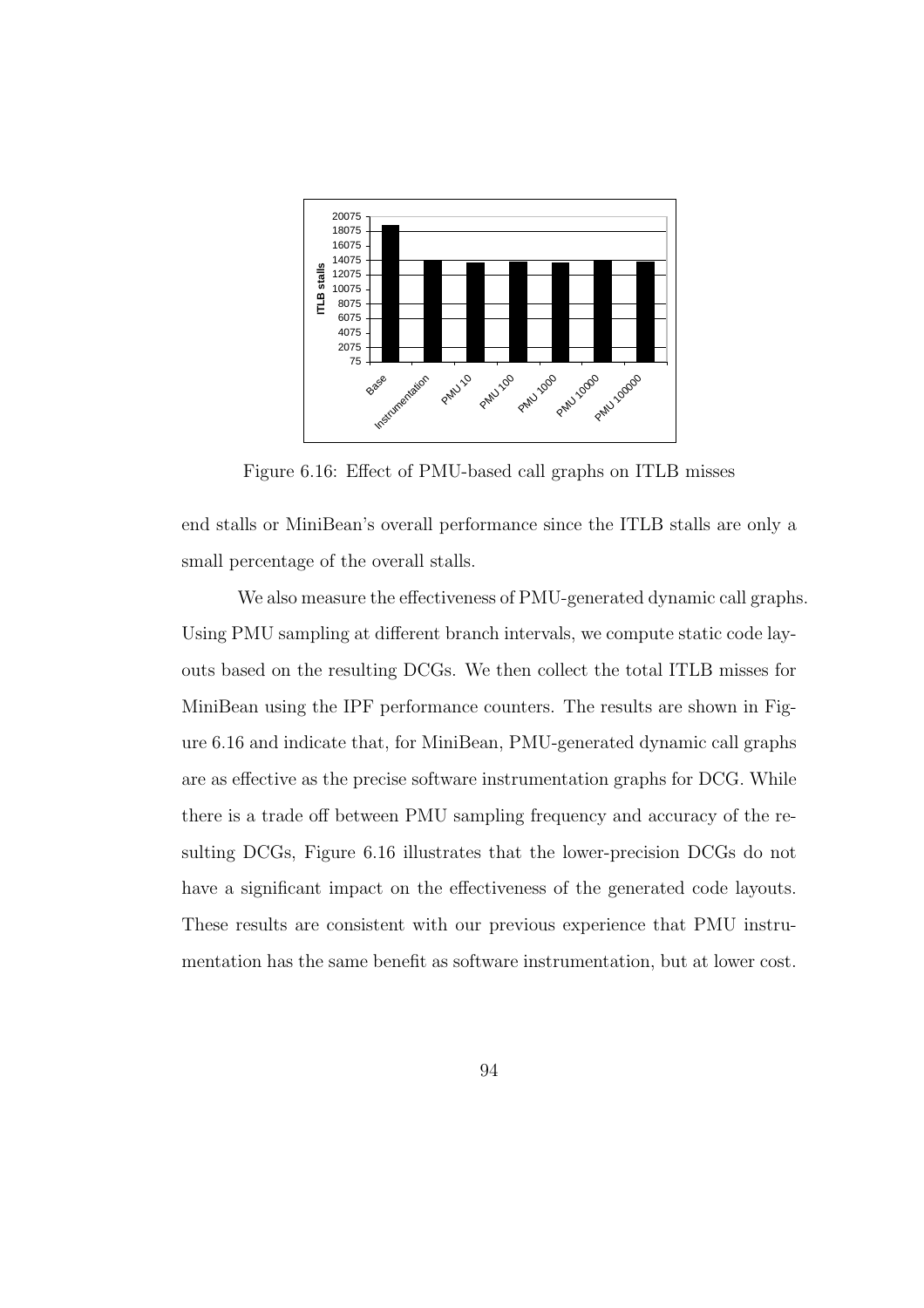Figure 6.16: Effect of PMU-based call graphs on ITLB misses

end stalls or MiniBean's overall performance since the ITLB stalls are only a small percentage of the overall stalls.

We also measure the effectiveness of PMU-generated dynamic call graphs. Using PMU sampling at different branch intervals, we compute static code layouts based on the resulting DCGs. We then collect the total ITLB misses for MiniBean using the IPF performance counters. The results are shown in Figure 6.16 and indicate that, for MiniBean, PMU-generated dynamic call graphs are as effective as the precise software instrumentation graphs for DCG. While there is a trade off between PMU sampling frequency and accuracy of the resulting DCGs, Figure 6.16 illustrates that the lower-precision DCGs do not have a significant impact on the effectiveness of the generated code layouts. These results are consistent with our previous experience that PMU instrumentation has the same benefit as software instrumentation, but at lower cost.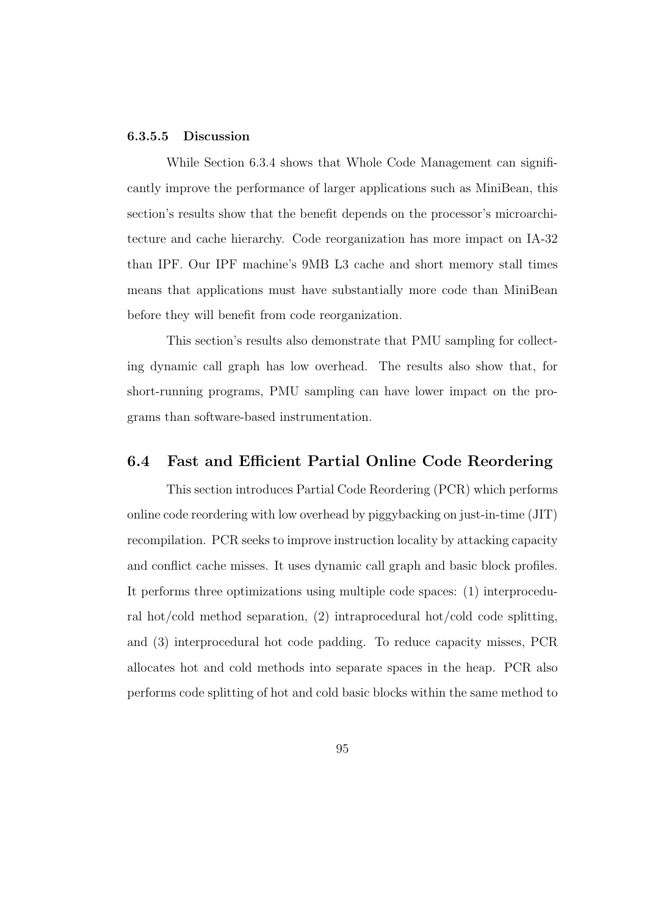#### 6.3.5.5 Discussion

While Section 6.3.4 shows that Whole Code Management can significantly improve the performance of larger applications such as MiniBean, this section's results show that the benefit depends on the processor's microarchitecture and cache hierarchy. Code reorganization has more impact on IA-32 than IPF. Our IPF machine's 9MB L3 cache and short memory stall times means that applications must have substantially more code than MiniBean before they will benefit from code reorganization.

This section's results also demonstrate that PMU sampling for collecting dynamic call graph has low overhead. The results also show that, for short-running programs, PMU sampling can have lower impact on the programs than software-based instrumentation.

## 6.4 Fast and Efficient Partial Online Code Reordering

This section introduces Partial Code Reordering (PCR) which performs online code reordering with low overhead by piggybacking on just-in-time (JIT) recompilation. PCR seeks to improve instruction locality by attacking capacity and conflict cache misses. It uses dynamic call graph and basic block profiles. It performs three optimizations using multiple code spaces: (1) interprocedural hot/cold method separation, (2) intraprocedural hot/cold code splitting, and (3) interprocedural hot code padding. To reduce capacity misses, PCR allocates hot and cold methods into separate spaces in the heap. PCR also performs code splitting of hot and cold basic blocks within the same method to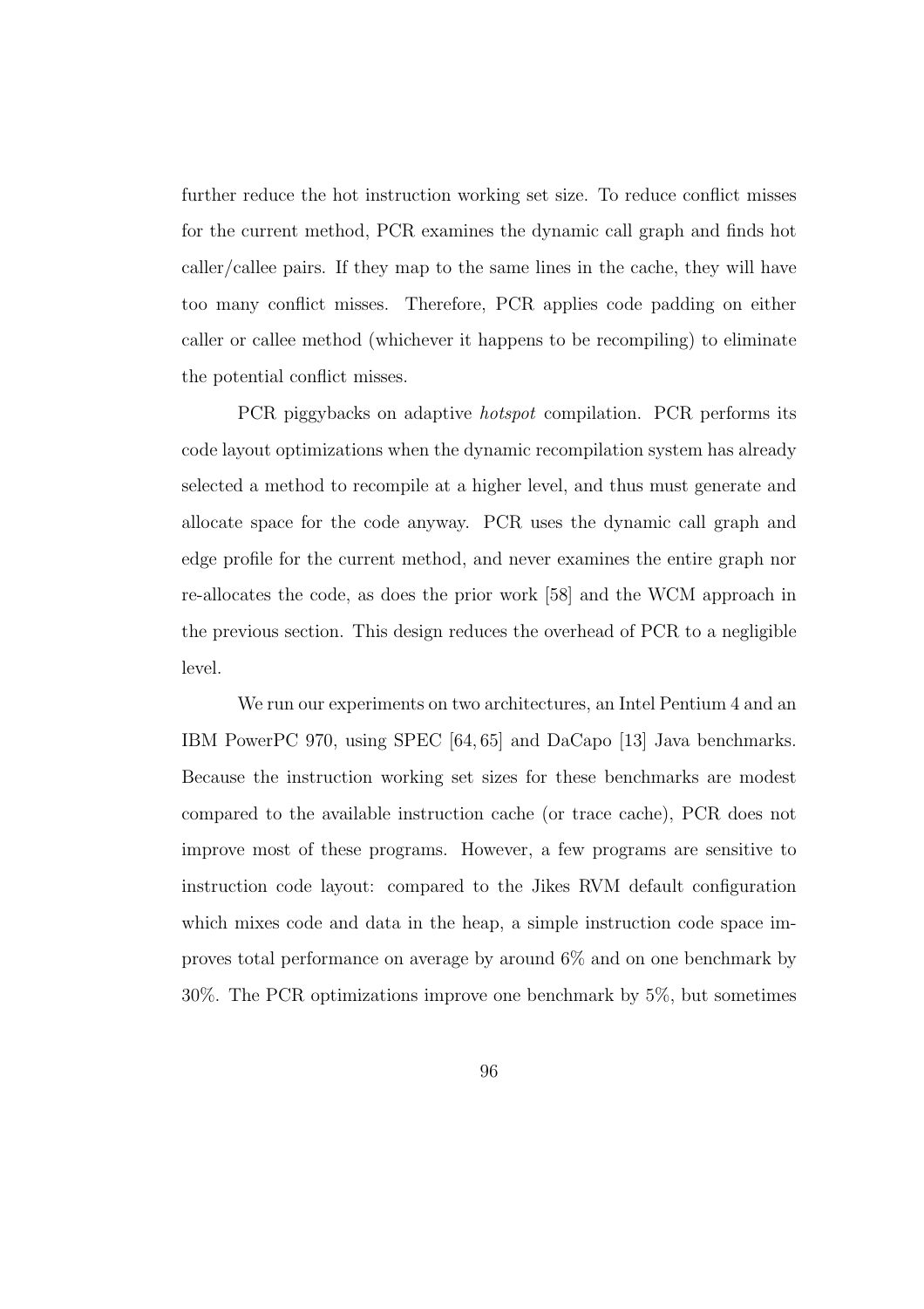further reduce the hot instruction working set size. To reduce conflict misses for the current method, PCR examines the dynamic call graph and finds hot caller/callee pairs. If they map to the same lines in the cache, they will have too many conflict misses. Therefore, PCR applies code padding on either caller or callee method (whichever it happens to be recompiling) to eliminate the potential conflict misses.

PCR piggybacks on adaptive *hotspot* compilation. PCR performs its code layout optimizations when the dynamic recompilation system has already selected a method to recompile at a higher level, and thus must generate and allocate space for the code anyway. PCR uses the dynamic call graph and edge profile for the current method, and never examines the entire graph nor re-allocates the code, as does the prior work [58] and the WCM approach in the previous section. This design reduces the overhead of PCR to a negligible level.

We run our experiments on two architectures, an Intel Pentium 4 and an IBM PowerPC 970, using SPEC [64, 65] and DaCapo [13] Java benchmarks. Because the instruction working set sizes for these benchmarks are modest compared to the available instruction cache (or trace cache), PCR does not improve most of these programs. However, a few programs are sensitive to instruction code layout: compared to the Jikes RVM default configuration which mixes code and data in the heap, a simple instruction code space improves total performance on average by around 6% and on one benchmark by 30%. The PCR optimizations improve one benchmark by 5%, but sometimes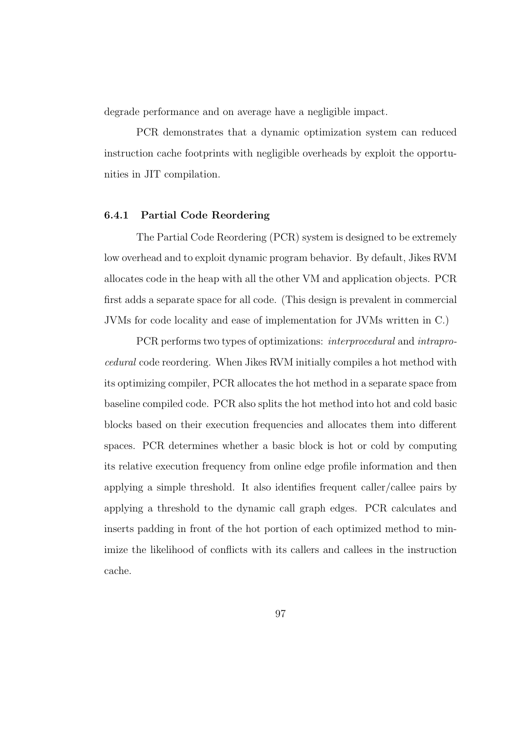degrade performance and on average have a negligible impact.

PCR demonstrates that a dynamic optimization system can reduced instruction cache footprints with negligible overheads by exploit the opportunities in JIT compilation.

### 6.4.1 Partial Code Reordering

The Partial Code Reordering (PCR) system is designed to be extremely low overhead and to exploit dynamic program behavior. By default, Jikes RVM allocates code in the heap with all the other VM and application objects. PCR first adds a separate space for all code. (This design is prevalent in commercial JVMs for code locality and ease of implementation for JVMs written in C.)

PCR performs two types of optimizations: *interprocedural* and *intraprocedural* code reordering. When Jikes RVM initially compiles a hot method with its optimizing compiler, PCR allocates the hot method in a separate space from baseline compiled code. PCR also splits the hot method into hot and cold basic blocks based on their execution frequencies and allocates them into different spaces. PCR determines whether a basic block is hot or cold by computing its relative execution frequency from online edge profile information and then applying a simple threshold. It also identifies frequent caller/callee pairs by applying a threshold to the dynamic call graph edges. PCR calculates and inserts padding in front of the hot portion of each optimized method to minimize the likelihood of conflicts with its callers and callees in the instruction cache.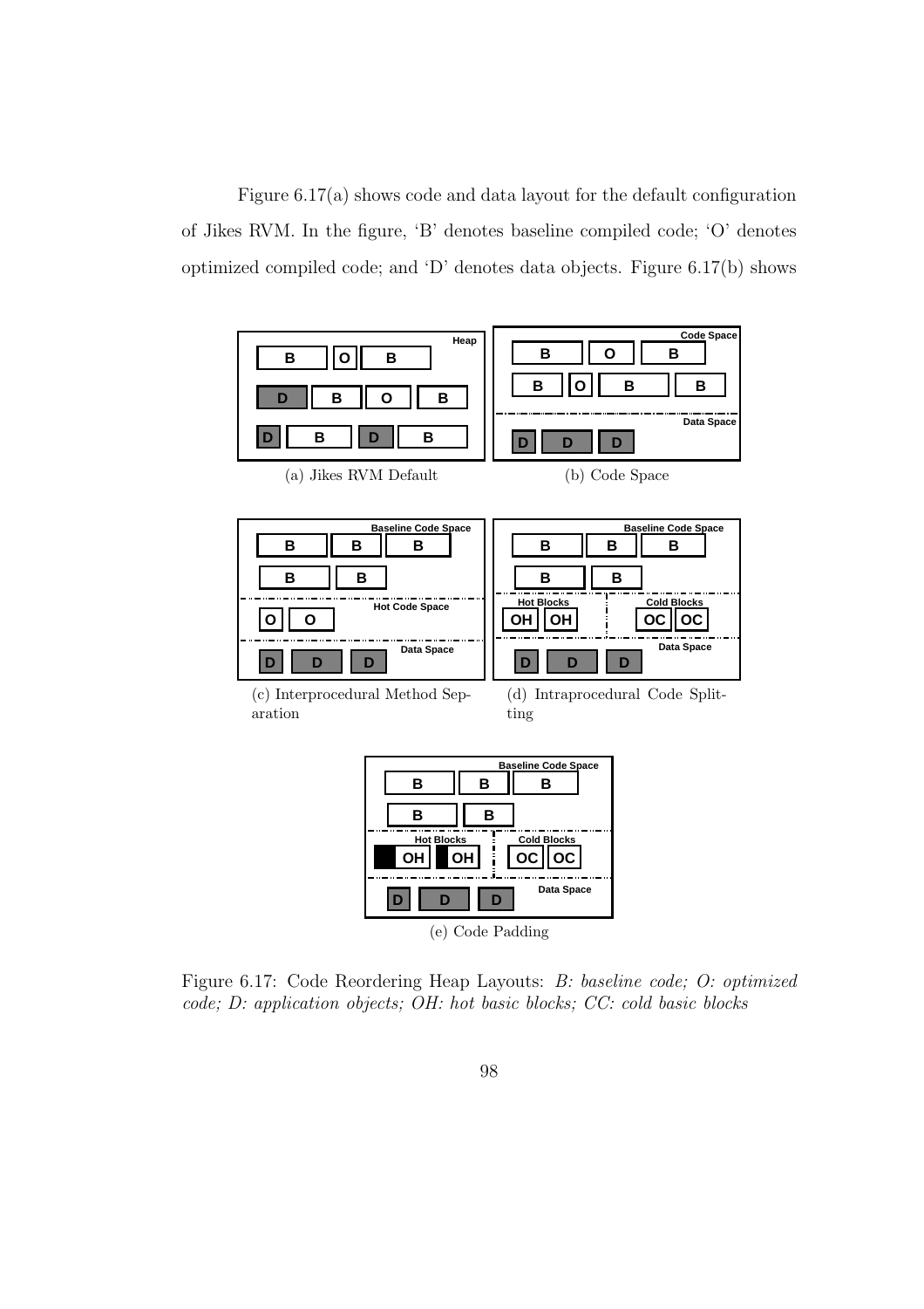Figure 6.17(a) shows code and data layout for the default configuration of Jikes RVM. In the figure, 'B' denotes baseline compiled code; 'O' denotes optimized compiled code; and 'D' denotes data objects. Figure 6.17(b) shows

(a) Jikes RVM Default

(b) Code Space

(c) Interprocedural Method Separation

(d) Intraprocedural Code Splitting

(e) Code Padding

Figure 6.17: Code Reordering Heap Layouts: *B: baseline code; O: optimized code; D: application objects; OH: hot basic blocks; CC: cold basic blocks*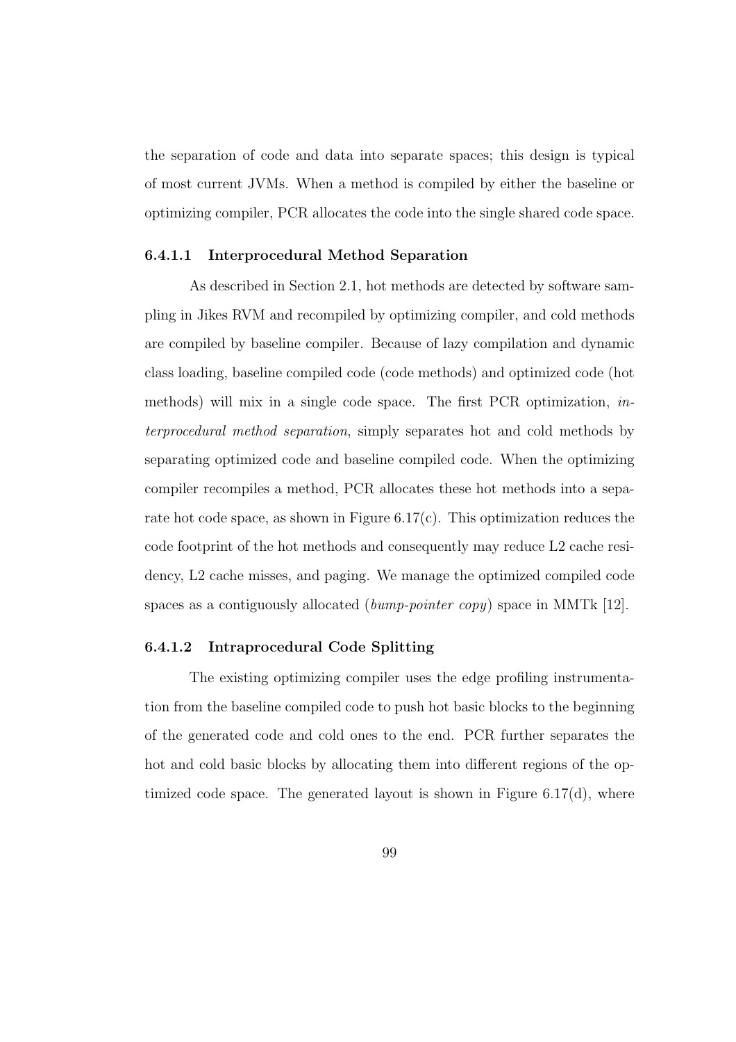the separation of code and data into separate spaces; this design is typical of most current JVMs. When a method is compiled by either the baseline or optimizing compiler, PCR allocates the code into the single shared code space.

#### 6.4.1.1 Interprocedural Method Separation

As described in Section 2.1, hot methods are detected by software sampling in Jikes RVM and recompiled by optimizing compiler, and cold methods are compiled by baseline compiler. Because of lazy compilation and dynamic class loading, baseline compiled code (code methods) and optimized code (hot methods) will mix in a single code space. The first PCR optimization, *interprocedural method separation*, simply separates hot and cold methods by separating optimized code and baseline compiled code. When the optimizing compiler recompiles a method, PCR allocates these hot methods into a separate hot code space, as shown in Figure 6.17(c). This optimization reduces the code footprint of the hot methods and consequently may reduce L2 cache residency, L2 cache misses, and paging. We manage the optimized compiled code spaces as a contiguously allocated (*bump-pointer copy*) space in MMTk [12].

#### 6.4.1.2 Intraprocedural Code Splitting

The existing optimizing compiler uses the edge profiling instrumentation from the baseline compiled code to push hot basic blocks to the beginning of the generated code and cold ones to the end. PCR further separates the hot and cold basic blocks by allocating them into different regions of the optimized code space. The generated layout is shown in Figure 6.17(d), where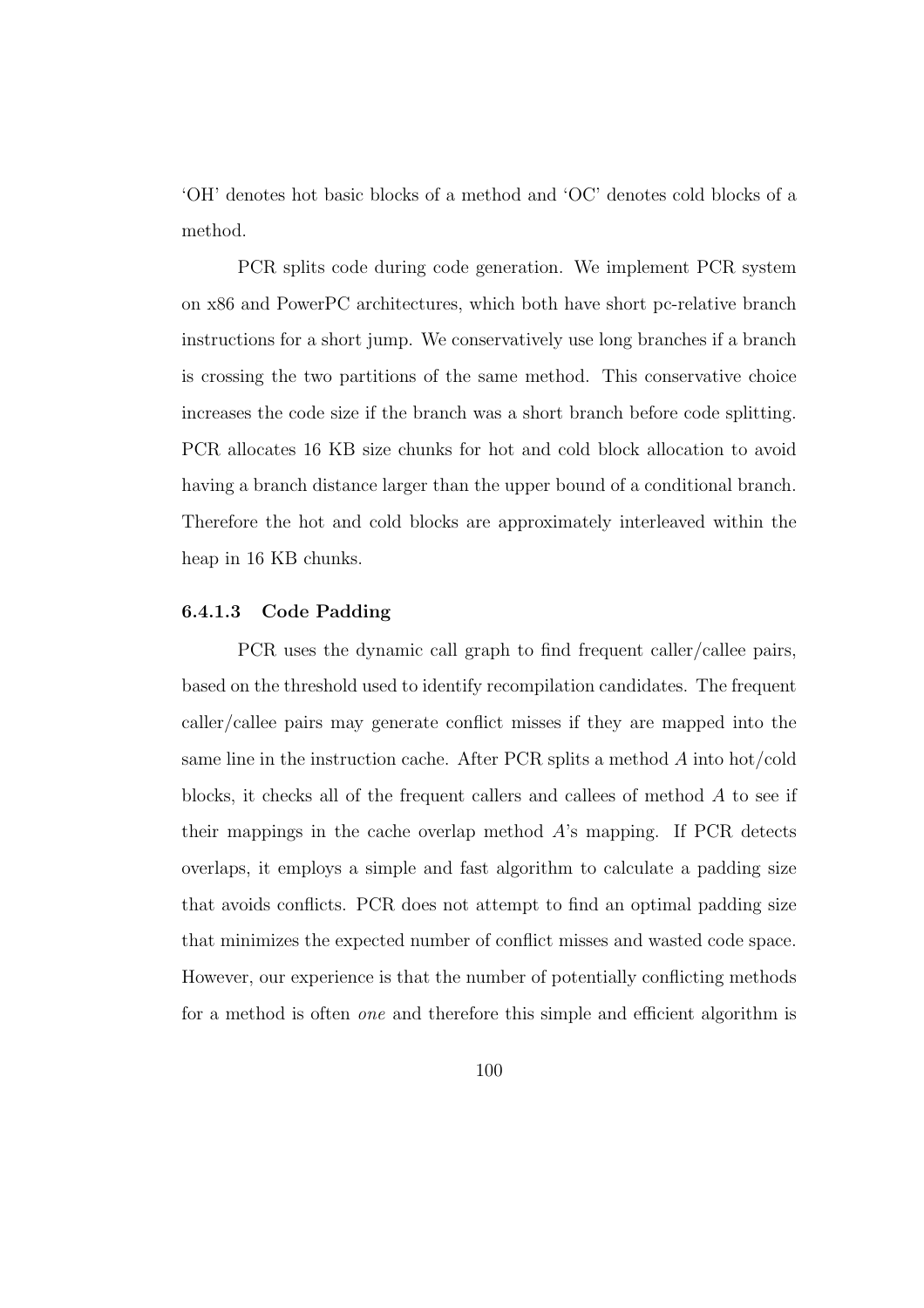'OH' denotes hot basic blocks of a method and 'OC' denotes cold blocks of a method.

PCR splits code during code generation. We implement PCR system on x86 and PowerPC architectures, which both have short pc-relative branch instructions for a short jump. We conservatively use long branches if a branch is crossing the two partitions of the same method. This conservative choice increases the code size if the branch was a short branch before code splitting. PCR allocates 16 KB size chunks for hot and cold block allocation to avoid having a branch distance larger than the upper bound of a conditional branch. Therefore the hot and cold blocks are approximately interleaved within the heap in 16 KB chunks.

#### 6.4.1.3 Code Padding

PCR uses the dynamic call graph to find frequent caller/callee pairs, based on the threshold used to identify recompilation candidates. The frequent caller/callee pairs may generate conflict misses if they are mapped into the same line in the instruction cache. After PCR splits a method $A$ into hot/cold blocks, it checks all of the frequent callers and callees of method $A$ to see if their mappings in the cache overlap method $A$'s mapping. If PCR detects overlaps, it employs a simple and fast algorithm to calculate a padding size that avoids conflicts. PCR does not attempt to find an optimal padding size that minimizes the expected number of conflict misses and wasted code space. However, our experience is that the number of potentially conflicting methods for a method is often *one* and therefore this simple and efficient algorithm is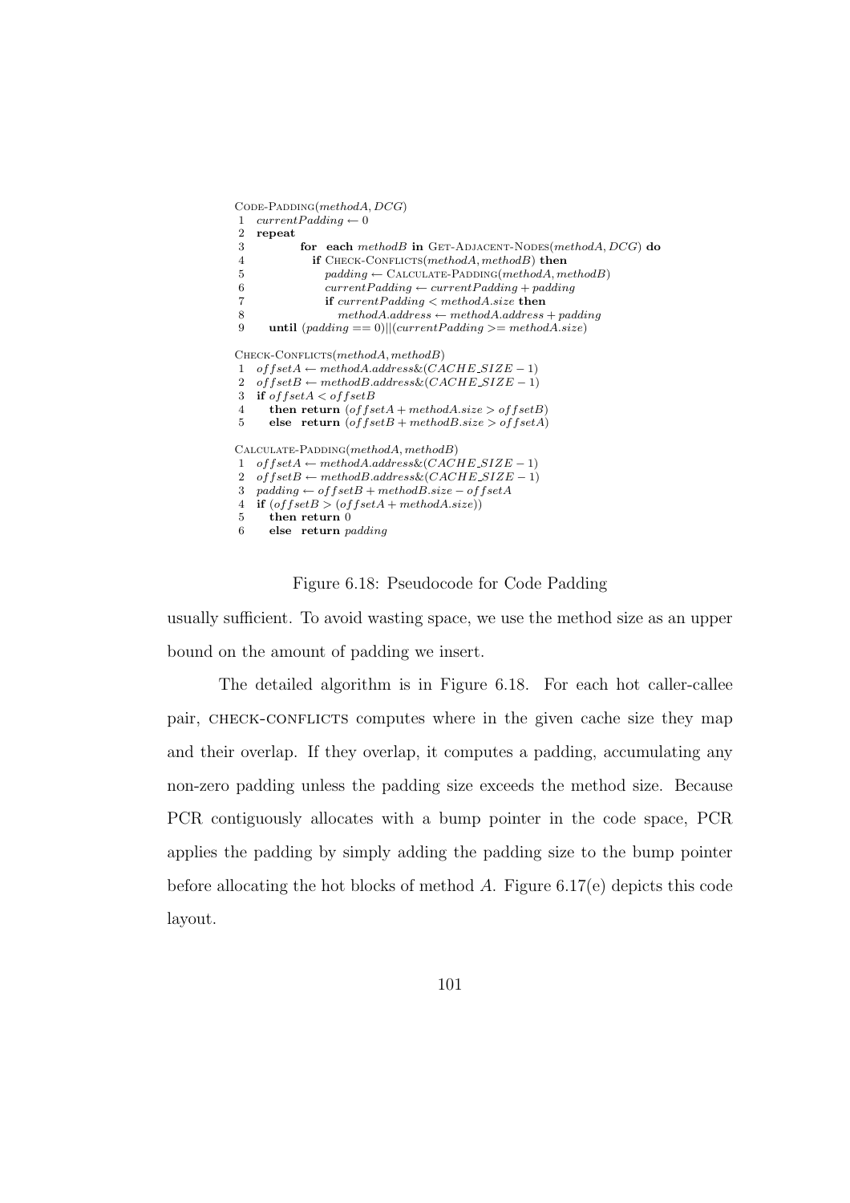```
CODE-PADDING(methodA, DCG)
1  currentPadding ← 0
2  repeat
3        for each methodB in GET-ADJACENT-NODES(methodA, DCG) do
4            if CHECK-CONFLICTS(methodA, methodB) then
5                padding ← CALCULATE-PADDING(methodA, methodB)
6                currentPadding ← currentPadding + padding
7                if currentPadding < methodA.size then
8                    methodA.address ← methodA.address + padding
9     until (padding == 0)||(currentPadding >= methodA.size)

CHECK-CONFLICTS(methodA, methodB)
1  offsetA ← methodA.address&(CACHE_SIZE − 1)
2  offsetB ← methodB.address&(CACHE_SIZE − 1)
3  if offsetA < offsetB
4     then return (offsetA + methodA.size > offsetB)
5     else return (offsetB + methodB.size > offsetA)

CALCULATE-PADDING(methodA, methodB)
1  offsetA ← methodA.address&(CACHE_SIZE − 1)
2  offsetB ← methodB.address&(CACHE_SIZE − 1)
3  padding ← offsetB + methodB.size − offsetA
4  if (offsetB > (offsetA + methodA.size))
5     then return 0
6     else return padding
```

Figure 6.18: Pseudocode for Code Padding

usually sufficient. To avoid wasting space, we use the method size as an upper bound on the amount of padding we insert.

The detailed algorithm is in Figure 6.18. For each hot caller-callee pair, CHECK-CONFLICTS computes where in the given cache size they map and their overlap. If they overlap, it computes a padding, accumulating any non-zero padding unless the padding size exceeds the method size. Because PCR contiguously allocates with a bump pointer in the code space, PCR applies the padding by simply adding the padding size to the bump pointer before allocating the hot blocks of method $A$. Figure 6.17(e) depicts this code layout.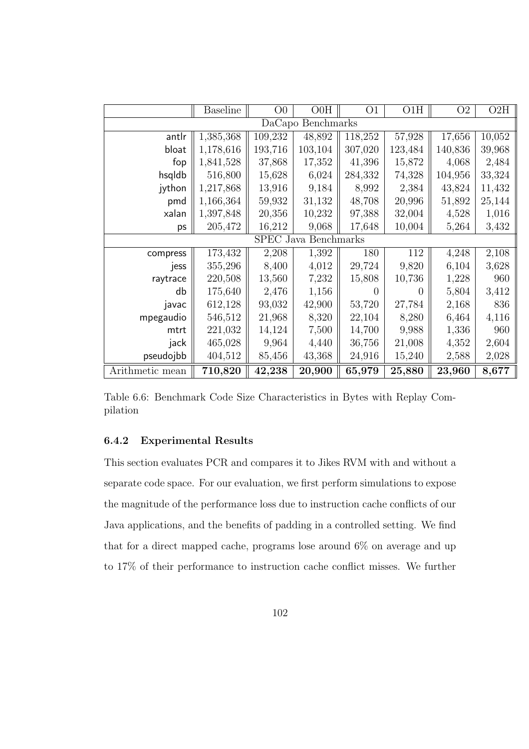| | Baseline | O0 | O0H | O1 | O1H | O2 | O2H |
|---|---|---|---|---|---|---|---|
| DaCapo Benchmarks | | | | | | | |
| antlr | 1,385,368 | 109,232 | 48,892 | 118,252 | 57,928 | 17,656 | 10,052 |
| bloat | 1,178,616 | 193,716 | 103,104 | 307,020 | 123,484 | 140,836 | 39,968 |
| fop | 1,841,528 | 37,868 | 17,352 | 41,396 | 15,872 | 4,068 | 2,484 |
| hsqldb | 516,800 | 15,628 | 6,024 | 284,332 | 74,328 | 104,956 | 33,324 |
| jython | 1,217,868 | 13,916 | 9,184 | 8,992 | 2,384 | 43,824 | 11,432 |
| pmd | 1,166,364 | 59,932 | 31,132 | 48,708 | 20,996 | 51,892 | 25,144 |
| xalan | 1,397,848 | 20,356 | 10,232 | 97,388 | 32,004 | 4,528 | 1,016 |
| ps | 205,472 | 16,212 | 9,068 | 17,648 | 10,004 | 5,264 | 3,432 |
| SPEC Java Benchmarks | | | | | | | |
| compress | 173,432 | 2,208 | 1,392 | 180 | 112 | 4,248 | 2,108 |
| jess | 355,296 | 8,400 | 4,012 | 29,724 | 9,820 | 6,104 | 3,628 |
| raytrace | 220,508 | 13,560 | 7,232 | 15,808 | 10,736 | 1,228 | 960 |
| db | 175,640 | 2,476 | 1,156 | 0 | 0 | 5,804 | 3,412 |
| javac | 612,128 | 93,032 | 42,900 | 53,720 | 27,784 | 2,168 | 836 |
| mpegaudio | 546,512 | 21,968 | 8,320 | 22,104 | 8,280 | 6,464 | 4,116 |
| mtrt | 221,032 | 14,124 | 7,500 | 14,700 | 9,988 | 1,336 | 960 |
| jack | 465,028 | 9,964 | 4,440 | 36,756 | 21,008 | 4,352 | 2,604 |
| pseudojbb | 404,512 | 85,456 | 43,368 | 24,916 | 15,240 | 2,588 | 2,028 |
| Arithmetic mean | **710,820** | **42,238** | **20,900** | **65,979** | **25,880** | **23,960** | **8,677** |

Table 6.6: Benchmark Code Size Characteristics in Bytes with Replay Compilation

### 6.4.2 Experimental Results

This section evaluates PCR and compares it to Jikes RVM with and without a separate code space. For our evaluation, we first perform simulations to expose the magnitude of the performance loss due to instruction cache conflicts of our Java applications, and the benefits of padding in a controlled setting. We find that for a direct mapped cache, programs lose around 6% on average and up to 17% of their performance to instruction cache conflict misses. We further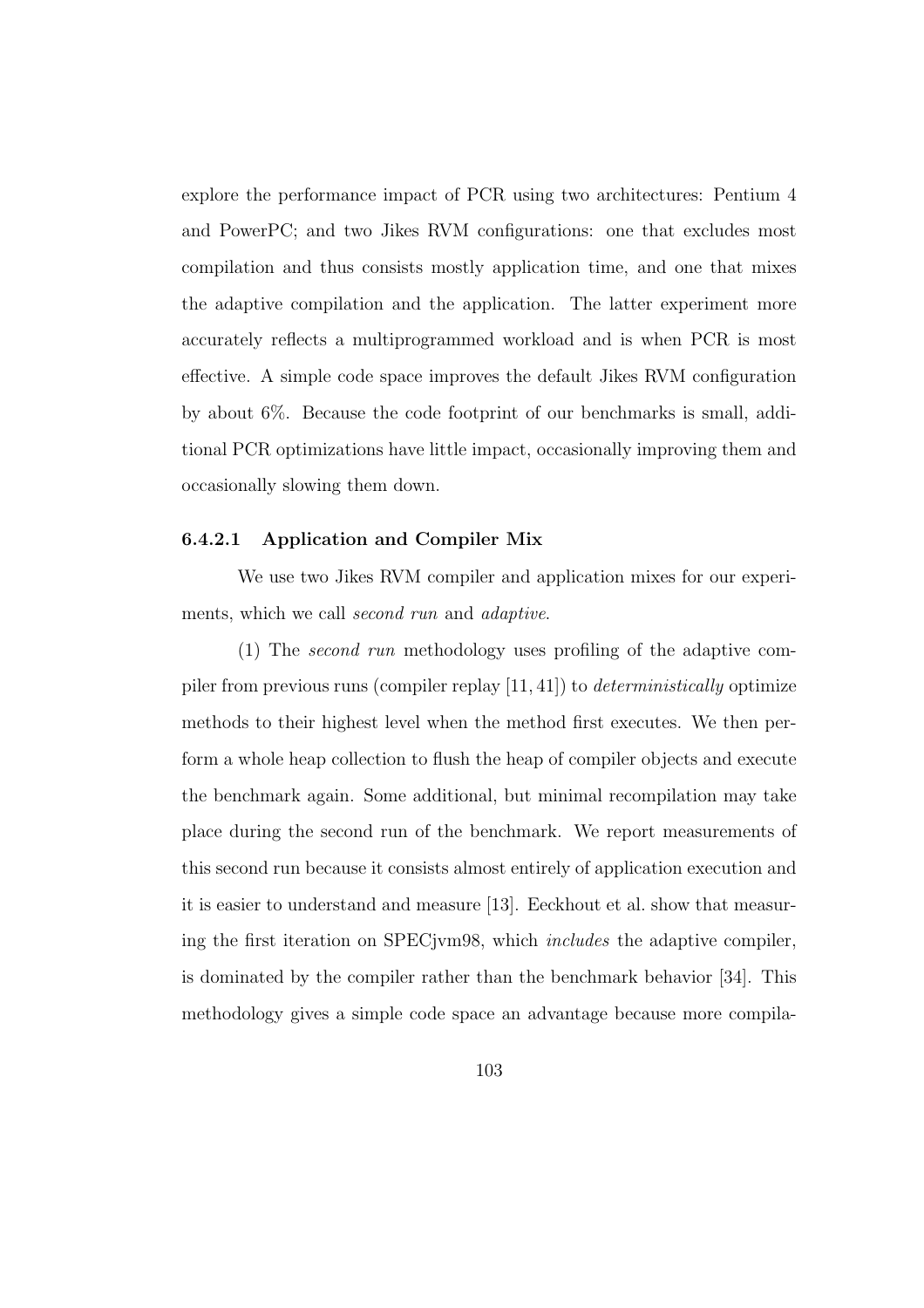explore the performance impact of PCR using two architectures: Pentium 4 and PowerPC; and two Jikes RVM configurations: one that excludes most compilation and thus consists mostly application time, and one that mixes the adaptive compilation and the application. The latter experiment more accurately reflects a multiprogrammed workload and is when PCR is most effective. A simple code space improves the default Jikes RVM configuration by about 6%. Because the code footprint of our benchmarks is small, additional PCR optimizations have little impact, occasionally improving them and occasionally slowing them down.

#### 6.4.2.1 Application and Compiler Mix

We use two Jikes RVM compiler and application mixes for our experiments, which we call *second run* and *adaptive*.

(1) The *second run* methodology uses profiling of the adaptive compiler from previous runs (compiler replay [11, 41]) to *deterministically* optimize methods to their highest level when the method first executes. We then perform a whole heap collection to flush the heap of compiler objects and execute the benchmark again. Some additional, but minimal recompilation may take place during the second run of the benchmark. We report measurements of this second run because it consists almost entirely of application execution and it is easier to understand and measure [13]. Eeckhout et al. show that measuring the first iteration on SPECjvm98, which *includes* the adaptive compiler, is dominated by the compiler rather than the benchmark behavior [34]. This methodology gives a simple code space an advantage because more compila-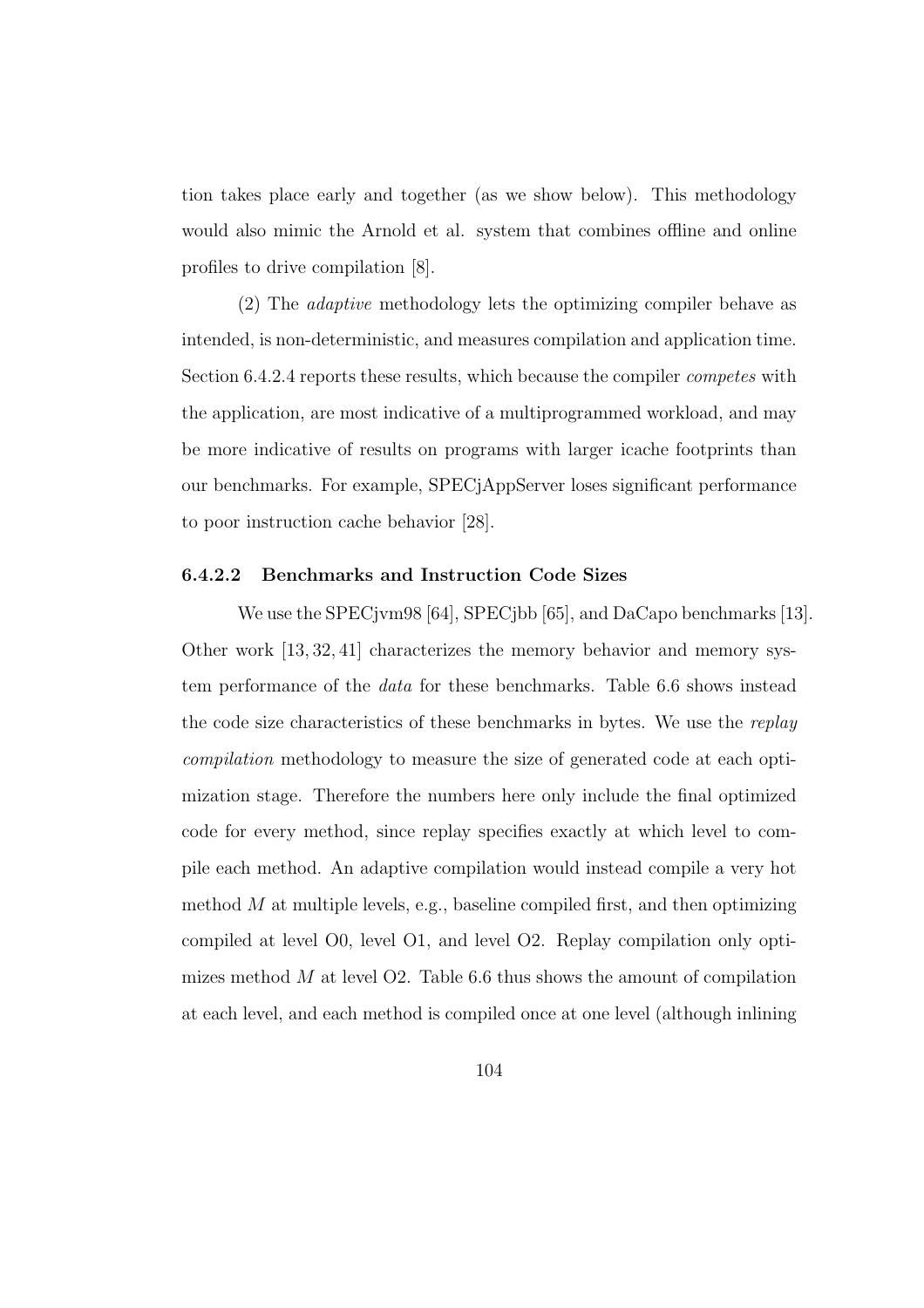tion takes place early and together (as we show below). This methodology would also mimic the Arnold et al. system that combines offline and online profiles to drive compilation [8].

(2) The *adaptive* methodology lets the optimizing compiler behave as intended, is non-deterministic, and measures compilation and application time. Section 6.4.2.4 reports these results, which because the compiler *competes* with the application, are most indicative of a multiprogrammed workload, and may be more indicative of results on programs with larger icache footprints than our benchmarks. For example, SPECjAppServer loses significant performance to poor instruction cache behavior [28].

#### 6.4.2.2 Benchmarks and Instruction Code Sizes

We use the SPECjvm98 [64], SPECjbb [65], and DaCapo benchmarks [13]. Other work [13, 32, 41] characterizes the memory behavior and memory system performance of the *data* for these benchmarks. Table 6.6 shows instead the code size characteristics of these benchmarks in bytes. We use the *replay compilation* methodology to measure the size of generated code at each optimization stage. Therefore the numbers here only include the final optimized code for every method, since replay specifies exactly at which level to compile each method. An adaptive compilation would instead compile a very hot method $M$ at multiple levels, e.g., baseline compiled first, and then optimizing compiled at level O0, level O1, and level O2. Replay compilation only optimizes method $M$ at level O2. Table 6.6 thus shows the amount of compilation at each level, and each method is compiled once at one level (although inlining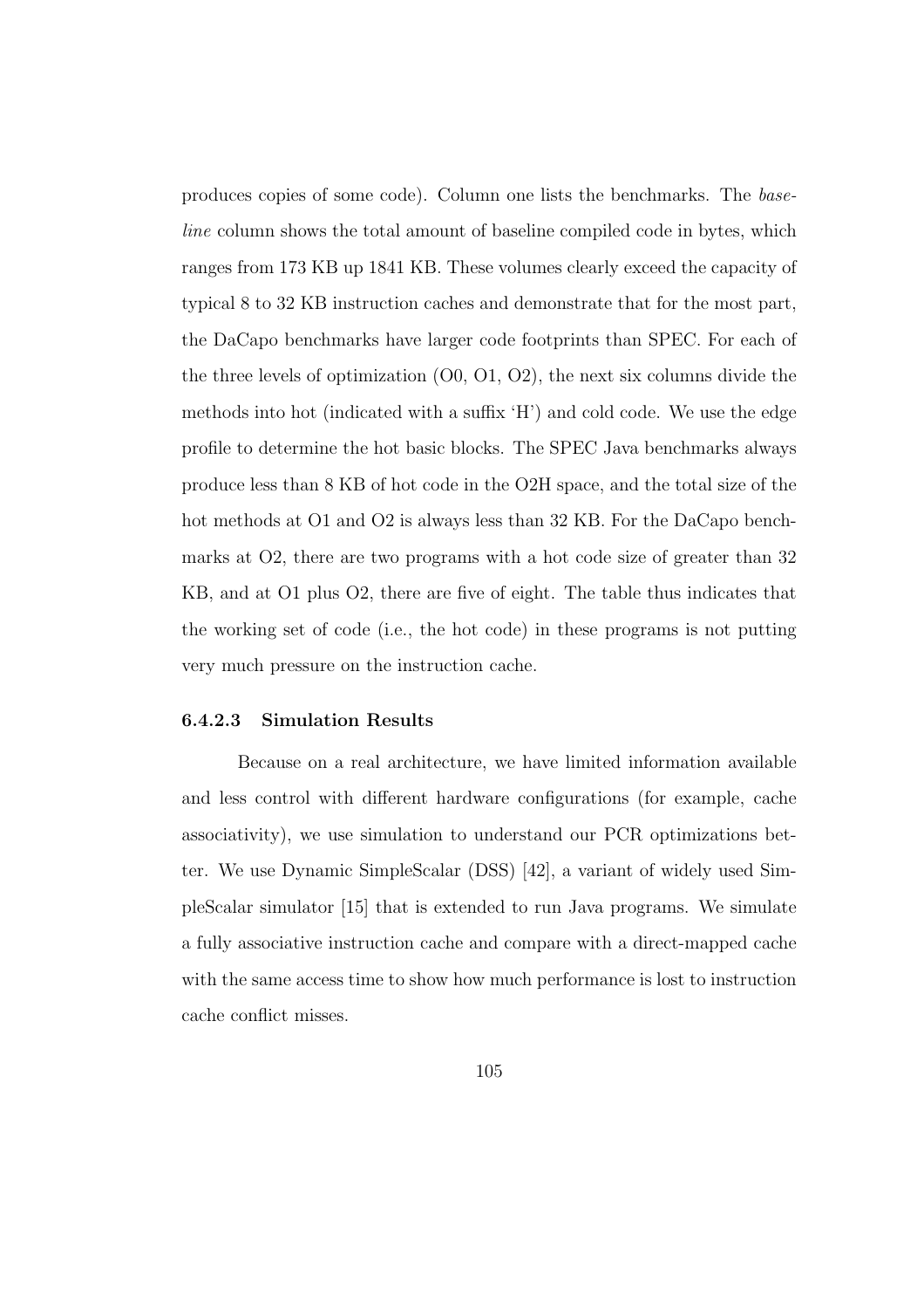produces copies of some code). Column one lists the benchmarks. The *baseline* column shows the total amount of baseline compiled code in bytes, which ranges from 173 KB up 1841 KB. These volumes clearly exceed the capacity of typical 8 to 32 KB instruction caches and demonstrate that for the most part, the DaCapo benchmarks have larger code footprints than SPEC. For each of the three levels of optimization (O0, O1, O2), the next six columns divide the methods into hot (indicated with a suffix 'H') and cold code. We use the edge profile to determine the hot basic blocks. The SPEC Java benchmarks always produce less than 8 KB of hot code in the O2H space, and the total size of the hot methods at O1 and O2 is always less than 32 KB. For the DaCapo benchmarks at O2, there are two programs with a hot code size of greater than 32 KB, and at O1 plus O2, there are five of eight. The table thus indicates that the working set of code (i.e., the hot code) in these programs is not putting very much pressure on the instruction cache.

#### 6.4.2.3 Simulation Results

Because on a real architecture, we have limited information available and less control with different hardware configurations (for example, cache associativity), we use simulation to understand our PCR optimizations better. We use Dynamic SimpleScalar (DSS) [42], a variant of widely used SimpleScalar simulator [15] that is extended to run Java programs. We simulate a fully associative instruction cache and compare with a direct-mapped cache with the same access time to show how much performance is lost to instruction cache conflict misses.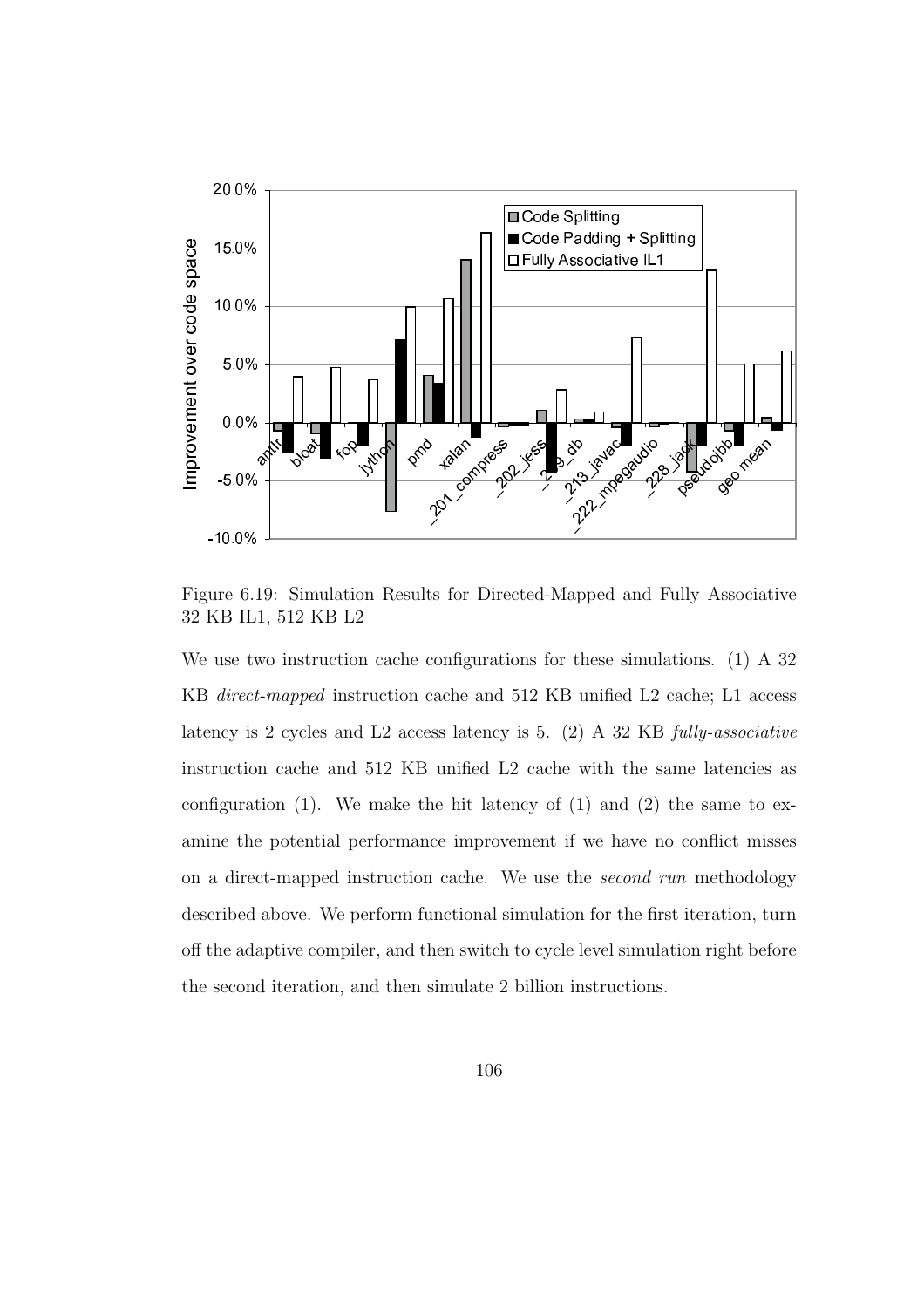Figure 6.19: Simulation Results for Directed-Mapped and Fully Associative 32 KB IL1, 512 KB L2

We use two instruction cache configurations for these simulations. (1) A 32 KB *direct-mapped* instruction cache and 512 KB unified L2 cache; L1 access latency is 2 cycles and L2 access latency is 5. (2) A 32 KB *fully-associative* instruction cache and 512 KB unified L2 cache with the same latencies as configuration (1). We make the hit latency of (1) and (2) the same to examine the potential performance improvement if we have no conflict misses on a direct-mapped instruction cache. We use the *second run* methodology described above. We perform functional simulation for the first iteration, turn off the adaptive compiler, and then switch to cycle level simulation right before the second iteration, and then simulate 2 billion instructions.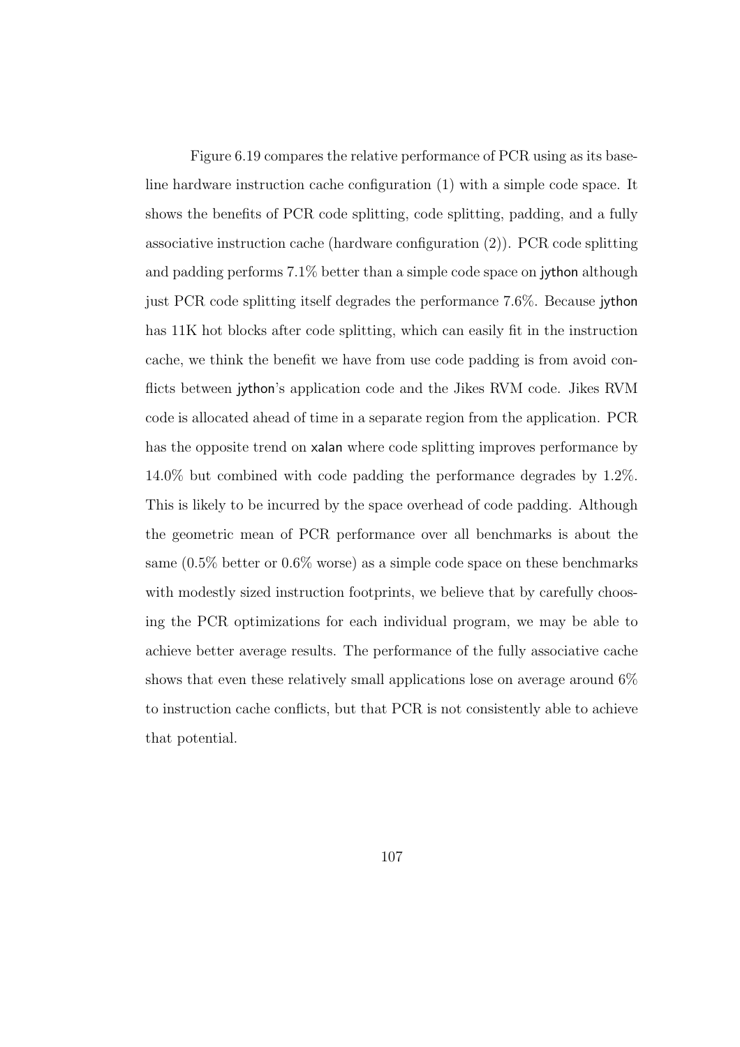Figure 6.19 compares the relative performance of PCR using as its baseline hardware instruction cache configuration (1) with a simple code space. It shows the benefits of PCR code splitting, code splitting, padding, and a fully associative instruction cache (hardware configuration (2)). PCR code splitting and padding performs 7.1% better than a simple code space on jython although just PCR code splitting itself degrades the performance 7.6%. Because jython has 11K hot blocks after code splitting, which can easily fit in the instruction cache, we think the benefit we have from use code padding is from avoid conflicts between jython's application code and the Jikes RVM code. Jikes RVM code is allocated ahead of time in a separate region from the application. PCR has the opposite trend on xalan where code splitting improves performance by 14.0% but combined with code padding the performance degrades by 1.2%. This is likely to be incurred by the space overhead of code padding. Although the geometric mean of PCR performance over all benchmarks is about the same (0.5% better or 0.6% worse) as a simple code space on these benchmarks with modestly sized instruction footprints, we believe that by carefully choosing the PCR optimizations for each individual program, we may be able to achieve better average results. The performance of the fully associative cache shows that even these relatively small applications lose on average around 6% to instruction cache conflicts, but that PCR is not consistently able to achieve that potential.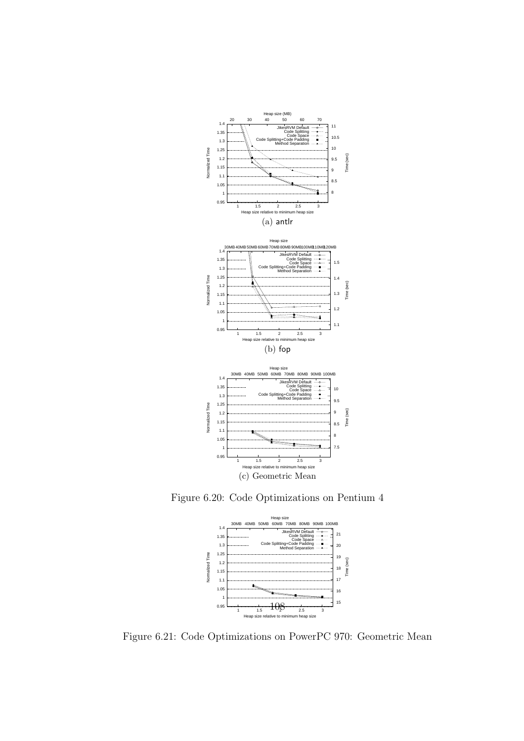(a) antlr

(b) fop

(c) Geometric Mean

Figure 6.20: Code Optimizations on Pentium 4

Figure 6.21: Code Optimizations on PowerPC 970: Geometric Mean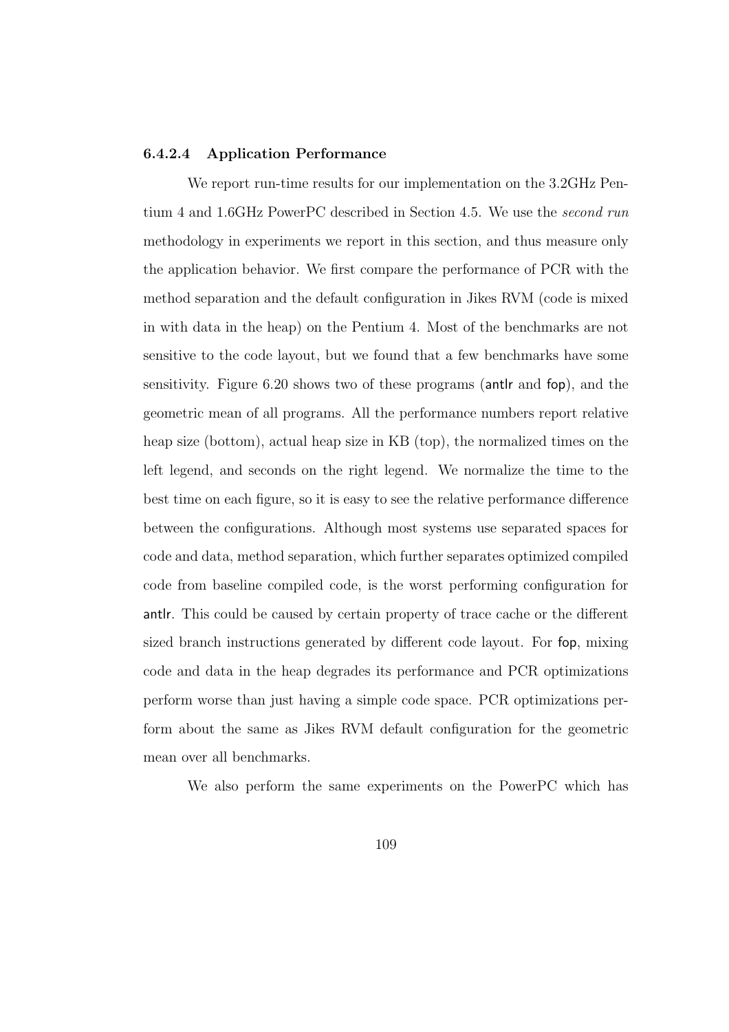#### 6.4.2.4 Application Performance

We report run-time results for our implementation on the 3.2GHz Pentium 4 and 1.6GHz PowerPC described in Section 4.5. We use the *second run* methodology in experiments we report in this section, and thus measure only the application behavior. We first compare the performance of PCR with the method separation and the default configuration in Jikes RVM (code is mixed in with data in the heap) on the Pentium 4. Most of the benchmarks are not sensitive to the code layout, but we found that a few benchmarks have some sensitivity. Figure 6.20 shows two of these programs (antlr and fop), and the geometric mean of all programs. All the performance numbers report relative heap size (bottom), actual heap size in KB (top), the normalized times on the left legend, and seconds on the right legend. We normalize the time to the best time on each figure, so it is easy to see the relative performance difference between the configurations. Although most systems use separated spaces for code and data, method separation, which further separates optimized compiled code from baseline compiled code, is the worst performing configuration for antlr. This could be caused by certain property of trace cache or the different sized branch instructions generated by different code layout. For fop, mixing code and data in the heap degrades its performance and PCR optimizations perform worse than just having a simple code space. PCR optimizations perform about the same as Jikes RVM default configuration for the geometric mean over all benchmarks.

We also perform the same experiments on the PowerPC which has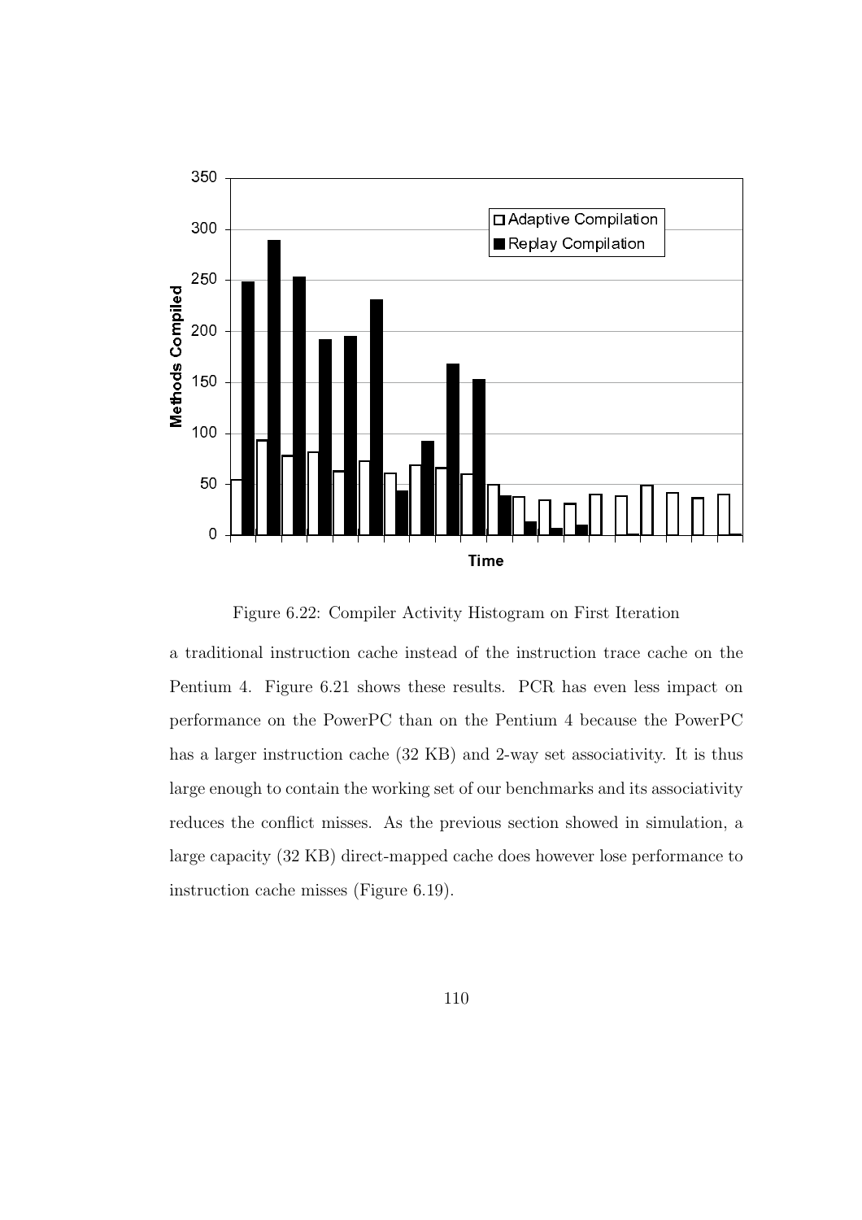Figure 6.22: Compiler Activity Histogram on First Iteration

a traditional instruction cache instead of the instruction trace cache on the Pentium 4. Figure 6.21 shows these results. PCR has even less impact on performance on the PowerPC than on the Pentium 4 because the PowerPC has a larger instruction cache (32 KB) and 2-way set associativity. It is thus large enough to contain the working set of our benchmarks and its associativity reduces the conflict misses. As the previous section showed in simulation, a large capacity (32 KB) direct-mapped cache does however lose performance to instruction cache misses (Figure 6.19).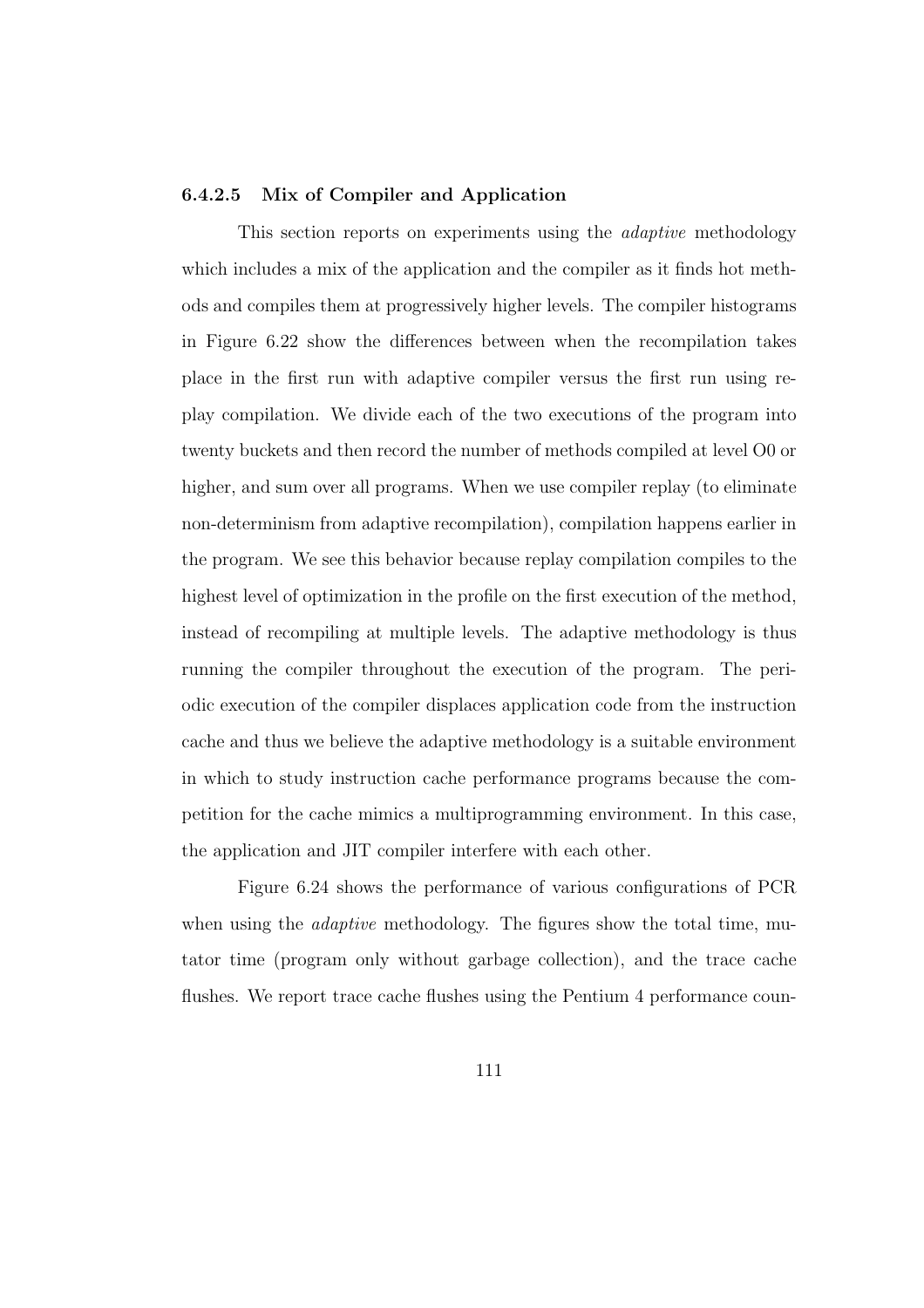#### 6.4.2.5 Mix of Compiler and Application

This section reports on experiments using the *adaptive* methodology which includes a mix of the application and the compiler as it finds hot methods and compiles them at progressively higher levels. The compiler histograms in Figure 6.22 show the differences between when the recompilation takes place in the first run with adaptive compiler versus the first run using replay compilation. We divide each of the two executions of the program into twenty buckets and then record the number of methods compiled at level O0 or higher, and sum over all programs. When we use compiler replay (to eliminate non-determinism from adaptive recompilation), compilation happens earlier in the program. We see this behavior because replay compilation compiles to the highest level of optimization in the profile on the first execution of the method, instead of recompiling at multiple levels. The adaptive methodology is thus running the compiler throughout the execution of the program. The periodic execution of the compiler displaces application code from the instruction cache and thus we believe the adaptive methodology is a suitable environment in which to study instruction cache performance programs because the competition for the cache mimics a multiprogramming environment. In this case, the application and JIT compiler interfere with each other.

Figure 6.24 shows the performance of various configurations of PCR when using the *adaptive* methodology. The figures show the total time, mutator time (program only without garbage collection), and the trace cache flushes. We report trace cache flushes using the Pentium 4 performance coun-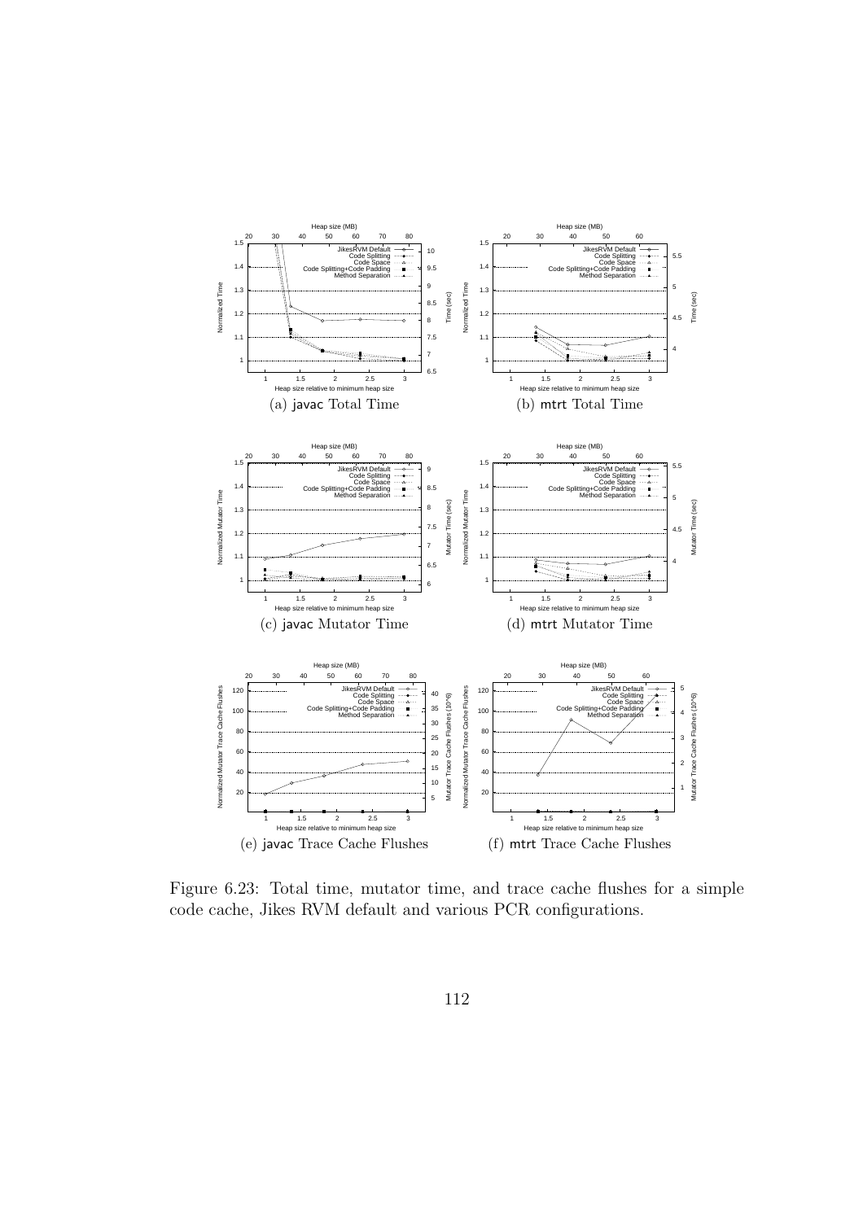(a) javac Total Time

(b) mtrt Total Time

(c) javac Mutator Time

(d) mtrt Mutator Time

(e) javac Trace Cache Flushes

(f) mtrt Trace Cache Flushes

Figure 6.23: Total time, mutator time, and trace cache flushes for a simple code cache, Jikes RVM default and various PCR configurations.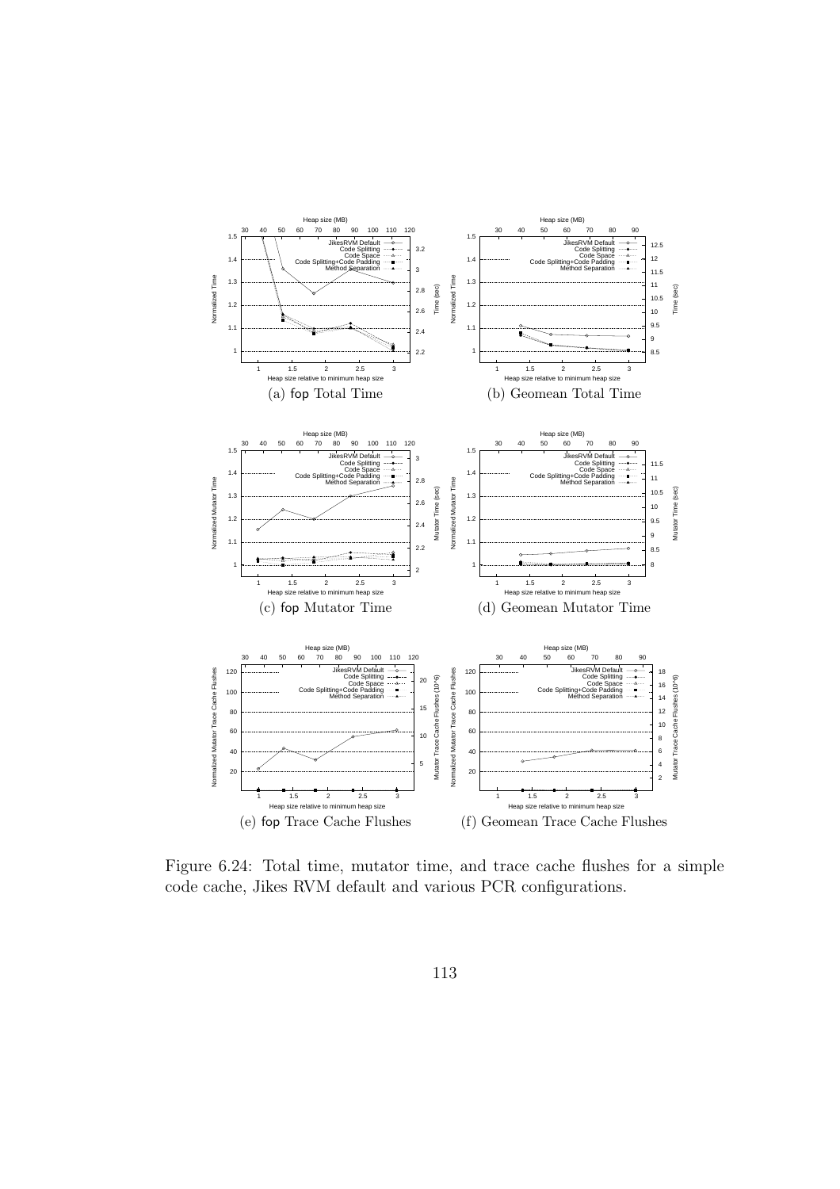(a) fop Total Time

(b) Geomean Total Time

(c) fop Mutator Time

(d) Geomean Mutator Time

(e) fop Trace Cache Flushes

(f) Geomean Trace Cache Flushes

Figure 6.24: Total time, mutator time, and trace cache flushes for a simple code cache, Jikes RVM default and various PCR configurations.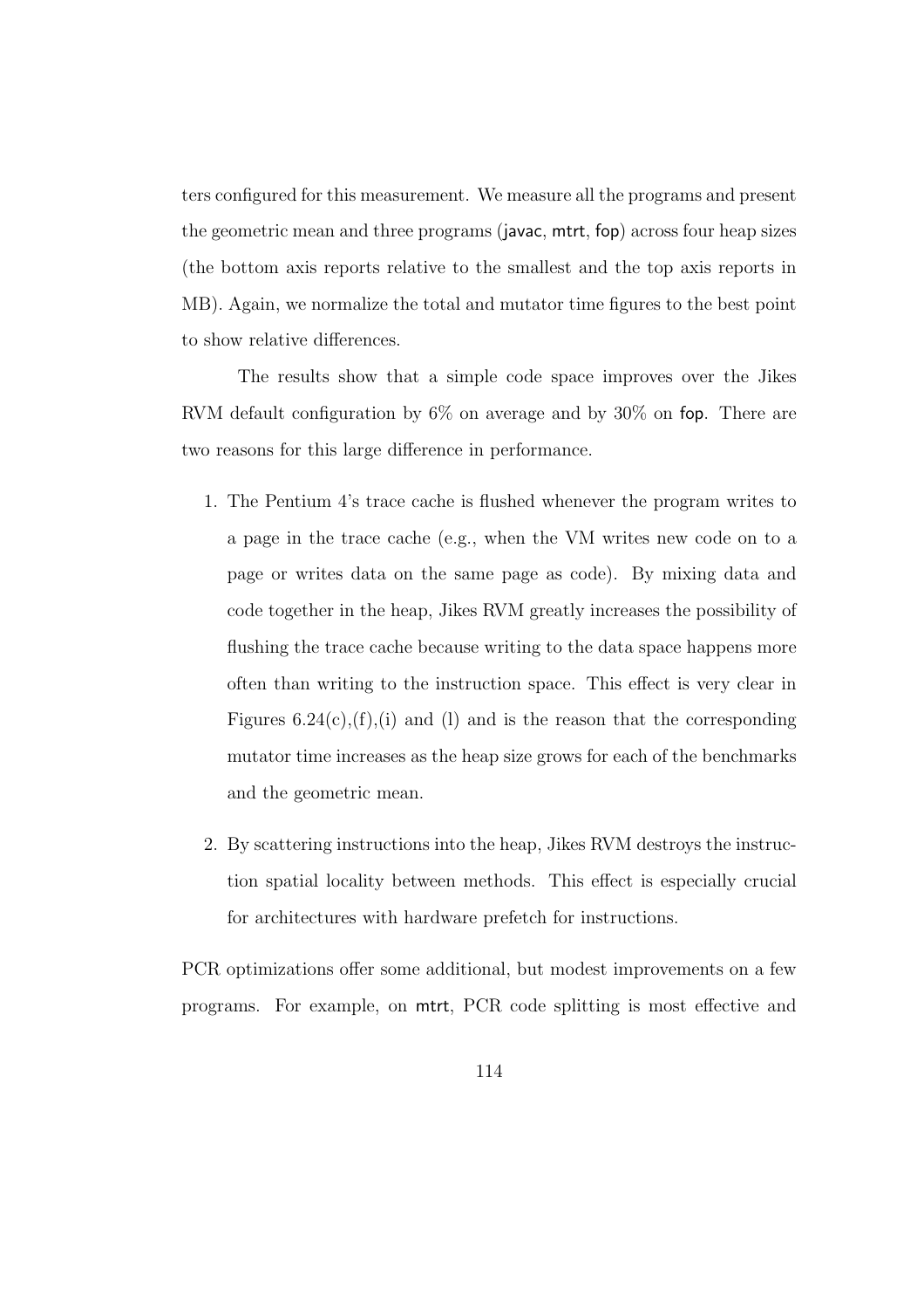ters configured for this measurement. We measure all the programs and present the geometric mean and three programs (javac, mtrt, fop) across four heap sizes (the bottom axis reports relative to the smallest and the top axis reports in MB). Again, we normalize the total and mutator time figures to the best point to show relative differences.

The results show that a simple code space improves over the Jikes RVM default configuration by 6% on average and by 30% on fop. There are two reasons for this large difference in performance.

1. The Pentium 4's trace cache is flushed whenever the program writes to a page in the trace cache (e.g., when the VM writes new code on to a page or writes data on the same page as code). By mixing data and code together in the heap, Jikes RVM greatly increases the possibility of flushing the trace cache because writing to the data space happens more often than writing to the instruction space. This effect is very clear in Figures 6.24(c),(f),(i) and (l) and is the reason that the corresponding mutator time increases as the heap size grows for each of the benchmarks and the geometric mean.

2. By scattering instructions into the heap, Jikes RVM destroys the instruction spatial locality between methods. This effect is especially crucial for architectures with hardware prefetch for instructions.

PCR optimizations offer some additional, but modest improvements on a few programs. For example, on mtrt, PCR code splitting is most effective and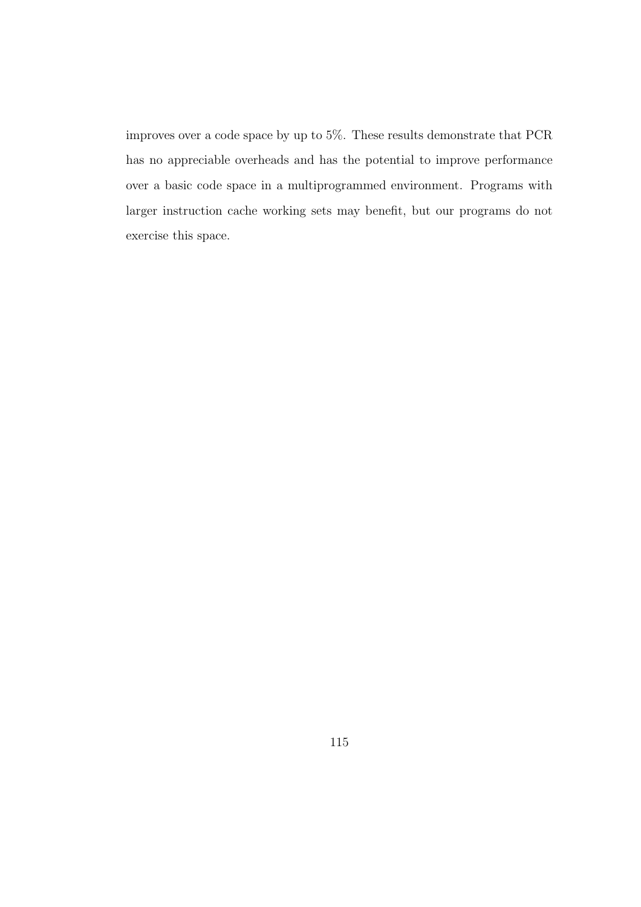improves over a code space by up to 5%. These results demonstrate that PCR has no appreciable overheads and has the potential to improve performance over a basic code space in a multiprogrammed environment. Programs with larger instruction cache working sets may benefit, but our programs do not exercise this space.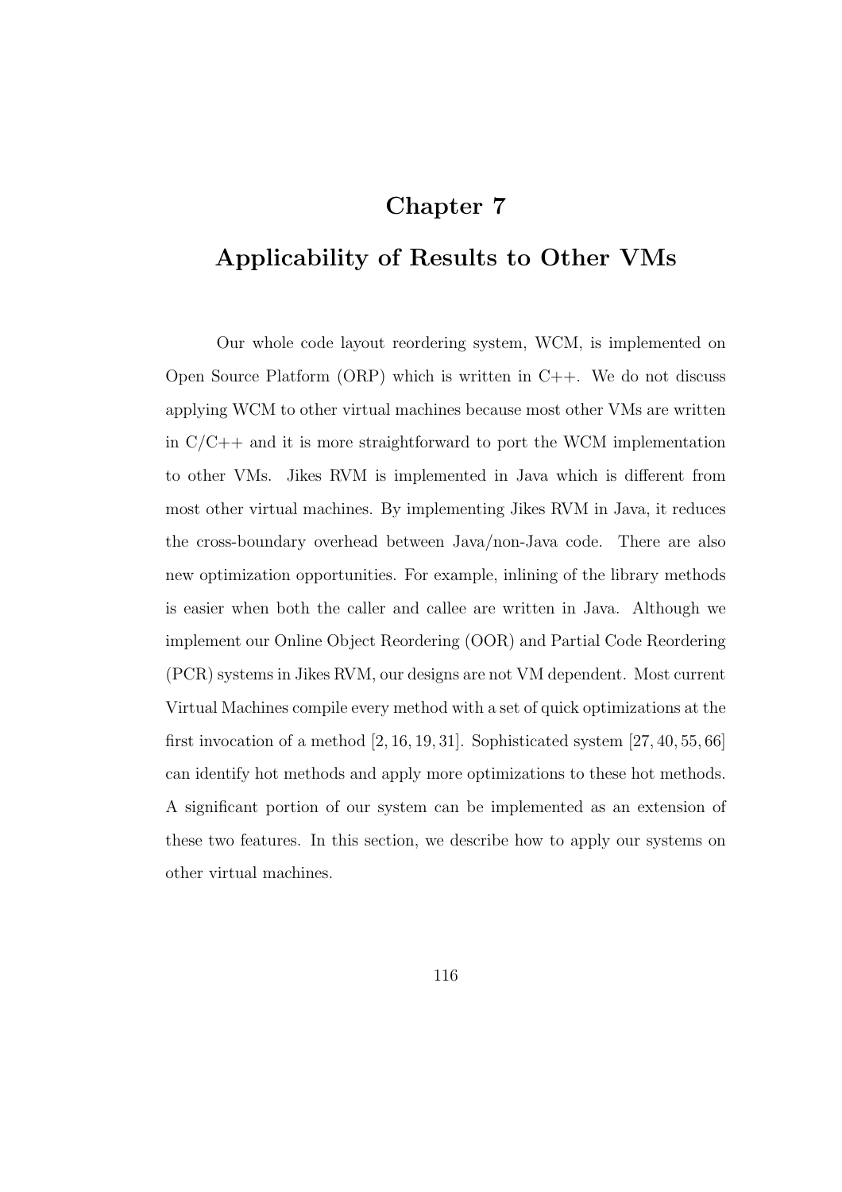# Chapter 7

# Applicability of Results to Other VMs

Our whole code layout reordering system, WCM, is implemented on Open Source Platform (ORP) which is written in C++. We do not discuss applying WCM to other virtual machines because most other VMs are written in C/C++ and it is more straightforward to port the WCM implementation to other VMs. Jikes RVM is implemented in Java which is different from most other virtual machines. By implementing Jikes RVM in Java, it reduces the cross-boundary overhead between Java/non-Java code. There are also new optimization opportunities. For example, inlining of the library methods is easier when both the caller and callee are written in Java. Although we implement our Online Object Reordering (OOR) and Partial Code Reordering (PCR) systems in Jikes RVM, our designs are not VM dependent. Most current Virtual Machines compile every method with a set of quick optimizations at the first invocation of a method [2, 16, 19, 31]. Sophisticated system [27, 40, 55, 66] can identify hot methods and apply more optimizations to these hot methods. A significant portion of our system can be implemented as an extension of these two features. In this section, we describe how to apply our systems on other virtual machines.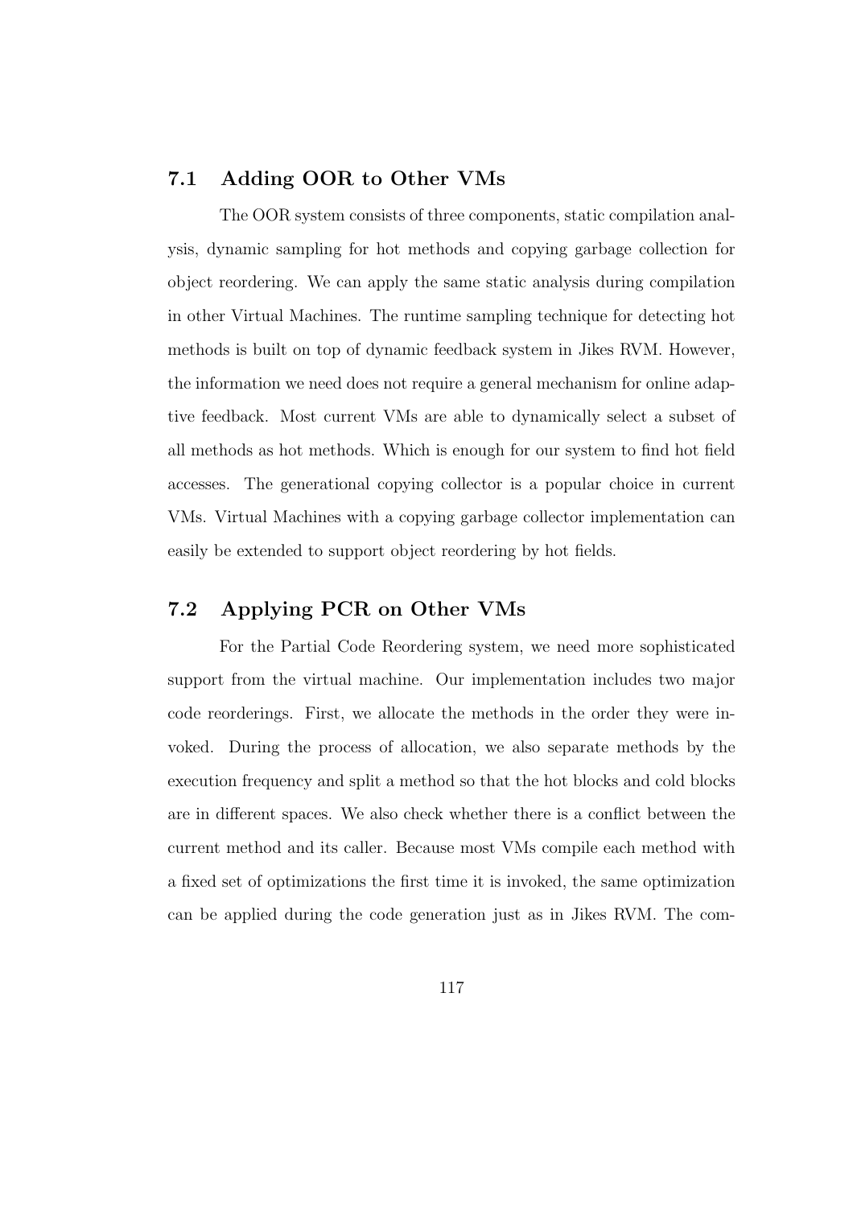## 7.1 Adding OOR to Other VMs

The OOR system consists of three components, static compilation analysis, dynamic sampling for hot methods and copying garbage collection for object reordering. We can apply the same static analysis during compilation in other Virtual Machines. The runtime sampling technique for detecting hot methods is built on top of dynamic feedback system in Jikes RVM. However, the information we need does not require a general mechanism for online adaptive feedback. Most current VMs are able to dynamically select a subset of all methods as hot methods. Which is enough for our system to find hot field accesses. The generational copying collector is a popular choice in current VMs. Virtual Machines with a copying garbage collector implementation can easily be extended to support object reordering by hot fields.

## 7.2 Applying PCR on Other VMs

For the Partial Code Reordering system, we need more sophisticated support from the virtual machine. Our implementation includes two major code reorderings. First, we allocate the methods in the order they were invoked. During the process of allocation, we also separate methods by the execution frequency and split a method so that the hot blocks and cold blocks are in different spaces. We also check whether there is a conflict between the current method and its caller. Because most VMs compile each method with a fixed set of optimizations the first time it is invoked, the same optimization can be applied during the code generation just as in Jikes RVM. The com-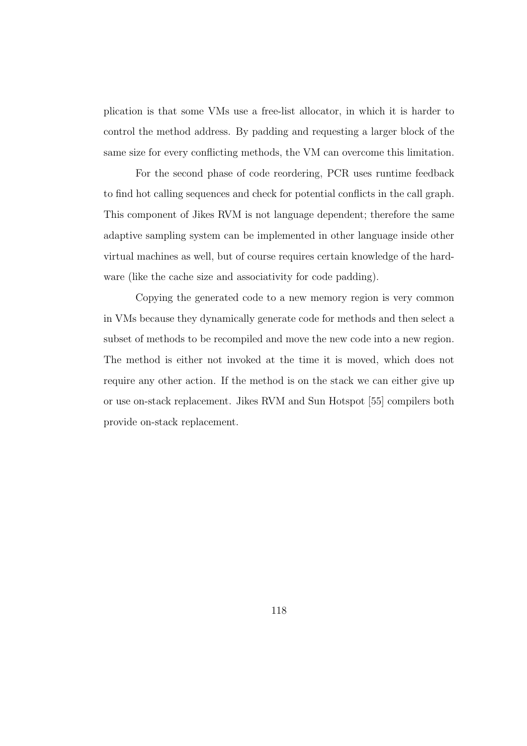plication is that some VMs use a free-list allocator, in which it is harder to control the method address. By padding and requesting a larger block of the same size for every conflicting methods, the VM can overcome this limitation.

For the second phase of code reordering, PCR uses runtime feedback to find hot calling sequences and check for potential conflicts in the call graph. This component of Jikes RVM is not language dependent; therefore the same adaptive sampling system can be implemented in other language inside other virtual machines as well, but of course requires certain knowledge of the hardware (like the cache size and associativity for code padding).

Copying the generated code to a new memory region is very common in VMs because they dynamically generate code for methods and then select a subset of methods to be recompiled and move the new code into a new region. The method is either not invoked at the time it is moved, which does not require any other action. If the method is on the stack we can either give up or use on-stack replacement. Jikes RVM and Sun Hotspot [55] compilers both provide on-stack replacement.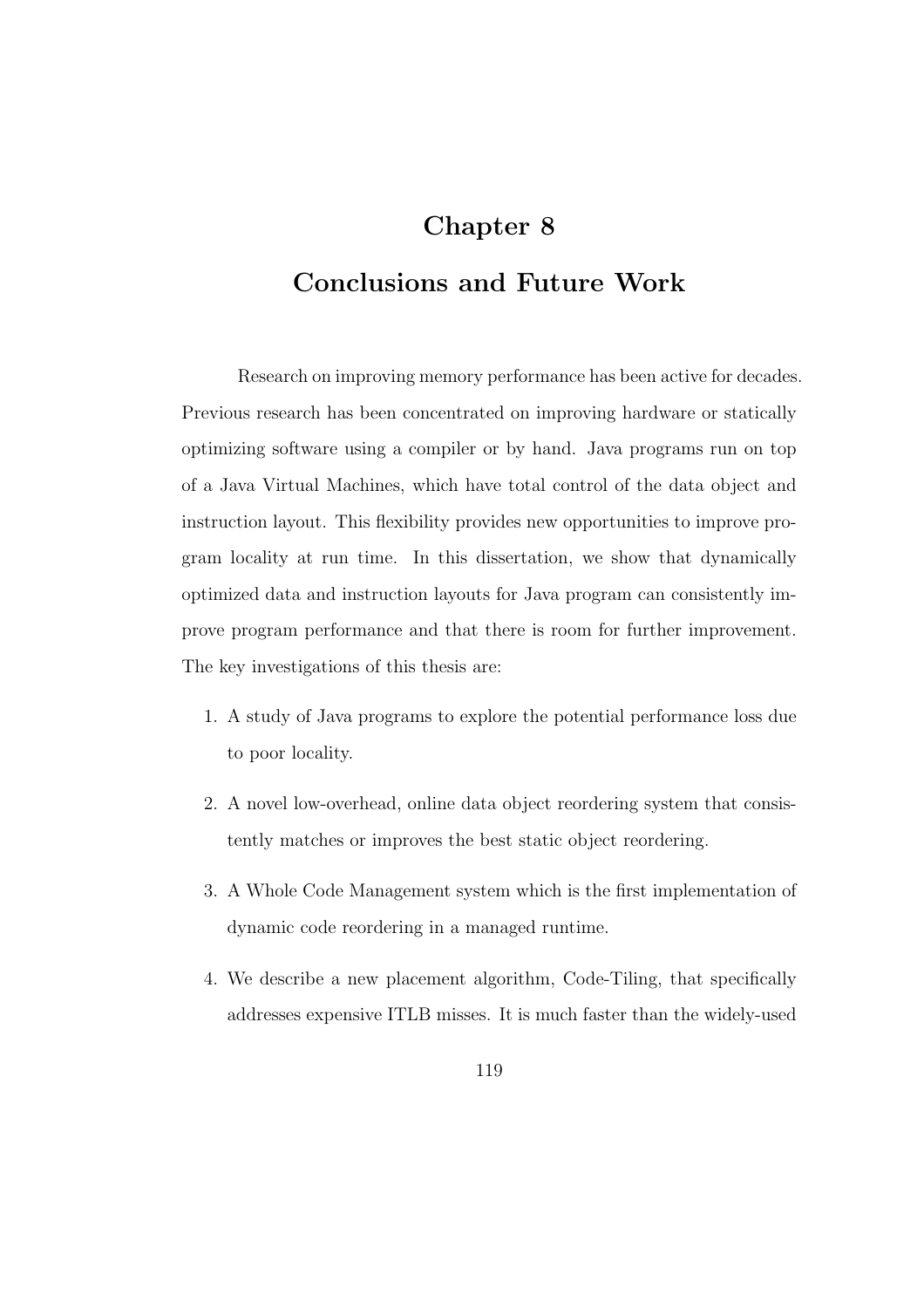# Chapter 8

# Conclusions and Future Work

Research on improving memory performance has been active for decades. Previous research has been concentrated on improving hardware or statically optimizing software using a compiler or by hand. Java programs run on top of a Java Virtual Machines, which have total control of the data object and instruction layout. This flexibility provides new opportunities to improve program locality at run time. In this dissertation, we show that dynamically optimized data and instruction layouts for Java program can consistently improve program performance and that there is room for further improvement. The key investigations of this thesis are:

1. A study of Java programs to explore the potential performance loss due to poor locality.

2. A novel low-overhead, online data object reordering system that consistently matches or improves the best static object reordering.

3. A Whole Code Management system which is the first implementation of dynamic code reordering in a managed runtime.

4. We describe a new placement algorithm, Code-Tiling, that specifically addresses expensive ITLB misses. It is much faster than the widely-used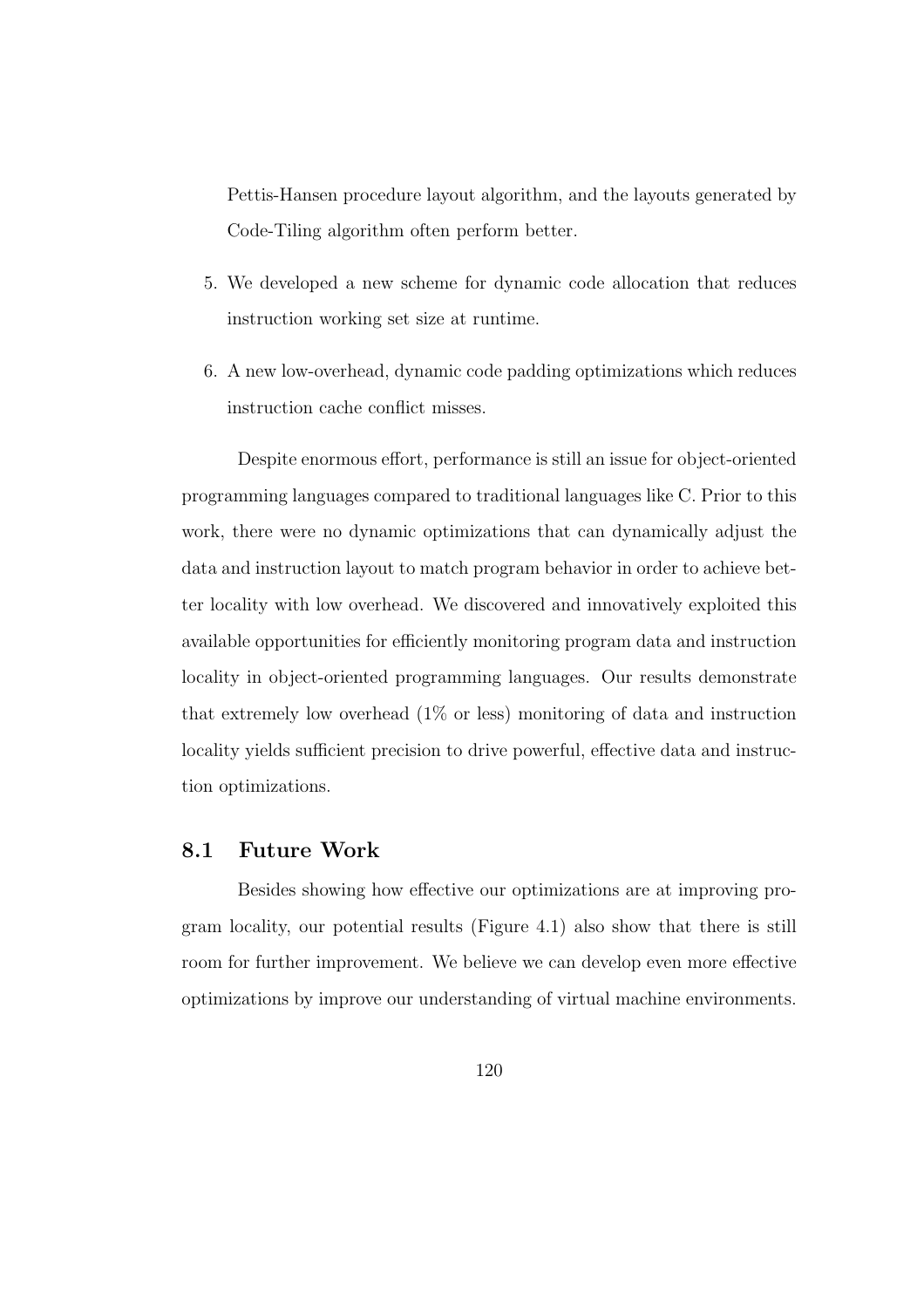Pettis-Hansen procedure layout algorithm, and the layouts generated by Code-Tiling algorithm often perform better.

5. We developed a new scheme for dynamic code allocation that reduces instruction working set size at runtime.

6. A new low-overhead, dynamic code padding optimizations which reduces instruction cache conflict misses.

Despite enormous effort, performance is still an issue for object-oriented programming languages compared to traditional languages like C. Prior to this work, there were no dynamic optimizations that can dynamically adjust the data and instruction layout to match program behavior in order to achieve better locality with low overhead. We discovered and innovatively exploited this available opportunities for efficiently monitoring program data and instruction locality in object-oriented programming languages. Our results demonstrate that extremely low overhead (1% or less) monitoring of data and instruction locality yields sufficient precision to drive powerful, effective data and instruction optimizations.

## 8.1 Future Work

Besides showing how effective our optimizations are at improving program locality, our potential results (Figure 4.1) also show that there is still room for further improvement. We believe we can develop even more effective optimizations by improve our understanding of virtual machine environments.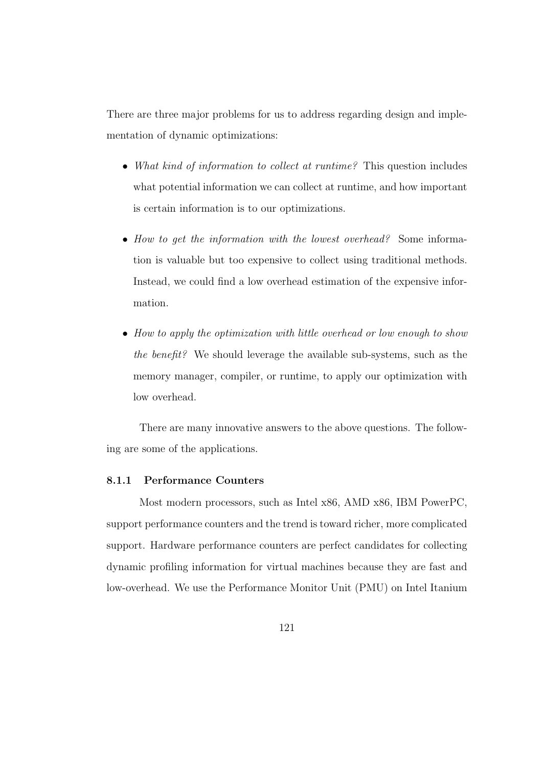There are three major problems for us to address regarding design and implementation of dynamic optimizations:

- *What kind of information to collect at runtime?* This question includes what potential information we can collect at runtime, and how important is certain information is to our optimizations.
- *How to get the information with the lowest overhead?* Some information is valuable but too expensive to collect using traditional methods. Instead, we could find a low overhead estimation of the expensive information.
- *How to apply the optimization with little overhead or low enough to show the benefit?* We should leverage the available sub-systems, such as the memory manager, compiler, or runtime, to apply our optimization with low overhead.

There are many innovative answers to the above questions. The following are some of the applications.

### 8.1.1 Performance Counters

Most modern processors, such as Intel x86, AMD x86, IBM PowerPC, support performance counters and the trend is toward richer, more complicated support. Hardware performance counters are perfect candidates for collecting dynamic profiling information for virtual machines because they are fast and low-overhead. We use the Performance Monitor Unit (PMU) on Intel Itanium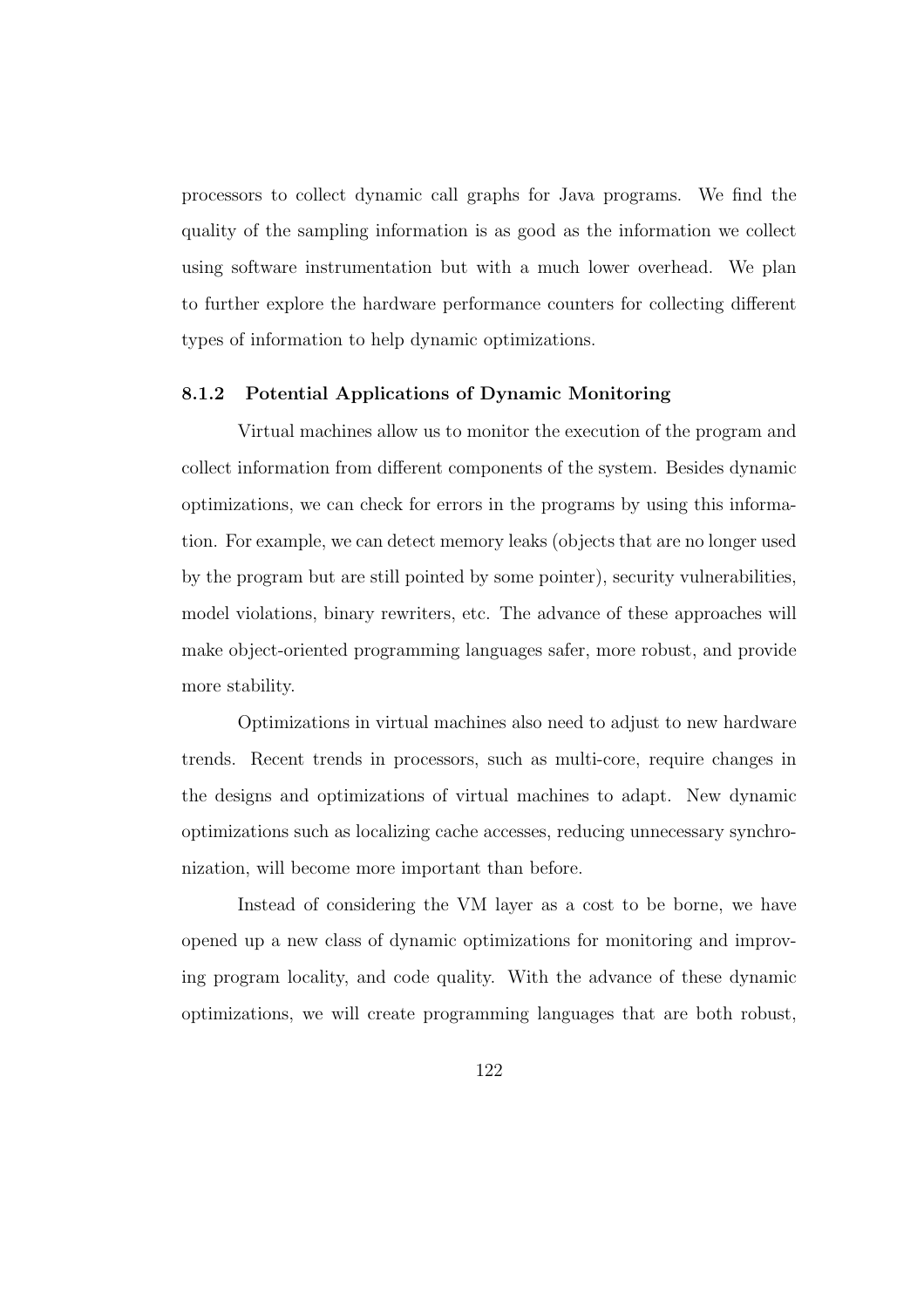processors to collect dynamic call graphs for Java programs. We find the quality of the sampling information is as good as the information we collect using software instrumentation but with a much lower overhead. We plan to further explore the hardware performance counters for collecting different types of information to help dynamic optimizations.

### 8.1.2 Potential Applications of Dynamic Monitoring

Virtual machines allow us to monitor the execution of the program and collect information from different components of the system. Besides dynamic optimizations, we can check for errors in the programs by using this information. For example, we can detect memory leaks (objects that are no longer used by the program but are still pointed by some pointer), security vulnerabilities, model violations, binary rewriters, etc. The advance of these approaches will make object-oriented programming languages safer, more robust, and provide more stability.

Optimizations in virtual machines also need to adjust to new hardware trends. Recent trends in processors, such as multi-core, require changes in the designs and optimizations of virtual machines to adapt. New dynamic optimizations such as localizing cache accesses, reducing unnecessary synchronization, will become more important than before.

Instead of considering the VM layer as a cost to be borne, we have opened up a new class of dynamic optimizations for monitoring and improving program locality, and code quality. With the advance of these dynamic optimizations, we will create programming languages that are both robust,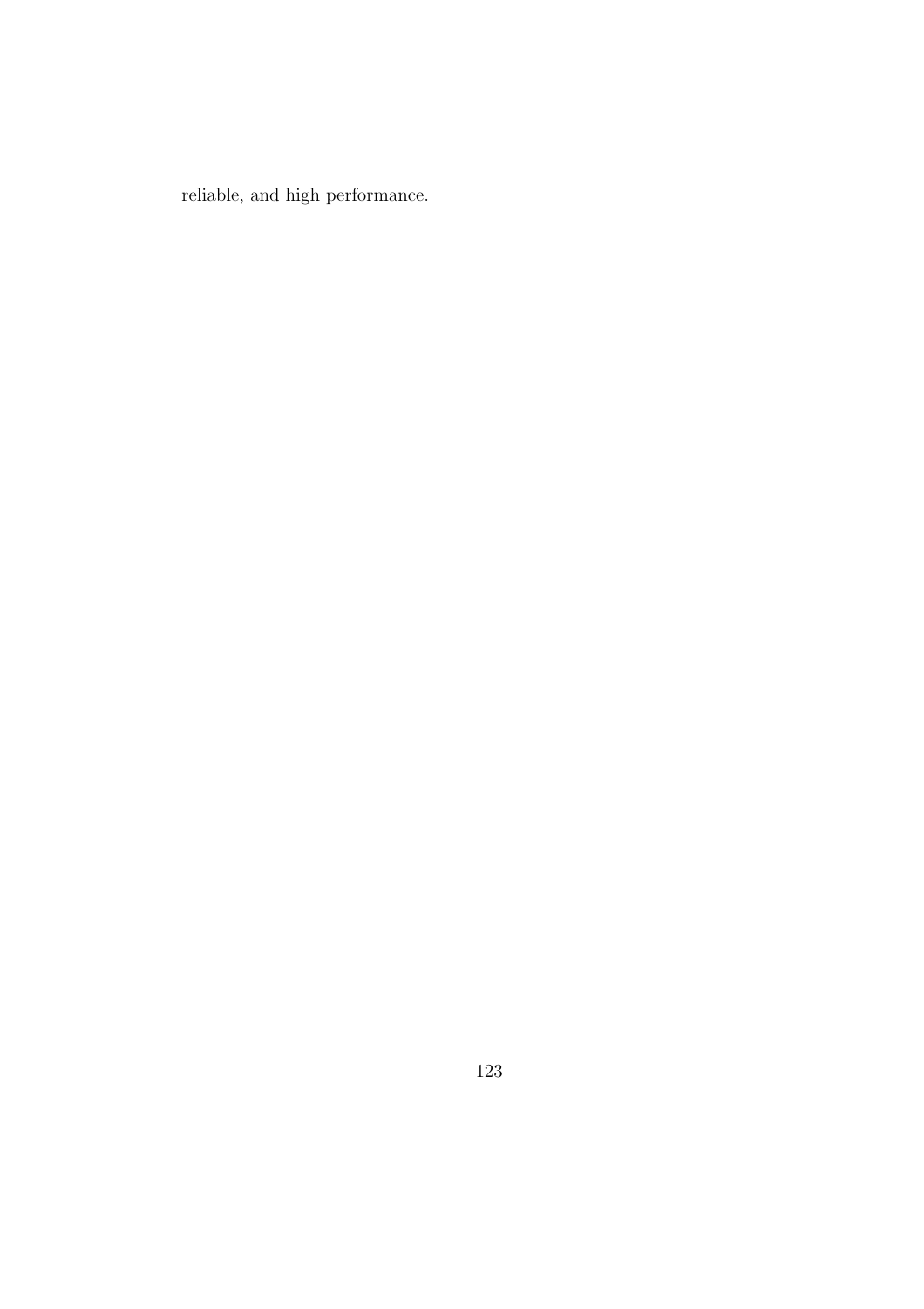reliable, and high performance.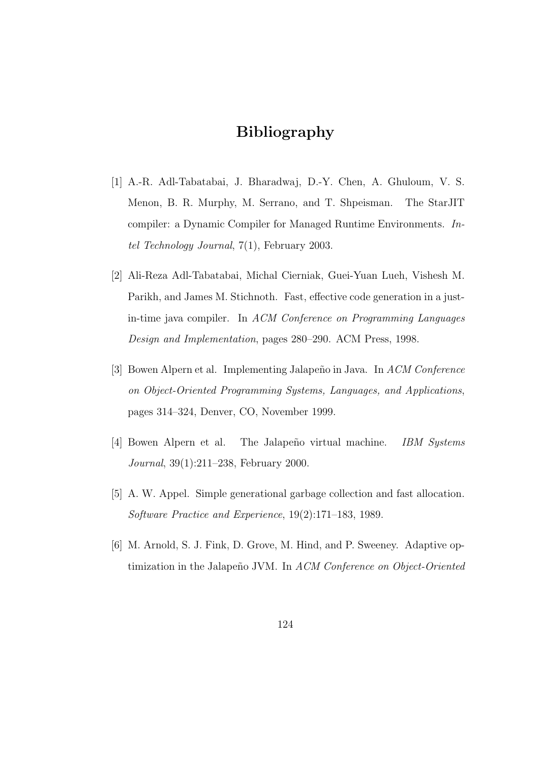# Bibliography

[1] A.-R. Adl-Tabatabai, J. Bharadwaj, D.-Y. Chen, A. Ghuloum, V. S. Menon, B. R. Murphy, M. Serrano, and T. Shpeisman. The StarJIT compiler: a Dynamic Compiler for Managed Runtime Environments. *Intel Technology Journal*, 7(1), February 2003.

[2] Ali-Reza Adl-Tabatabai, Michal Cierniak, Guei-Yuan Lueh, Vishesh M. Parikh, and James M. Stichnoth. Fast, effective code generation in a just-in-time java compiler. In *ACM Conference on Programming Languages Design and Implementation*, pages 280–290. ACM Press, 1998.

[3] Bowen Alpern et al. Implementing Jalapeño in Java. In *ACM Conference on Object-Oriented Programming Systems, Languages, and Applications*, pages 314–324, Denver, CO, November 1999.

[4] Bowen Alpern et al. The Jalapeño virtual machine. *IBM Systems Journal*, 39(1):211–238, February 2000.

[5] A. W. Appel. Simple generational garbage collection and fast allocation. *Software Practice and Experience*, 19(2):171–183, 1989.

[6] M. Arnold, S. J. Fink, D. Grove, M. Hind, and P. Sweeney. Adaptive optimization in the Jalapeño JVM. In *ACM Conference on Object-Oriented*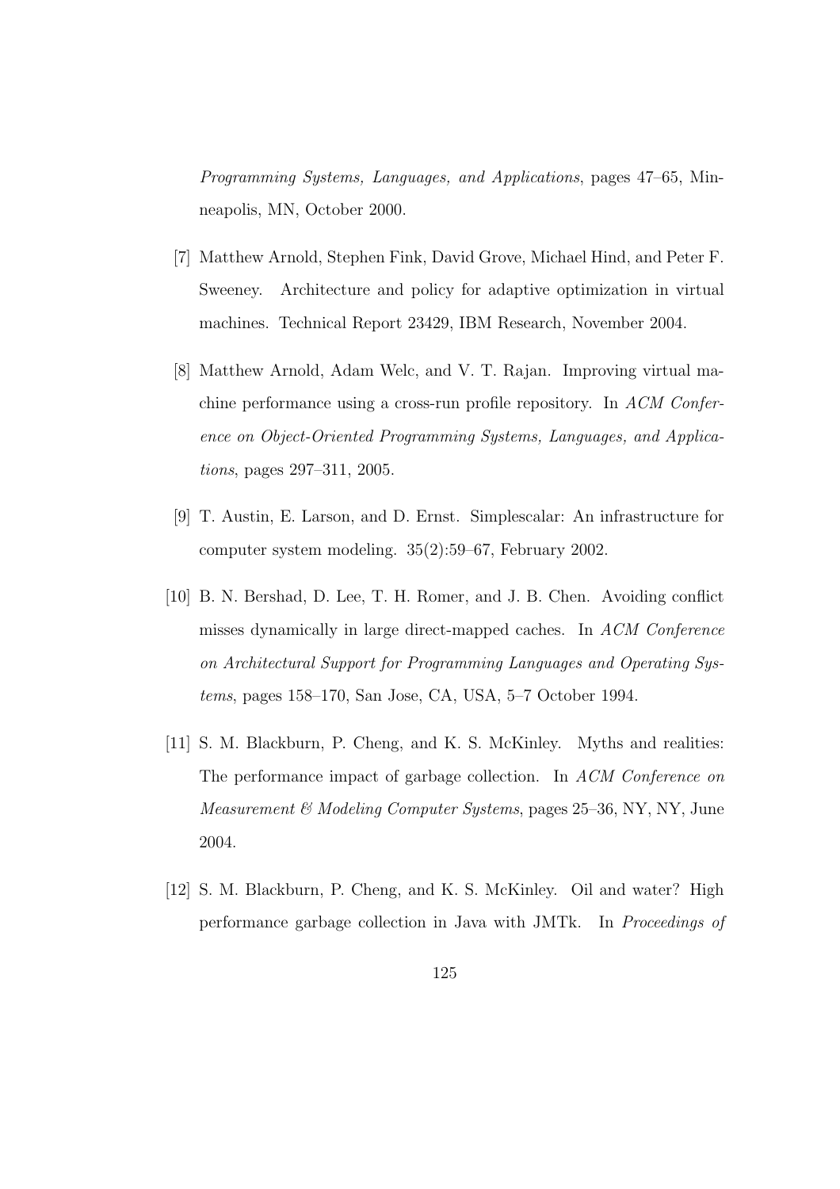*Programming Systems, Languages, and Applications*, pages 47–65, Minneapolis, MN, October 2000.

[7] Matthew Arnold, Stephen Fink, David Grove, Michael Hind, and Peter F. Sweeney. Architecture and policy for adaptive optimization in virtual machines. Technical Report 23429, IBM Research, November 2004.

[8] Matthew Arnold, Adam Welc, and V. T. Rajan. Improving virtual machine performance using a cross-run profile repository. In *ACM Conference on Object-Oriented Programming Systems, Languages, and Applications*, pages 297–311, 2005.

[9] T. Austin, E. Larson, and D. Ernst. Simplescalar: An infrastructure for computer system modeling. 35(2):59–67, February 2002.

[10] B. N. Bershad, D. Lee, T. H. Romer, and J. B. Chen. Avoiding conflict misses dynamically in large direct-mapped caches. In *ACM Conference on Architectural Support for Programming Languages and Operating Systems*, pages 158–170, San Jose, CA, USA, 5–7 October 1994.

[11] S. M. Blackburn, P. Cheng, and K. S. McKinley. Myths and realities: The performance impact of garbage collection. In *ACM Conference on Measurement & Modeling Computer Systems*, pages 25–36, NY, NY, June 2004.

[12] S. M. Blackburn, P. Cheng, and K. S. McKinley. Oil and water? High performance garbage collection in Java with JMTk. In *Proceedings of*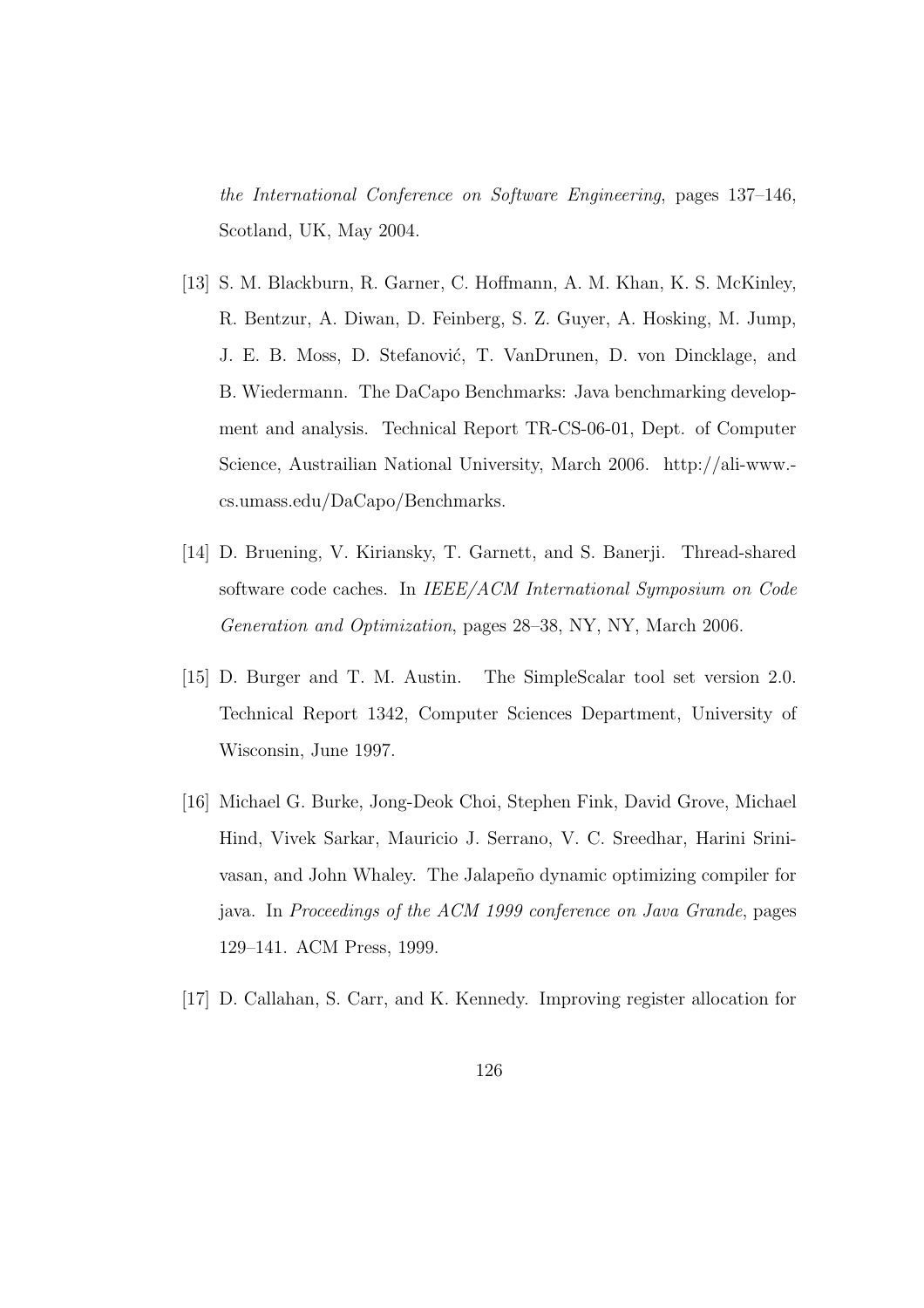*the International Conference on Software Engineering*, pages 137–146, Scotland, UK, May 2004.

[13] S. M. Blackburn, R. Garner, C. Hoffmann, A. M. Khan, K. S. McKinley, R. Bentzur, A. Diwan, D. Feinberg, S. Z. Guyer, A. Hosking, M. Jump, J. E. B. Moss, D. Stefanović, T. VanDrunen, D. von Dincklage, and B. Wiedermann. The DaCapo Benchmarks: Java benchmarking development and analysis. Technical Report TR-CS-06-01, Dept. of Computer Science, Austrailian National University, March 2006. http://ali-www.-cs.umass.edu/DaCapo/Benchmarks.

[14] D. Bruening, V. Kiriansky, T. Garnett, and S. Banerji. Thread-shared software code caches. In *IEEE/ACM International Symposium on Code Generation and Optimization*, pages 28–38, NY, NY, March 2006.

[15] D. Burger and T. M. Austin. The SimpleScalar tool set version 2.0. Technical Report 1342, Computer Sciences Department, University of Wisconsin, June 1997.

[16] Michael G. Burke, Jong-Deok Choi, Stephen Fink, David Grove, Michael Hind, Vivek Sarkar, Mauricio J. Serrano, V. C. Sreedhar, Harini Srinivasan, and John Whaley. The Jalapeño dynamic optimizing compiler for java. In *Proceedings of the ACM 1999 conference on Java Grande*, pages 129–141. ACM Press, 1999.

[17] D. Callahan, S. Carr, and K. Kennedy. Improving register allocation for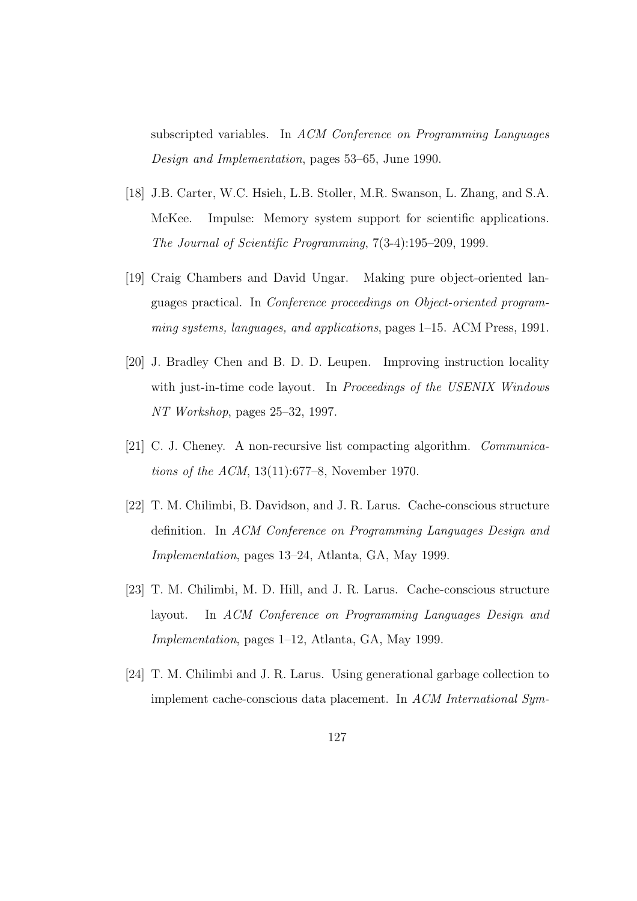subscripted variables. In *ACM Conference on Programming Languages Design and Implementation*, pages 53–65, June 1990.

[18] J.B. Carter, W.C. Hsieh, L.B. Stoller, M.R. Swanson, L. Zhang, and S.A. McKee. Impulse: Memory system support for scientific applications. *The Journal of Scientific Programming*, 7(3-4):195–209, 1999.

[19] Craig Chambers and David Ungar. Making pure object-oriented languages practical. In *Conference proceedings on Object-oriented programming systems, languages, and applications*, pages 1–15. ACM Press, 1991.

[20] J. Bradley Chen and B. D. D. Leupen. Improving instruction locality with just-in-time code layout. In *Proceedings of the USENIX Windows NT Workshop*, pages 25–32, 1997.

[21] C. J. Cheney. A non-recursive list compacting algorithm. *Communications of the ACM*, 13(11):677–8, November 1970.

[22] T. M. Chilimbi, B. Davidson, and J. R. Larus. Cache-conscious structure definition. In *ACM Conference on Programming Languages Design and Implementation*, pages 13–24, Atlanta, GA, May 1999.

[23] T. M. Chilimbi, M. D. Hill, and J. R. Larus. Cache-conscious structure layout. In *ACM Conference on Programming Languages Design and Implementation*, pages 1–12, Atlanta, GA, May 1999.

[24] T. M. Chilimbi and J. R. Larus. Using generational garbage collection to implement cache-conscious data placement. In *ACM International Sym-*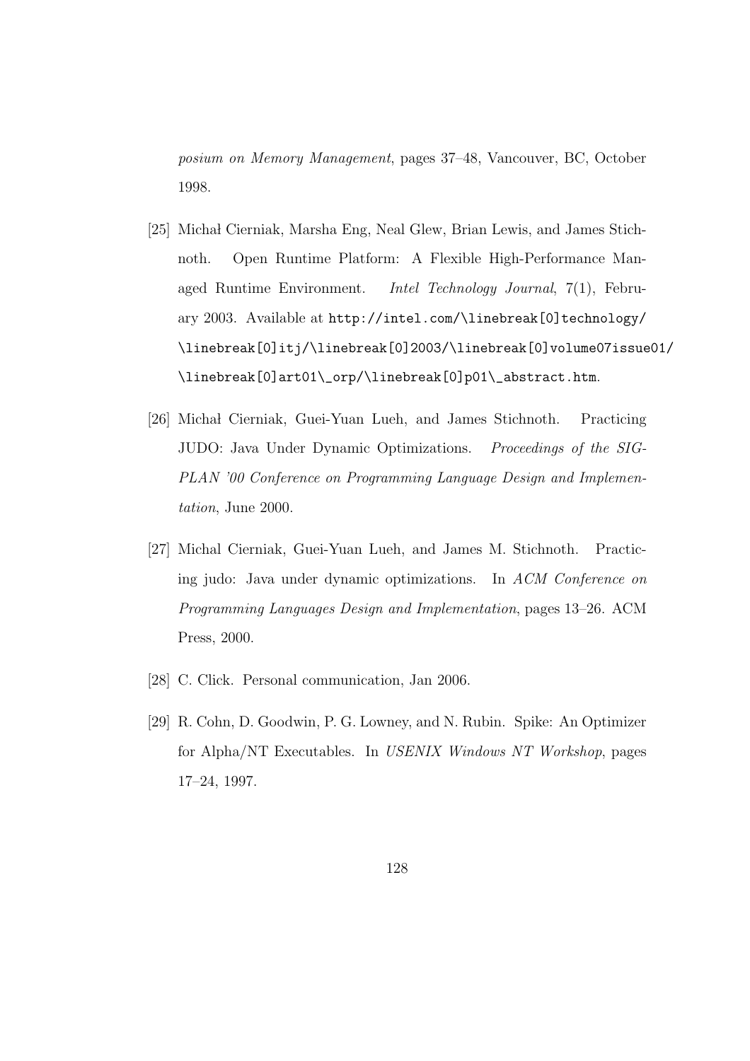*posium on Memory Management*, pages 37–48, Vancouver, BC, October 1998.

[25] Michał Cierniak, Marsha Eng, Neal Glew, Brian Lewis, and James Stichnoth. Open Runtime Platform: A Flexible High-Performance Managed Runtime Environment. *Intel Technology Journal*, 7(1), February 2003. Available at `http://intel.com/\linebreak[0]technology/\linebreak[0]itj/\linebreak[0]2003/\linebreak[0]volume07issue01/\linebreak[0]art01\_orp/\linebreak[0]p01\_abstract.htm`.

[26] Michał Cierniak, Guei-Yuan Lueh, and James Stichnoth. Practicing JUDO: Java Under Dynamic Optimizations. *Proceedings of the SIGPLAN '00 Conference on Programming Language Design and Implementation*, June 2000.

[27] Michal Cierniak, Guei-Yuan Lueh, and James M. Stichnoth. Practicing judo: Java under dynamic optimizations. In *ACM Conference on Programming Languages Design and Implementation*, pages 13–26. ACM Press, 2000.

[28] C. Click. Personal communication, Jan 2006.

[29] R. Cohn, D. Goodwin, P. G. Lowney, and N. Rubin. Spike: An Optimizer for Alpha/NT Executables. In *USENIX Windows NT Workshop*, pages 17–24, 1997.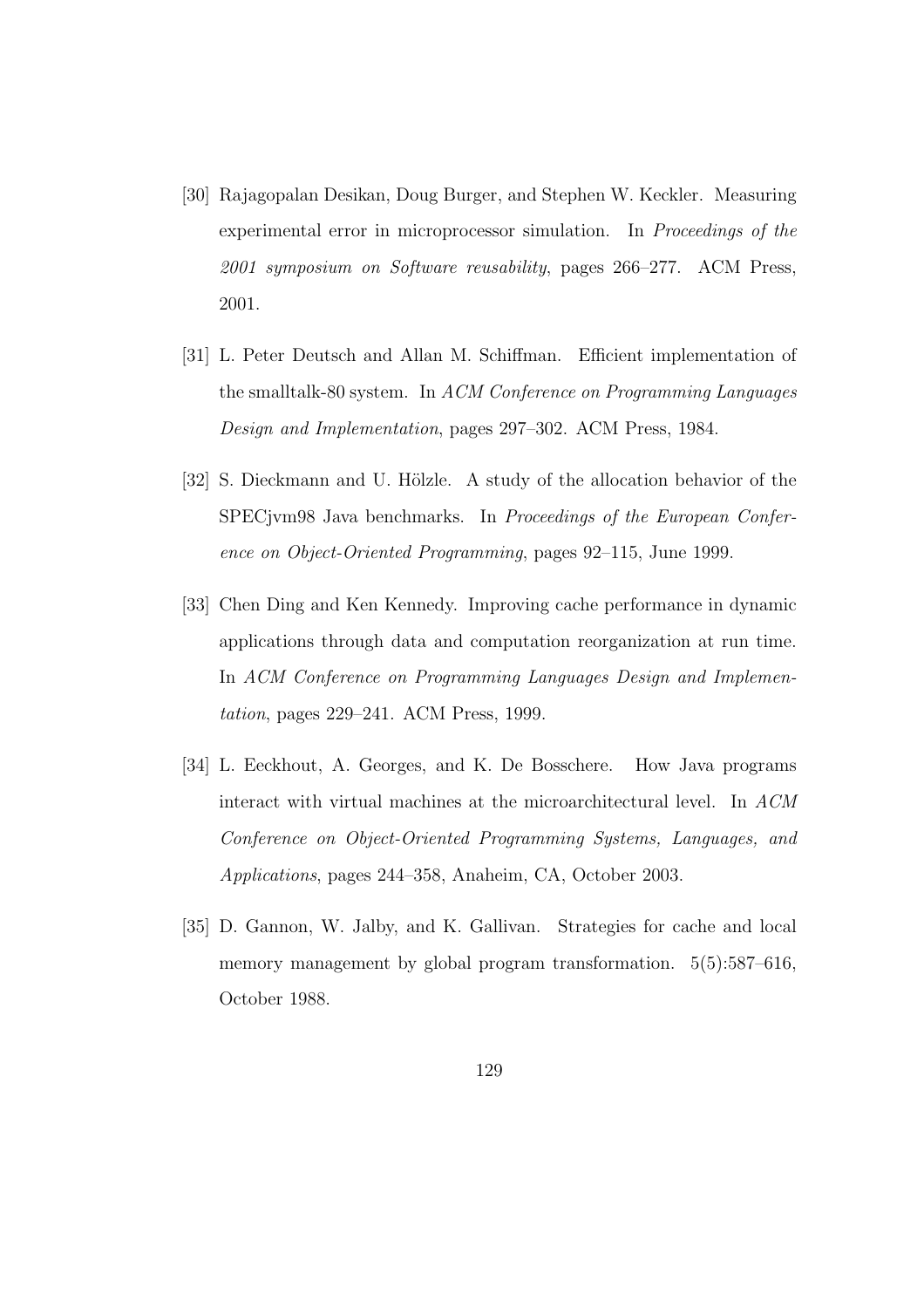[30] Rajagopalan Desikan, Doug Burger, and Stephen W. Keckler. Measuring experimental error in microprocessor simulation. In *Proceedings of the 2001 symposium on Software reusability*, pages 266–277. ACM Press, 2001.

[31] L. Peter Deutsch and Allan M. Schiffman. Efficient implementation of the smalltalk-80 system. In *ACM Conference on Programming Languages Design and Implementation*, pages 297–302. ACM Press, 1984.

[32] S. Dieckmann and U. Hölzle. A study of the allocation behavior of the SPECjvm98 Java benchmarks. In *Proceedings of the European Conference on Object-Oriented Programming*, pages 92–115, June 1999.

[33] Chen Ding and Ken Kennedy. Improving cache performance in dynamic applications through data and computation reorganization at run time. In *ACM Conference on Programming Languages Design and Implementation*, pages 229–241. ACM Press, 1999.

[34] L. Eeckhout, A. Georges, and K. De Bosschere. How Java programs interact with virtual machines at the microarchitectural level. In *ACM Conference on Object-Oriented Programming Systems, Languages, and Applications*, pages 244–358, Anaheim, CA, October 2003.

[35] D. Gannon, W. Jalby, and K. Gallivan. Strategies for cache and local memory management by global program transformation. 5(5):587–616, October 1988.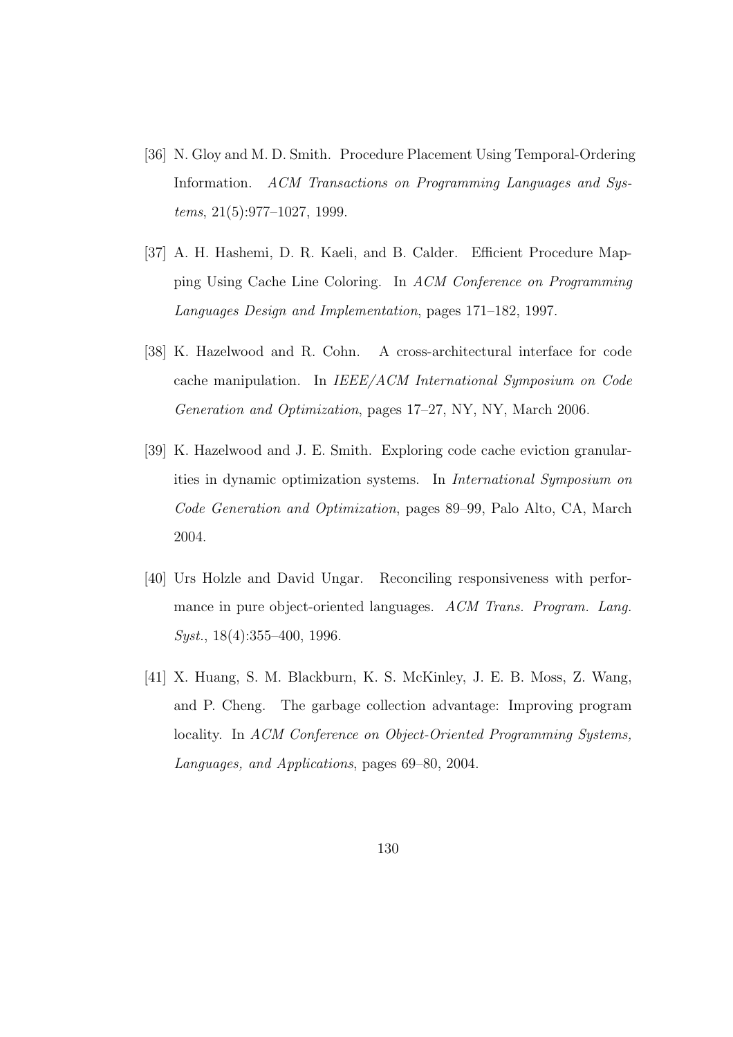[36] N. Gloy and M. D. Smith. Procedure Placement Using Temporal-Ordering Information. *ACM Transactions on Programming Languages and Systems*, 21(5):977–1027, 1999.

[37] A. H. Hashemi, D. R. Kaeli, and B. Calder. Efficient Procedure Mapping Using Cache Line Coloring. In *ACM Conference on Programming Languages Design and Implementation*, pages 171–182, 1997.

[38] K. Hazelwood and R. Cohn. A cross-architectural interface for code cache manipulation. In *IEEE/ACM International Symposium on Code Generation and Optimization*, pages 17–27, NY, NY, March 2006.

[39] K. Hazelwood and J. E. Smith. Exploring code cache eviction granularities in dynamic optimization systems. In *International Symposium on Code Generation and Optimization*, pages 89–99, Palo Alto, CA, March 2004.

[40] Urs Holzle and David Ungar. Reconciling responsiveness with performance in pure object-oriented languages. *ACM Trans. Program. Lang. Syst.*, 18(4):355–400, 1996.

[41] X. Huang, S. M. Blackburn, K. S. McKinley, J. E. B. Moss, Z. Wang, and P. Cheng. The garbage collection advantage: Improving program locality. In *ACM Conference on Object-Oriented Programming Systems, Languages, and Applications*, pages 69–80, 2004.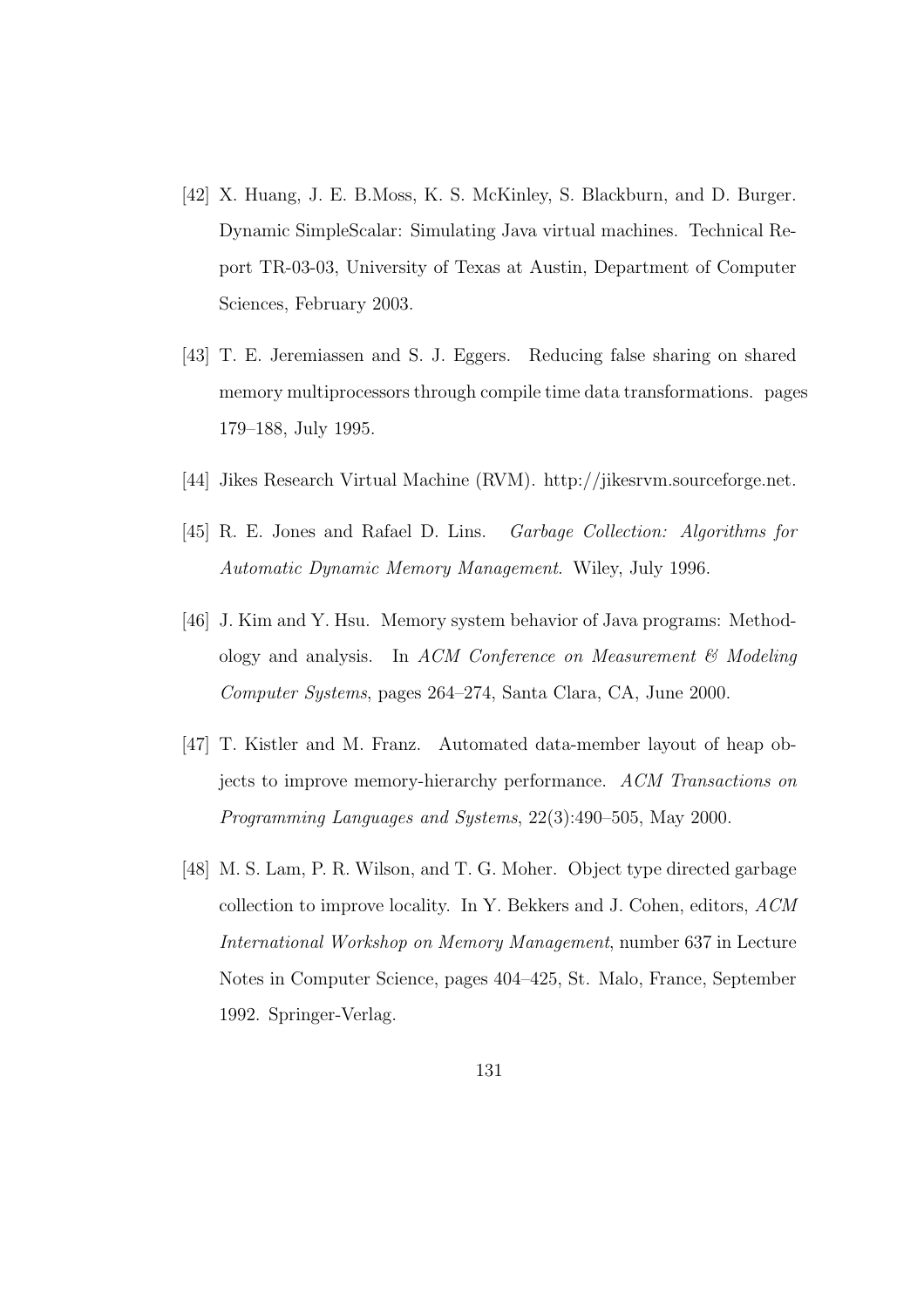[42] X. Huang, J. E. B.Moss, K. S. McKinley, S. Blackburn, and D. Burger. Dynamic SimpleScalar: Simulating Java virtual machines. Technical Report TR-03-03, University of Texas at Austin, Department of Computer Sciences, February 2003.

[43] T. E. Jeremiassen and S. J. Eggers. Reducing false sharing on shared memory multiprocessors through compile time data transformations. pages 179–188, July 1995.

[44] Jikes Research Virtual Machine (RVM). http://jikesrvm.sourceforge.net.

[45] R. E. Jones and Rafael D. Lins. *Garbage Collection: Algorithms for Automatic Dynamic Memory Management*. Wiley, July 1996.

[46] J. Kim and Y. Hsu. Memory system behavior of Java programs: Methodology and analysis. In *ACM Conference on Measurement & Modeling Computer Systems*, pages 264–274, Santa Clara, CA, June 2000.

[47] T. Kistler and M. Franz. Automated data-member layout of heap objects to improve memory-hierarchy performance. *ACM Transactions on Programming Languages and Systems*, 22(3):490–505, May 2000.

[48] M. S. Lam, P. R. Wilson, and T. G. Moher. Object type directed garbage collection to improve locality. In Y. Bekkers and J. Cohen, editors, *ACM International Workshop on Memory Management*, number 637 in Lecture Notes in Computer Science, pages 404–425, St. Malo, France, September 1992. Springer-Verlag.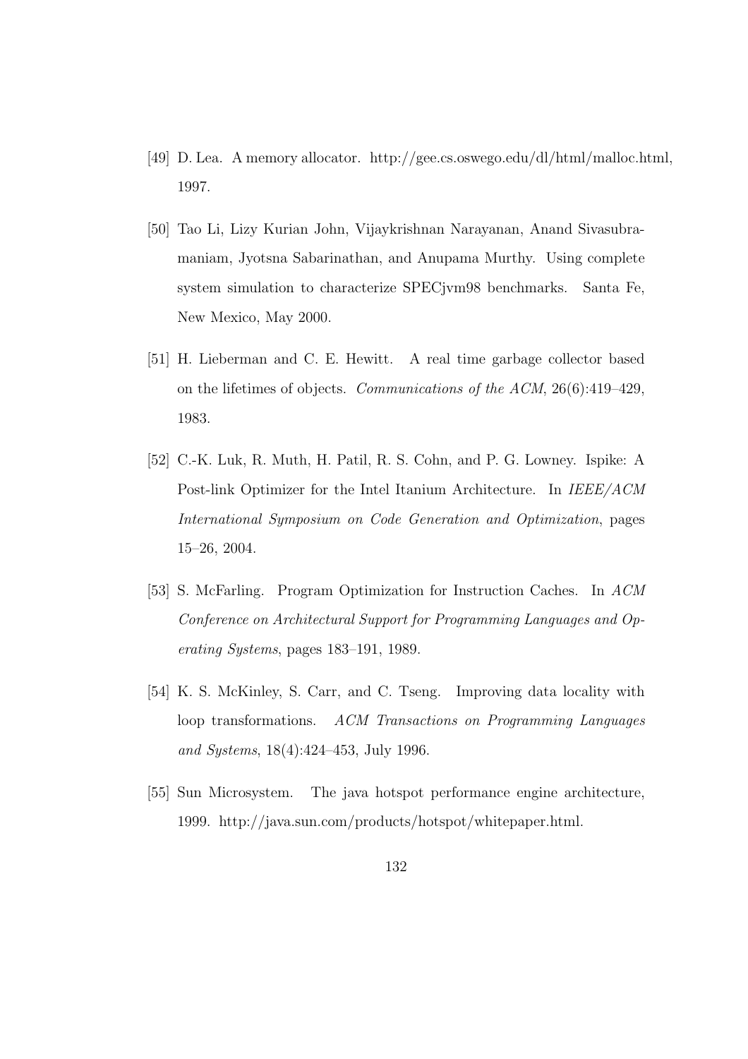[49] D. Lea. A memory allocator. http://gee.cs.oswego.edu/dl/html/malloc.html, 1997.

[50] Tao Li, Lizy Kurian John, Vijaykrishnan Narayanan, Anand Sivasubramaniam, Jyotsna Sabarinathan, and Anupama Murthy. Using complete system simulation to characterize SPECjvm98 benchmarks. Santa Fe, New Mexico, May 2000.

[51] H. Lieberman and C. E. Hewitt. A real time garbage collector based on the lifetimes of objects. *Communications of the ACM*, 26(6):419–429, 1983.

[52] C.-K. Luk, R. Muth, H. Patil, R. S. Cohn, and P. G. Lowney. Ispike: A Post-link Optimizer for the Intel Itanium Architecture. In *IEEE/ACM International Symposium on Code Generation and Optimization*, pages 15–26, 2004.

[53] S. McFarling. Program Optimization for Instruction Caches. In *ACM Conference on Architectural Support for Programming Languages and Operating Systems*, pages 183–191, 1989.

[54] K. S. McKinley, S. Carr, and C. Tseng. Improving data locality with loop transformations. *ACM Transactions on Programming Languages and Systems*, 18(4):424–453, July 1996.

[55] Sun Microsystem. The java hotspot performance engine architecture, 1999. http://java.sun.com/products/hotspot/whitepaper.html.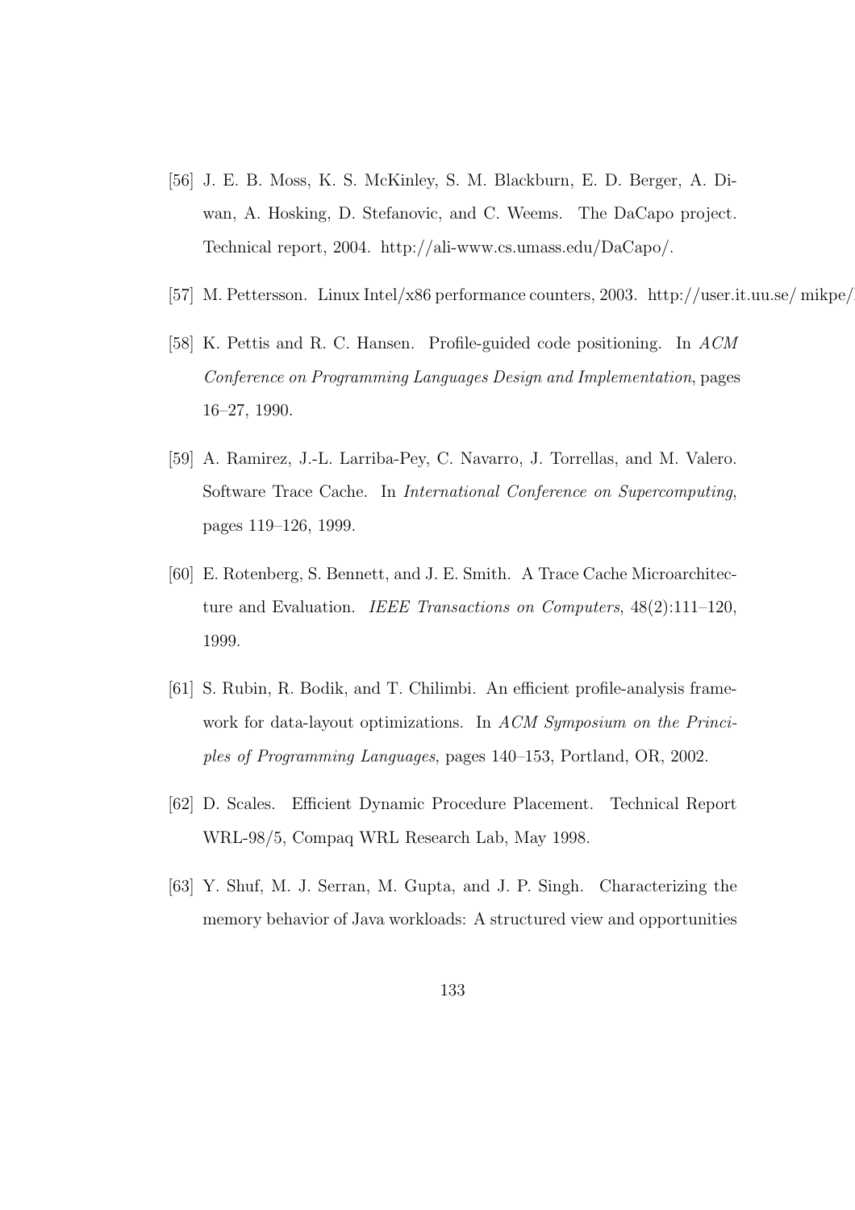[56] J. E. B. Moss, K. S. McKinley, S. M. Blackburn, E. D. Berger, A. Diwan, A. Hosking, D. Stefanovic, and C. Weems. The DaCapo project. Technical report, 2004. http://ali-www.cs.umass.edu/DaCapo/.

[57] M. Pettersson. Linux Intel/x86 performance counters, 2003. http://user.it.uu.se/ mikpe/

[58] K. Pettis and R. C. Hansen. Profile-guided code positioning. In *ACM Conference on Programming Languages Design and Implementation*, pages 16–27, 1990.

[59] A. Ramirez, J.-L. Larriba-Pey, C. Navarro, J. Torrellas, and M. Valero. Software Trace Cache. In *International Conference on Supercomputing*, pages 119–126, 1999.

[60] E. Rotenberg, S. Bennett, and J. E. Smith. A Trace Cache Microarchitecture and Evaluation. *IEEE Transactions on Computers*, 48(2):111–120, 1999.

[61] S. Rubin, R. Bodik, and T. Chilimbi. An efficient profile-analysis framework for data-layout optimizations. In *ACM Symposium on the Principles of Programming Languages*, pages 140–153, Portland, OR, 2002.

[62] D. Scales. Efficient Dynamic Procedure Placement. Technical Report WRL-98/5, Compaq WRL Research Lab, May 1998.

[63] Y. Shuf, M. J. Serran, M. Gupta, and J. P. Singh. Characterizing the memory behavior of Java workloads: A structured view and opportunities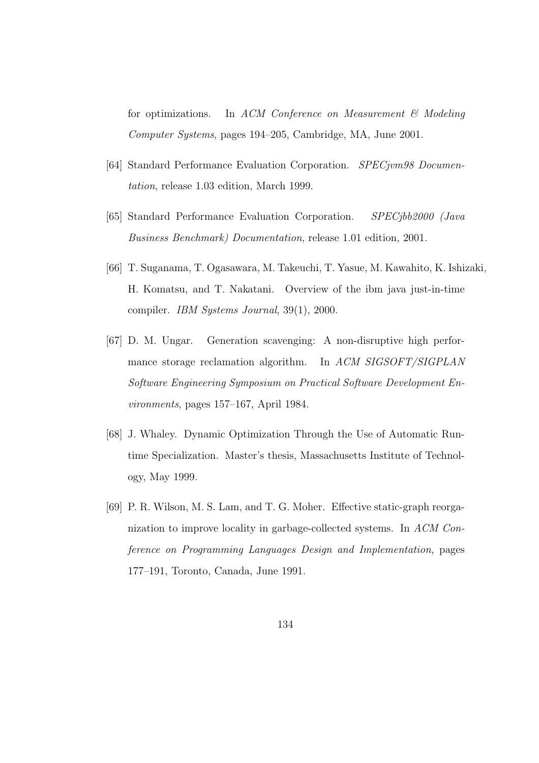for optimizations. In *ACM Conference on Measurement & Modeling Computer Systems*, pages 194–205, Cambridge, MA, June 2001.

[64] Standard Performance Evaluation Corporation. *SPECjvm98 Documentation*, release 1.03 edition, March 1999.

[65] Standard Performance Evaluation Corporation. *SPECjbb2000 (Java Business Benchmark) Documentation*, release 1.01 edition, 2001.

[66] T. Suganama, T. Ogasawara, M. Takeuchi, T. Yasue, M. Kawahito, K. Ishizaki, H. Komatsu, and T. Nakatani. Overview of the ibm java just-in-time compiler. *IBM Systems Journal*, 39(1), 2000.

[67] D. M. Ungar. Generation scavenging: A non-disruptive high performance storage reclamation algorithm. In *ACM SIGSOFT/SIGPLAN Software Engineering Symposium on Practical Software Development Environments*, pages 157–167, April 1984.

[68] J. Whaley. Dynamic Optimization Through the Use of Automatic Runtime Specialization. Master's thesis, Massachusetts Institute of Technology, May 1999.

[69] P. R. Wilson, M. S. Lam, and T. G. Moher. Effective static-graph reorganization to improve locality in garbage-collected systems. In *ACM Conference on Programming Languages Design and Implementation*, pages 177–191, Toronto, Canada, June 1991.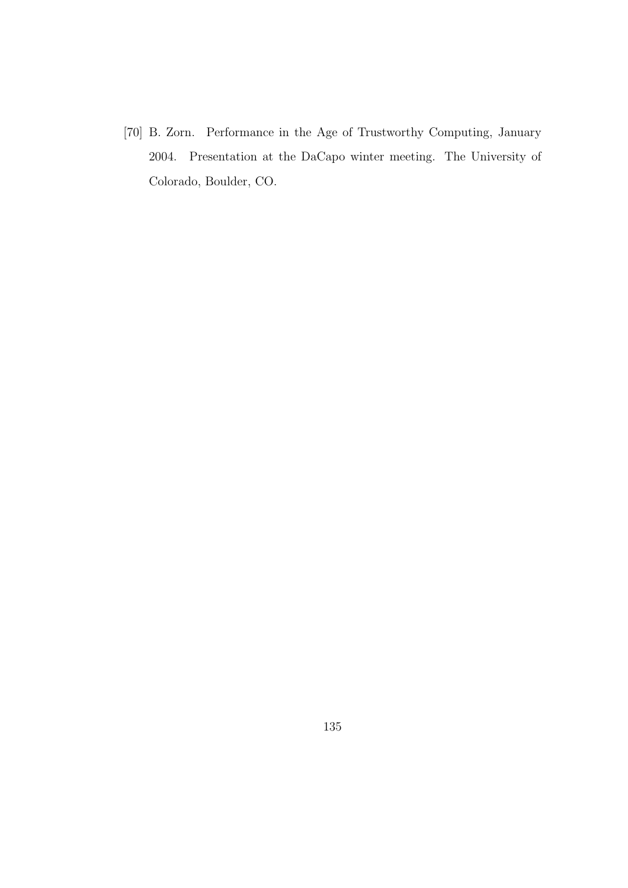[70] B. Zorn. Performance in the Age of Trustworthy Computing, January 2004. Presentation at the DaCapo winter meeting. The University of Colorado, Boulder, CO.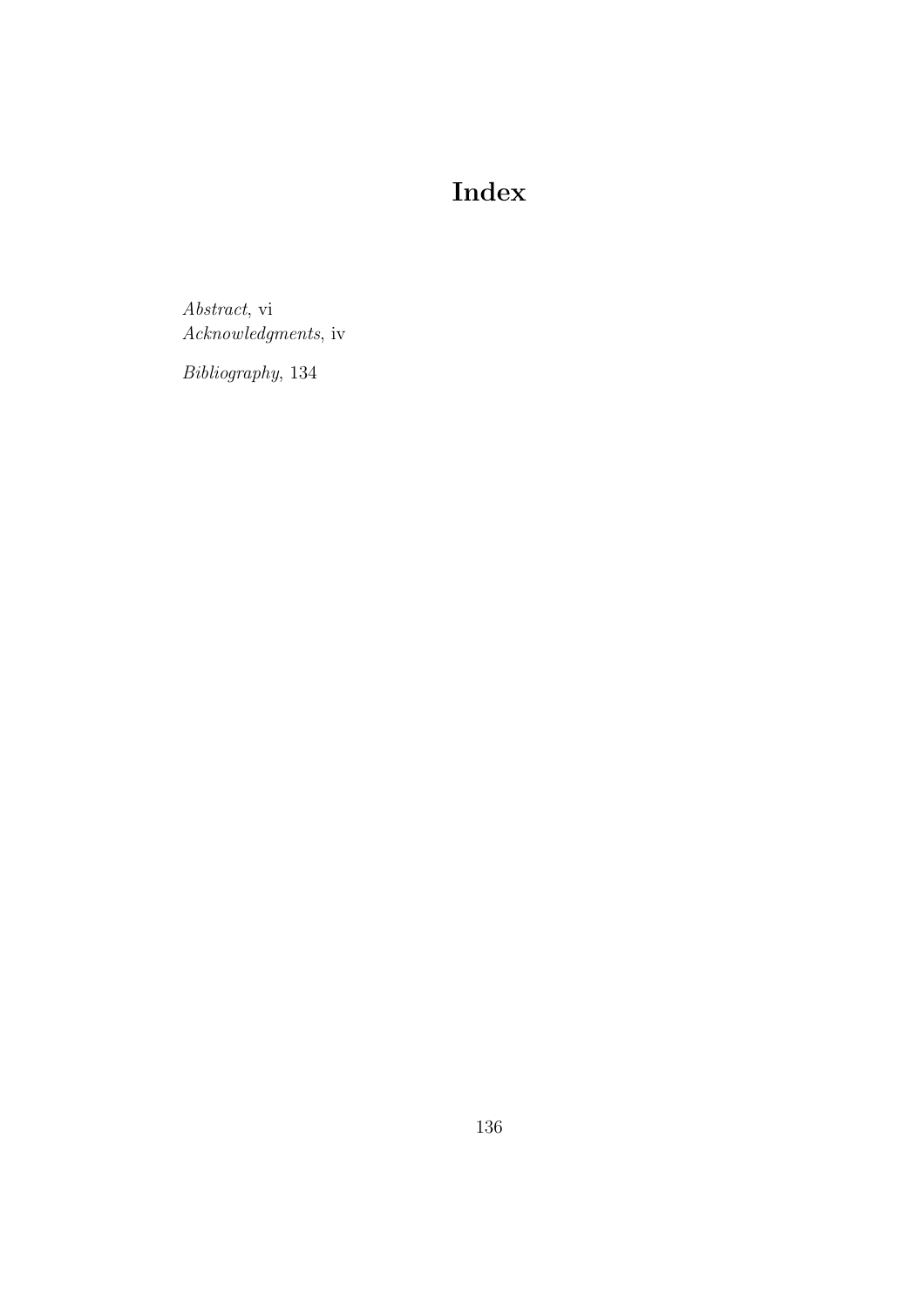# Index

*Abstract*, vi
*Acknowledgments*, iv

*Bibliography*, 134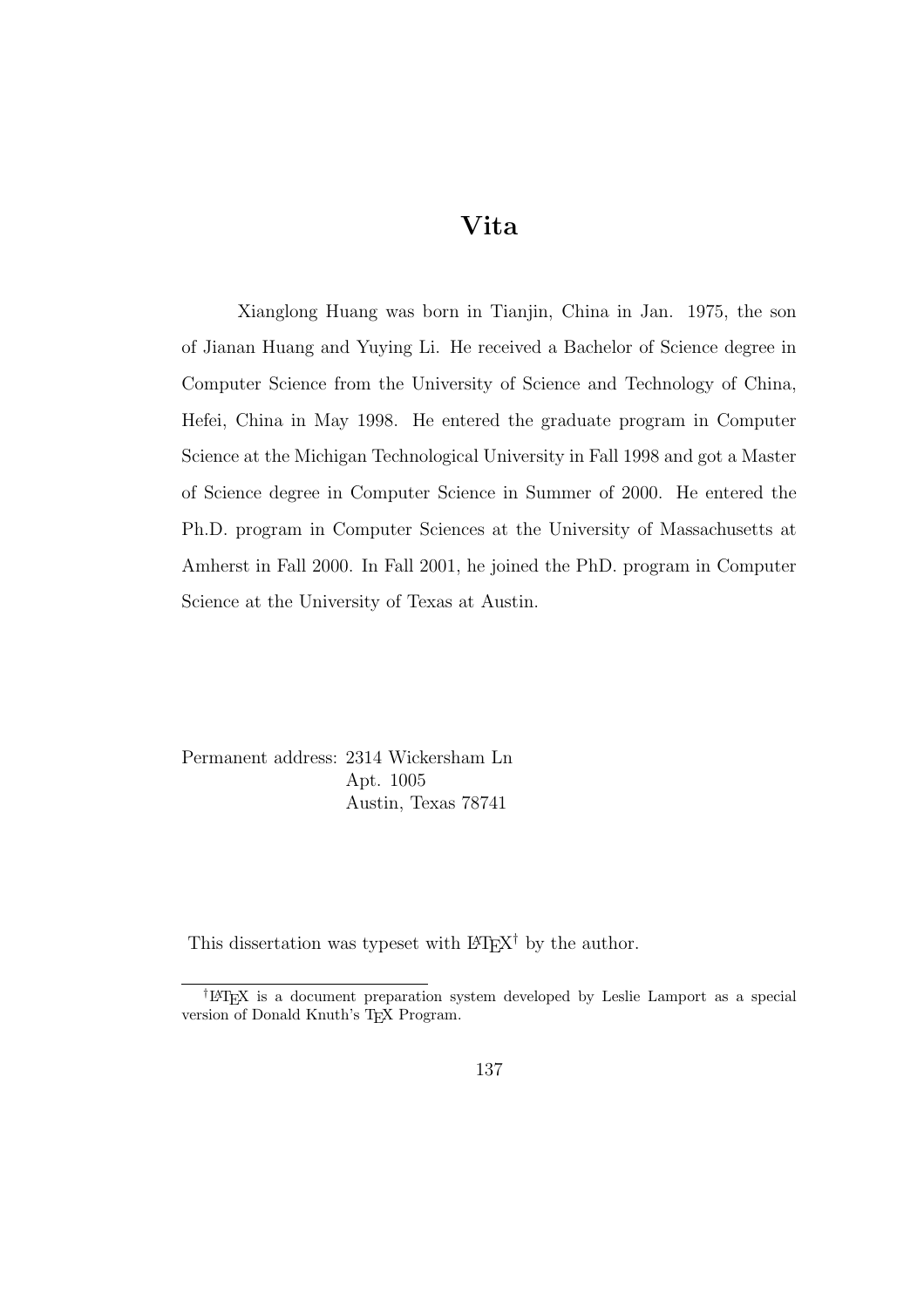# Vita

Xianglong Huang was born in Tianjin, China in Jan. 1975, the son of Jianan Huang and Yuying Li. He received a Bachelor of Science degree in Computer Science from the University of Science and Technology of China, Hefei, China in May 1998. He entered the graduate program in Computer Science at the Michigan Technological University in Fall 1998 and got a Master of Science degree in Computer Science in Summer of 2000. He entered the Ph.D. program in Computer Sciences at the University of Massachusetts at Amherst in Fall 2000. In Fall 2001, he joined the PhD. program in Computer Science at the University of Texas at Austin.

Permanent address: 2314 Wickersham Ln
Apt. 1005
Austin, Texas 78741

This dissertation was typeset with LaTeX[†] by the author.

[†]LaTeX is a document preparation system developed by Leslie Lamport as a special version of Donald Knuth's TeX Program.